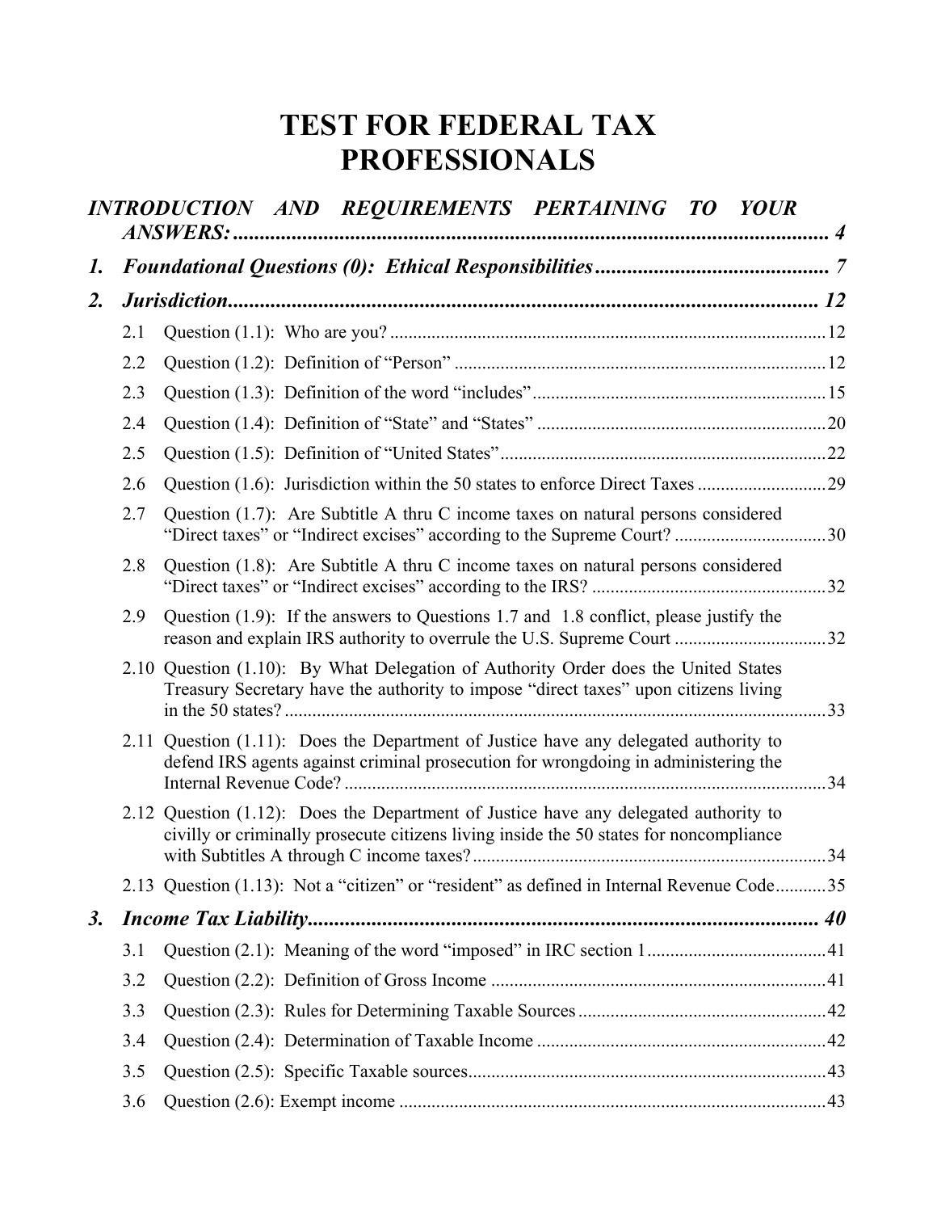# TEST FOR FEDERAL TAX PROFESSIONALS

***INTRODUCTION AND REQUIREMENTS PERTAINING TO YOUR ANSWERS:*** ........................................................................................................................ **4**

***1. Foundational Questions (0): Ethical Responsibilities*** ........................................... **7**

***2. Jurisdiction*** ................................................................................................................ **12**

- 2.1 Question (1.1): Who are you? ........................................................................................12
- 2.2 Question (1.2): Definition of "Person" ..........................................................................12
- 2.3 Question (1.3): Definition of the word "includes" ..........................................................15
- 2.4 Question (1.4): Definition of "State" and "States" .........................................................20
- 2.5 Question (1.5): Definition of "United States" .................................................................22
- 2.6 Question (1.6): Jurisdiction within the 50 states to enforce Direct Taxes .........................29
- 2.7 Question (1.7): Are Subtitle A thru C income taxes on natural persons considered "Direct taxes" or "Indirect excises" according to the Supreme Court? ................................30
- 2.8 Question (1.8): Are Subtitle A thru C income taxes on natural persons considered "Direct taxes" or "Indirect excises" according to the IRS? ..................................................32
- 2.9 Question (1.9): If the answers to Questions 1.7 and 1.8 conflict, please justify the reason and explain IRS authority to overrule the U.S. Supreme Court ................................32
- 2.10 Question (1.10): By What Delegation of Authority Order does the United States Treasury Secretary have the authority to impose "direct taxes" upon citizens living in the 50 states? ..................................................................................................................33
- 2.11 Question (1.11): Does the Department of Justice have any delegated authority to defend IRS agents against criminal prosecution for wrongdoing in administering the Internal Revenue Code? ........................................................................................................34
- 2.12 Question (1.12): Does the Department of Justice have any delegated authority to civilly or criminally prosecute citizens living inside the 50 states for noncompliance with Subtitles A through C income taxes? ............................................................................34
- 2.13 Question (1.13): Not a "citizen" or "resident" as defined in Internal Revenue Code ..........35

***3. Income Tax Liability*** ................................................................................................ **40**

- 3.1 Question (2.1): Meaning of the word "imposed" in IRC section 1 ......................................41
- 3.2 Question (2.2): Definition of Gross Income ........................................................................41
- 3.3 Question (2.3): Rules for Determining Taxable Sources .....................................................42
- 3.4 Question (2.4): Determination of Taxable Income .............................................................42
- 3.5 Question (2.5): Specific Taxable sources ............................................................................43
- 3.6 Question (2.6): Exempt income ...........................................................................................43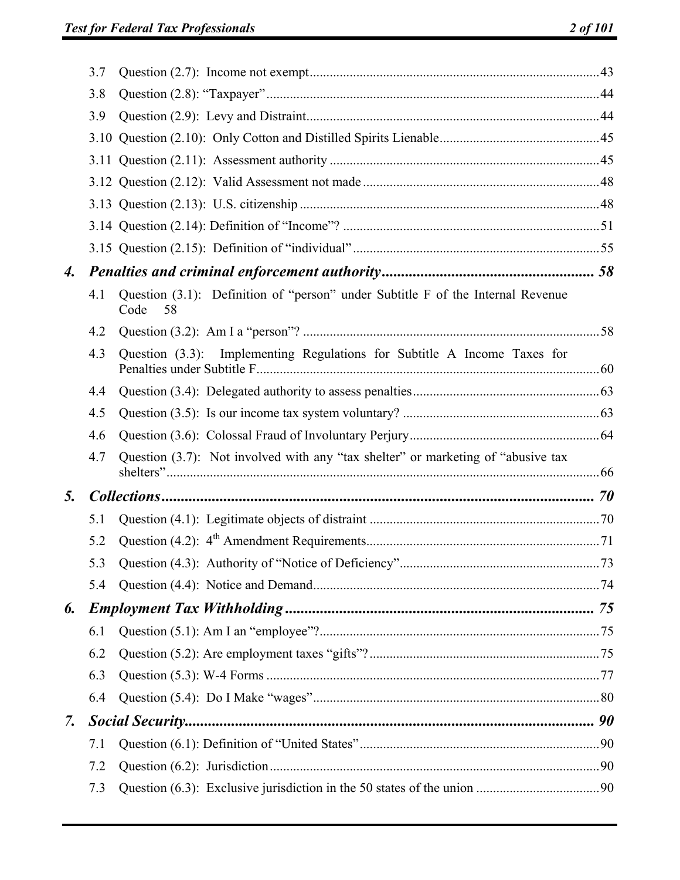- 3.7 Question (2.7): Income not exempt ....... 43
- 3.8 Question (2.8): "Taxpayer" ....... 44
- 3.9 Question (2.9): Levy and Distraint ....... 44
- 3.10 Question (2.10): Only Cotton and Distilled Spirits Lienable ....... 45
- 3.11 Question (2.11): Assessment authority ....... 45
- 3.12 Question (2.12): Valid Assessment not made ....... 48
- 3.13 Question (2.13): U.S. citizenship ....... 48
- 3.14 Question (2.14): Definition of "Income"? ....... 51
- 3.15 Question (2.15): Definition of "individual" ....... 55

## 4. *Penalties and criminal enforcement authority* ....... 58

- 4.1 Question (3.1): Definition of "person" under Subtitle F of the Internal Revenue Code 58
- 4.2 Question (3.2): Am I a "person"? ....... 58
- 4.3 Question (3.3): Implementing Regulations for Subtitle A Income Taxes for Penalties under Subtitle F ....... 60
- 4.4 Question (3.4): Delegated authority to assess penalties ....... 63
- 4.5 Question (3.5): Is our income tax system voluntary? ....... 63
- 4.6 Question (3.6): Colossal Fraud of Involuntary Perjury ....... 64
- 4.7 Question (3.7): Not involved with any "tax shelter" or marketing of "abusive tax shelters" ....... 66

## 5. *Collections* ....... 70

- 5.1 Question (4.1): Legitimate objects of distraint ....... 70
- 5.2 Question (4.2): 4th Amendment Requirements ....... 71
- 5.3 Question (4.3): Authority of "Notice of Deficiency" ....... 73
- 5.4 Question (4.4): Notice and Demand ....... 74

## 6. *Employment Tax Withholding* ....... 75

- 6.1 Question (5.1): Am I an "employee"? ....... 75
- 6.2 Question (5.2): Are employment taxes "gifts"? ....... 75
- 6.3 Question (5.3): W-4 Forms ....... 77
- 6.4 Question (5.4): Do I Make "wages" ....... 80

## 7. *Social Security* ....... 90

- 7.1 Question (6.1): Definition of "United States" ....... 90
- 7.2 Question (6.2): Jurisdiction ....... 90
- 7.3 Question (6.3): Exclusive jurisdiction in the 50 states of the union ....... 90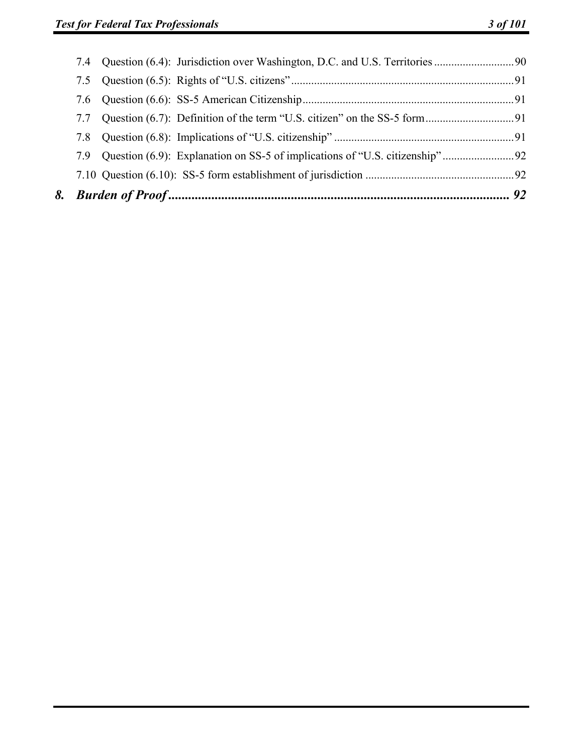7.4 Question (6.4): Jurisdiction over Washington, D.C. and U.S. Territories ............................ 90
7.5 Question (6.5): Rights of "U.S. citizens" ............................................................................ 91
7.6 Question (6.6): SS-5 American Citizenship ......................................................................... 91
7.7 Question (6.7): Definition of the term "U.S. citizen" on the SS-5 form ............................... 91
7.8 Question (6.8): Implications of "U.S. citizenship" .............................................................. 91
7.9 Question (6.9): Explanation on SS-5 of implications of "U.S. citizenship" ......................... 92
7.10 Question (6.10): SS-5 form establishment of jurisdiction ................................................... 92

***8. Burden of Proof ...................................................................................................... 92***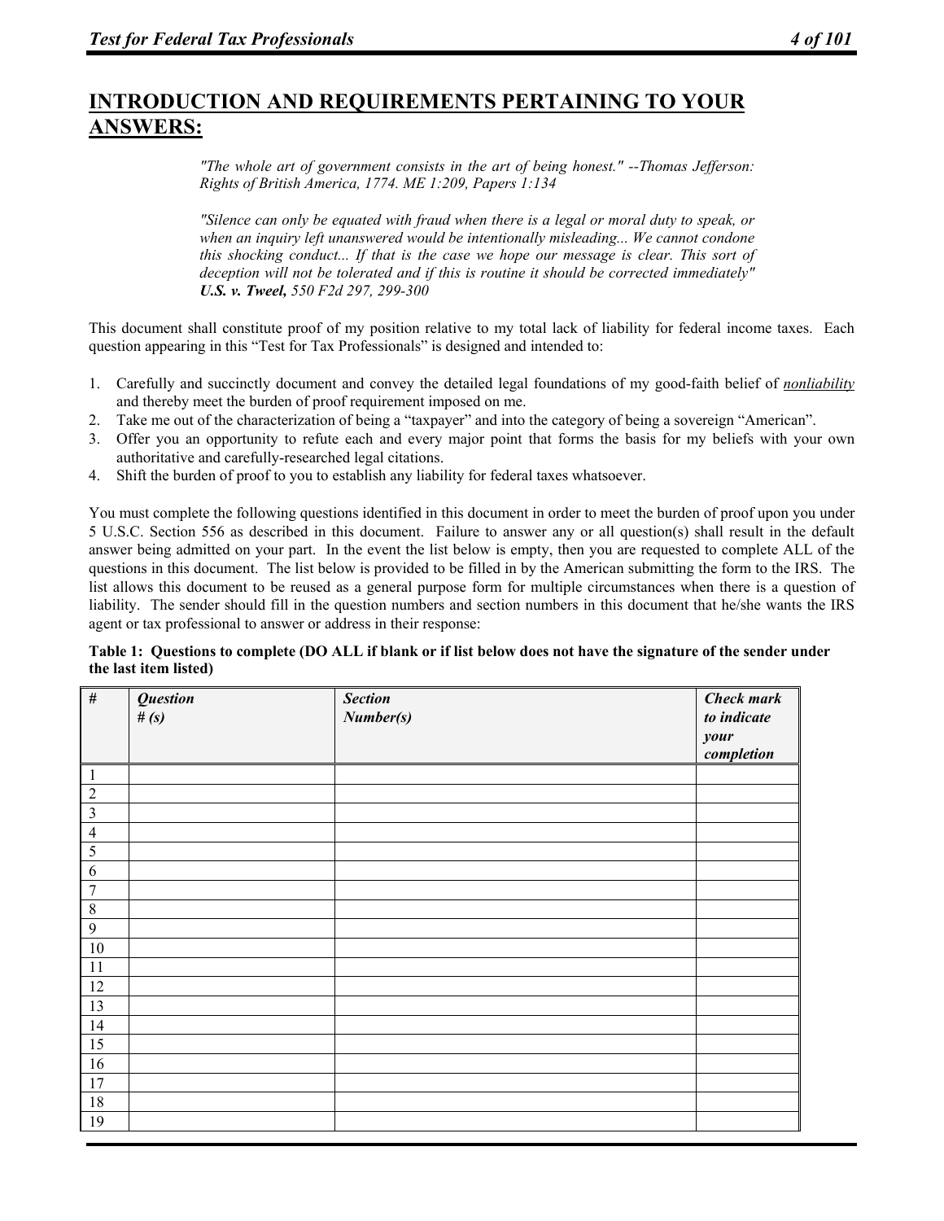## INTRODUCTION AND REQUIREMENTS PERTAINING TO YOUR ANSWERS:

> *"The whole art of government consists in the art of being honest." --Thomas Jefferson: Rights of British America, 1774. ME 1:209, Papers 1:134*
>
> *"Silence can only be equated with fraud when there is a legal or moral duty to speak, or when an inquiry left unanswered would be intentionally misleading... We cannot condone this shocking conduct... If that is the case we hope our message is clear. This sort of deception will not be tolerated and if this is routine it should be corrected immediately"* ***U.S. v. Tweel,*** *550 F2d 297, 299-300*

This document shall constitute proof of my position relative to my total lack of liability for federal income taxes. Each question appearing in this "Test for Tax Professionals" is designed and intended to:

1. Carefully and succinctly document and convey the detailed legal foundations of my good-faith belief of ***nonliability*** and thereby meet the burden of proof requirement imposed on me.
2. Take me out of the characterization of being a "taxpayer" and into the category of being a sovereign "American".
3. Offer you an opportunity to refute each and every major point that forms the basis for my beliefs with your own authoritative and carefully-researched legal citations.
4. Shift the burden of proof to you to establish any liability for federal taxes whatsoever.

You must complete the following questions identified in this document in order to meet the burden of proof upon you under 5 U.S.C. Section 556 as described in this document. Failure to answer any or all question(s) shall result in the default answer being admitted on your part. In the event the list below is empty, then you are requested to complete ALL of the questions in this document. The list below is provided to be filled in by the American submitting the form to the IRS. The list allows this document to be reused as a general purpose form for multiple circumstances when there is a question of liability. The sender should fill in the question numbers and section numbers in this document that he/she wants the IRS agent or tax professional to answer or address in their response:

**Table 1: Questions to complete (DO ALL if blank or if list below does not have the signature of the sender under the last item listed)**

| # | *Question # (s)* | *Section Number(s)* | *Check mark to indicate your completion* |
|---|---|---|---|
| 1 | | | |
| 2 | | | |
| 3 | | | |
| 4 | | | |
| 5 | | | |
| 6 | | | |
| 7 | | | |
| 8 | | | |
| 9 | | | |
| 10 | | | |
| 11 | | | |
| 12 | | | |
| 13 | | | |
| 14 | | | |
| 15 | | | |
| 16 | | | |
| 17 | | | |
| 18 | | | |
| 19 | | | |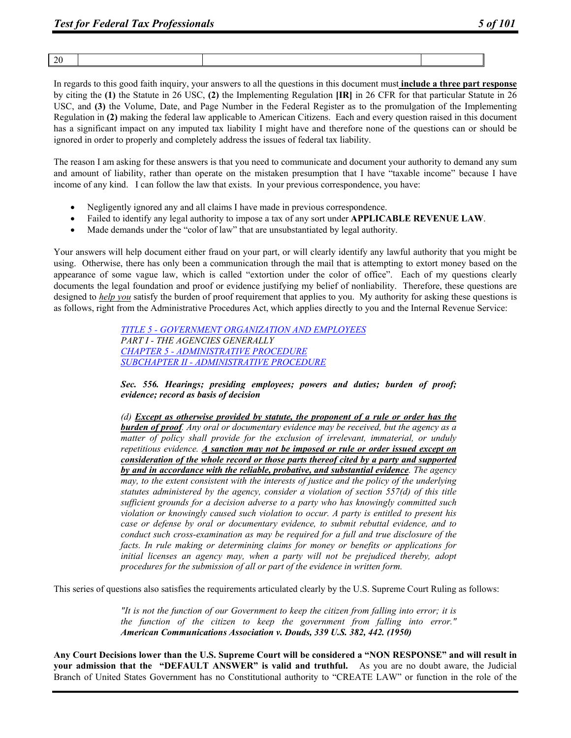| 20 | | | |
|---|---|---|---|

In regards to this good faith inquiry, your answers to all the questions in this document must **include a three part response** by citing the **(1)** the Statute in 26 USC, **(2)** the Implementing Regulation **[IR]** in 26 CFR for that particular Statute in 26 USC, and **(3)** the Volume, Date, and Page Number in the Federal Register as to the promulgation of the Implementing Regulation in **(2)** making the federal law applicable to American Citizens. Each and every question raised in this document has a significant impact on any imputed tax liability I might have and therefore none of the questions can or should be ignored in order to properly and completely address the issues of federal tax liability.

The reason I am asking for these answers is that you need to communicate and document your authority to demand any sum and amount of liability, rather than operate on the mistaken presumption that I have "taxable income" because I have income of any kind. I can follow the law that exists. In your previous correspondence, you have:

- Negligently ignored any and all claims I have made in previous correspondence.
- Failed to identify any legal authority to impose a tax of any sort under **APPLICABLE REVENUE LAW**.
- Made demands under the "color of law" that are unsubstantiated by legal authority.

Your answers will help document either fraud on your part, or will clearly identify any lawful authority that you might be using. Otherwise, there has only been a communication through the mail that is attempting to extort money based on the appearance of some vague law, which is called "extortion under the color of office". Each of my questions clearly documents the legal foundation and proof or evidence justifying my belief of nonliability. Therefore, these questions are designed to *help you* satisfy the burden of proof requirement that applies to you. My authority for asking these questions is as follows, right from the Administrative Procedures Act, which applies directly to you and the Internal Revenue Service:

> *TITLE 5 - GOVERNMENT ORGANIZATION AND EMPLOYEES*
> *PART I - THE AGENCIES GENERALLY*
> *CHAPTER 5 - ADMINISTRATIVE PROCEDURE*
> *SUBCHAPTER II - ADMINISTRATIVE PROCEDURE*
>
> ***Sec. 556. Hearings; presiding employees; powers and duties; burden of proof; evidence; record as basis of decision***
>
> *(d) **Except as otherwise provided by statute, the proponent of a rule or order has the burden of proof**. Any oral or documentary evidence may be received, but the agency as a matter of policy shall provide for the exclusion of irrelevant, immaterial, or unduly repetitious evidence. **A sanction may not be imposed or rule or order issued except on consideration of the whole record or those parts thereof cited by a party and supported by and in accordance with the reliable, probative, and substantial evidence**. The agency may, to the extent consistent with the interests of justice and the policy of the underlying statutes administered by the agency, consider a violation of section 557(d) of this title sufficient grounds for a decision adverse to a party who has knowingly committed such violation or knowingly caused such violation to occur. A party is entitled to present his case or defense by oral or documentary evidence, to submit rebuttal evidence, and to conduct such cross-examination as may be required for a full and true disclosure of the facts. In rule making or determining claims for money or benefits or applications for initial licenses an agency may, when a party will not be prejudiced thereby, adopt procedures for the submission of all or part of the evidence in written form.*

This series of questions also satisfies the requirements articulated clearly by the U.S. Supreme Court Ruling as follows:

> *"It is not the function of our Government to keep the citizen from falling into error; it is the function of the citizen to keep the government from falling into error."*
> ***American Communications Association v. Douds, 339 U.S. 382, 442. (1950)***

**Any Court Decisions lower than the U.S. Supreme Court will be considered a "NON RESPONSE" and will result in your admission that the "DEFAULT ANSWER" is valid and truthful.** As you are no doubt aware, the Judicial Branch of United States Government has no Constitutional authority to "CREATE LAW" or function in the role of the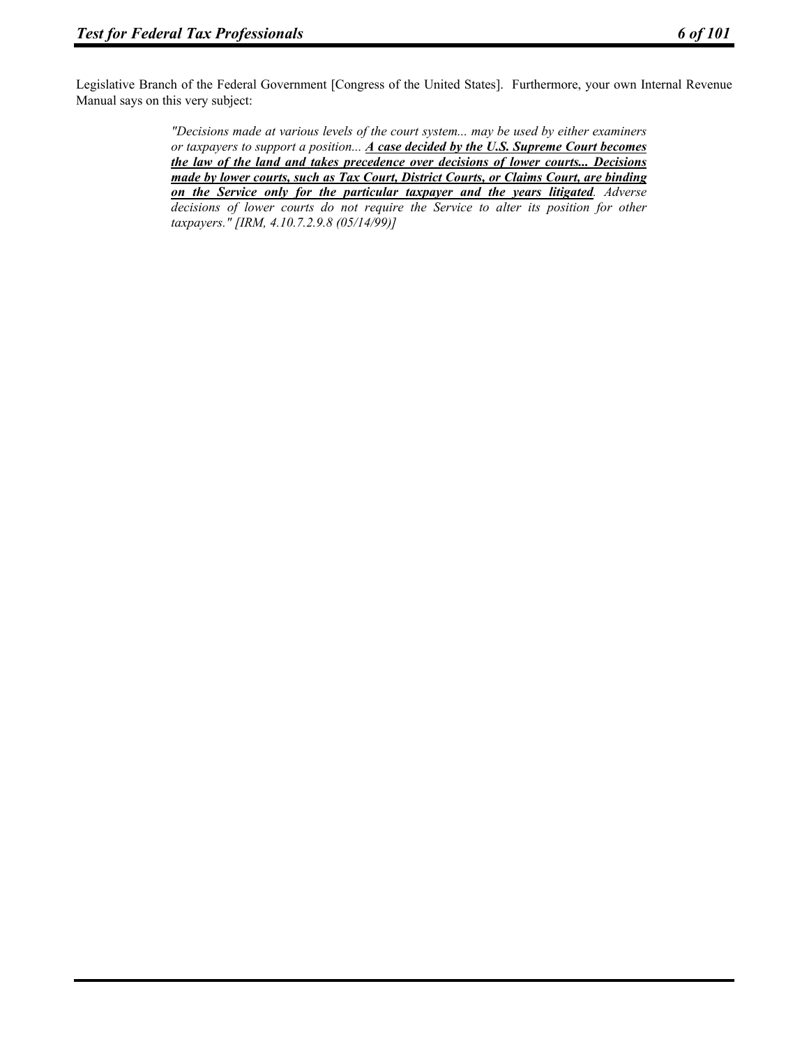Legislative Branch of the Federal Government [Congress of the United States]. Furthermore, your own Internal Revenue Manual says on this very subject:

> *"Decisions made at various levels of the court system... may be used by either examiners or taxpayers to support a position...* ***A case decided by the U.S. Supreme Court becomes the law of the land and takes precedence over decisions of lower courts... Decisions made by lower courts, such as Tax Court, District Courts, or Claims Court, are binding on the Service only for the particular taxpayer and the years litigated****. Adverse decisions of lower courts do not require the Service to alter its position for other taxpayers." [IRM, 4.10.7.2.9.8 (05/14/99)]*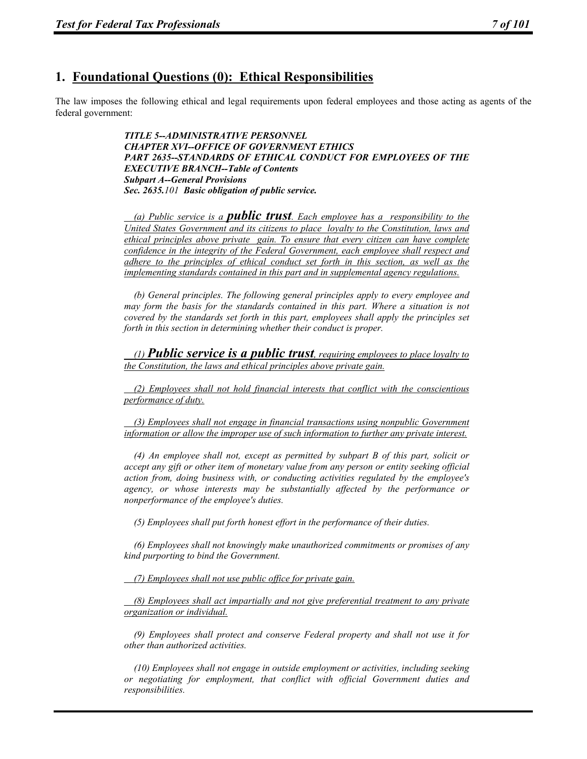## 1. <u>Foundational Questions (0): Ethical Responsibilities</u>

The law imposes the following ethical and legal requirements upon federal employees and those acting as agents of the federal government:

> ***TITLE 5--ADMINISTRATIVE PERSONNEL***
> ***CHAPTER XVI--OFFICE OF GOVERNMENT ETHICS***
> ***PART 2635--STANDARDS OF ETHICAL CONDUCT FOR EMPLOYEES OF THE EXECUTIVE BRANCH--Table of Contents***
> ***Subpart A--General Provisions***
> ***Sec. 2635.****101* ***Basic obligation of public service.***
>
> *(a) Public service is a* ***public trust****. <u>Each employee has a responsibility to the United States Government and its citizens to place loyalty to the Constitution, laws and ethical principles above private gain. To ensure that every citizen can have complete confidence in the integrity of the Federal Government, each employee shall respect and adhere to the principles of ethical conduct set forth in this section, as well as the implementing standards contained in this part and in supplemental agency regulations.</u>*
>
> *(b) General principles. The following general principles apply to every employee and may form the basis for the standards contained in this part. Where a situation is not covered by the standards set forth in this part, employees shall apply the principles set forth in this section in determining whether their conduct is proper.*
>
> *<u>(1)</u>* ***<u>Public service is a public trust</u>****<u>, requiring employees to place loyalty to the Constitution, the laws and ethical principles above private gain.</u>*
>
> *<u>(2) Employees shall not hold financial interests that conflict with the conscientious performance of duty.</u>*
>
> *<u>(3) Employees shall not engage in financial transactions using nonpublic Government information or allow the improper use of such information to further any private interest.</u>*
>
> *(4) An employee shall not, except as permitted by subpart B of this part, solicit or accept any gift or other item of monetary value from any person or entity seeking official action from, doing business with, or conducting activities regulated by the employee's agency, or whose interests may be substantially affected by the performance or nonperformance of the employee's duties.*
>
> *(5) Employees shall put forth honest effort in the performance of their duties.*
>
> *(6) Employees shall not knowingly make unauthorized commitments or promises of any kind purporting to bind the Government.*
>
> *<u>(7) Employees shall not use public office for private gain.</u>*
>
> *<u>(8) Employees shall act impartially and not give preferential treatment to any private organization or individual.</u>*
>
> *(9) Employees shall protect and conserve Federal property and shall not use it for other than authorized activities.*
>
> *(10) Employees shall not engage in outside employment or activities, including seeking or negotiating for employment, that conflict with official Government duties and responsibilities.*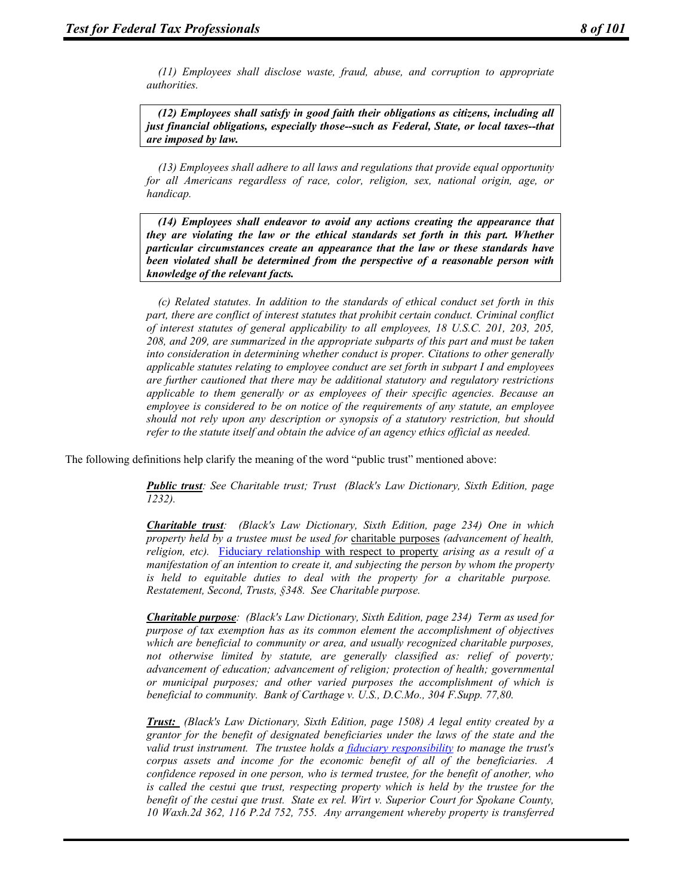*(11) Employees shall disclose waste, fraud, abuse, and corruption to appropriate authorities.*

***(12) Employees shall satisfy in good faith their obligations as citizens, including all just financial obligations, especially those--such as Federal, State, or local taxes--that are imposed by law.***

*(13) Employees shall adhere to all laws and regulations that provide equal opportunity for all Americans regardless of race, color, religion, sex, national origin, age, or handicap.*

***(14) Employees shall endeavor to avoid any actions creating the appearance that they are violating the law or the ethical standards set forth in this part. Whether particular circumstances create an appearance that the law or these standards have been violated shall be determined from the perspective of a reasonable person with knowledge of the relevant facts.***

*(c) Related statutes. In addition to the standards of ethical conduct set forth in this part, there are conflict of interest statutes that prohibit certain conduct. Criminal conflict of interest statutes of general applicability to all employees, 18 U.S.C. 201, 203, 205, 208, and 209, are summarized in the appropriate subparts of this part and must be taken into consideration in determining whether conduct is proper. Citations to other generally applicable statutes relating to employee conduct are set forth in subpart I and employees are further cautioned that there may be additional statutory and regulatory restrictions applicable to them generally or as employees of their specific agencies. Because an employee is considered to be on notice of the requirements of any statute, an employee should not rely upon any description or synopsis of a statutory restriction, but should refer to the statute itself and obtain the advice of an agency ethics official as needed.*

The following definitions help clarify the meaning of the word "public trust" mentioned above:

> ***Public trust****: See Charitable trust; Trust (Black's Law Dictionary, Sixth Edition, page 1232).*
>
> ***Charitable trust****: (Black's Law Dictionary, Sixth Edition, page 234) One in which property held by a trustee must be used for* charitable purposes *(advancement of health, religion, etc).* Fiduciary relationship with respect to property *arising as a result of a manifestation of an intention to create it, and subjecting the person by whom the property is held to equitable duties to deal with the property for a charitable purpose. Restatement, Second, Trusts, §348. See Charitable purpose.*
>
> ***Charitable purpose****: (Black's Law Dictionary, Sixth Edition, page 234) Term as used for purpose of tax exemption has as its common element the accomplishment of objectives which are beneficial to community or area, and usually recognized charitable purposes, not otherwise limited by statute, are generally classified as: relief of poverty; advancement of education; advancement of religion; protection of health; governmental or municipal purposes; and other varied purposes the accomplishment of which is beneficial to community. Bank of Carthage v. U.S., D.C.Mo., 304 F.Supp. 77,80.*
>
> ***Trust:*** *(Black's Law Dictionary, Sixth Edition, page 1508) A legal entity created by a grantor for the benefit of designated beneficiaries under the laws of the state and the valid trust instrument. The trustee holds a fiduciary responsibility to manage the trust's corpus assets and income for the economic benefit of all of the beneficiaries. A confidence reposed in one person, who is termed trustee, for the benefit of another, who is called the cestui que trust, respecting property which is held by the trustee for the benefit of the cestui que trust. State ex rel. Wirt v. Superior Court for Spokane County, 10 Waxh.2d 362, 116 P.2d 752, 755. Any arrangement whereby property is transferred*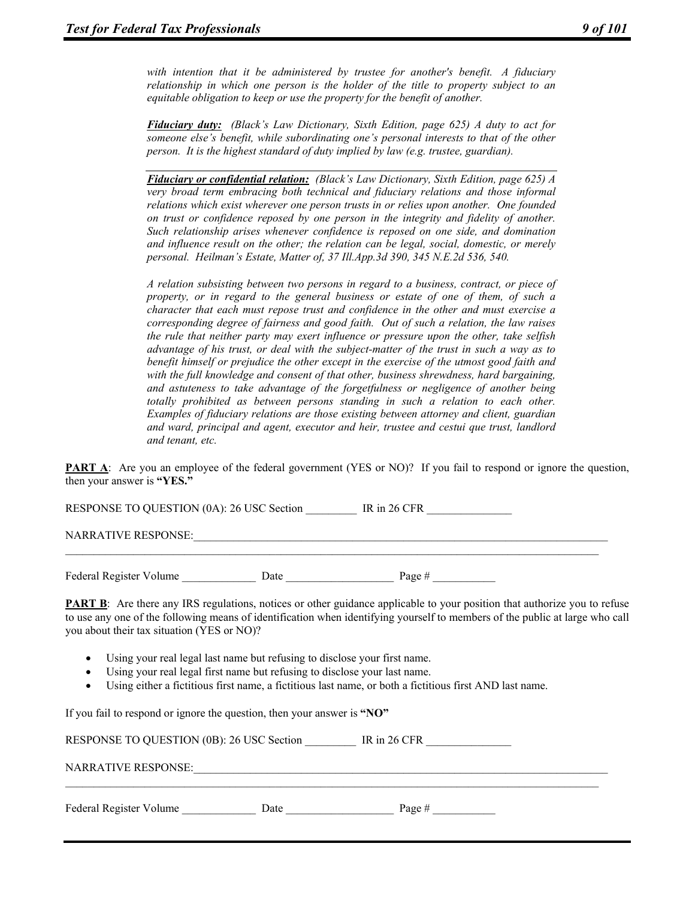*with intention that it be administered by trustee for another's benefit. A fiduciary relationship in which one person is the holder of the title to property subject to an equitable obligation to keep or use the property for the benefit of another.*

***Fiduciary duty:*** *(Black's Law Dictionary, Sixth Edition, page 625) A duty to act for someone else's benefit, while subordinating one's personal interests to that of the other person. It is the highest standard of duty implied by law (e.g. trustee, guardian).*

---

***Fiduciary or confidential relation:*** *(Black's Law Dictionary, Sixth Edition, page 625) A very broad term embracing both technical and fiduciary relations and those informal relations which exist wherever one person trusts in or relies upon another. One founded on trust or confidence reposed by one person in the integrity and fidelity of another. Such relationship arises whenever confidence is reposed on one side, and domination and influence result on the other; the relation can be legal, social, domestic, or merely personal. Heilman's Estate, Matter of, 37 Ill.App.3d 390, 345 N.E.2d 536, 540.*

*A relation subsisting between two persons in regard to a business, contract, or piece of property, or in regard to the general business or estate of one of them, of such a character that each must repose trust and confidence in the other and must exercise a corresponding degree of fairness and good faith. Out of such a relation, the law raises the rule that neither party may exert influence or pressure upon the other, take selfish advantage of his trust, or deal with the subject-matter of the trust in such a way as to benefit himself or prejudice the other except in the exercise of the utmost good faith and with the full knowledge and consent of that other, business shrewdness, hard bargaining, and astuteness to take advantage of the forgetfulness or negligence of another being totally prohibited as between persons standing in such a relation to each other. Examples of fiduciary relations are those existing between attorney and client, guardian and ward, principal and agent, executor and heir, trustee and cestui que trust, landlord and tenant, etc.*

**PART A**: Are you an employee of the federal government (YES or NO)? If you fail to respond or ignore the question, then your answer is **"YES."**

RESPONSE TO QUESTION (0A): 26 USC Section _________ IR in 26 CFR _______________

NARRATIVE RESPONSE:_______________________________________________________________________________
_______________________________________________________________________________________________

Federal Register Volume _____________ Date ___________________ Page # ___________

**PART B**: Are there any IRS regulations, notices or other guidance applicable to your position that authorize you to refuse to use any one of the following means of identification when identifying yourself to members of the public at large who call you about their tax situation (YES or NO)?

- Using your real legal last name but refusing to disclose your first name.
- Using your real legal first name but refusing to disclose your last name.
- Using either a fictitious first name, a fictitious last name, or both a fictitious first AND last name.

If you fail to respond or ignore the question, then your answer is **"NO"**

RESPONSE TO QUESTION (0B): 26 USC Section _________ IR in 26 CFR _______________

NARRATIVE RESPONSE:_______________________________________________________________________________
_______________________________________________________________________________________________

Federal Register Volume _____________ Date ___________________ Page # ___________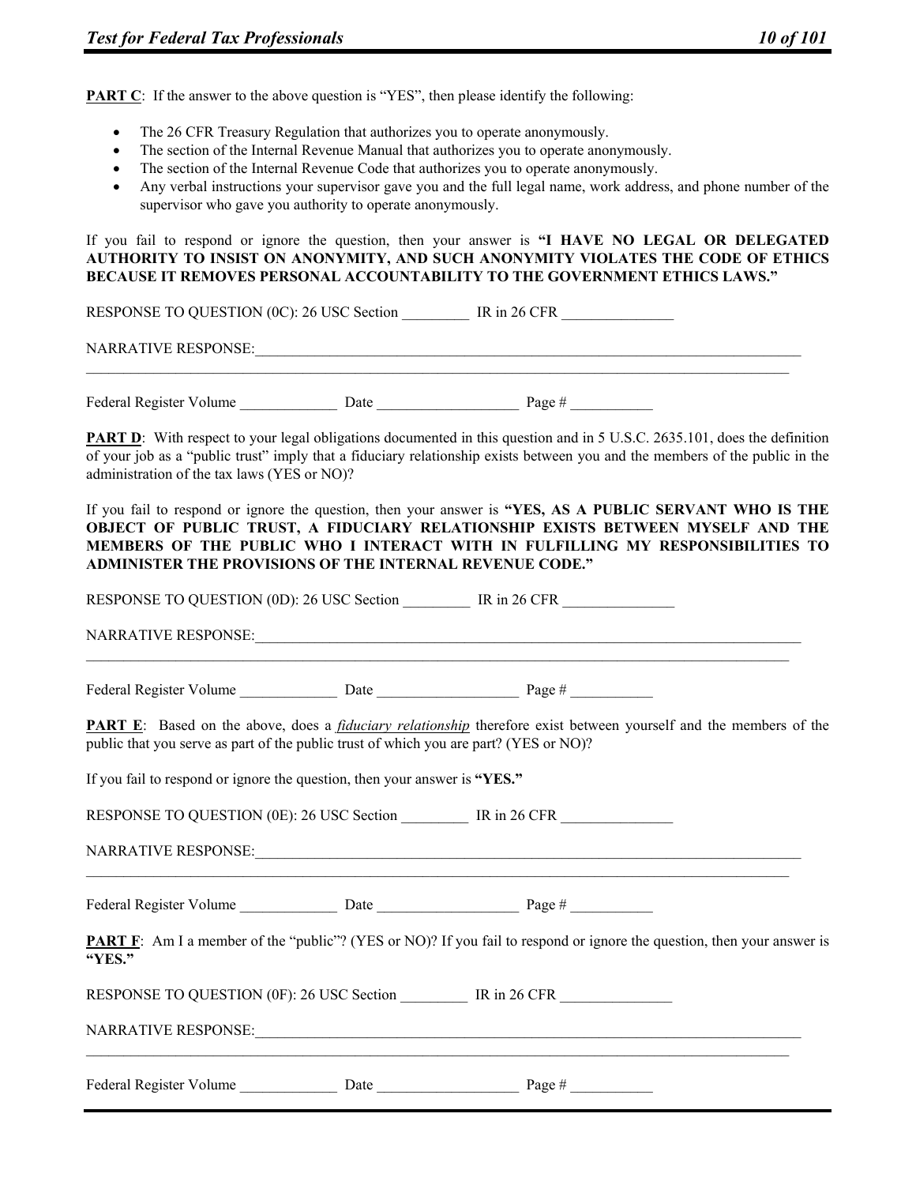**PART C**: If the answer to the above question is "YES", then please identify the following:

- The 26 CFR Treasury Regulation that authorizes you to operate anonymously.
- The section of the Internal Revenue Manual that authorizes you to operate anonymously.
- The section of the Internal Revenue Code that authorizes you to operate anonymously.
- Any verbal instructions your supervisor gave you and the full legal name, work address, and phone number of the supervisor who gave you authority to operate anonymously.

If you fail to respond or ignore the question, then your answer is **"I HAVE NO LEGAL OR DELEGATED AUTHORITY TO INSIST ON ANONYMITY, AND SUCH ANONYMITY VIOLATES THE CODE OF ETHICS BECAUSE IT REMOVES PERSONAL ACCOUNTABILITY TO THE GOVERNMENT ETHICS LAWS."**

RESPONSE TO QUESTION (0C): 26 USC Section _________ IR in 26 CFR _______________

NARRATIVE RESPONSE:___________________________________________________________________________
_____________________________________________________________________________________________

Federal Register Volume _____________ Date ___________________ Page # ___________

**PART D**: With respect to your legal obligations documented in this question and in 5 U.S.C. 2635.101, does the definition of your job as a "public trust" imply that a fiduciary relationship exists between you and the members of the public in the administration of the tax laws (YES or NO)?

If you fail to respond or ignore the question, then your answer is **"YES, AS A PUBLIC SERVANT WHO IS THE OBJECT OF PUBLIC TRUST, A FIDUCIARY RELATIONSHIP EXISTS BETWEEN MYSELF AND THE MEMBERS OF THE PUBLIC WHO I INTERACT WITH IN FULFILLING MY RESPONSIBILITIES TO ADMINISTER THE PROVISIONS OF THE INTERNAL REVENUE CODE."**

RESPONSE TO QUESTION (0D): 26 USC Section _________ IR in 26 CFR _______________

NARRATIVE RESPONSE:___________________________________________________________________________
_____________________________________________________________________________________________

Federal Register Volume _____________ Date ___________________ Page # ___________

**PART E**: Based on the above, does a ***fiduciary relationship*** therefore exist between yourself and the members of the public that you serve as part of the public trust of which you are part? (YES or NO)?

If you fail to respond or ignore the question, then your answer is **"YES."**

RESPONSE TO QUESTION (0E): 26 USC Section _________ IR in 26 CFR _______________

NARRATIVE RESPONSE:___________________________________________________________________________
_____________________________________________________________________________________________

Federal Register Volume _____________ Date ___________________ Page # ___________

**PART F**: Am I a member of the "public"? (YES or NO)? If you fail to respond or ignore the question, then your answer is **"YES."**

RESPONSE TO QUESTION (0F): 26 USC Section _________ IR in 26 CFR _______________

NARRATIVE RESPONSE:___________________________________________________________________________
_____________________________________________________________________________________________

Federal Register Volume _____________ Date ___________________ Page # ___________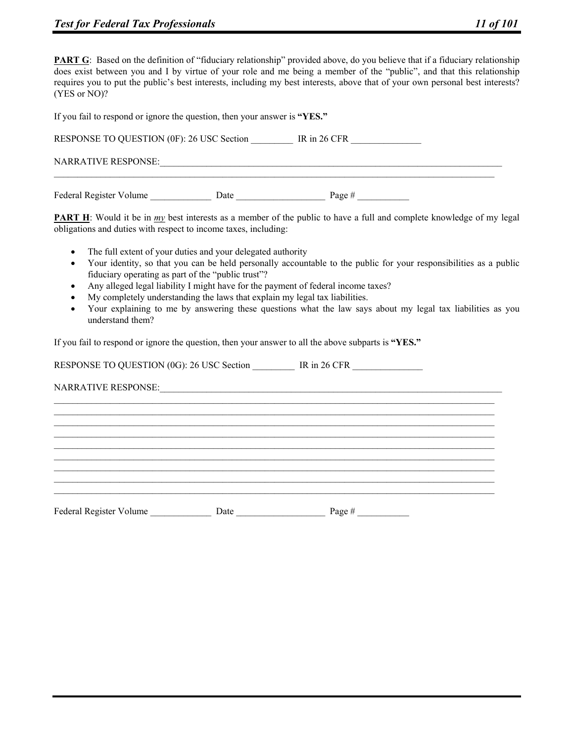**PART G**: Based on the definition of "fiduciary relationship" provided above, do you believe that if a fiduciary relationship does exist between you and I by virtue of your role and me being a member of the "public", and that this relationship requires you to put the public's best interests, including my best interests, above that of your own personal best interests? (YES or NO)?

If you fail to respond or ignore the question, then your answer is **"YES."**

RESPONSE TO QUESTION (0F): 26 USC Section _________ IR in 26 CFR _______________

NARRATIVE RESPONSE:________________________________________________________________________________
____________________________________________________________________________________________________

Federal Register Volume _____________ Date ___________________ Page # ___________

**PART H**: Would it be in *my* best interests as a member of the public to have a full and complete knowledge of my legal obligations and duties with respect to income taxes, including:

- The full extent of your duties and your delegated authority
- Your identity, so that you can be held personally accountable to the public for your responsibilities as a public fiduciary operating as part of the "public trust"?
- Any alleged legal liability I might have for the payment of federal income taxes?
- My completely understanding the laws that explain my legal tax liabilities.
- Your explaining to me by answering these questions what the law says about my legal tax liabilities as you understand them?

If you fail to respond or ignore the question, then your answer to all the above subparts is **"YES."**

RESPONSE TO QUESTION (0G): 26 USC Section _________ IR in 26 CFR _______________

NARRATIVE RESPONSE:________________________________________________________________________________
____________________________________________________________________________________________________
____________________________________________________________________________________________________
____________________________________________________________________________________________________
____________________________________________________________________________________________________
____________________________________________________________________________________________________
____________________________________________________________________________________________________
____________________________________________________________________________________________________
____________________________________________________________________________________________________
____________________________________________________________________________________________________

Federal Register Volume _____________ Date ___________________ Page # ___________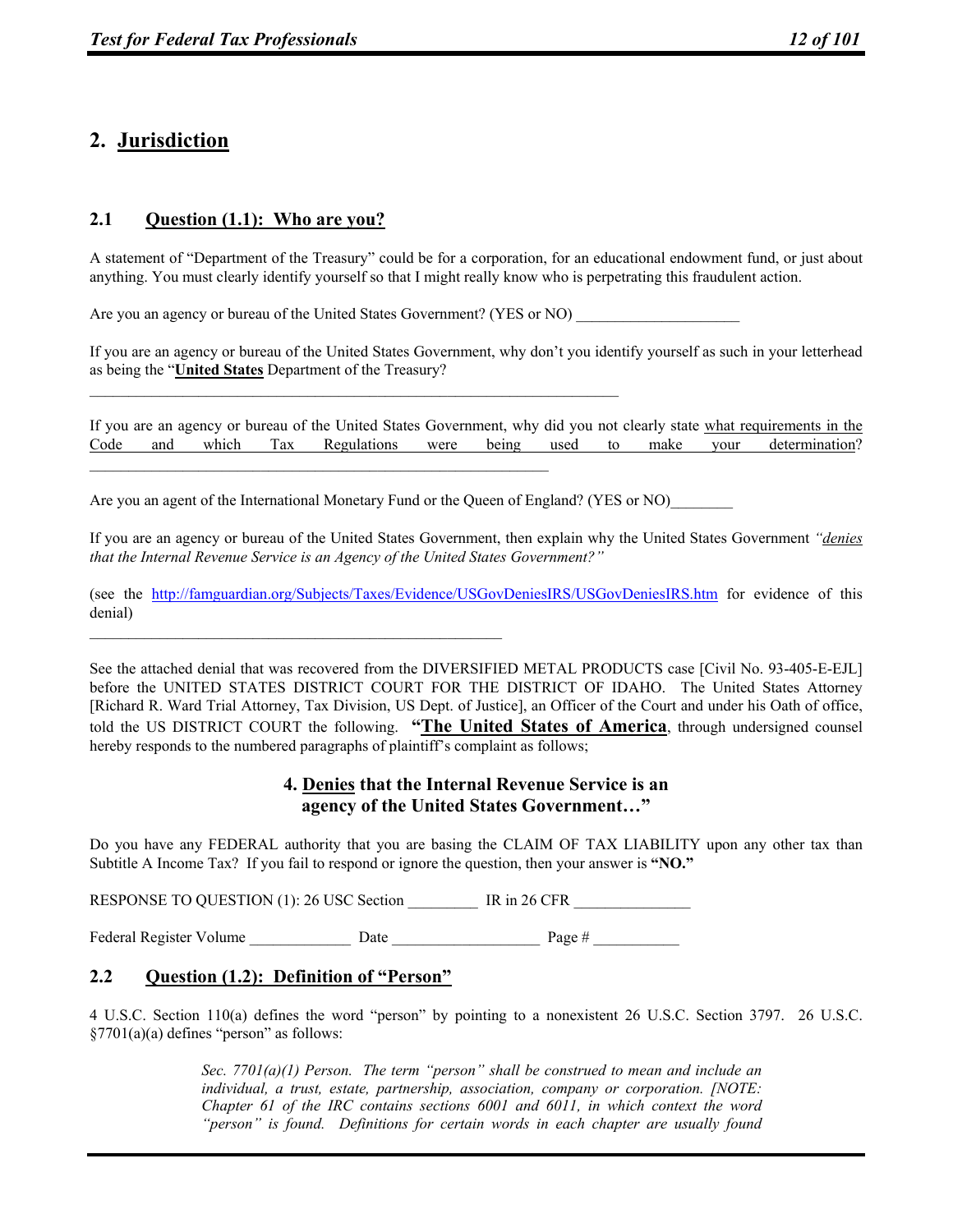# 2. Jurisdiction

## 2.1 Question (1.1): Who are you?

A statement of "Department of the Treasury" could be for a corporation, for an educational endowment fund, or just about anything. You must clearly identify yourself so that I might really know who is perpetrating this fraudulent action.

Are you an agency or bureau of the United States Government? (YES or NO) ____________________

If you are an agency or bureau of the United States Government, why don't you identify yourself as such in your letterhead as being the "**United States** Department of the Treasury?

_____________________________________________________________________

If you are an agency or bureau of the United States Government, why did you not clearly state what requirements in the Code and which Tax Regulations were being used to make your determination?

____________________________________________________________

Are you an agent of the International Monetary Fund or the Queen of England? (YES or NO)________

If you are an agency or bureau of the United States Government, then explain why the United States Government *"denies that the Internal Revenue Service is an Agency of the United States Government?"*

(see the http://famguardian.org/Subjects/Taxes/Evidence/USGovDeniesIRS/USGovDeniesIRS.htm for evidence of this denial)

_____________________________________________________

See the attached denial that was recovered from the DIVERSIFIED METAL PRODUCTS case [Civil No. 93-405-E-EJL] before the UNITED STATES DISTRICT COURT FOR THE DISTRICT OF IDAHO. The United States Attorney [Richard R. Ward Trial Attorney, Tax Division, US Dept. of Justice], an Officer of the Court and under his Oath of office, told the US DISTRICT COURT the following. **"The United States of America**, through undersigned counsel hereby responds to the numbered paragraphs of plaintiff's complaint as follows;

**4. Denies that the Internal Revenue Service is an agency of the United States Government…"**

Do you have any FEDERAL authority that you are basing the CLAIM OF TAX LIABILITY upon any other tax than Subtitle A Income Tax? If you fail to respond or ignore the question, then your answer is **"NO."**

RESPONSE TO QUESTION (1): 26 USC Section _________ IR in 26 CFR _______________

Federal Register Volume _____________ Date __________________ Page # ___________

## 2.2 Question (1.2): Definition of "Person"

4 U.S.C. Section 110(a) defines the word "person" by pointing to a nonexistent 26 U.S.C. Section 3797. 26 U.S.C. §7701(a)(a) defines "person" as follows:

> *Sec. 7701(a)(1) Person. The term "person" shall be construed to mean and include an individual, a trust, estate, partnership, association, company or corporation. [NOTE: Chapter 61 of the IRC contains sections 6001 and 6011, in which context the word "person" is found. Definitions for certain words in each chapter are usually found*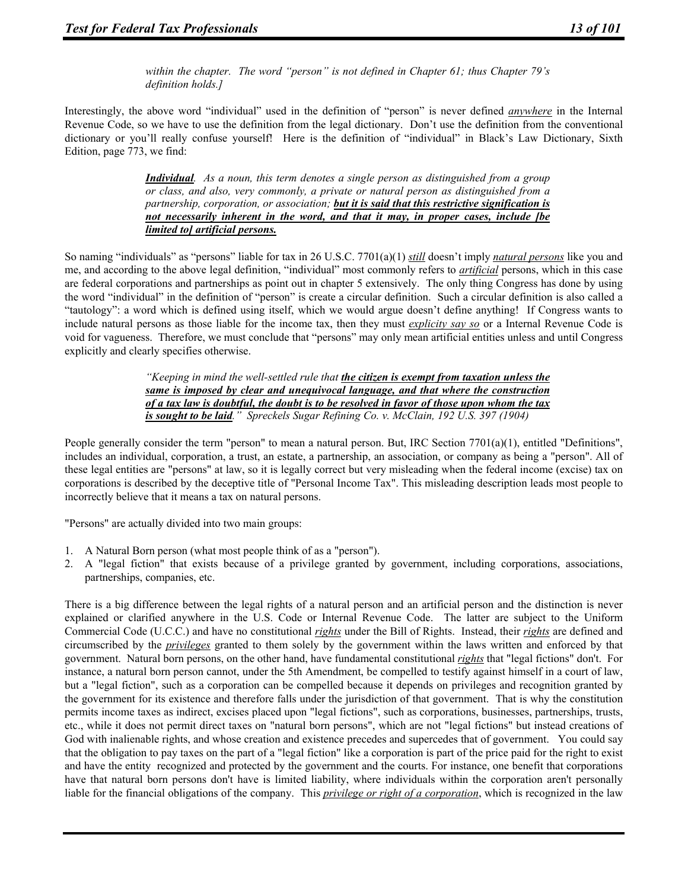*within the chapter. The word "person" is not defined in Chapter 61; thus Chapter 79's definition holds.]*

Interestingly, the above word "individual" used in the definition of "person" is never defined *anywhere* in the Internal Revenue Code, so we have to use the definition from the legal dictionary. Don't use the definition from the conventional dictionary or you'll really confuse yourself! Here is the definition of "individual" in Black's Law Dictionary, Sixth Edition, page 773, we find:

> ***Individual****. As a noun, this term denotes a single person as distinguished from a group or class, and also, very commonly, a private or natural person as distinguished from a partnership, corporation, or association;* ***but it is said that this restrictive signification is not necessarily inherent in the word, and that it may, in proper cases, include [be limited to] artificial persons.***

So naming "individuals" as "persons" liable for tax in 26 U.S.C. 7701(a)(1) *still* doesn't imply *natural persons* like you and me, and according to the above legal definition, "individual" most commonly refers to *artificial* persons, which in this case are federal corporations and partnerships as point out in chapter 5 extensively. The only thing Congress has done by using the word "individual" in the definition of "person" is create a circular definition. Such a circular definition is also called a "tautology": a word which is defined using itself, which we would argue doesn't define anything! If Congress wants to include natural persons as those liable for the income tax, then they must *explicity say so* or a Internal Revenue Code is void for vagueness. Therefore, we must conclude that "persons" may only mean artificial entities unless and until Congress explicitly and clearly specifies otherwise.

> *"Keeping in mind the well-settled rule that* ***the citizen is exempt from taxation unless the same is imposed by clear and unequivocal language, and that where the construction of a tax law is doubtful, the doubt is to be resolved in favor of those upon whom the tax is sought to be laid****." Spreckels Sugar Refining Co. v. McClain, 192 U.S. 397 (1904)*

People generally consider the term "person" to mean a natural person. But, IRC Section 7701(a)(1), entitled "Definitions", includes an individual, corporation, a trust, an estate, a partnership, an association, or company as being a "person". All of these legal entities are "persons" at law, so it is legally correct but very misleading when the federal income (excise) tax on corporations is described by the deceptive title of "Personal Income Tax". This misleading description leads most people to incorrectly believe that it means a tax on natural persons.

"Persons" are actually divided into two main groups:

1. A Natural Born person (what most people think of as a "person").
2. A "legal fiction" that exists because of a privilege granted by government, including corporations, associations, partnerships, companies, etc.

There is a big difference between the legal rights of a natural person and an artificial person and the distinction is never explained or clarified anywhere in the U.S. Code or Internal Revenue Code. The latter are subject to the Uniform Commercial Code (U.C.C.) and have no constitutional *rights* under the Bill of Rights. Instead, their *rights* are defined and circumscribed by the *privileges* granted to them solely by the government within the laws written and enforced by that government. Natural born persons, on the other hand, have fundamental constitutional *rights* that "legal fictions" don't. For instance, a natural born person cannot, under the 5th Amendment, be compelled to testify against himself in a court of law, but a "legal fiction", such as a corporation can be compelled because it depends on privileges and recognition granted by the government for its existence and therefore falls under the jurisdiction of that government. That is why the constitution permits income taxes as indirect, excises placed upon "legal fictions", such as corporations, businesses, partnerships, trusts, etc., while it does not permit direct taxes on "natural born persons", which are not "legal fictions" but instead creations of God with inalienable rights, and whose creation and existence precedes and supercedes that of government. You could say that the obligation to pay taxes on the part of a "legal fiction" like a corporation is part of the price paid for the right to exist and have the entity recognized and protected by the government and the courts. For instance, one benefit that corporations have that natural born persons don't have is limited liability, where individuals within the corporation aren't personally liable for the financial obligations of the company. This *privilege or right of a corporation*, which is recognized in the law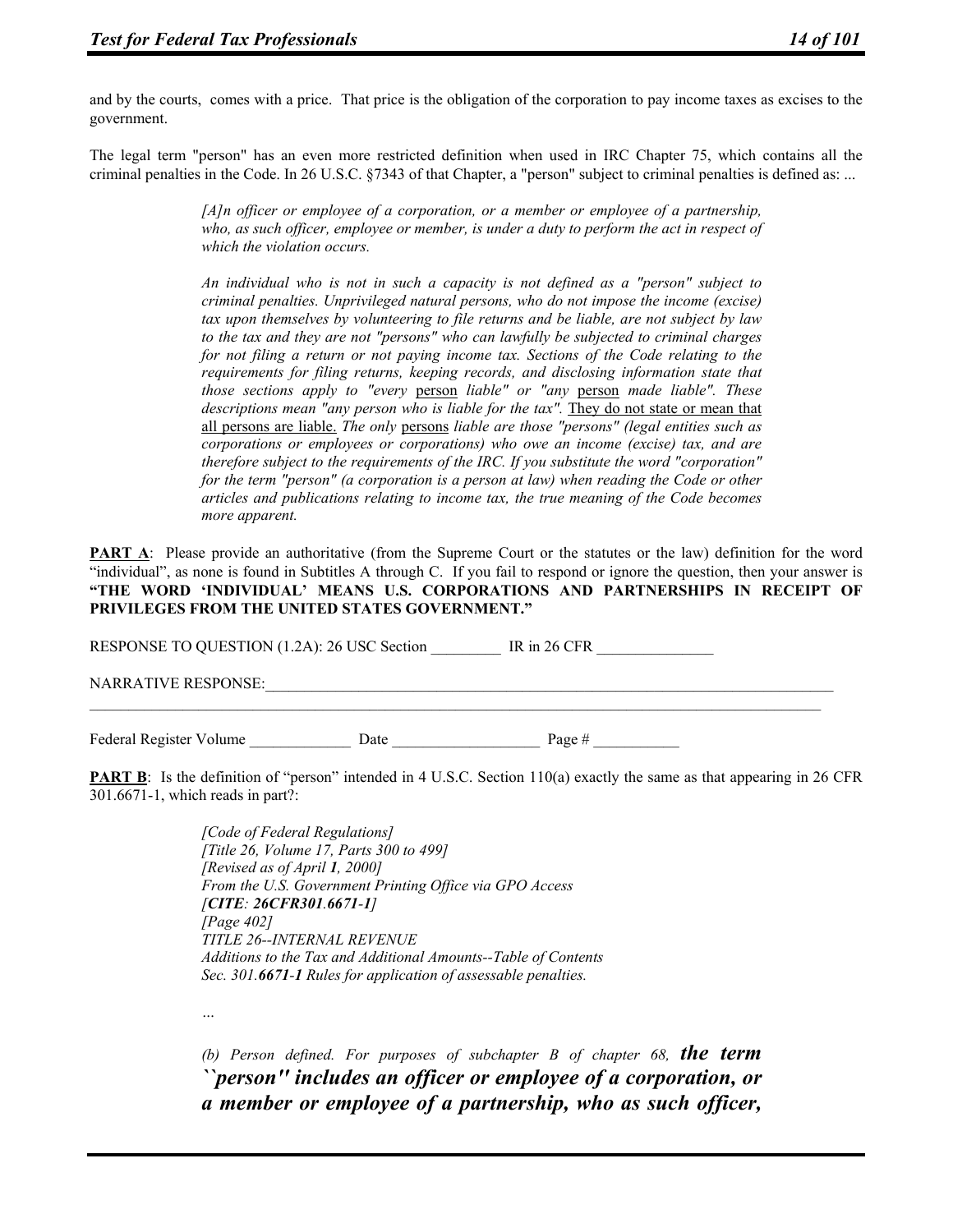and by the courts, comes with a price. That price is the obligation of the corporation to pay income taxes as excises to the government.

The legal term "person" has an even more restricted definition when used in IRC Chapter 75, which contains all the criminal penalties in the Code. In 26 U.S.C. §7343 of that Chapter, a "person" subject to criminal penalties is defined as: ...

> *[A]n officer or employee of a corporation, or a member or employee of a partnership, who, as such officer, employee or member, is under a duty to perform the act in respect of which the violation occurs.*
>
> *An individual who is not in such a capacity is not defined as a "person" subject to criminal penalties. Unprivileged natural persons, who do not impose the income (excise) tax upon themselves by volunteering to file returns and be liable, are not subject by law to the tax and they are not "persons" who can lawfully be subjected to criminal charges for not filing a return or not paying income tax. Sections of the Code relating to the requirements for filing returns, keeping records, and disclosing information state that those sections apply to "every* <u>person</u> *liable" or "any* <u>person</u> *made liable". These descriptions mean "any person who is liable for the tax".* <u>They do not state or mean that all persons are liable.</u> *The only* <u>persons</u> *liable are those "persons" (legal entities such as corporations or employees or corporations) who owe an income (excise) tax, and are therefore subject to the requirements of the IRC. If you substitute the word "corporation" for the term "person" (a corporation is a person at law) when reading the Code or other articles and publications relating to income tax, the true meaning of the Code becomes more apparent.*

**<u>PART A</u>**: Please provide an authoritative (from the Supreme Court or the statutes or the law) definition for the word "individual", as none is found in Subtitles A through C. If you fail to respond or ignore the question, then your answer is **"THE WORD 'INDIVIDUAL' MEANS U.S. CORPORATIONS AND PARTNERSHIPS IN RECEIPT OF PRIVILEGES FROM THE UNITED STATES GOVERNMENT."**

RESPONSE TO QUESTION (1.2A): 26 USC Section _________ IR in 26 CFR _______________

NARRATIVE RESPONSE:_______________________________________________________________________________
_______________________________________________________________________________________________

Federal Register Volume _____________ Date ___________________ Page # ___________

**<u>PART B</u>**: Is the definition of "person" intended in 4 U.S.C. Section 110(a) exactly the same as that appearing in 26 CFR 301.6671-1, which reads in part?:

> *[Code of Federal Regulations]*
> *[Title 26, Volume 17, Parts 300 to 499]*
> *[Revised as of April **1**, 2000]*
> *From the U.S. Government Printing Office via GPO Access*
> *[**CITE**: **26CFR301**.**6671-1**]*
> *[Page 402]*
> *TITLE 26--INTERNAL REVENUE*
> *Additions to the Tax and Additional Amounts--Table of Contents*
> *Sec. 301.**6671-1** Rules for application of assessable penalties.*
>
> *...*
>
> *(b) Person defined. For purposes of subchapter B of chapter 68,* ***the term ``person'' includes an officer or employee of a corporation, or a member or employee of a partnership, who as such officer,***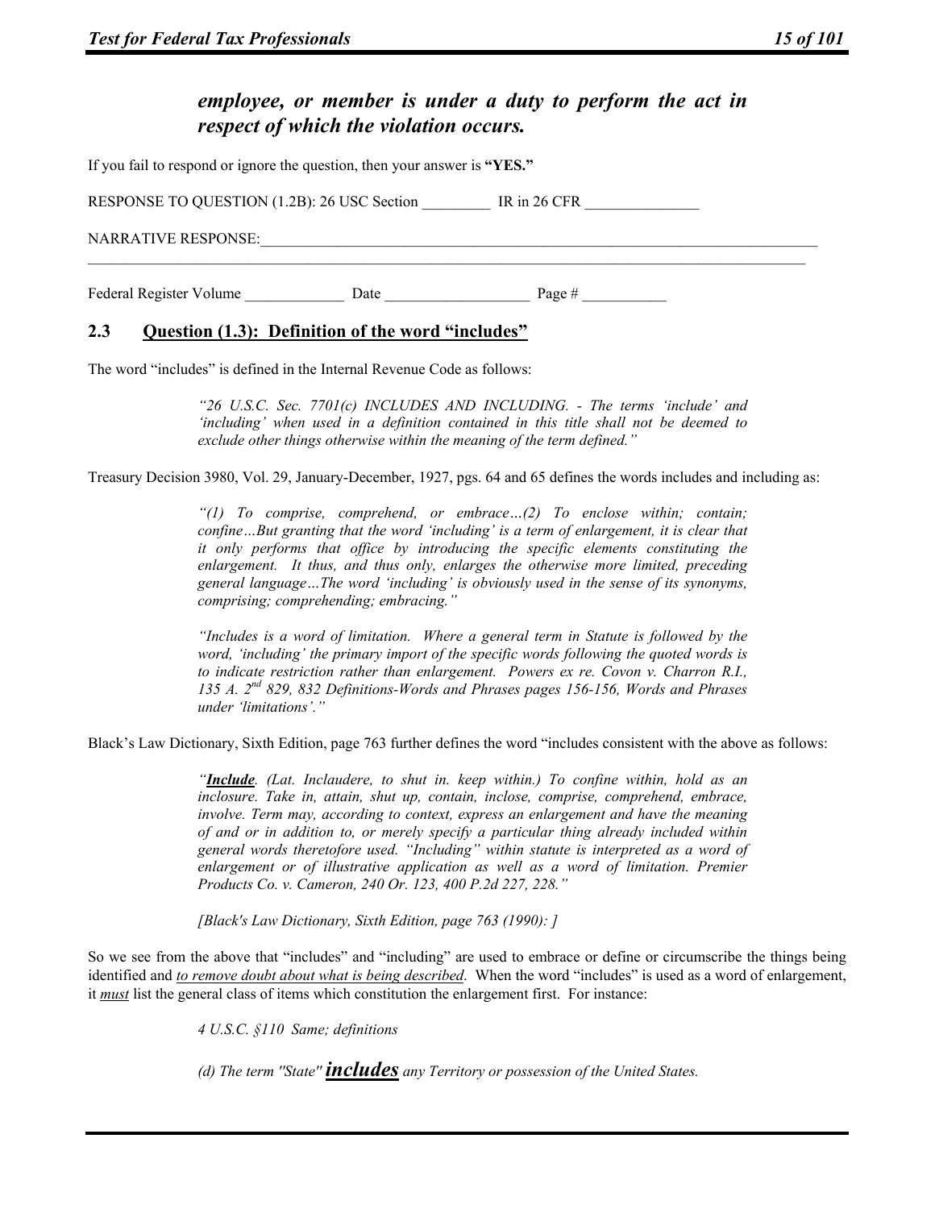***employee, or member is under a duty to perform the act in respect of which the violation occurs.***

If you fail to respond or ignore the question, then your answer is **"YES."**

RESPONSE TO QUESTION (1.2B): 26 USC Section _________ IR in 26 CFR _______________

NARRATIVE RESPONSE:_______________________________________________________________________________
_____________________________________________________________________________________________________

Federal Register Volume _____________ Date ___________________ Page # ___________

## 2.3 Question (1.3): Definition of the word "includes"

The word "includes" is defined in the Internal Revenue Code as follows:

> *"26 U.S.C. Sec. 7701(c) INCLUDES AND INCLUDING. - The terms 'include' and 'including' when used in a definition contained in this title shall not be deemed to exclude other things otherwise within the meaning of the term defined."*

Treasury Decision 3980, Vol. 29, January-December, 1927, pgs. 64 and 65 defines the words includes and including as:

> *"(1) To comprise, comprehend, or embrace…(2) To enclose within; contain; confine…But granting that the word 'including' is a term of enlargement, it is clear that it only performs that office by introducing the specific elements constituting the enlargement. It thus, and thus only, enlarges the otherwise more limited, preceding general language…The word 'including' is obviously used in the sense of its synonyms, comprising; comprehending; embracing."*
>
> *"Includes is a word of limitation. Where a general term in Statute is followed by the word, 'including' the primary import of the specific words following the quoted words is to indicate restriction rather than enlargement. Powers ex re. Covon v. Charron R.I., 135 A. 2nd 829, 832 Definitions-Words and Phrases pages 156-156, Words and Phrases under 'limitations'."*

Black's Law Dictionary, Sixth Edition, page 763 further defines the word "includes consistent with the above as follows:

> *"**Include**. (Lat. Inclaudere, to shut in. keep within.) To confine within, hold as an inclosure. Take in, attain, shut up, contain, inclose, comprise, comprehend, embrace, involve. Term may, according to context, express an enlargement and have the meaning of and or in addition to, or merely specify a particular thing already included within general words theretofore used. "Including" within statute is interpreted as a word of enlargement or of illustrative application as well as a word of limitation. Premier Products Co. v. Cameron, 240 Or. 123, 400 P.2d 227, 228."*
>
> *[Black's Law Dictionary, Sixth Edition, page 763 (1990): ]*

So we see from the above that "includes" and "including" are used to embrace or define or circumscribe the things being identified and *to remove doubt about what is being described*. When the word "includes" is used as a word of enlargement, it ***must*** list the general class of items which constitution the enlargement first. For instance:

> *4 U.S.C. §110 Same; definitions*
>
> *(d) The term "State" **includes** any Territory or possession of the United States.*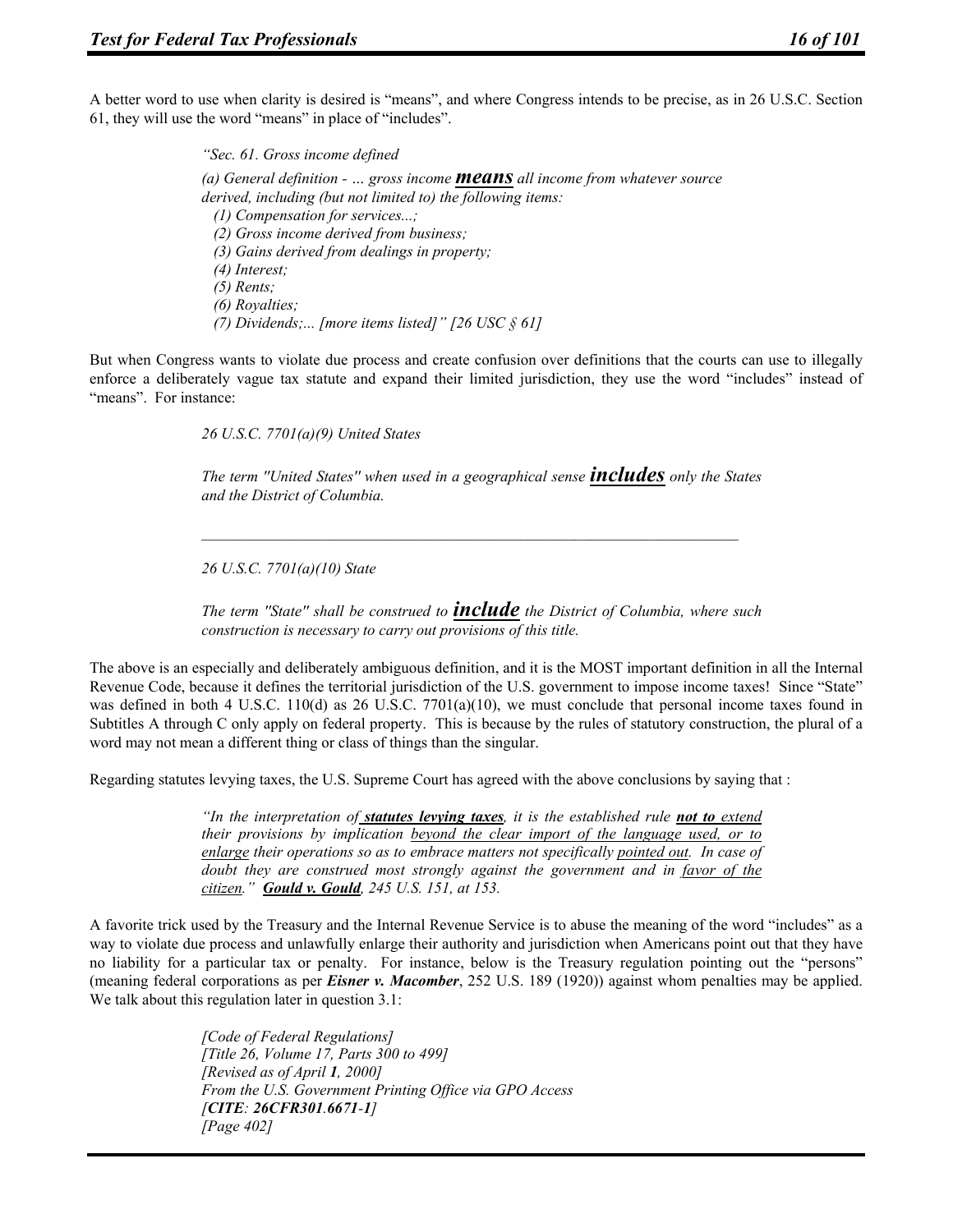A better word to use when clarity is desired is "means", and where Congress intends to be precise, as in 26 U.S.C. Section 61, they will use the word "means" in place of "includes".

> *"Sec. 61. Gross income defined*
>
> *(a) General definition - … gross income **means** all income from whatever source derived, including (but not limited to) the following items:*
> *(1) Compensation for services...;*
> *(2) Gross income derived from business;*
> *(3) Gains derived from dealings in property;*
> *(4) Interest;*
> *(5) Rents;*
> *(6) Royalties;*
> *(7) Dividends;... [more items listed]" [26 USC § 61]*

But when Congress wants to violate due process and create confusion over definitions that the courts can use to illegally enforce a deliberately vague tax statute and expand their limited jurisdiction, they use the word "includes" instead of "means". For instance:

> *26 U.S.C. 7701(a)(9) United States*
>
> *The term "United States" when used in a geographical sense **includes** only the States and the District of Columbia.*
>
> ---
>
> *26 U.S.C. 7701(a)(10) State*
>
> *The term "State" shall be construed to **include** the District of Columbia, where such construction is necessary to carry out provisions of this title.*

The above is an especially and deliberately ambiguous definition, and it is the MOST important definition in all the Internal Revenue Code, because it defines the territorial jurisdiction of the U.S. government to impose income taxes! Since "State" was defined in both 4 U.S.C. 110(d) as 26 U.S.C. 7701(a)(10), we must conclude that personal income taxes found in Subtitles A through C only apply on federal property. This is because by the rules of statutory construction, the plural of a word may not mean a different thing or class of things than the singular.

Regarding statutes levying taxes, the U.S. Supreme Court has agreed with the above conclusions by saying that :

> *"In the interpretation of **statutes levying taxes**, it is the established rule **not to** extend their provisions by implication beyond the clear import of the language used, or to enlarge their operations so as to embrace matters not specifically pointed out. In case of doubt they are construed most strongly against the government and in favor of the citizen."* ***Gould v. Gould**, 245 U.S. 151, at 153.*

A favorite trick used by the Treasury and the Internal Revenue Service is to abuse the meaning of the word "includes" as a way to violate due process and unlawfully enlarge their authority and jurisdiction when Americans point out that they have no liability for a particular tax or penalty. For instance, below is the Treasury regulation pointing out the "persons" (meaning federal corporations as per ***Eisner v. Macomber***, 252 U.S. 189 (1920)) against whom penalties may be applied. We talk about this regulation later in question 3.1:

> *[Code of Federal Regulations]*
> *[Title 26, Volume 17, Parts 300 to 499]*
> *[Revised as of April **1**, 2000]*
> *From the U.S. Government Printing Office via GPO Access*
> *[**CITE**: **26CFR301**.**6671-1**]*
> *[Page 402]*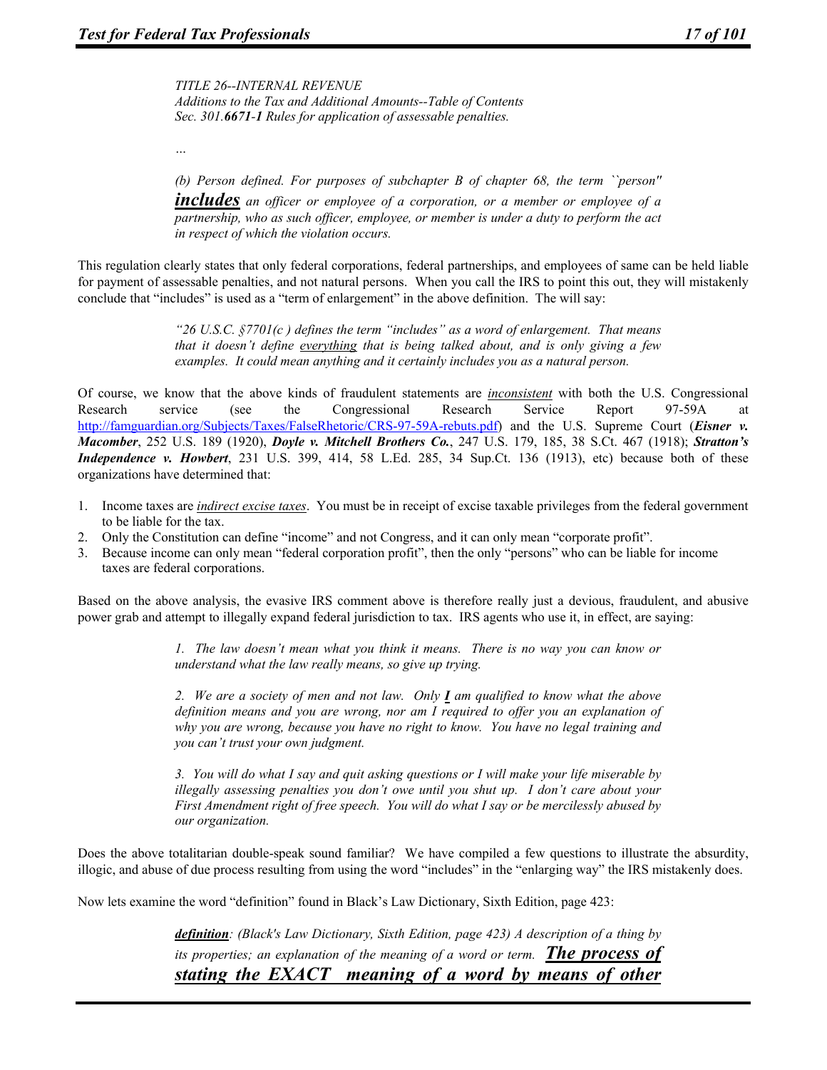> *TITLE 26--INTERNAL REVENUE*
> *Additions to the Tax and Additional Amounts--Table of Contents*
> *Sec. 301.**6671-1** Rules for application of assessable penalties.*
>
> *...*
>
> *(b) Person defined. For purposes of subchapter B of chapter 68, the term ``person'' **includes** an officer or employee of a corporation, or a member or employee of a partnership, who as such officer, employee, or member is under a duty to perform the act in respect of which the violation occurs.*

This regulation clearly states that only federal corporations, federal partnerships, and employees of same can be held liable for payment of assessable penalties, and not natural persons. When you call the IRS to point this out, they will mistakenly conclude that "includes" is used as a "term of enlargement" in the above definition. The will say:

> *"26 U.S.C. §7701(c ) defines the term "includes" as a word of enlargement. That means that it doesn't define everything that is being talked about, and is only giving a few examples. It could mean anything and it certainly includes you as a natural person.*

Of course, we know that the above kinds of fraudulent statements are *inconsistent* with both the U.S. Congressional Research service (see the Congressional Research Service Report 97-59A at http://famguardian.org/Subjects/Taxes/FalseRhetoric/CRS-97-59A-rebuts.pdf) and the U.S. Supreme Court (***Eisner v. Macomber***, 252 U.S. 189 (1920), ***Doyle v. Mitchell Brothers Co.***, 247 U.S. 179, 185, 38 S.Ct. 467 (1918); ***Stratton's Independence v. Howbert***, 231 U.S. 399, 414, 58 L.Ed. 285, 34 Sup.Ct. 136 (1913), etc) because both of these organizations have determined that:

1. Income taxes are *indirect excise taxes*. You must be in receipt of excise taxable privileges from the federal government to be liable for the tax.
2. Only the Constitution can define "income" and not Congress, and it can only mean "corporate profit".
3. Because income can only mean "federal corporation profit", then the only "persons" who can be liable for income taxes are federal corporations.

Based on the above analysis, the evasive IRS comment above is therefore really just a devious, fraudulent, and abusive power grab and attempt to illegally expand federal jurisdiction to tax. IRS agents who use it, in effect, are saying:

> *1. The law doesn't mean what you think it means. There is no way you can know or understand what the law really means, so give up trying.*
>
> *2. We are a society of men and not law. Only **I** am qualified to know what the above definition means and you are wrong, nor am I required to offer you an explanation of why you are wrong, because you have no right to know. You have no legal training and you can't trust your own judgment.*
>
> *3. You will do what I say and quit asking questions or I will make your life miserable by illegally assessing penalties you don't owe until you shut up. I don't care about your First Amendment right of free speech. You will do what I say or be mercilessly abused by our organization.*

Does the above totalitarian double-speak sound familiar? We have compiled a few questions to illustrate the absurdity, illogic, and abuse of due process resulting from using the word "includes" in the "enlarging way" the IRS mistakenly does.

Now lets examine the word "definition" found in Black's Law Dictionary, Sixth Edition, page 423:

> ***definition**: (Black's Law Dictionary, Sixth Edition, page 423) A description of a thing by its properties; an explanation of the meaning of a word or term.* ***The process of stating the EXACT meaning of a word by means of other***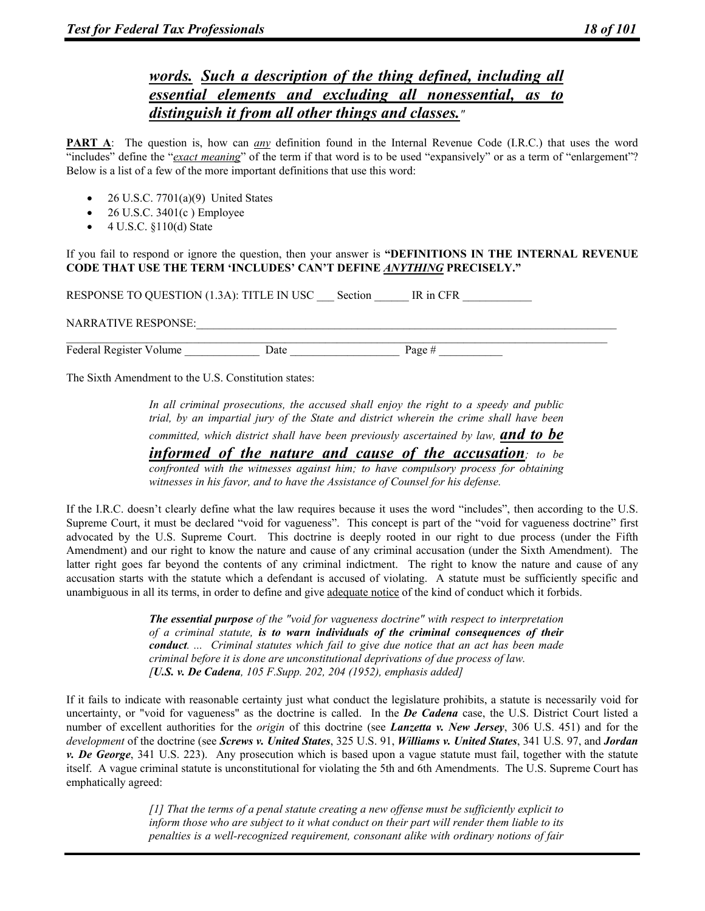> ***words. Such a description of the thing defined, including all essential elements and excluding all nonessential, as to distinguish it from all other things and classes."***

**PART A**: The question is, how can ***any*** definition found in the Internal Revenue Code (I.R.C.) that uses the word "includes" define the "*exact meaning*" of the term if that word is to be used "expansively" or as a term of "enlargement"? Below is a list of a few of the more important definitions that use this word:

- 26 U.S.C. 7701(a)(9) United States
- 26 U.S.C. 3401(c ) Employee
- 4 U.S.C. §110(d) State

If you fail to respond or ignore the question, then your answer is **"DEFINITIONS IN THE INTERNAL REVENUE CODE THAT USE THE TERM 'INCLUDES' CAN'T DEFINE *ANYTHING* PRECISELY."**

RESPONSE TO QUESTION (1.3A): TITLE IN USC ___ Section ______ IR in CFR ____________

NARRATIVE RESPONSE:_______________________________________________________________________________

_______________________________________________________________________________________________

Federal Register Volume _____________ Date ___________________ Page # ___________

The Sixth Amendment to the U.S. Constitution states:

> *In all criminal prosecutions, the accused shall enjoy the right to a speedy and public trial, by an impartial jury of the State and district wherein the crime shall have been committed, which district shall have been previously ascertained by law,* ***and to be informed of the nature and cause of the accusation****; to be confronted with the witnesses against him; to have compulsory process for obtaining witnesses in his favor, and to have the Assistance of Counsel for his defense.*

If the I.R.C. doesn't clearly define what the law requires because it uses the word "includes", then according to the U.S. Supreme Court, it must be declared "void for vagueness". This concept is part of the "void for vagueness doctrine" first advocated by the U.S. Supreme Court. This doctrine is deeply rooted in our right to due process (under the Fifth Amendment) and our right to know the nature and cause of any criminal accusation (under the Sixth Amendment). The latter right goes far beyond the contents of any criminal indictment. The right to know the nature and cause of any accusation starts with the statute which a defendant is accused of violating. A statute must be sufficiently specific and unambiguous in all its terms, in order to define and give adequate notice of the kind of conduct which it forbids.

> ***The essential purpose*** *of the "void for vagueness doctrine" with respect to interpretation of a criminal statute,* ***is to warn individuals of the criminal consequences of their conduct****. ... Criminal statutes which fail to give due notice that an act has been made criminal before it is done are unconstitutional deprivations of due process of law.*
> *[**U.S. v. De Cadena**, 105 F.Supp. 202, 204 (1952), emphasis added]*

If it fails to indicate with reasonable certainty just what conduct the legislature prohibits, a statute is necessarily void for uncertainty, or "void for vagueness" as the doctrine is called. In the ***De Cadena*** case, the U.S. District Court listed a number of excellent authorities for the *origin* of this doctrine (see ***Lanzetta v. New Jersey***, 306 U.S. 451) and for the *development* of the doctrine (see ***Screws v. United States***, 325 U.S. 91, ***Williams v. United States***, 341 U.S. 97, and ***Jordan v. De George***, 341 U.S. 223). Any prosecution which is based upon a vague statute must fail, together with the statute itself. A vague criminal statute is unconstitutional for violating the 5th and 6th Amendments. The U.S. Supreme Court has emphatically agreed:

> *[1] That the terms of a penal statute creating a new offense must be sufficiently explicit to inform those who are subject to it what conduct on their part will render them liable to its penalties is a well-recognized requirement, consonant alike with ordinary notions of fair*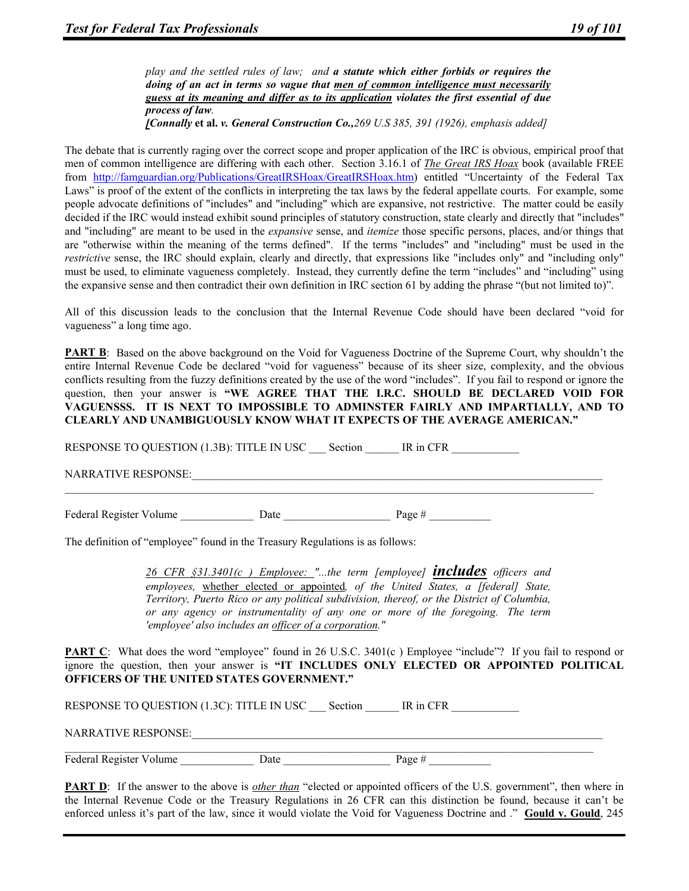> *play and the settled rules of law; and* ***a statute which either forbids or requires the doing of an act in terms so vague that*** ***<u>men of common intelligence must necessarily guess at its meaning and differ as to its application</u>*** ***violates the first essential of due process of law****.*
> ***[Connally*** **et al.** ***v. General Construction Co.,****269 U.S 385, 391 (1926), emphasis added]*

The debate that is currently raging over the correct scope and proper application of the IRC is obvious, empirical proof that men of common intelligence are differing with each other. Section 3.16.1 of *The Great IRS Hoax* book (available FREE from http://famguardian.org/Publications/GreatIRSHoax/GreatIRSHoax.htm) entitled "Uncertainty of the Federal Tax Laws" is proof of the extent of the conflicts in interpreting the tax laws by the federal appellate courts. For example, some people advocate definitions of "includes" and "including" which are expansive, not restrictive. The matter could be easily decided if the IRC would instead exhibit sound principles of statutory construction, state clearly and directly that "includes" and "including" are meant to be used in the *expansive* sense, and *itemize* those specific persons, places, and/or things that are "otherwise within the meaning of the terms defined". If the terms "includes" and "including" must be used in the *restrictive* sense, the IRC should explain, clearly and directly, that expressions like "includes only" and "including only" must be used, to eliminate vagueness completely. Instead, they currently define the term "includes" and "including" using the expansive sense and then contradict their own definition in IRC section 61 by adding the phrase "(but not limited to)".

All of this discussion leads to the conclusion that the Internal Revenue Code should have been declared "void for vagueness" a long time ago.

**<u>PART B</u>**: Based on the above background on the Void for Vagueness Doctrine of the Supreme Court, why shouldn't the entire Internal Revenue Code be declared "void for vagueness" because of its sheer size, complexity, and the obvious conflicts resulting from the fuzzy definitions created by the use of the word "includes". If you fail to respond or ignore the question, then your answer is **"WE AGREE THAT THE I.R.C. SHOULD BE DECLARED VOID FOR VAGUENSSS. IT IS NEXT TO IMPOSSIBLE TO ADMINSTER FAIRLY AND IMPARTIALLY, AND TO CLEARLY AND UNAMBIGUOUSLY KNOW WHAT IT EXPECTS OF THE AVERAGE AMERICAN."**

RESPONSE TO QUESTION (1.3B): TITLE IN USC ___ Section ______ IR in CFR ____________

NARRATIVE RESPONSE:_____________________________________________________________________________
_____________________________________________________________________________________________

Federal Register Volume _____________ Date __________________ Page # ___________

The definition of "employee" found in the Treasury Regulations is as follows:

> *<u>26 CFR §31.3401(c ) Employee:</u> "...the term [employee]* ***<u>includes</u>*** *officers and employees,* <u>whether elected or appointed</u>*, of the United States, a [federal] State, Territory, Puerto Rico or any political subdivision, thereof, or the District of Columbia, or any agency or instrumentality of any one or more of the foregoing. The term 'employee' also includes an <u>officer of a corporation</u>."*

**<u>PART C</u>**: What does the word "employee" found in 26 U.S.C. 3401(c ) Employee "include"? If you fail to respond or ignore the question, then your answer is **"IT INCLUDES ONLY ELECTED OR APPOINTED POLITICAL OFFICERS OF THE UNITED STATES GOVERNMENT."**

RESPONSE TO QUESTION (1.3C): TITLE IN USC ___ Section ______ IR in CFR ____________

NARRATIVE RESPONSE:_____________________________________________________________________________
_____________________________________________________________________________________________
Federal Register Volume _____________ Date __________________ Page # ___________

**<u>PART D</u>**: If the answer to the above is *<u>other than</u>* "elected or appointed officers of the U.S. government", then where in the Internal Revenue Code or the Treasury Regulations in 26 CFR can this distinction be found, because it can't be enforced unless it's part of the law, since it would violate the Void for Vagueness Doctrine and ." **<u>Gould v. Gould</u>**, 245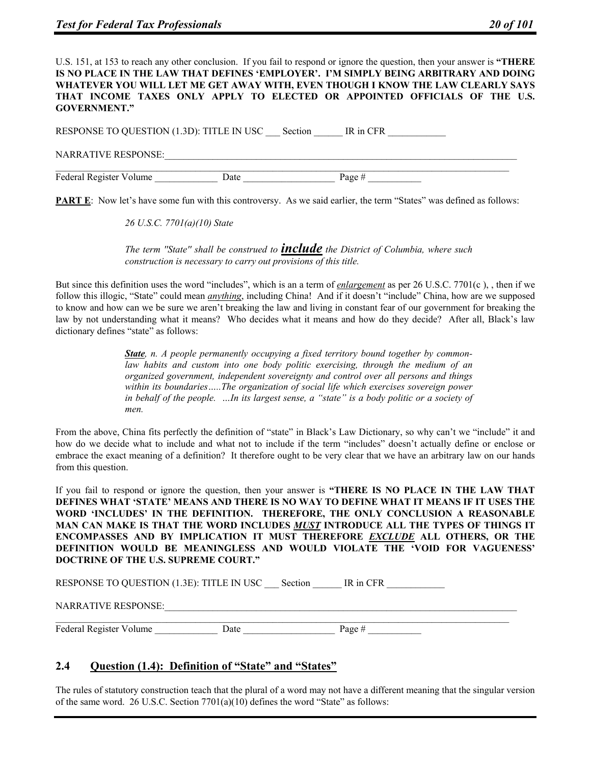U.S. 151, at 153 to reach any other conclusion. If you fail to respond or ignore the question, then your answer is **"THERE IS NO PLACE IN THE LAW THAT DEFINES 'EMPLOYER'. I'M SIMPLY BEING ARBITRARY AND DOING WHATEVER YOU WILL LET ME GET AWAY WITH, EVEN THOUGH I KNOW THE LAW CLEARLY SAYS THAT INCOME TAXES ONLY APPLY TO ELECTED OR APPOINTED OFFICIALS OF THE U.S. GOVERNMENT."**

RESPONSE TO QUESTION (1.3D): TITLE IN USC ___ Section ______ IR in CFR ____________

NARRATIVE RESPONSE:_______________________________________________________________________________

_______________________________________________________________________________

Federal Register Volume _____________ Date ___________________ Page # ___________

**PART E**: Now let's have some fun with this controversy. As we said earlier, the term "States" was defined as follows:

> *26 U.S.C. 7701(a)(10) State*
>
> *The term "State" shall be construed to* ***include*** *the District of Columbia, where such construction is necessary to carry out provisions of this title.*

But since this definition uses the word "includes", which is an a term of ***enlargement*** as per 26 U.S.C. 7701(c ), , then if we follow this illogic, "State" could mean ***anything***, including China! And if it doesn't "include" China, how are we supposed to know and how can we be sure we aren't breaking the law and living in constant fear of our government for breaking the law by not understanding what it means? Who decides what it means and how do they decide? After all, Black's law dictionary defines "state" as follows:

> ***State***, *n. A people permanently occupying a fixed territory bound together by common-law habits and custom into one body politic exercising, through the medium of an organized government, independent sovereignty and control over all persons and things within its boundaries…..The organization of social life which exercises sovereign power in behalf of the people. …In its largest sense, a "state" is a body politic or a society of men.*

From the above, China fits perfectly the definition of "state" in Black's Law Dictionary, so why can't we "include" it and how do we decide what to include and what not to include if the term "includes" doesn't actually define or enclose or embrace the exact meaning of a definition? It therefore ought to be very clear that we have an arbitrary law on our hands from this question.

If you fail to respond or ignore the question, then your answer is **"THERE IS NO PLACE IN THE LAW THAT DEFINES WHAT 'STATE' MEANS AND THERE IS NO WAY TO DEFINE WHAT IT MEANS IF IT USES THE WORD 'INCLUDES' IN THE DEFINITION. THEREFORE, THE ONLY CONCLUSION A REASONABLE MAN CAN MAKE IS THAT THE WORD INCLUDES *MUST* INTRODUCE ALL THE TYPES OF THINGS IT ENCOMPASSES AND BY IMPLICATION IT MUST THEREFORE *EXCLUDE* ALL OTHERS, OR THE DEFINITION WOULD BE MEANINGLESS AND WOULD VIOLATE THE 'VOID FOR VAGUENESS' DOCTRINE OF THE U.S. SUPREME COURT."**

RESPONSE TO QUESTION (1.3E): TITLE IN USC ___ Section ______ IR in CFR ____________

NARRATIVE RESPONSE:_______________________________________________________________________________

_______________________________________________________________________________

Federal Register Volume _____________ Date ___________________ Page # ___________

## 2.4 Question (1.4): Definition of "State" and "States"

The rules of statutory construction teach that the plural of a word may not have a different meaning that the singular version of the same word. 26 U.S.C. Section 7701(a)(10) defines the word "State" as follows: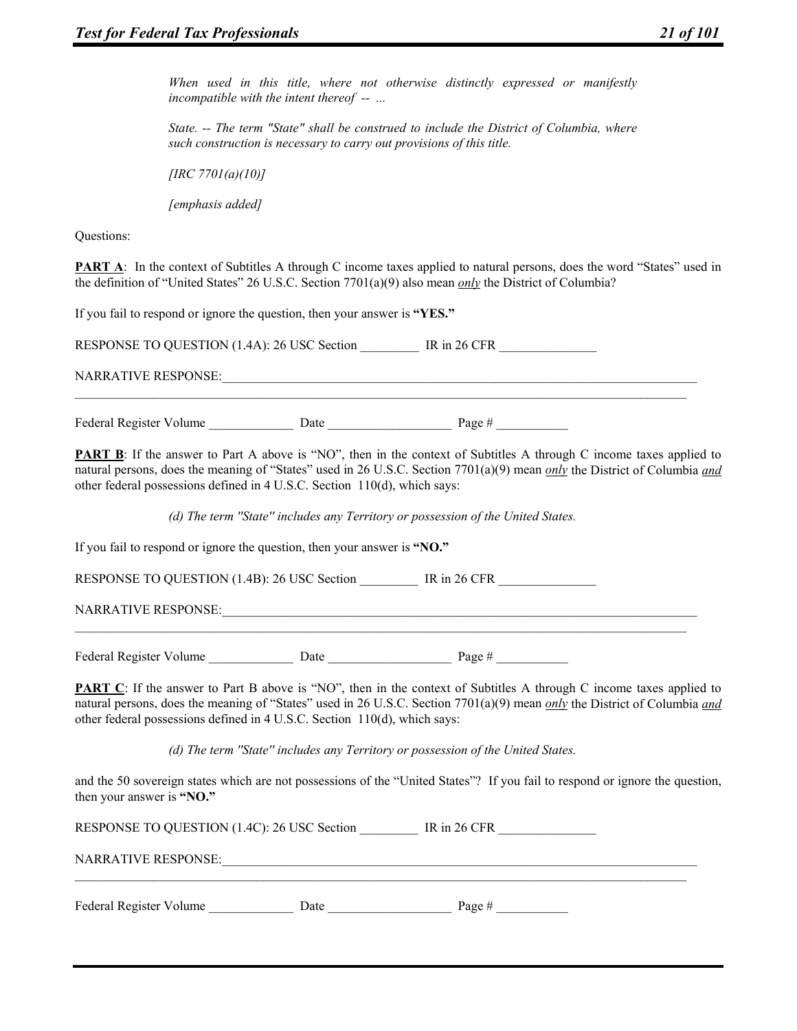> *When used in this title, where not otherwise distinctly expressed or manifestly incompatible with the intent thereof -- ...*
>
> *State. -- The term "State" shall be construed to include the District of Columbia, where such construction is necessary to carry out provisions of this title.*
>
> *[IRC 7701(a)(10)]*
>
> *[emphasis added]*

Questions:

**PART A**: In the context of Subtitles A through C income taxes applied to natural persons, does the word "States" used in the definition of "United States" 26 U.S.C. Section 7701(a)(9) also mean ***only*** the District of Columbia?

If you fail to respond or ignore the question, then your answer is **"YES."**

RESPONSE TO QUESTION (1.4A): 26 USC Section _________ IR in 26 CFR _______________

NARRATIVE RESPONSE:_______________________________________________________________________________
_____________________________________________________________________________________________________

Federal Register Volume _____________ Date ___________________ Page # ___________

**PART B**: If the answer to Part A above is "NO", then in the context of Subtitles A through C income taxes applied to natural persons, does the meaning of "States" used in 26 U.S.C. Section 7701(a)(9) mean ***only*** the District of Columbia ***and*** other federal possessions defined in 4 U.S.C. Section 110(d), which says:

> *(d) The term "State" includes any Territory or possession of the United States.*

If you fail to respond or ignore the question, then your answer is **"NO."**

RESPONSE TO QUESTION (1.4B): 26 USC Section _________ IR in 26 CFR _______________

NARRATIVE RESPONSE:_______________________________________________________________________________
_____________________________________________________________________________________________________

Federal Register Volume _____________ Date ___________________ Page # ___________

**PART C**: If the answer to Part B above is "NO", then in the context of Subtitles A through C income taxes applied to natural persons, does the meaning of "States" used in 26 U.S.C. Section 7701(a)(9) mean ***only*** the District of Columbia ***and*** other federal possessions defined in 4 U.S.C. Section 110(d), which says:

> *(d) The term "State" includes any Territory or possession of the United States.*

and the 50 sovereign states which are not possessions of the "United States"? If you fail to respond or ignore the question, then your answer is **"NO."**

RESPONSE TO QUESTION (1.4C): 26 USC Section _________ IR in 26 CFR _______________

NARRATIVE RESPONSE:_______________________________________________________________________________
_____________________________________________________________________________________________________

Federal Register Volume _____________ Date ___________________ Page # ___________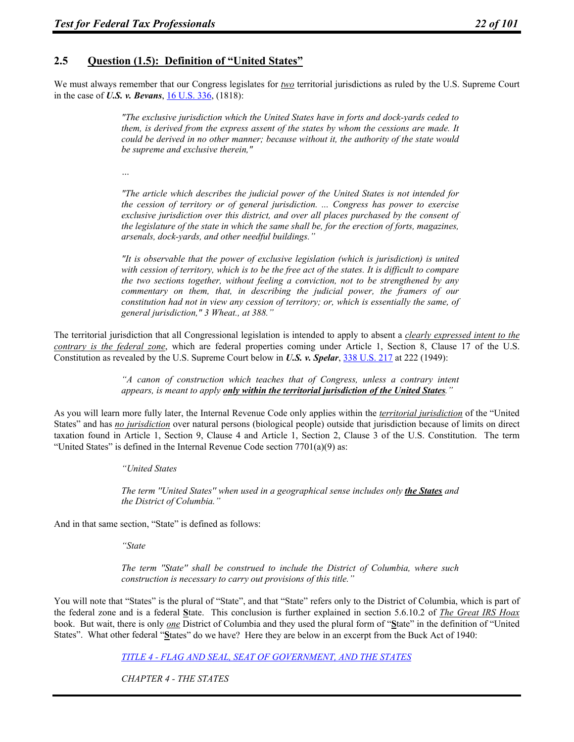## 2.5 Question (1.5): Definition of "United States"

We must always remember that our Congress legislates for *two* territorial jurisdictions as ruled by the U.S. Supreme Court in the case of ***U.S. v. Bevans***, [16 U.S. 336](#), (1818):

> *"The exclusive jurisdiction which the United States have in forts and dock-yards ceded to them, is derived from the express assent of the states by whom the cessions are made. It could be derived in no other manner; because without it, the authority of the state would be supreme and exclusive therein,"*
>
> *...*
>
> *"The article which describes the judicial power of the United States is not intended for the cession of territory or of general jurisdiction. ... Congress has power to exercise exclusive jurisdiction over this district, and over all places purchased by the consent of the legislature of the state in which the same shall be, for the erection of forts, magazines, arsenals, dock-yards, and other needful buildings."*
>
> *"It is observable that the power of exclusive legislation (which is jurisdiction) is united with cession of territory, which is to be the free act of the states. It is difficult to compare the two sections together, without feeling a conviction, not to be strengthened by any commentary on them, that, in describing the judicial power, the framers of our constitution had not in view any cession of territory; or, which is essentially the same, of general jurisdiction," 3 Wheat., at 388."*

The territorial jurisdiction that all Congressional legislation is intended to apply to absent a *clearly expressed intent to the contrary is the federal zone*, which are federal properties coming under Article 1, Section 8, Clause 17 of the U.S. Constitution as revealed by the U.S. Supreme Court below in ***U.S. v. Spelar***, [338 U.S. 217](#) at 222 (1949):

> *"A canon of construction which teaches that of Congress, unless a contrary intent appears, is meant to apply **only within the territorial jurisdiction of the United States**."*

As you will learn more fully later, the Internal Revenue Code only applies within the *territorial jurisdiction* of the "United States" and has *no jurisdiction* over natural persons (biological people) outside that jurisdiction because of limits on direct taxation found in Article 1, Section 9, Clause 4 and Article 1, Section 2, Clause 3 of the U.S. Constitution. The term "United States" is defined in the Internal Revenue Code section 7701(a)(9) as:

> *"United States*
>
> *The term "United States" when used in a geographical sense includes only **the States** and the District of Columbia."*

And in that same section, "State" is defined as follows:

> *"State*
>
> *The term "State" shall be construed to include the District of Columbia, where such construction is necessary to carry out provisions of this title."*

You will note that "States" is the plural of "State", and that "State" refers only to the District of Columbia, which is part of the federal zone and is a federal **S**tate. This conclusion is further explained in section 5.6.10.2 of *The Great IRS Hoax* book. But wait, there is only *one* District of Columbia and they used the plural form of "**S**tate" in the definition of "United States". What other federal "**S**tates" do we have? Here they are below in an excerpt from the Buck Act of 1940:

> [*TITLE 4 - FLAG AND SEAL, SEAT OF GOVERNMENT, AND THE STATES*](#)
>
> *CHAPTER 4 - THE STATES*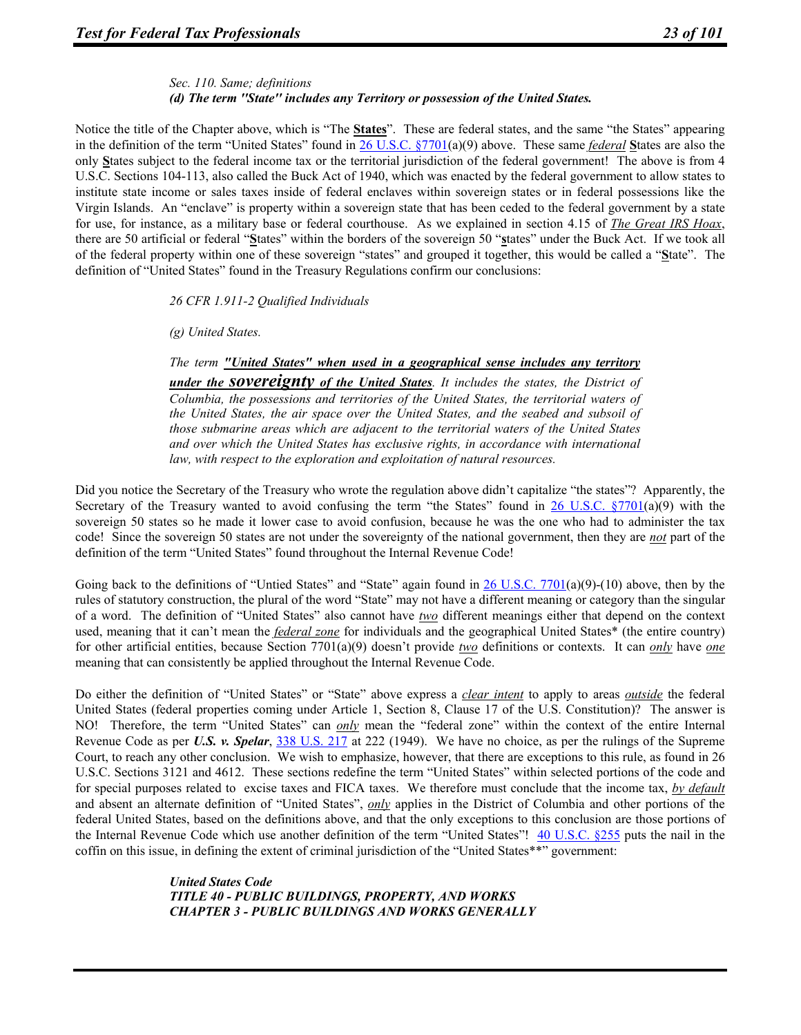*Sec. 110. Same; definitions*
***(d) The term "State" includes any Territory or possession of the United States.***

Notice the title of the Chapter above, which is "The **States**". These are federal states, and the same "the States" appearing in the definition of the term "United States" found in 26 U.S.C. §7701(a)(9) above. These same ***federal*** **S**tates are also the only **S**tates subject to the federal income tax or the territorial jurisdiction of the federal government! The above is from 4 U.S.C. Sections 104-113, also called the Buck Act of 1940, which was enacted by the federal government to allow states to institute state income or sales taxes inside of federal enclaves within sovereign states or in federal possessions like the Virgin Islands. An "enclave" is property within a sovereign state that has been ceded to the federal government by a state for use, for instance, as a military base or federal courthouse. As we explained in section 4.15 of *The Great IRS Hoax*, there are 50 artificial or federal "**S**tates" within the borders of the sovereign 50 "**s**tates" under the Buck Act. If we took all of the federal property within one of these sovereign "states" and grouped it together, this would be called a "**S**tate". The definition of "United States" found in the Treasury Regulations confirm our conclusions:

*26 CFR 1.911-2 Qualified Individuals*

*(g) United States.*

*The term* ***"United States" when used in a geographical sense includes any territory under the sovereignty of the United States****. It includes the states, the District of Columbia, the possessions and territories of the United States, the territorial waters of the United States, the air space over the United States, and the seabed and subsoil of those submarine areas which are adjacent to the territorial waters of the United States and over which the United States has exclusive rights, in accordance with international law, with respect to the exploration and exploitation of natural resources.*

Did you notice the Secretary of the Treasury who wrote the regulation above didn't capitalize "the states"? Apparently, the Secretary of the Treasury wanted to avoid confusing the term "the States" found in 26 U.S.C. §7701(a)(9) with the sovereign 50 states so he made it lower case to avoid confusion, because he was the one who had to administer the tax code! Since the sovereign 50 states are not under the sovereignty of the national government, then they are *not* part of the definition of the term "United States" found throughout the Internal Revenue Code!

Going back to the definitions of "Untied States" and "State" again found in 26 U.S.C. 7701(a)(9)-(10) above, then by the rules of statutory construction, the plural of the word "State" may not have a different meaning or category than the singular of a word. The definition of "United States" also cannot have *two* different meanings either that depend on the context used, meaning that it can't mean the *federal zone* for individuals and the geographical United States* (the entire country) for other artificial entities, because Section 7701(a)(9) doesn't provide *two* definitions or contexts. It can *only* have *one* meaning that can consistently be applied throughout the Internal Revenue Code.

Do either the definition of "United States" or "State" above express a *clear intent* to apply to areas *outside* the federal United States (federal properties coming under Article 1, Section 8, Clause 17 of the U.S. Constitution)? The answer is NO! Therefore, the term "United States" can *only* mean the "federal zone" within the context of the entire Internal Revenue Code as per ***U.S. v. Spelar***, 338 U.S. 217 at 222 (1949). We have no choice, as per the rulings of the Supreme Court, to reach any other conclusion. We wish to emphasize, however, that there are exceptions to this rule, as found in 26 U.S.C. Sections 3121 and 4612. These sections redefine the term "United States" within selected portions of the code and for special purposes related to excise taxes and FICA taxes. We therefore must conclude that the income tax, *by default* and absent an alternate definition of "United States", *only* applies in the District of Columbia and other portions of the federal United States, based on the definitions above, and that the only exceptions to this conclusion are those portions of the Internal Revenue Code which use another definition of the term "United States"! 40 U.S.C. §255 puts the nail in the coffin on this issue, in defining the extent of criminal jurisdiction of the "United States**" government:

***United States Code***
***TITLE 40 - PUBLIC BUILDINGS, PROPERTY, AND WORKS***
***CHAPTER 3 - PUBLIC BUILDINGS AND WORKS GENERALLY***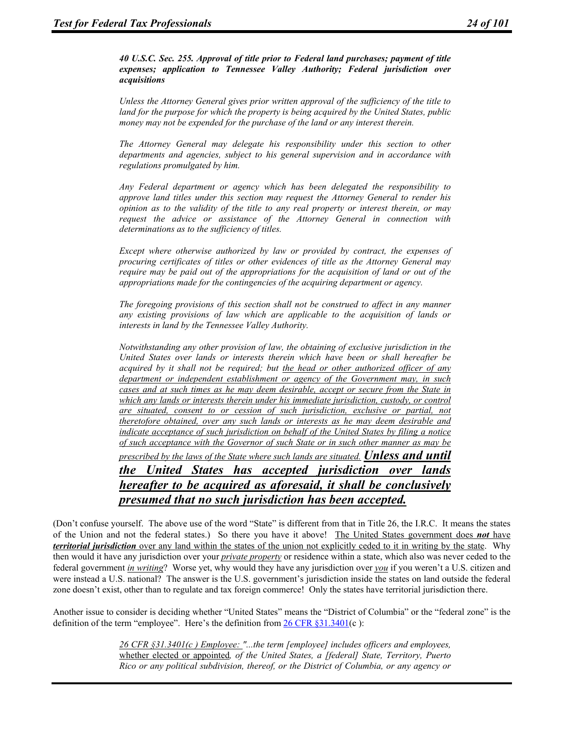> ***40 U.S.C. Sec. 255. Approval of title prior to Federal land purchases; payment of title expenses; application to Tennessee Valley Authority; Federal jurisdiction over acquisitions***
>
> *Unless the Attorney General gives prior written approval of the sufficiency of the title to land for the purpose for which the property is being acquired by the United States, public money may not be expended for the purchase of the land or any interest therein.*
>
> *The Attorney General may delegate his responsibility under this section to other departments and agencies, subject to his general supervision and in accordance with regulations promulgated by him.*
>
> *Any Federal department or agency which has been delegated the responsibility to approve land titles under this section may request the Attorney General to render his opinion as to the validity of the title to any real property or interest therein, or may request the advice or assistance of the Attorney General in connection with determinations as to the sufficiency of titles.*
>
> *Except where otherwise authorized by law or provided by contract, the expenses of procuring certificates of titles or other evidences of title as the Attorney General may require may be paid out of the appropriations for the acquisition of land or out of the appropriations made for the contingencies of the acquiring department or agency.*
>
> *The foregoing provisions of this section shall not be construed to affect in any manner any existing provisions of law which are applicable to the acquisition of lands or interests in land by the Tennessee Valley Authority.*
>
> *Notwithstanding any other provision of law, the obtaining of exclusive jurisdiction in the United States over lands or interests therein which have been or shall hereafter be acquired by it shall not be required; but <u>the head or other authorized officer of any department or independent establishment or agency of the Government may, in such cases and at such times as he may deem desirable, accept or secure from the State in which any lands or interests therein under his immediate jurisdiction, custody, or control are situated, consent to or cession of such jurisdiction, exclusive or partial, not theretofore obtained, over any such lands or interests as he may deem desirable and indicate acceptance of such jurisdiction on behalf of the United States by filing a notice of such acceptance with the Governor of such State or in such other manner as may be prescribed by the laws of the State where such lands are situated.</u>* ***<u>Unless and until the United States has accepted jurisdiction over lands hereafter to be acquired as aforesaid, it shall be conclusively presumed that no such jurisdiction has been accepted.</u>***

(Don't confuse yourself. The above use of the word "State" is different from that in Title 26, the I.R.C. It means the states of the Union and not the federal states.) So there you have it above! <u>The United States government does ***not*** have</u> ***<u>territorial jurisdiction</u>*** <u>over any land within the states of the union not explicitly ceded to it in writing by the state</u>. Why then would it have any jurisdiction over your *<u>private property</u>* or residence within a state, which also was never ceded to the federal government *<u>in writing</u>*? Worse yet, why would they have any jurisdiction over *<u>you</u>* if you weren't a U.S. citizen and were instead a U.S. national? The answer is the U.S. government's jurisdiction inside the states on land outside the federal zone doesn't exist, other than to regulate and tax foreign commerce! Only the states have territorial jurisdiction there.

Another issue to consider is deciding whether "United States" means the "District of Columbia" or the "federal zone" is the definition of the term "employee". Here's the definition from <u>26 CFR §31.3401</u>(c ):

> *<u>26 CFR §31.3401(c ) Employee:</u> "...the term [employee] includes officers and employees,* <u>whether elected or appointed</u>*, of the United States, a [federal] State, Territory, Puerto Rico or any political subdivision, thereof, or the District of Columbia, or any agency or*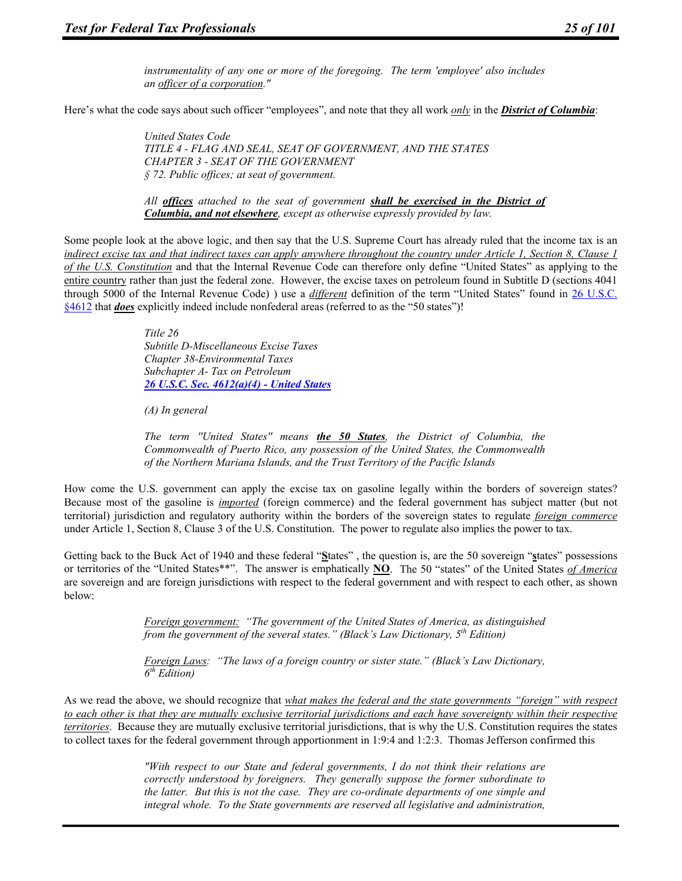> *instrumentality of any one or more of the foregoing. The term 'employee' also includes an officer of a corporation."*

Here's what the code says about such officer "employees", and note that they all work *only* in the ***District of Columbia***:

> *United States Code*
> *TITLE 4 - FLAG AND SEAL, SEAT OF GOVERNMENT, AND THE STATES*
> *CHAPTER 3 - SEAT OF THE GOVERNMENT*
> *§ 72. Public offices; at seat of government.*
>
> *All **offices** attached to the seat of government **shall be exercised in the District of Columbia, and not elsewhere**, except as otherwise expressly provided by law.*

Some people look at the above logic, and then say that the U.S. Supreme Court has already ruled that the income tax is an *indirect excise tax and that indirect taxes can apply anywhere throughout the country under Article 1, Section 8, Clause 1 of the U.S. Constitution* and that the Internal Revenue Code can therefore only define "United States" as applying to the entire country rather than just the federal zone. However, the excise taxes on petroleum found in Subtitle D (sections 4041 through 5000 of the Internal Revenue Code) ) use a *different* definition of the term "United States" found in 26 U.S.C. §4612 that ***does*** explicitly indeed include nonfederal areas (referred to as the "50 states")!

> *Title 26*
> *Subtitle D-Miscellaneous Excise Taxes*
> *Chapter 38-Environmental Taxes*
> *Subchapter A- Tax on Petroleum*
> ***26 U.S.C. Sec. 4612(a)(4) - United States***
>
> *(A) In general*
>
> *The term "United States" means **the 50 States**, the District of Columbia, the Commonwealth of Puerto Rico, any possession of the United States, the Commonwealth of the Northern Mariana Islands, and the Trust Territory of the Pacific Islands*

How come the U.S. government can apply the excise tax on gasoline legally within the borders of sovereign states? Because most of the gasoline is *imported* (foreign commerce) and the federal government has subject matter (but not territorial) jurisdiction and regulatory authority within the borders of the sovereign states to regulate *foreign commerce* under Article 1, Section 8, Clause 3 of the U.S. Constitution. The power to regulate also implies the power to tax.

Getting back to the Buck Act of 1940 and these federal "**S**tates" , the question is, are the 50 sovereign "**s**tates" possessions or territories of the "United States**". The answer is emphatically **NO**. The 50 "states" of the United States *of America* are sovereign and are foreign jurisdictions with respect to the federal government and with respect to each other, as shown below:

> *Foreign government: "The government of the United States of America, as distinguished from the government of the several states." (Black's Law Dictionary, 5th Edition)*
>
> *Foreign Laws: "The laws of a foreign country or sister state." (Black's Law Dictionary, 6th Edition)*

As we read the above, we should recognize that *what makes the federal and the state governments "foreign" with respect to each other is that they are mutually exclusive territorial jurisdictions and each have sovereignty within their respective territories*. Because they are mutually exclusive territorial jurisdictions, that is why the U.S. Constitution requires the states to collect taxes for the federal government through apportionment in 1:9:4 and 1:2:3. Thomas Jefferson confirmed this

> *"With respect to our State and federal governments, I do not think their relations are correctly understood by foreigners. They generally suppose the former subordinate to the latter. But this is not the case. They are co-ordinate departments of one simple and integral whole. To the State governments are reserved all legislative and administration,*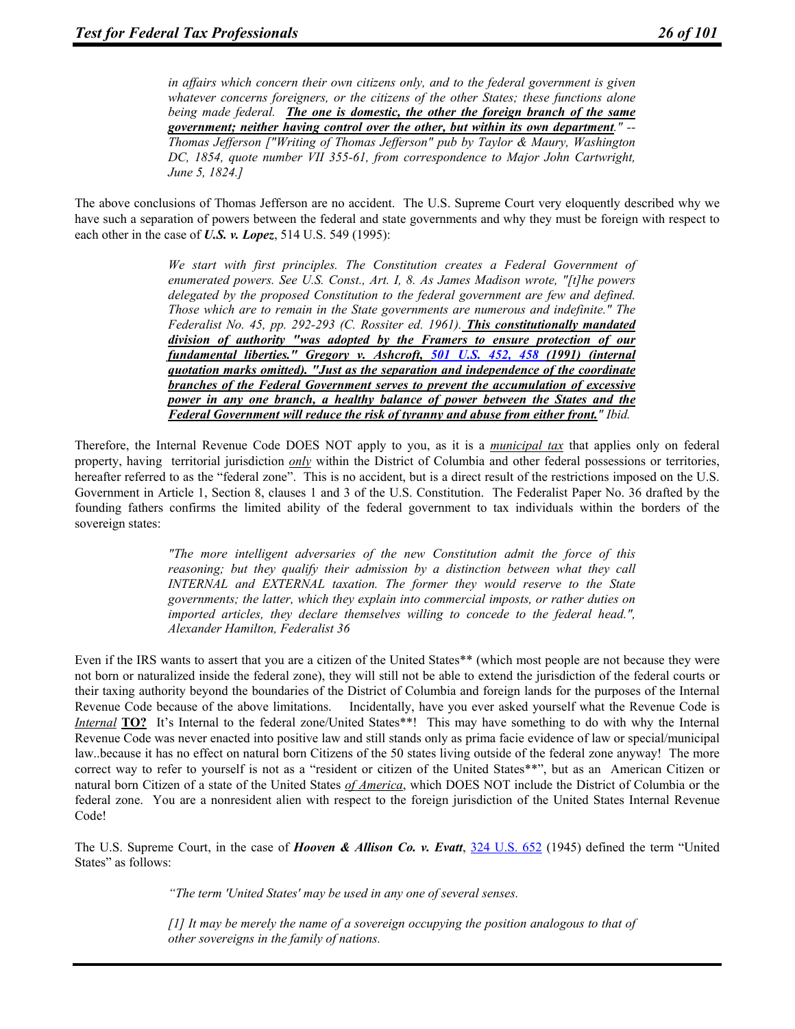> *in affairs which concern their own citizens only, and to the federal government is given whatever concerns foreigners, or the citizens of the other States; these functions alone being made federal. **The one is domestic, the other the foreign branch of the same government; neither having control over the other, but within its own department**." -- Thomas Jefferson ["Writing of Thomas Jefferson" pub by Taylor & Maury, Washington DC, 1854, quote number VII 355-61, from correspondence to Major John Cartwright, June 5, 1824.]*

The above conclusions of Thomas Jefferson are no accident. The U.S. Supreme Court very eloquently described why we have such a separation of powers between the federal and state governments and why they must be foreign with respect to each other in the case of ***U.S. v. Lopez***, 514 U.S. 549 (1995):

> *We start with first principles. The Constitution creates a Federal Government of enumerated powers. See U.S. Const., Art. I, 8. As James Madison wrote, "[t]he powers delegated by the proposed Constitution to the federal government are few and defined. Those which are to remain in the State governments are numerous and indefinite." The Federalist No. 45, pp. 292-293 (C. Rossiter ed. 1961). **This constitutionally mandated division of authority "was adopted by the Framers to ensure protection of our fundamental liberties." Gregory v. Ashcroft, 501 U.S. 452, 458 (1991) (internal quotation marks omitted). "Just as the separation and independence of the coordinate branches of the Federal Government serves to prevent the accumulation of excessive power in any one branch, a healthy balance of power between the States and the Federal Government will reduce the risk of tyranny and abuse from either front."** Ibid.*

Therefore, the Internal Revenue Code DOES NOT apply to you, as it is a *municipal tax* that applies only on federal property, having territorial jurisdiction *only* within the District of Columbia and other federal possessions or territories, hereafter referred to as the "federal zone". This is no accident, but is a direct result of the restrictions imposed on the U.S. Government in Article 1, Section 8, clauses 1 and 3 of the U.S. Constitution. The Federalist Paper No. 36 drafted by the founding fathers confirms the limited ability of the federal government to tax individuals within the borders of the sovereign states:

> *"The more intelligent adversaries of the new Constitution admit the force of this reasoning; but they qualify their admission by a distinction between what they call INTERNAL and EXTERNAL taxation. The former they would reserve to the State governments; the latter, which they explain into commercial imposts, or rather duties on imported articles, they declare themselves willing to concede to the federal head.", Alexander Hamilton, Federalist 36*

Even if the IRS wants to assert that you are a citizen of the United States** (which most people are not because they were not born or naturalized inside the federal zone), they will still not be able to extend the jurisdiction of the federal courts or their taxing authority beyond the boundaries of the District of Columbia and foreign lands for the purposes of the Internal Revenue Code because of the above limitations. Incidentally, have you ever asked yourself what the Revenue Code is *Internal* **TO?** It's Internal to the federal zone/United States**! This may have something to do with why the Internal Revenue Code was never enacted into positive law and still stands only as prima facie evidence of law or special/municipal law..because it has no effect on natural born Citizens of the 50 states living outside of the federal zone anyway! The more correct way to refer to yourself is not as a "resident or citizen of the United States**", but as an American Citizen or natural born Citizen of a state of the United States *of America*, which DOES NOT include the District of Columbia or the federal zone. You are a nonresident alien with respect to the foreign jurisdiction of the United States Internal Revenue Code!

The U.S. Supreme Court, in the case of ***Hooven & Allison Co. v. Evatt***, 324 U.S. 652 (1945) defined the term "United States" as follows:

> *"The term 'United States' may be used in any one of several senses.*
>
> *[1] It may be merely the name of a sovereign occupying the position analogous to that of other sovereigns in the family of nations.*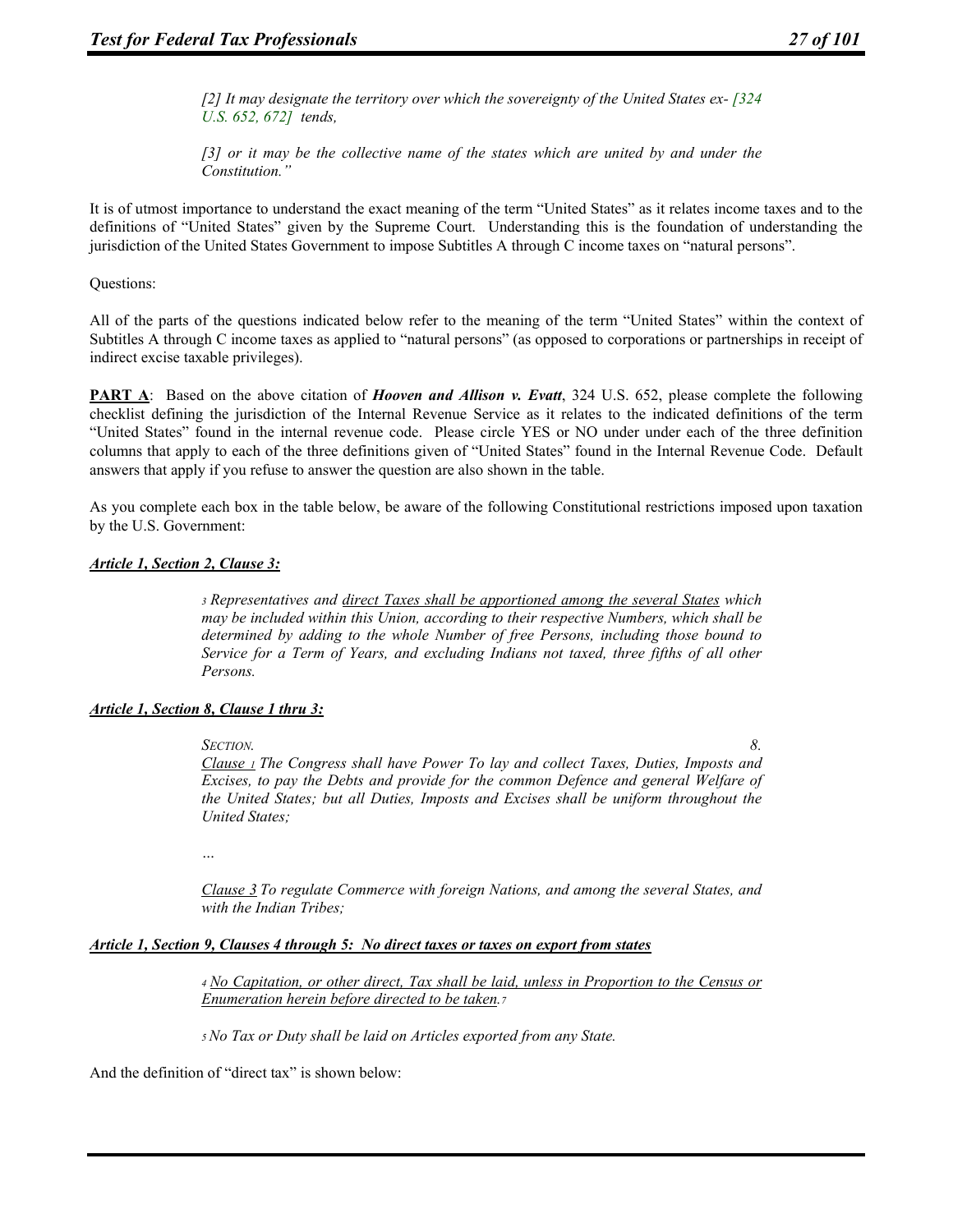*[2] It may designate the territory over which the sovereignty of the United States ex- [324 U.S. 652, 672] tends,*

*[3] or it may be the collective name of the states which are united by and under the Constitution."*

It is of utmost importance to understand the exact meaning of the term "United States" as it relates income taxes and to the definitions of "United States" given by the Supreme Court. Understanding this is the foundation of understanding the jurisdiction of the United States Government to impose Subtitles A through C income taxes on "natural persons".

Questions:

All of the parts of the questions indicated below refer to the meaning of the term "United States" within the context of Subtitles A through C income taxes as applied to "natural persons" (as opposed to corporations or partnerships in receipt of indirect excise taxable privileges).

**PART A**: Based on the above citation of ***Hooven and Allison v. Evatt***, 324 U.S. 652, please complete the following checklist defining the jurisdiction of the Internal Revenue Service as it relates to the indicated definitions of the term "United States" found in the internal revenue code. Please circle YES or NO under under each of the three definition columns that apply to each of the three definitions given of "United States" found in the Internal Revenue Code. Default answers that apply if you refuse to answer the question are also shown in the table.

As you complete each box in the table below, be aware of the following Constitutional restrictions imposed upon taxation by the U.S. Government:

***Article 1, Section 2, Clause 3:***

*3 Representatives and direct Taxes shall be apportioned among the several States which may be included within this Union, according to their respective Numbers, which shall be determined by adding to the whole Number of free Persons, including those bound to Service for a Term of Years, and excluding Indians not taxed, three fifths of all other Persons.*

***Article 1, Section 8, Clause 1 thru 3:***

*SECTION. 8.*
*Clause 1 The Congress shall have Power To lay and collect Taxes, Duties, Imposts and Excises, to pay the Debts and provide for the common Defence and general Welfare of the United States; but all Duties, Imposts and Excises shall be uniform throughout the United States;*

*…*

*Clause 3 To regulate Commerce with foreign Nations, and among the several States, and with the Indian Tribes;*

***Article 1, Section 9, Clauses 4 through 5: No direct taxes or taxes on export from states***

*4 No Capitation, or other direct, Tax shall be laid, unless in Proportion to the Census or Enumeration herein before directed to be taken.[7]*

*5 No Tax or Duty shall be laid on Articles exported from any State.*

And the definition of "direct tax" is shown below: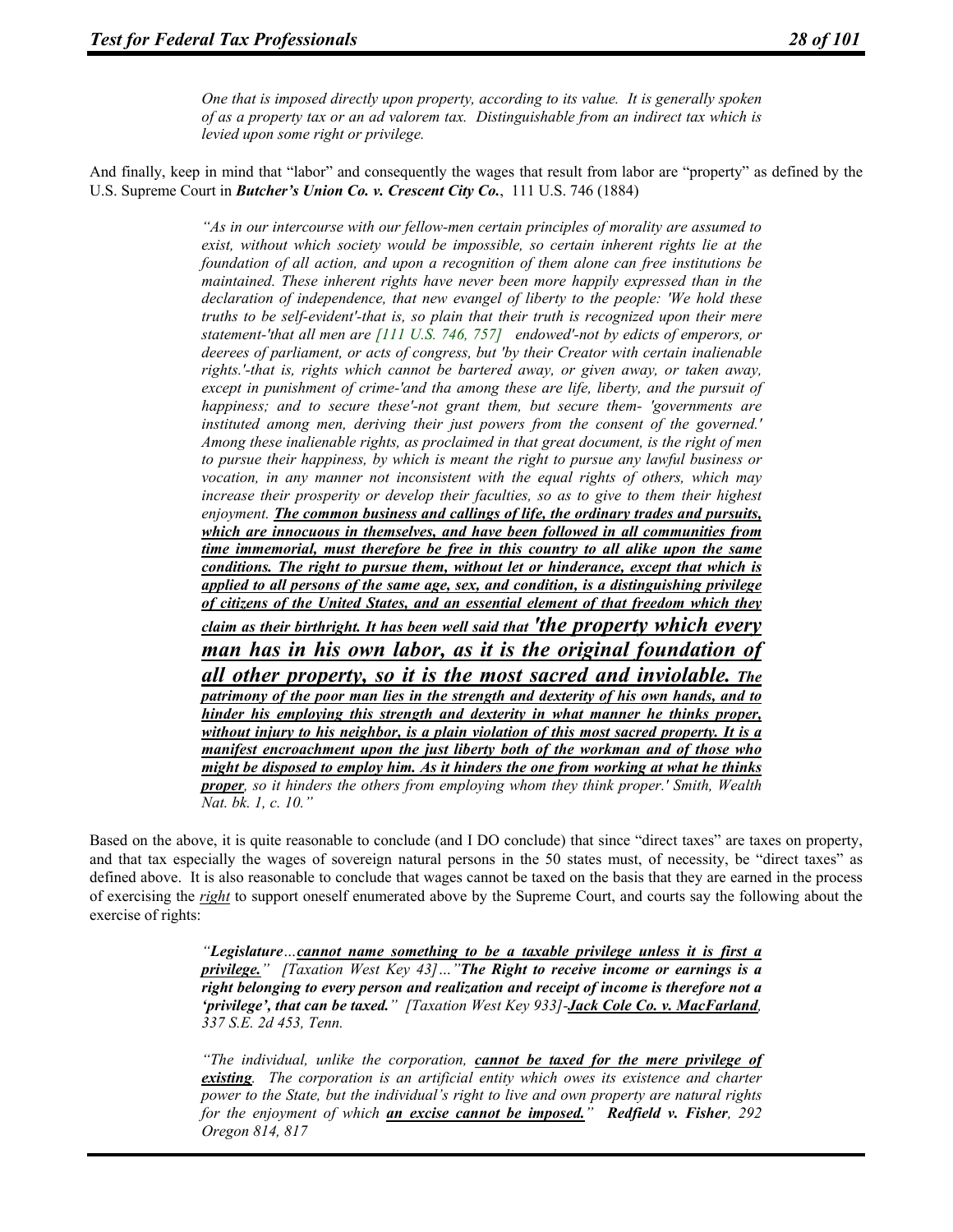> *One that is imposed directly upon property, according to its value. It is generally spoken of as a property tax or an ad valorem tax. Distinguishable from an indirect tax which is levied upon some right or privilege.*

And finally, keep in mind that "labor" and consequently the wages that result from labor are "property" as defined by the U.S. Supreme Court in ***Butcher's Union Co. v. Crescent City Co.***, 111 U.S. 746 (1884)

> *"As in our intercourse with our fellow-men certain principles of morality are assumed to exist, without which society would be impossible, so certain inherent rights lie at the foundation of all action, and upon a recognition of them alone can free institutions be maintained. These inherent rights have never been more happily expressed than in the declaration of independence, that new evangel of liberty to the people: 'We hold these truths to be self-evident'-that is, so plain that their truth is recognized upon their mere statement-'that all men are [111 U.S. 746, 757] endowed'-not by edicts of emperors, or deerees of parliament, or acts of congress, but 'by their Creator with certain inalienable rights.'-that is, rights which cannot be bartered away, or given away, or taken away, except in punishment of crime-'and tha among these are life, liberty, and the pursuit of happiness; and to secure these'-not grant them, but secure them- 'governments are instituted among men, deriving their just powers from the consent of the governed.' Among these inalienable rights, as proclaimed in that great document, is the right of men to pursue their happiness, by which is meant the right to pursue any lawful business or vocation, in any manner not inconsistent with the equal rights of others, which may increase their prosperity or develop their faculties, so as to give to them their highest enjoyment.* ***<u>The common business and callings of life, the ordinary trades and pursuits, which are innocuous in themselves, and have been followed in all communities from time immemorial, must therefore be free in this country to all alike upon the same conditions. The right to pursue them, without let or hinderance, except that which is applied to all persons of the same age, sex, and condition, is a distinguishing privilege of citizens of the United States, and an essential element of that freedom which they claim as their birthright. It has been well said that 'the property which every man has in his own labor, as it is the original foundation of all other property, so it is the most sacred and inviolable. The patrimony of the poor man lies in the strength and dexterity of his own hands, and to hinder his employing this strength and dexterity in what manner he thinks proper, without injury to his neighbor, is a plain violation of this most sacred property. It is a manifest encroachment upon the just liberty both of the workman and of those who might be disposed to employ him. As it hinders the one from working at what he thinks proper</u>***, *so it hinders the others from employing whom they think proper.' Smith, Wealth Nat. bk. 1, c. 10."*

Based on the above, it is quite reasonable to conclude (and I DO conclude) that since "direct taxes" are taxes on property, and that tax especially the wages of sovereign natural persons in the 50 states must, of necessity, be "direct taxes" as defined above. It is also reasonable to conclude that wages cannot be taxed on the basis that they are earned in the process of exercising the ***<u>right</u>*** to support oneself enumerated above by the Supreme Court, and courts say the following about the exercise of rights:

> *"**Legislature**…**<u>cannot name something to be a taxable privilege unless it is first a privilege.</u>**" [Taxation West Key 43]…"**The Right to receive income or earnings is a right belonging to every person and realization and receipt of income is therefore not a 'privilege', that can be taxed.**" [Taxation West Key 933]-**<u>Jack Cole Co. v. MacFarland</u>**, 337 S.E. 2d 453, Tenn.*
>
> *"The individual, unlike the corporation, **<u>cannot be taxed for the mere privilege of existing</u>**. The corporation is an artificial entity which owes its existence and charter power to the State, but the individual's right to live and own property are natural rights for the enjoyment of which **<u>an excise cannot be imposed.</u>**" **Redfield v. Fisher**, 292 Oregon 814, 817*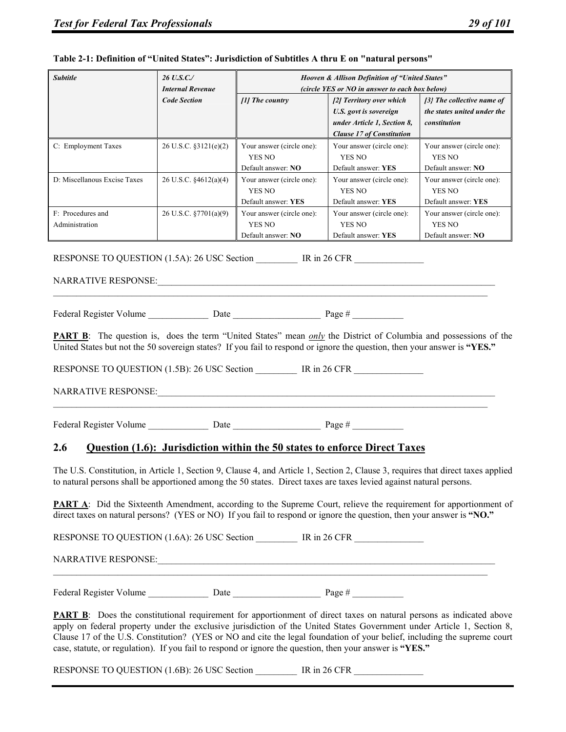**Table 2-1: Definition of "United States": Jurisdiction of Subtitles A thru E on "natural persons"**

| *Subtitle* | *26 U.S.C./ Internal Revenue Code Section* | *Hooven & Allison Definition of "United States" (circle YES or NO in answer to each box below)* | | |
|---|---|---|---|---|
| | | *[1] The country* | *[2] Territory over which U.S. govt is sovereign under Article 1, Section 8, Clause 17 of Constitution* | *[3} The collective name of the states united under the constitution* |
| C: Employment Taxes | 26 U.S.C. §3121(e)(2) | Your answer (circle one): YES NO Default answer: **NO** | Your answer (circle one): YES NO Default answer: **YES** | Your answer (circle one): YES NO Default answer: **NO** |
| D: Miscellanous Excise Taxes | 26 U.S.C. §4612(a)(4) | Your answer (circle one): YES NO Default answer: **YES** | Your answer (circle one): YES NO Default answer: **YES** | Your answer (circle one): YES NO Default answer: **YES** |
| F: Procedures and Administration | 26 U.S.C. §7701(a)(9) | Your answer (circle one): YES NO Default answer: **NO** | Your answer (circle one): YES NO Default answer: **YES** | Your answer (circle one): YES NO Default answer: **NO** |

RESPONSE TO QUESTION (1.5A): 26 USC Section _________ IR in 26 CFR _______________

NARRATIVE RESPONSE:_______________________________________________________________________________
_____________________________________________________________________________________________________

Federal Register Volume _____________ Date ___________________ Page # ___________

**PART B**: The question is, does the term "United States" mean ***only*** the District of Columbia and possessions of the United States but not the 50 sovereign states? If you fail to respond or ignore the question, then your answer is **"YES."**

RESPONSE TO QUESTION (1.5B): 26 USC Section _________ IR in 26 CFR _______________

NARRATIVE RESPONSE:_______________________________________________________________________________
_____________________________________________________________________________________________________

Federal Register Volume _____________ Date ___________________ Page # ___________

## 2.6 Question (1.6): Jurisdiction within the 50 states to enforce Direct Taxes

The U.S. Constitution, in Article 1, Section 9, Clause 4, and Article 1, Section 2, Clause 3, requires that direct taxes applied to natural persons shall be apportioned among the 50 states. Direct taxes are taxes levied against natural persons.

**PART A**: Did the Sixteenth Amendment, according to the Supreme Court, relieve the requirement for apportionment of direct taxes on natural persons? (YES or NO) If you fail to respond or ignore the question, then your answer is **"NO."**

RESPONSE TO QUESTION (1.6A): 26 USC Section _________ IR in 26 CFR _______________

NARRATIVE RESPONSE:_______________________________________________________________________________
_____________________________________________________________________________________________________

Federal Register Volume _____________ Date ___________________ Page # ___________

**PART B**: Does the constitutional requirement for apportionment of direct taxes on natural persons as indicated above apply on federal property under the exclusive jurisdiction of the United States Government under Article 1, Section 8, Clause 17 of the U.S. Constitution? (YES or NO and cite the legal foundation of your belief, including the supreme court case, statute, or regulation). If you fail to respond or ignore the question, then your answer is **"YES."**

RESPONSE TO QUESTION (1.6B): 26 USC Section _________ IR in 26 CFR _______________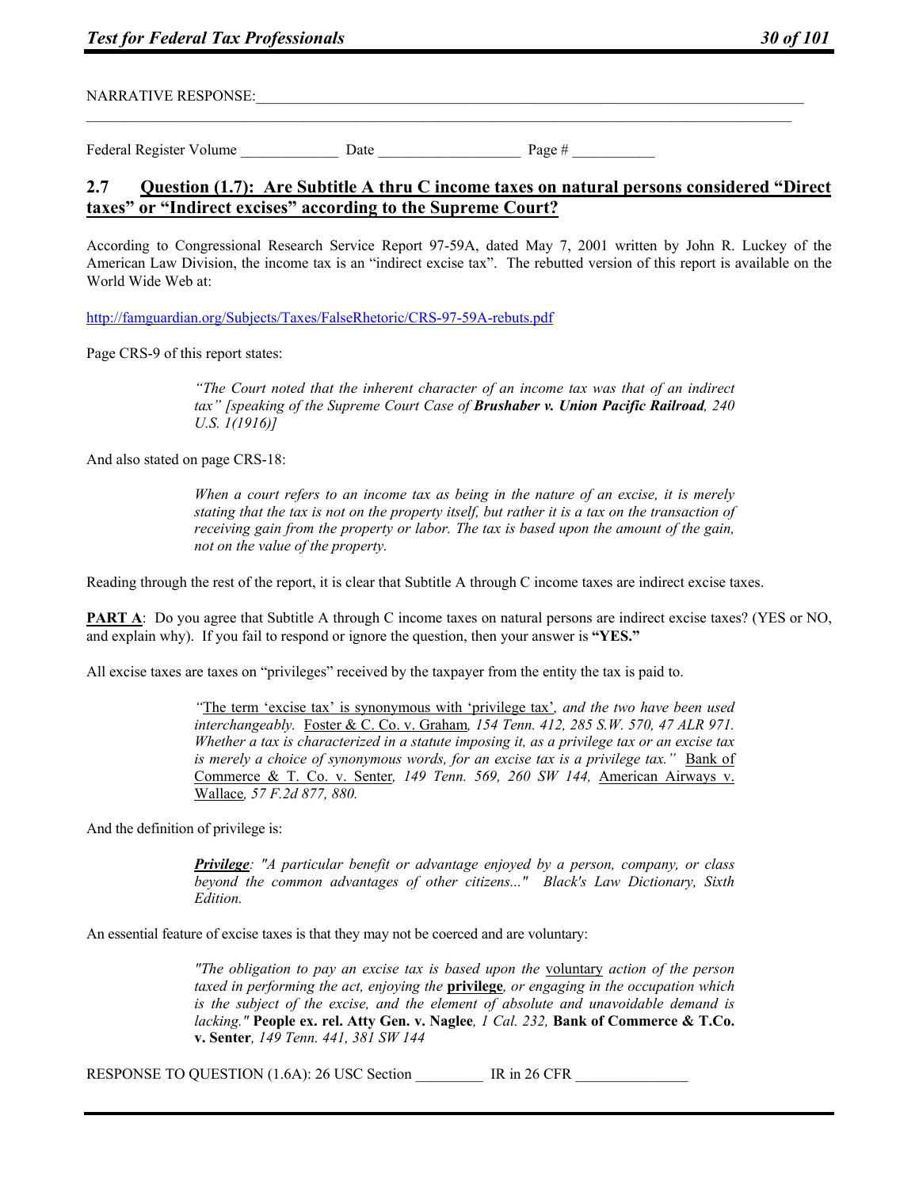NARRATIVE RESPONSE:_______________________________________________________________________________
_____________________________________________________________________________________________

Federal Register Volume _____________ Date ___________________ Page # ___________

## 2.7 Question (1.7): Are Subtitle A thru C income taxes on natural persons considered "Direct taxes" or "Indirect excises" according to the Supreme Court?

According to Congressional Research Service Report 97-59A, dated May 7, 2001 written by John R. Luckey of the American Law Division, the income tax is an "indirect excise tax". The rebutted version of this report is available on the World Wide Web at:

http://famguardian.org/Subjects/Taxes/FalseRhetoric/CRS-97-59A-rebuts.pdf

Page CRS-9 of this report states:

> *"The Court noted that the inherent character of an income tax was that of an indirect tax" [speaking of the Supreme Court Case of **Brushaber v. Union Pacific Railroad**, 240 U.S. 1(1916)]*

And also stated on page CRS-18:

> *When a court refers to an income tax as being in the nature of an excise, it is merely stating that the tax is not on the property itself, but rather it is a tax on the transaction of receiving gain from the property or labor. The tax is based upon the amount of the gain, not on the value of the property.*

Reading through the rest of the report, it is clear that Subtitle A through C income taxes are indirect excise taxes.

**PART A**: Do you agree that Subtitle A through C income taxes on natural persons are indirect excise taxes? (YES or NO, and explain why). If you fail to respond or ignore the question, then your answer is **"YES."**

All excise taxes are taxes on "privileges" received by the taxpayer from the entity the tax is paid to.

> *"The term 'excise tax' is synonymous with 'privilege tax', and the two have been used interchangeably. Foster & C. Co. v. Graham, 154 Tenn. 412, 285 S.W. 570, 47 ALR 971. Whether a tax is characterized in a statute imposing it, as a privilege tax or an excise tax is merely a choice of synonymous words, for an excise tax is a privilege tax." Bank of Commerce & T. Co. v. Senter, 149 Tenn. 569, 260 SW 144, American Airways v. Wallace, 57 F.2d 877, 880.*

And the definition of privilege is:

> ***Privilege**: "A particular benefit or advantage enjoyed by a person, company, or class beyond the common advantages of other citizens..." Black's Law Dictionary, Sixth Edition.*

An essential feature of excise taxes is that they may not be coerced and are voluntary:

> *"The obligation to pay an excise tax is based upon the voluntary action of the person taxed in performing the act, enjoying the **privilege**, or engaging in the occupation which is the subject of the excise, and the element of absolute and unavoidable demand is lacking."* **People ex. rel. Atty Gen. v. Naglee**, *1 Cal. 232,* **Bank of Commerce & T.Co. v. Senter**, *149 Tenn. 441, 381 SW 144*

RESPONSE TO QUESTION (1.6A): 26 USC Section _________ IR in 26 CFR _______________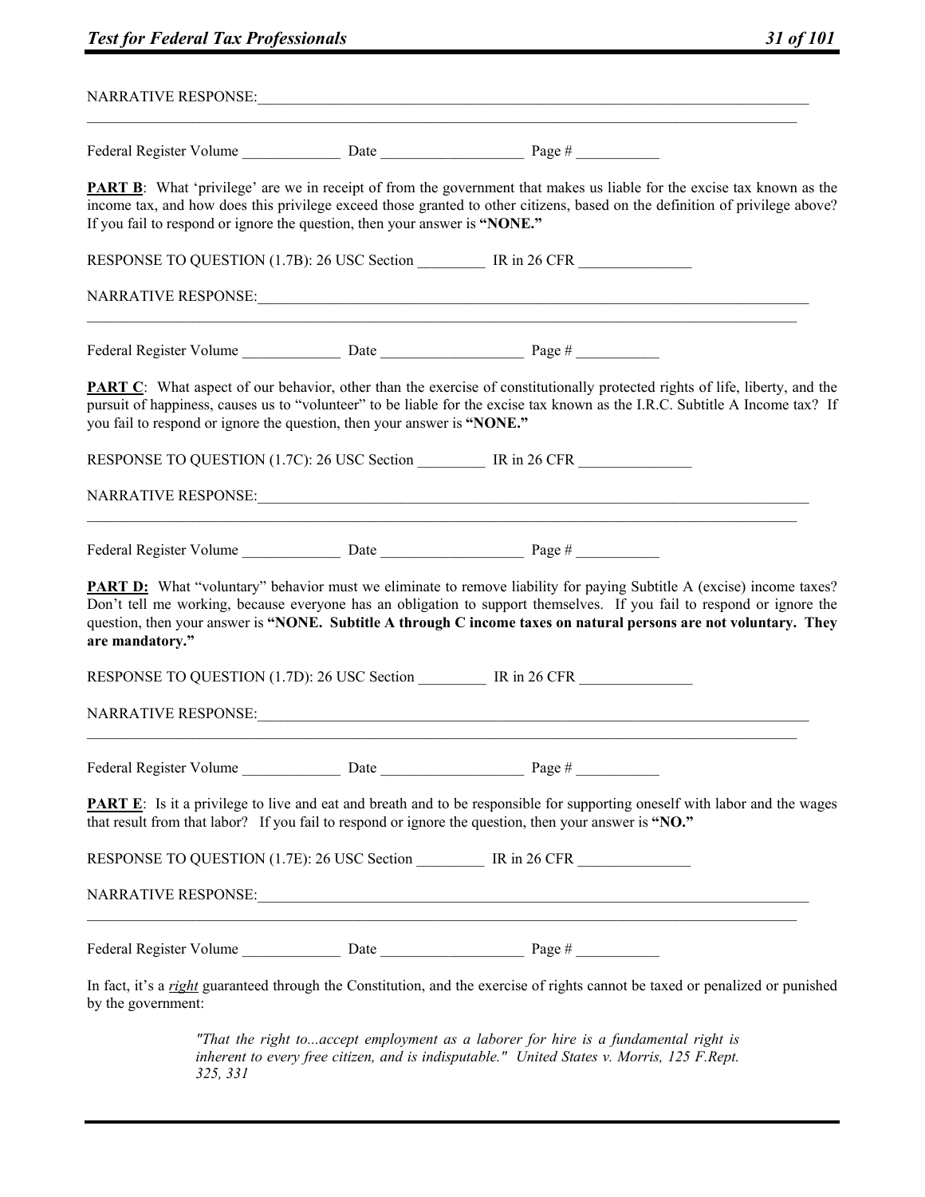NARRATIVE RESPONSE:_______________________________________________________________________________
_______________________________________________________________________________________________

Federal Register Volume _____________ Date ___________________ Page # ___________

**PART B**: What 'privilege' are we in receipt of from the government that makes us liable for the excise tax known as the income tax, and how does this privilege exceed those granted to other citizens, based on the definition of privilege above? If you fail to respond or ignore the question, then your answer is **"NONE."**

RESPONSE TO QUESTION (1.7B): 26 USC Section _________ IR in 26 CFR _______________

NARRATIVE RESPONSE:_______________________________________________________________________________
_______________________________________________________________________________________________

Federal Register Volume _____________ Date ___________________ Page # ___________

**PART C**: What aspect of our behavior, other than the exercise of constitutionally protected rights of life, liberty, and the pursuit of happiness, causes us to "volunteer" to be liable for the excise tax known as the I.R.C. Subtitle A Income tax? If you fail to respond or ignore the question, then your answer is **"NONE."**

RESPONSE TO QUESTION (1.7C): 26 USC Section _________ IR in 26 CFR _______________

NARRATIVE RESPONSE:_______________________________________________________________________________
_______________________________________________________________________________________________

Federal Register Volume _____________ Date ___________________ Page # ___________

**PART D:** What "voluntary" behavior must we eliminate to remove liability for paying Subtitle A (excise) income taxes? Don't tell me working, because everyone has an obligation to support themselves. If you fail to respond or ignore the question, then your answer is **"NONE. Subtitle A through C income taxes on natural persons are not voluntary. They are mandatory."**

RESPONSE TO QUESTION (1.7D): 26 USC Section _________ IR in 26 CFR _______________

NARRATIVE RESPONSE:_______________________________________________________________________________
_______________________________________________________________________________________________

Federal Register Volume _____________ Date ___________________ Page # ___________

**PART E**: Is it a privilege to live and eat and breath and to be responsible for supporting oneself with labor and the wages that result from that labor? If you fail to respond or ignore the question, then your answer is **"NO."**

RESPONSE TO QUESTION (1.7E): 26 USC Section _________ IR in 26 CFR _______________

NARRATIVE RESPONSE:_______________________________________________________________________________
_______________________________________________________________________________________________

Federal Register Volume _____________ Date ___________________ Page # ___________

In fact, it's a ***right*** guaranteed through the Constitution, and the exercise of rights cannot be taxed or penalized or punished by the government:

> *"That the right to...accept employment as a laborer for hire is a fundamental right is inherent to every free citizen, and is indisputable." United States v. Morris, 125 F.Rept. 325, 331*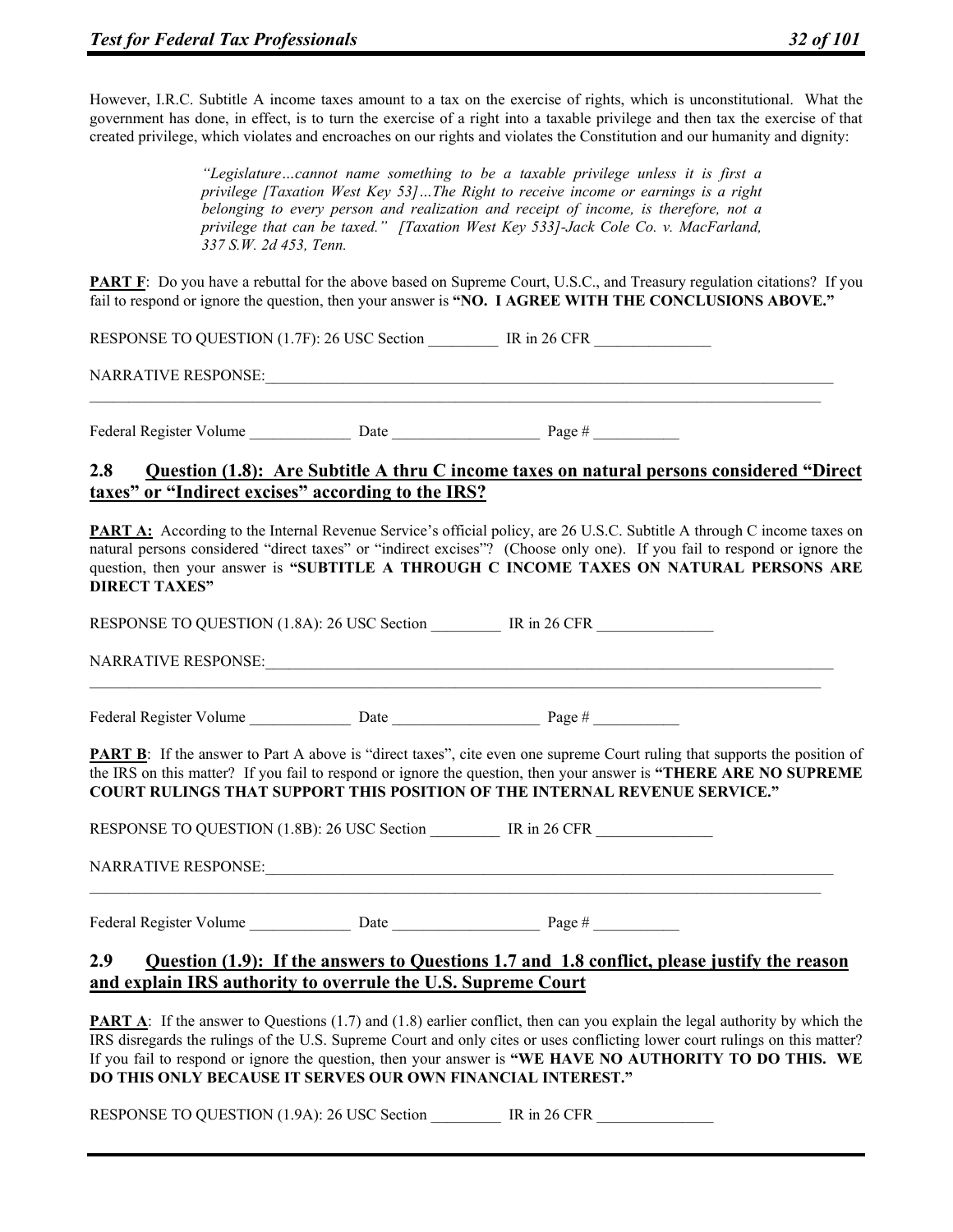However, I.R.C. Subtitle A income taxes amount to a tax on the exercise of rights, which is unconstitutional. What the government has done, in effect, is to turn the exercise of a right into a taxable privilege and then tax the exercise of that created privilege, which violates and encroaches on our rights and violates the Constitution and our humanity and dignity:

> *"Legislature…cannot name something to be a taxable privilege unless it is first a privilege [Taxation West Key 53]…The Right to receive income or earnings is a right belonging to every person and realization and receipt of income, is therefore, not a privilege that can be taxed." [Taxation West Key 533]-Jack Cole Co. v. MacFarland, 337 S.W. 2d 453, Tenn.*

**PART F**: Do you have a rebuttal for the above based on Supreme Court, U.S.C., and Treasury regulation citations? If you fail to respond or ignore the question, then your answer is **"NO. I AGREE WITH THE CONCLUSIONS ABOVE."**

RESPONSE TO QUESTION (1.7F): 26 USC Section _________ IR in 26 CFR _______________

NARRATIVE RESPONSE:_______________________________________________________________________________
_____________________________________________________________________________________________

Federal Register Volume _____________ Date ___________________ Page # ___________

## 2.8 Question (1.8): Are Subtitle A thru C income taxes on natural persons considered "Direct taxes" or "Indirect excises" according to the IRS?

**PART A:** According to the Internal Revenue Service's official policy, are 26 U.S.C. Subtitle A through C income taxes on natural persons considered "direct taxes" or "indirect excises"? (Choose only one). If you fail to respond or ignore the question, then your answer is **"SUBTITLE A THROUGH C INCOME TAXES ON NATURAL PERSONS ARE DIRECT TAXES"**

RESPONSE TO QUESTION (1.8A): 26 USC Section _________ IR in 26 CFR _______________

NARRATIVE RESPONSE:_______________________________________________________________________________
_____________________________________________________________________________________________

Federal Register Volume _____________ Date ___________________ Page # ___________

**PART B**: If the answer to Part A above is "direct taxes", cite even one supreme Court ruling that supports the position of the IRS on this matter? If you fail to respond or ignore the question, then your answer is **"THERE ARE NO SUPREME COURT RULINGS THAT SUPPORT THIS POSITION OF THE INTERNAL REVENUE SERVICE."**

RESPONSE TO QUESTION (1.8B): 26 USC Section _________ IR in 26 CFR _______________

NARRATIVE RESPONSE:_______________________________________________________________________________
_____________________________________________________________________________________________

Federal Register Volume _____________ Date ___________________ Page # ___________

## 2.9 Question (1.9): If the answers to Questions 1.7 and 1.8 conflict, please justify the reason and explain IRS authority to overrule the U.S. Supreme Court

**PART A**: If the answer to Questions (1.7) and (1.8) earlier conflict, then can you explain the legal authority by which the IRS disregards the rulings of the U.S. Supreme Court and only cites or uses conflicting lower court rulings on this matter? If you fail to respond or ignore the question, then your answer is **"WE HAVE NO AUTHORITY TO DO THIS. WE DO THIS ONLY BECAUSE IT SERVES OUR OWN FINANCIAL INTEREST."**

RESPONSE TO QUESTION (1.9A): 26 USC Section _________ IR in 26 CFR _______________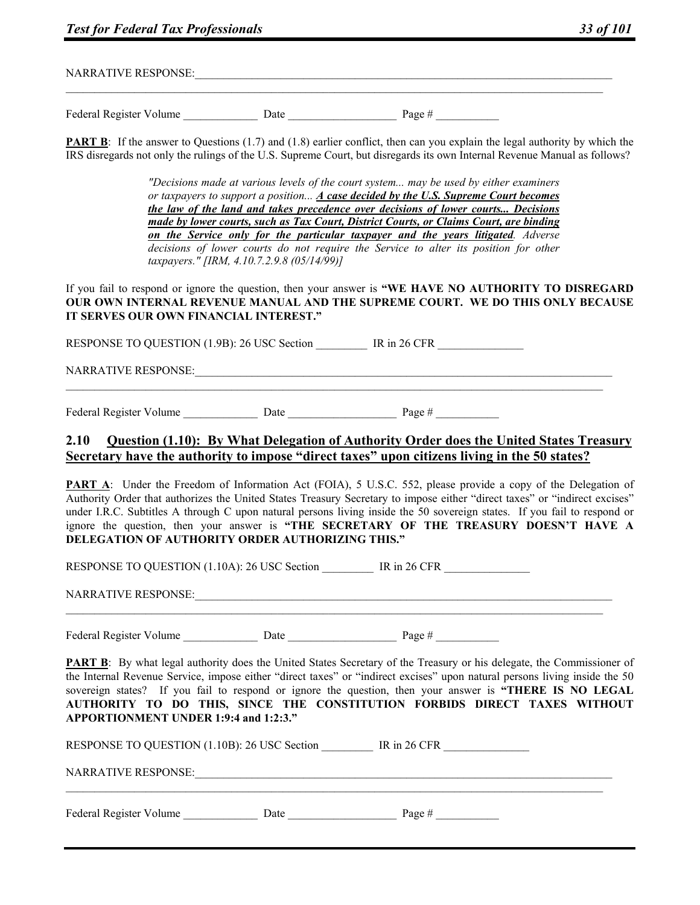NARRATIVE RESPONSE:\_\_\_\_\_\_\_\_\_\_\_\_\_\_\_\_\_\_\_\_\_\_\_\_\_\_\_\_\_\_\_\_\_\_\_\_\_\_\_\_\_\_\_\_\_\_\_\_\_\_\_\_\_\_\_\_\_\_\_\_\_\_\_\_\_\_\_\_\_\_\_\_\_\_\_\_

\_\_\_\_\_\_\_\_\_\_\_\_\_\_\_\_\_\_\_\_\_\_\_\_\_\_\_\_\_\_\_\_\_\_\_\_\_\_\_\_\_\_\_\_\_\_\_\_\_\_\_\_\_\_\_\_\_\_\_\_\_\_\_\_\_\_\_\_\_\_\_\_\_\_\_\_\_\_\_\_\_\_\_\_\_\_\_\_\_\_\_

Federal Register Volume \_\_\_\_\_\_\_\_\_\_\_\_\_ Date \_\_\_\_\_\_\_\_\_\_\_\_\_\_\_\_\_\_\_ Page # \_\_\_\_\_\_\_\_\_\_\_

**PART B**: If the answer to Questions (1.7) and (1.8) earlier conflict, then can you explain the legal authority by which the IRS disregards not only the rulings of the U.S. Supreme Court, but disregards its own Internal Revenue Manual as follows?

> *"Decisions made at various levels of the court system... may be used by either examiners or taxpayers to support a position... **A case decided by the U.S. Supreme Court becomes the law of the land and takes precedence over decisions of lower courts... Decisions made by lower courts, such as Tax Court, District Courts, or Claims Court, are binding on the Service only for the particular taxpayer and the years litigated**. Adverse decisions of lower courts do not require the Service to alter its position for other taxpayers." [IRM, 4.10.7.2.9.8 (05/14/99)]*

If you fail to respond or ignore the question, then your answer is **"WE HAVE NO AUTHORITY TO DISREGARD OUR OWN INTERNAL REVENUE MANUAL AND THE SUPREME COURT. WE DO THIS ONLY BECAUSE IT SERVES OUR OWN FINANCIAL INTEREST."**

RESPONSE TO QUESTION (1.9B): 26 USC Section \_\_\_\_\_\_\_\_\_ IR in 26 CFR \_\_\_\_\_\_\_\_\_\_\_\_\_\_\_

NARRATIVE RESPONSE:\_\_\_\_\_\_\_\_\_\_\_\_\_\_\_\_\_\_\_\_\_\_\_\_\_\_\_\_\_\_\_\_\_\_\_\_\_\_\_\_\_\_\_\_\_\_\_\_\_\_\_\_\_\_\_\_\_\_\_\_\_\_\_\_\_\_\_\_\_\_\_\_\_\_\_\_

\_\_\_\_\_\_\_\_\_\_\_\_\_\_\_\_\_\_\_\_\_\_\_\_\_\_\_\_\_\_\_\_\_\_\_\_\_\_\_\_\_\_\_\_\_\_\_\_\_\_\_\_\_\_\_\_\_\_\_\_\_\_\_\_\_\_\_\_\_\_\_\_\_\_\_\_\_\_\_\_\_\_\_\_\_\_\_\_\_\_\_

Federal Register Volume \_\_\_\_\_\_\_\_\_\_\_\_\_ Date \_\_\_\_\_\_\_\_\_\_\_\_\_\_\_\_\_\_\_ Page # \_\_\_\_\_\_\_\_\_\_\_

## 2.10 Question (1.10): By What Delegation of Authority Order does the United States Treasury Secretary have the authority to impose "direct taxes" upon citizens living in the 50 states?

**PART A**: Under the Freedom of Information Act (FOIA), 5 U.S.C. 552, please provide a copy of the Delegation of Authority Order that authorizes the United States Treasury Secretary to impose either "direct taxes" or "indirect excises" under I.R.C. Subtitles A through C upon natural persons living inside the 50 sovereign states. If you fail to respond or ignore the question, then your answer is **"THE SECRETARY OF THE TREASURY DOESN'T HAVE A DELEGATION OF AUTHORITY ORDER AUTHORIZING THIS."**

RESPONSE TO QUESTION (1.10A): 26 USC Section \_\_\_\_\_\_\_\_\_ IR in 26 CFR \_\_\_\_\_\_\_\_\_\_\_\_\_\_\_

NARRATIVE RESPONSE:\_\_\_\_\_\_\_\_\_\_\_\_\_\_\_\_\_\_\_\_\_\_\_\_\_\_\_\_\_\_\_\_\_\_\_\_\_\_\_\_\_\_\_\_\_\_\_\_\_\_\_\_\_\_\_\_\_\_\_\_\_\_\_\_\_\_\_\_\_\_\_\_\_\_\_\_

\_\_\_\_\_\_\_\_\_\_\_\_\_\_\_\_\_\_\_\_\_\_\_\_\_\_\_\_\_\_\_\_\_\_\_\_\_\_\_\_\_\_\_\_\_\_\_\_\_\_\_\_\_\_\_\_\_\_\_\_\_\_\_\_\_\_\_\_\_\_\_\_\_\_\_\_\_\_\_\_\_\_\_\_\_\_\_\_\_\_\_

Federal Register Volume \_\_\_\_\_\_\_\_\_\_\_\_\_ Date \_\_\_\_\_\_\_\_\_\_\_\_\_\_\_\_\_\_\_ Page # \_\_\_\_\_\_\_\_\_\_\_

**PART B**: By what legal authority does the United States Secretary of the Treasury or his delegate, the Commissioner of the Internal Revenue Service, impose either "direct taxes" or "indirect excises" upon natural persons living inside the 50 sovereign states? If you fail to respond or ignore the question, then your answer is **"THERE IS NO LEGAL AUTHORITY TO DO THIS, SINCE THE CONSTITUTION FORBIDS DIRECT TAXES WITHOUT APPORTIONMENT UNDER 1:9:4 and 1:2:3."**

RESPONSE TO QUESTION (1.10B): 26 USC Section \_\_\_\_\_\_\_\_\_ IR in 26 CFR \_\_\_\_\_\_\_\_\_\_\_\_\_\_\_

NARRATIVE RESPONSE:\_\_\_\_\_\_\_\_\_\_\_\_\_\_\_\_\_\_\_\_\_\_\_\_\_\_\_\_\_\_\_\_\_\_\_\_\_\_\_\_\_\_\_\_\_\_\_\_\_\_\_\_\_\_\_\_\_\_\_\_\_\_\_\_\_\_\_\_\_\_\_\_\_\_\_\_

\_\_\_\_\_\_\_\_\_\_\_\_\_\_\_\_\_\_\_\_\_\_\_\_\_\_\_\_\_\_\_\_\_\_\_\_\_\_\_\_\_\_\_\_\_\_\_\_\_\_\_\_\_\_\_\_\_\_\_\_\_\_\_\_\_\_\_\_\_\_\_\_\_\_\_\_\_\_\_\_\_\_\_\_\_\_\_\_\_\_\_

Federal Register Volume \_\_\_\_\_\_\_\_\_\_\_\_\_ Date \_\_\_\_\_\_\_\_\_\_\_\_\_\_\_\_\_\_\_ Page # \_\_\_\_\_\_\_\_\_\_\_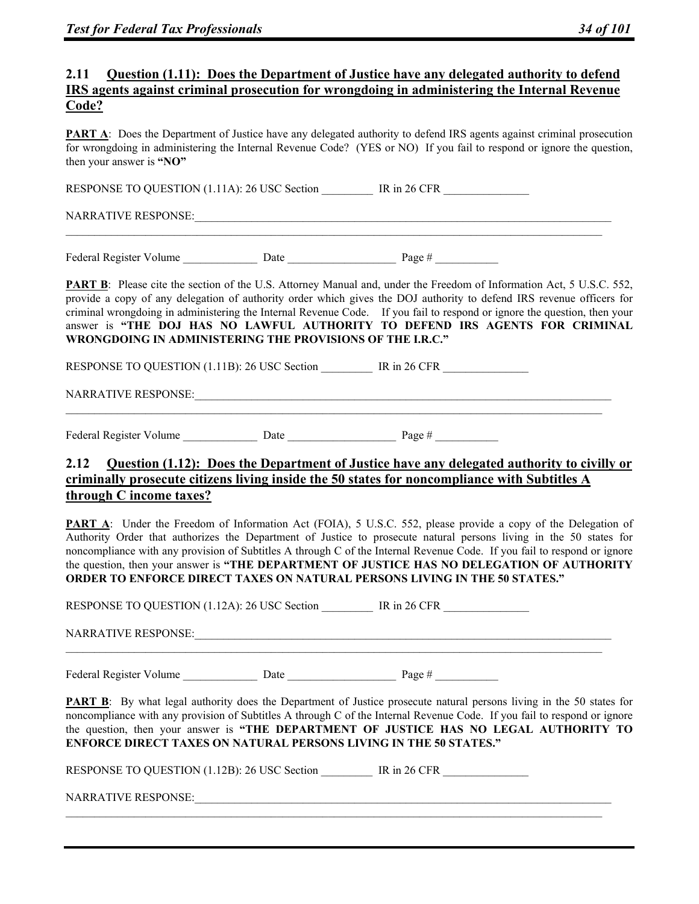## 2.11 Question (1.11): Does the Department of Justice have any delegated authority to defend IRS agents against criminal prosecution for wrongdoing in administering the Internal Revenue Code?

**PART A**: Does the Department of Justice have any delegated authority to defend IRS agents against criminal prosecution for wrongdoing in administering the Internal Revenue Code? (YES or NO) If you fail to respond or ignore the question, then your answer is **"NO"**

RESPONSE TO QUESTION (1.11A): 26 USC Section _________ IR in 26 CFR _______________

NARRATIVE RESPONSE:_______________________________________________________________________________
_________________________________________________________________________________________________

Federal Register Volume _____________ Date ___________________ Page # ___________

**PART B**: Please cite the section of the U.S. Attorney Manual and, under the Freedom of Information Act, 5 U.S.C. 552, provide a copy of any delegation of authority order which gives the DOJ authority to defend IRS revenue officers for criminal wrongdoing in administering the Internal Revenue Code. If you fail to respond or ignore the question, then your answer is **"THE DOJ HAS NO LAWFUL AUTHORITY TO DEFEND IRS AGENTS FOR CRIMINAL WRONGDOING IN ADMINISTERING THE PROVISIONS OF THE I.R.C."**

RESPONSE TO QUESTION (1.11B): 26 USC Section _________ IR in 26 CFR _______________

NARRATIVE RESPONSE:_______________________________________________________________________________
_________________________________________________________________________________________________

Federal Register Volume _____________ Date ___________________ Page # ___________

## 2.12 Question (1.12): Does the Department of Justice have any delegated authority to civilly or criminally prosecute citizens living inside the 50 states for noncompliance with Subtitles A through C income taxes?

**PART A**: Under the Freedom of Information Act (FOIA), 5 U.S.C. 552, please provide a copy of the Delegation of Authority Order that authorizes the Department of Justice to prosecute natural persons living in the 50 states for noncompliance with any provision of Subtitles A through C of the Internal Revenue Code. If you fail to respond or ignore the question, then your answer is **"THE DEPARTMENT OF JUSTICE HAS NO DELEGATION OF AUTHORITY ORDER TO ENFORCE DIRECT TAXES ON NATURAL PERSONS LIVING IN THE 50 STATES."**

RESPONSE TO QUESTION (1.12A): 26 USC Section _________ IR in 26 CFR _______________

NARRATIVE RESPONSE:_______________________________________________________________________________
_________________________________________________________________________________________________

Federal Register Volume _____________ Date ___________________ Page # ___________

**PART B**: By what legal authority does the Department of Justice prosecute natural persons living in the 50 states for noncompliance with any provision of Subtitles A through C of the Internal Revenue Code. If you fail to respond or ignore the question, then your answer is **"THE DEPARTMENT OF JUSTICE HAS NO LEGAL AUTHORITY TO ENFORCE DIRECT TAXES ON NATURAL PERSONS LIVING IN THE 50 STATES."**

RESPONSE TO QUESTION (1.12B): 26 USC Section _________ IR in 26 CFR _______________

NARRATIVE RESPONSE:_______________________________________________________________________________
_________________________________________________________________________________________________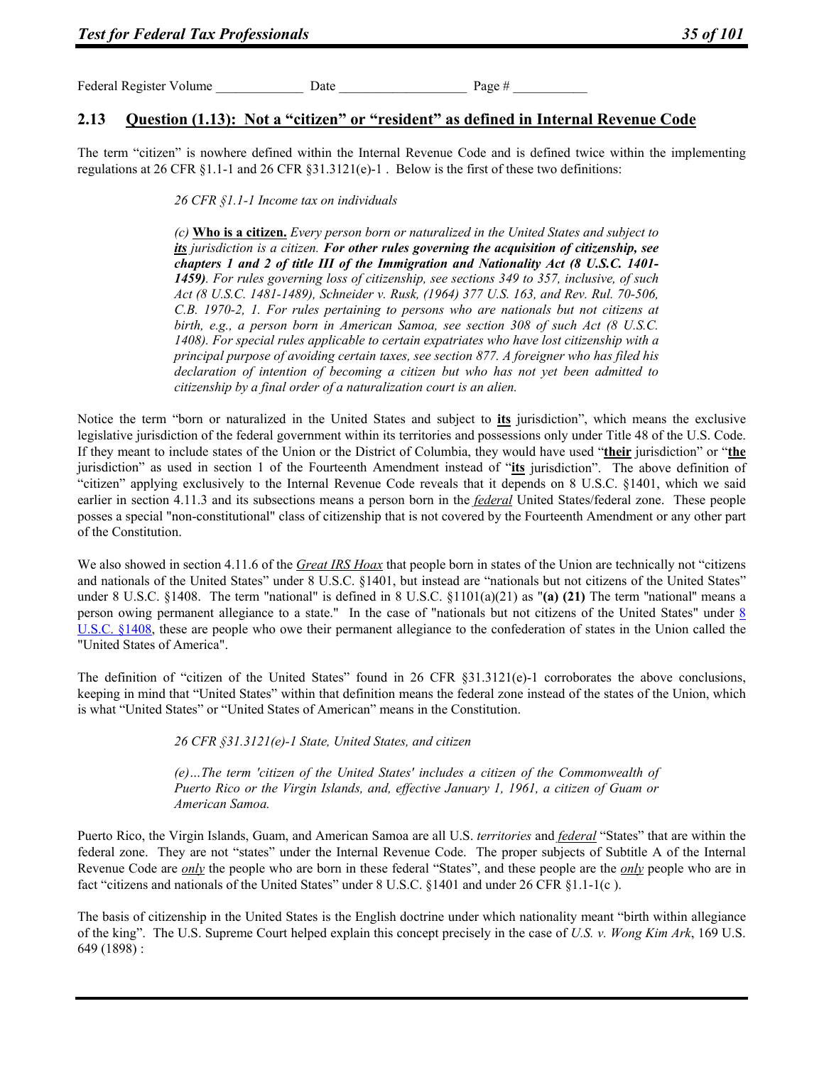Federal Register Volume _____________ Date ___________________ Page # ___________

## 2.13 Question (1.13): Not a "citizen" or "resident" as defined in Internal Revenue Code

The term "citizen" is nowhere defined within the Internal Revenue Code and is defined twice within the implementing regulations at 26 CFR §1.1-1 and 26 CFR §31.3121(e)-1 . Below is the first of these two definitions:

> *26 CFR §1.1-1 Income tax on individuals*
>
> *(c)* **Who is a citizen.** *Every person born or naturalized in the United States and subject to* ***its*** *jurisdiction is a citizen.* ***For other rules governing the acquisition of citizenship, see chapters 1 and 2 of title III of the Immigration and Nationality Act (8 U.S.C. 1401-1459)****. For rules governing loss of citizenship, see sections 349 to 357, inclusive, of such Act (8 U.S.C. 1481-1489), Schneider v. Rusk, (1964) 377 U.S. 163, and Rev. Rul. 70-506, C.B. 1970-2, 1. For rules pertaining to persons who are nationals but not citizens at birth, e.g., a person born in American Samoa, see section 308 of such Act (8 U.S.C. 1408). For special rules applicable to certain expatriates who have lost citizenship with a principal purpose of avoiding certain taxes, see section 877. A foreigner who has filed his declaration of intention of becoming a citizen but who has not yet been admitted to citizenship by a final order of a naturalization court is an alien.*

Notice the term "born or naturalized in the United States and subject to **its** jurisdiction", which means the exclusive legislative jurisdiction of the federal government within its territories and possessions only under Title 48 of the U.S. Code. If they meant to include states of the Union or the District of Columbia, they would have used "**their** jurisdiction" or "**the** jurisdiction" as used in section 1 of the Fourteenth Amendment instead of "**its** jurisdiction". The above definition of "citizen" applying exclusively to the Internal Revenue Code reveals that it depends on 8 U.S.C. §1401, which we said earlier in section 4.11.3 and its subsections means a person born in the ***federal*** United States/federal zone. These people posses a special "non-constitutional" class of citizenship that is not covered by the Fourteenth Amendment or any other part of the Constitution.

We also showed in section 4.11.6 of the ***Great IRS Hoax*** that people born in states of the Union are technically not "citizens and nationals of the United States" under 8 U.S.C. §1401, but instead are "nationals but not citizens of the United States" under 8 U.S.C. §1408. The term "national" is defined in 8 U.S.C. §1101(a)(21) as "**(a) (21)** The term "national" means a person owing permanent allegiance to a state." In the case of "nationals but not citizens of the United States" under 8 U.S.C. §1408, these are people who owe their permanent allegiance to the confederation of states in the Union called the "United States of America".

The definition of "citizen of the United States" found in 26 CFR §31.3121(e)-1 corroborates the above conclusions, keeping in mind that "United States" within that definition means the federal zone instead of the states of the Union, which is what "United States" or "United States of American" means in the Constitution.

> *26 CFR §31.3121(e)-1 State, United States, and citizen*
>
> *(e)…The term 'citizen of the United States' includes a citizen of the Commonwealth of Puerto Rico or the Virgin Islands, and, effective January 1, 1961, a citizen of Guam or American Samoa.*

Puerto Rico, the Virgin Islands, Guam, and American Samoa are all U.S. *territories* and ***federal*** "States" that are within the federal zone. They are not "states" under the Internal Revenue Code. The proper subjects of Subtitle A of the Internal Revenue Code are ***only*** the people who are born in these federal "States", and these people are the ***only*** people who are in fact "citizens and nationals of the United States" under 8 U.S.C. §1401 and under 26 CFR §1.1-1(c ).

The basis of citizenship in the United States is the English doctrine under which nationality meant "birth within allegiance of the king". The U.S. Supreme Court helped explain this concept precisely in the case of *U.S. v. Wong Kim Ark*, 169 U.S. 649 (1898) :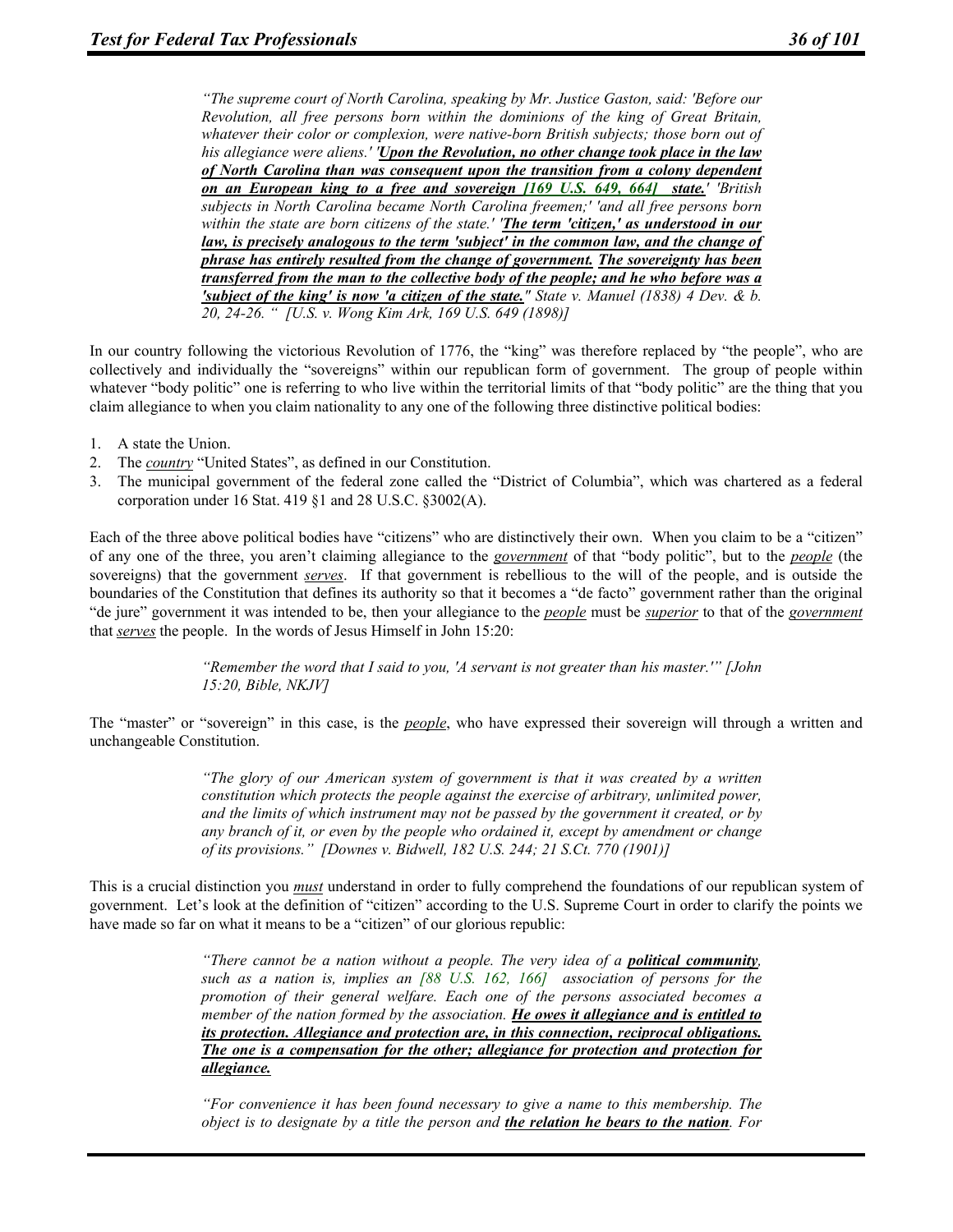> *"The supreme court of North Carolina, speaking by Mr. Justice Gaston, said: 'Before our Revolution, all free persons born within the dominions of the king of Great Britain, whatever their color or complexion, were native-born British subjects; those born out of his allegiance were aliens.' '**Upon the Revolution, no other change took place in the law of North Carolina than was consequent upon the transition from a colony dependent on an European king to a free and sovereign [169 U.S. 649, 664] state.**' 'British subjects in North Carolina became North Carolina freemen;' 'and all free persons born within the state are born citizens of the state.' '**The term 'citizen,' as understood in our law, is precisely analogous to the term 'subject' in the common law, and the change of phrase has entirely resulted from the change of government. The sovereignty has been transferred from the man to the collective body of the people; and he who before was a 'subject of the king' is now 'a citizen of the state.**" State v. Manuel (1838) 4 Dev. & b. 20, 24-26. " [U.S. v. Wong Kim Ark, 169 U.S. 649 (1898)]*

In our country following the victorious Revolution of 1776, the "king" was therefore replaced by "the people", who are collectively and individually the "sovereigns" within our republican form of government. The group of people within whatever "body politic" one is referring to who live within the territorial limits of that "body politic" are the thing that you claim allegiance to when you claim nationality to any one of the following three distinctive political bodies:

1. A state the Union.
2. The ***country*** "United States", as defined in our Constitution.
3. The municipal government of the federal zone called the "District of Columbia", which was chartered as a federal corporation under 16 Stat. 419 §1 and 28 U.S.C. §3002(A).

Each of the three above political bodies have "citizens" who are distinctively their own. When you claim to be a "citizen" of any one of the three, you aren't claiming allegiance to the ***government*** of that "body politic", but to the ***people*** (the sovereigns) that the government ***serves***. If that government is rebellious to the will of the people, and is outside the boundaries of the Constitution that defines its authority so that it becomes a "de facto" government rather than the original "de jure" government it was intended to be, then your allegiance to the ***people*** must be ***superior*** to that of the ***government*** that ***serves*** the people. In the words of Jesus Himself in John 15:20:

> *"Remember the word that I said to you, 'A servant is not greater than his master.'" [John 15:20, Bible, NKJV]*

The "master" or "sovereign" in this case, is the ***people***, who have expressed their sovereign will through a written and unchangeable Constitution.

> *"The glory of our American system of government is that it was created by a written constitution which protects the people against the exercise of arbitrary, unlimited power, and the limits of which instrument may not be passed by the government it created, or by any branch of it, or even by the people who ordained it, except by amendment or change of its provisions." [Downes v. Bidwell, 182 U.S. 244; 21 S.Ct. 770 (1901)]*

This is a crucial distinction you ***must*** understand in order to fully comprehend the foundations of our republican system of government. Let's look at the definition of "citizen" according to the U.S. Supreme Court in order to clarify the points we have made so far on what it means to be a "citizen" of our glorious republic:

> *"There cannot be a nation without a people. The very idea of a **political community**, such as a nation is, implies an [88 U.S. 162, 166] association of persons for the promotion of their general welfare. Each one of the persons associated becomes a member of the nation formed by the association. **He owes it allegiance and is entitled to its protection. Allegiance and protection are, in this connection, reciprocal obligations. The one is a compensation for the other; allegiance for protection and protection for allegiance.***
>
> *"For convenience it has been found necessary to give a name to this membership. The object is to designate by a title the person and **the relation he bears to the nation**. For*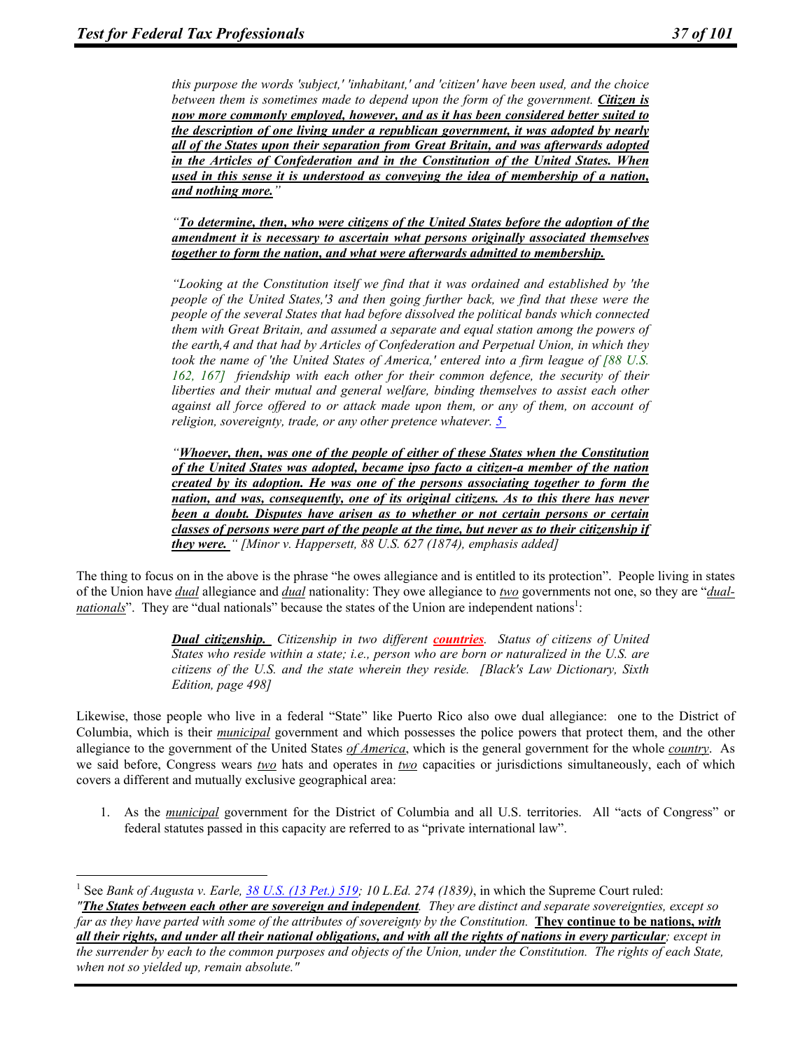> *this purpose the words 'subject,' 'inhabitant,' and 'citizen' have been used, and the choice between them is sometimes made to depend upon the form of the government. **Citizen is now more commonly employed, however, and as it has been considered better suited to the description of one living under a republican government, it was adopted by nearly all of the States upon their separation from Great Britain, and was afterwards adopted in the Articles of Confederation and in the Constitution of the United States. When used in this sense it is understood as conveying the idea of membership of a nation, and nothing more.**"*
>
> *"**To determine, then, who were citizens of the United States before the adoption of the amendment it is necessary to ascertain what persons originally associated themselves together to form the nation, and what were afterwards admitted to membership.***
>
> *"Looking at the Constitution itself we find that it was ordained and established by 'the people of the United States,'3 and then going further back, we find that these were the people of the several States that had before dissolved the political bands which connected them with Great Britain, and assumed a separate and equal station among the powers of the earth,4 and that had by Articles of Confederation and Perpetual Union, in which they took the name of 'the United States of America,' entered into a firm league of [88 U.S. 162, 167] friendship with each other for their common defence, the security of their liberties and their mutual and general welfare, binding themselves to assist each other against all force offered to or attack made upon them, or any of them, on account of religion, sovereignty, trade, or any other pretence whatever. 5*
>
> *"**Whoever, then, was one of the people of either of these States when the Constitution of the United States was adopted, became ipso facto a citizen-a member of the nation created by its adoption. He was one of the persons associating together to form the nation, and was, consequently, one of its original citizens. As to this there has never been a doubt. Disputes have arisen as to whether or not certain persons or certain classes of persons were part of the people at the time, but never as to their citizenship if they were.** " [Minor v. Happersett, 88 U.S. 627 (1874), emphasis added]*

The thing to focus on in the above is the phrase "he owes allegiance and is entitled to its protection". People living in states of the Union have ***dual*** allegiance and ***dual*** nationality: They owe allegiance to ***two*** governments not one, so they are "***dual-nationals***". They are "dual nationals" because the states of the Union are independent nations[1]:

> ***Dual citizenship.*** *Citizenship in two different **countries**. Status of citizens of United States who reside within a state; i.e., person who are born or naturalized in the U.S. are citizens of the U.S. and the state wherein they reside. [Black's Law Dictionary, Sixth Edition, page 498]*

Likewise, those people who live in a federal "State" like Puerto Rico also owe dual allegiance: one to the District of Columbia, which is their ***municipal*** government and which possesses the police powers that protect them, and the other allegiance to the government of the United States ***of America***, which is the general government for the whole ***country***. As we said before, Congress wears ***two*** hats and operates in ***two*** capacities or jurisdictions simultaneously, each of which covers a different and mutually exclusive geographical area:

1. As the ***municipal*** government for the District of Columbia and all U.S. territories. All "acts of Congress" or federal statutes passed in this capacity are referred to as "private international law".

---

[1] See *Bank of Augusta v. Earle, 38 U.S. (13 Pet.) 519; 10 L.Ed. 274 (1839)*, in which the Supreme Court ruled:
*"**The States between each other are sovereign and independent**. They are distinct and separate sovereignties, except so far as they have parted with some of the attributes of sovereignty by the Constitution.* **They continue to be nations, *with all their rights, and under all their national obligations, and with all the rights of nations in every particular*** *; except in the surrender by each to the common purposes and objects of the Union, under the Constitution. The rights of each State, when not so yielded up, remain absolute."*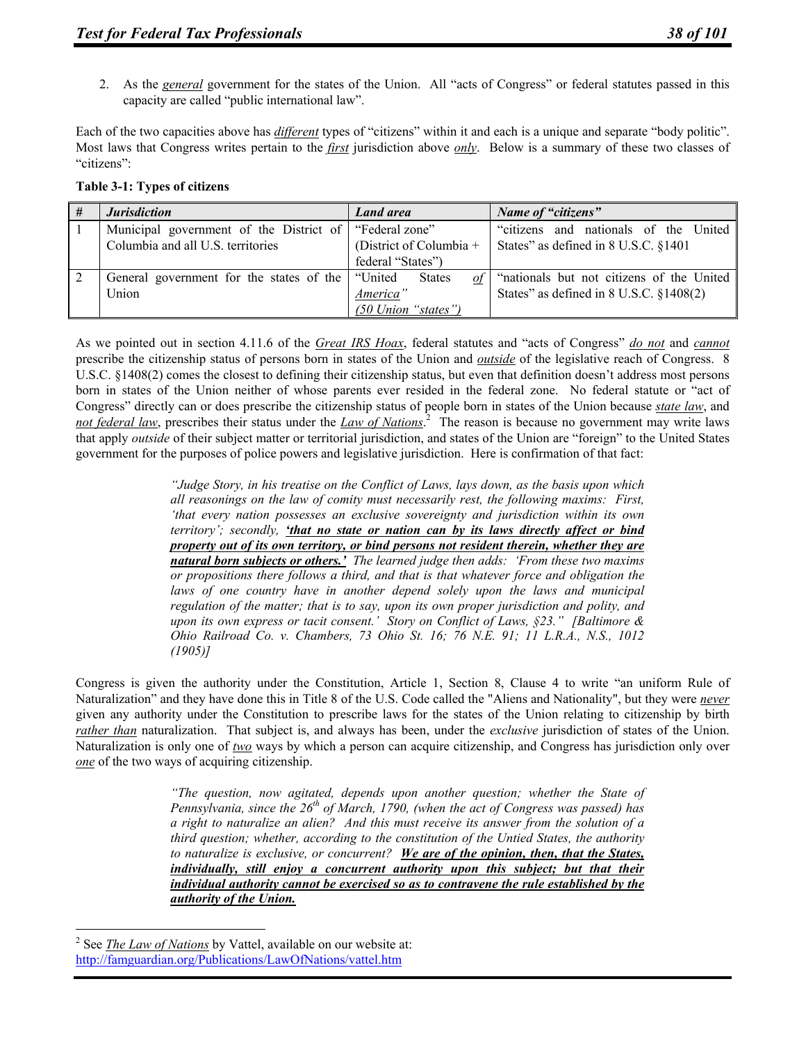2. As the *general* government for the states of the Union. All "acts of Congress" or federal statutes passed in this capacity are called "public international law".

Each of the two capacities above has *different* types of "citizens" within it and each is a unique and separate "body politic". Most laws that Congress writes pertain to the *first* jurisdiction above *only*. Below is a summary of these two classes of "citizens":

**Table 3-1: Types of citizens**

| # | *Jurisdiction* | *Land area* | *Name of "citizens"* |
|---|---|---|---|
| 1 | Municipal government of the District of Columbia and all U.S. territories | "Federal zone" (District of Columbia + federal "States") | "citizens and nationals of the United States" as defined in 8 U.S.C. §1401 |
| 2 | General government for the states of the Union | "United States *of America*" *(50 Union "states")* | "nationals but not citizens of the United States" as defined in 8 U.S.C. §1408(2) |

As we pointed out in section 4.11.6 of the *Great IRS Hoax*, federal statutes and "acts of Congress" *do not* and *cannot* prescribe the citizenship status of persons born in states of the Union and *outside* of the legislative reach of Congress. 8 U.S.C. §1408(2) comes the closest to defining their citizenship status, but even that definition doesn't address most persons born in states of the Union neither of whose parents ever resided in the federal zone. No federal statute or "act of Congress" directly can or does prescribe the citizenship status of people born in states of the Union because *state law*, and *not federal law*, prescribes their status under the *Law of Nations*.[2] The reason is because no government may write laws that apply *outside* of their subject matter or territorial jurisdiction, and states of the Union are "foreign" to the United States government for the purposes of police powers and legislative jurisdiction. Here is confirmation of that fact:

> *"Judge Story, in his treatise on the Conflict of Laws, lays down, as the basis upon which all reasonings on the law of comity must necessarily rest, the following maxims: First, 'that every nation possesses an exclusive sovereignty and jurisdiction within its own territory'; secondly,* ***'that no state or nation can by its laws directly affect or bind property out of its own territory, or bind persons not resident therein, whether they are natural born subjects or others.'*** *The learned judge then adds: 'From these two maxims or propositions there follows a third, and that is that whatever force and obligation the laws of one country have in another depend solely upon the laws and municipal regulation of the matter; that is to say, upon its own proper jurisdiction and polity, and upon its own express or tacit consent.' Story on Conflict of Laws, §23." [Baltimore & Ohio Railroad Co. v. Chambers, 73 Ohio St. 16; 76 N.E. 91; 11 L.R.A., N.S., 1012 (1905)]*

Congress is given the authority under the Constitution, Article 1, Section 8, Clause 4 to write "an uniform Rule of Naturalization" and they have done this in Title 8 of the U.S. Code called the "Aliens and Nationality", but they were *never* given any authority under the Constitution to prescribe laws for the states of the Union relating to citizenship by birth *rather than* naturalization. That subject is, and always has been, under the *exclusive* jurisdiction of states of the Union. Naturalization is only one of *two* ways by which a person can acquire citizenship, and Congress has jurisdiction only over *one* of the two ways of acquiring citizenship.

> *"The question, now agitated, depends upon another question; whether the State of Pennsylvania, since the 26th of March, 1790, (when the act of Congress was passed) has a right to naturalize an alien? And this must receive its answer from the solution of a third question; whether, according to the constitution of the Untied States, the authority to naturalize is exclusive, or concurrent?* ***We are of the opinion, then, that the States, individually, still enjoy a concurrent authority upon this subject; but that their individual authority cannot be exercised so as to contravene the rule established by the authority of the Union.***

---

[2] See *The Law of Nations* by Vattel, available on our website at: http://famguardian.org/Publications/LawOfNations/vattel.htm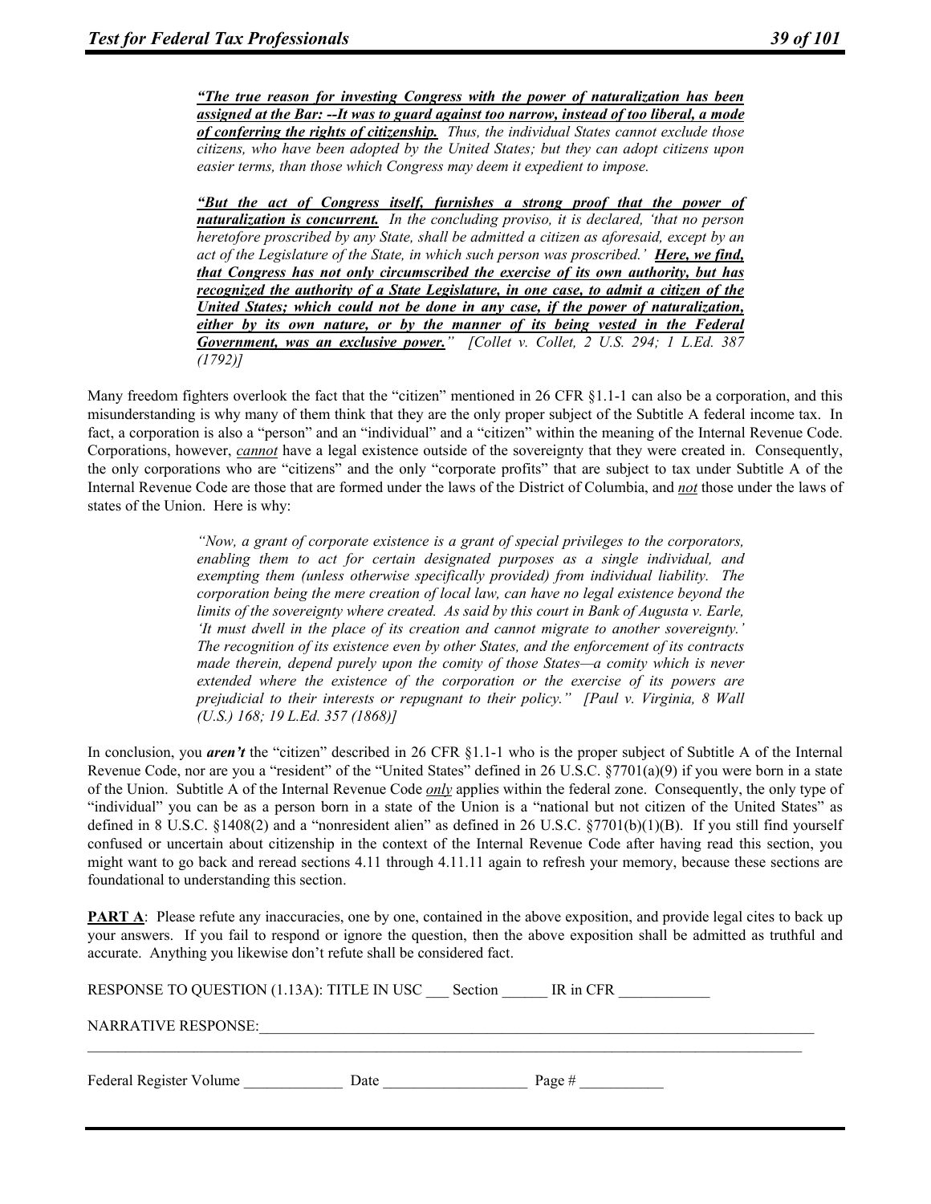> ***"The true reason for investing Congress with the power of naturalization has been assigned at the Bar: --It was to guard against too narrow, instead of too liberal, a mode of conferring the rights of citizenship.*** *Thus, the individual States cannot exclude those citizens, who have been adopted by the United States; but they can adopt citizens upon easier terms, than those which Congress may deem it expedient to impose.*
>
> ***"But the act of Congress itself, furnishes a strong proof that the power of naturalization is concurrent.*** *In the concluding proviso, it is declared, 'that no person heretofore proscribed by any State, shall be admitted a citizen as aforesaid, except by an act of the Legislature of the State, in which such person was proscribed.'* ***Here, we find, that Congress has not only circumscribed the exercise of its own authority, but has recognized the authority of a State Legislature, in one case, to admit a citizen of the United States; which could not be done in any case, if the power of naturalization, either by its own nature, or by the manner of its being vested in the Federal Government, was an exclusive power."*** *[Collet v. Collet, 2 U.S. 294; 1 L.Ed. 387 (1792)]*

Many freedom fighters overlook the fact that the "citizen" mentioned in 26 CFR §1.1-1 can also be a corporation, and this misunderstanding is why many of them think that they are the only proper subject of the Subtitle A federal income tax. In fact, a corporation is also a "person" and an "individual" and a "citizen" within the meaning of the Internal Revenue Code. Corporations, however, ***cannot*** have a legal existence outside of the sovereignty that they were created in. Consequently, the only corporations who are "citizens" and the only "corporate profits" that are subject to tax under Subtitle A of the Internal Revenue Code are those that are formed under the laws of the District of Columbia, and ***not*** those under the laws of states of the Union. Here is why:

> *"Now, a grant of corporate existence is a grant of special privileges to the corporators, enabling them to act for certain designated purposes as a single individual, and exempting them (unless otherwise specifically provided) from individual liability. The corporation being the mere creation of local law, can have no legal existence beyond the limits of the sovereignty where created. As said by this court in Bank of Augusta v. Earle, 'It must dwell in the place of its creation and cannot migrate to another sovereignty.' The recognition of its existence even by other States, and the enforcement of its contracts made therein, depend purely upon the comity of those States—a comity which is never extended where the existence of the corporation or the exercise of its powers are prejudicial to their interests or repugnant to their policy." [Paul v. Virginia, 8 Wall (U.S.) 168; 19 L.Ed. 357 (1868)]*

In conclusion, you ***aren't*** the "citizen" described in 26 CFR §1.1-1 who is the proper subject of Subtitle A of the Internal Revenue Code, nor are you a "resident" of the "United States" defined in 26 U.S.C. §7701(a)(9) if you were born in a state of the Union. Subtitle A of the Internal Revenue Code ***only*** applies within the federal zone. Consequently, the only type of "individual" you can be as a person born in a state of the Union is a "national but not citizen of the United States" as defined in 8 U.S.C. §1408(2) and a "nonresident alien" as defined in 26 U.S.C. §7701(b)(1)(B). If you still find yourself confused or uncertain about citizenship in the context of the Internal Revenue Code after having read this section, you might want to go back and reread sections 4.11 through 4.11.11 again to refresh your memory, because these sections are foundational to understanding this section.

**PART A**: Please refute any inaccuracies, one by one, contained in the above exposition, and provide legal cites to back up your answers. If you fail to respond or ignore the question, then the above exposition shall be admitted as truthful and accurate. Anything you likewise don't refute shall be considered fact.

RESPONSE TO QUESTION (1.13A): TITLE IN USC ___ Section ______ IR in CFR ____________

NARRATIVE RESPONSE:______________________________________________________________________________

____________________________________________________________________________________________________

Federal Register Volume _____________ Date ___________________ Page # ___________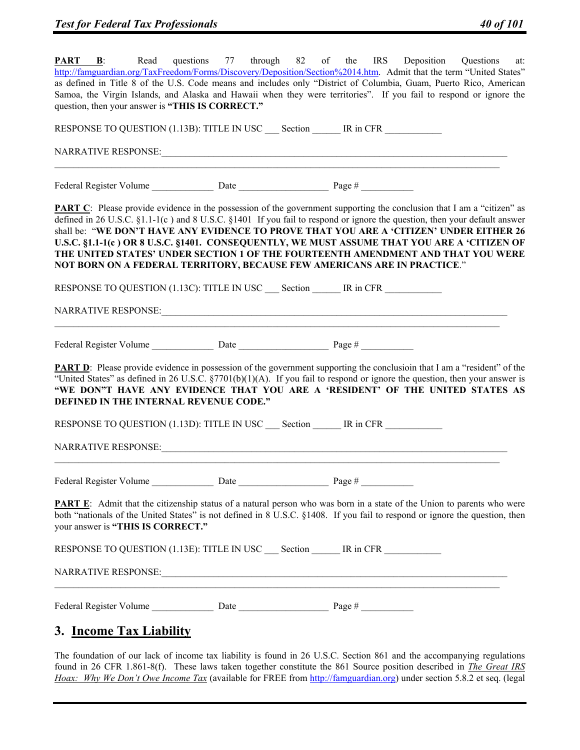**PART B**: Read questions 77 through 82 of the IRS Deposition Questions at: http://famguardian.org/TaxFreedom/Forms/Discovery/Deposition/Section%2014.htm. Admit that the term "United States" as defined in Title 8 of the U.S. Code means and includes only "District of Columbia, Guam, Puerto Rico, American Samoa, the Virgin Islands, and Alaska and Hawaii when they were territories". If you fail to respond or ignore the question, then your answer is **"THIS IS CORRECT."**

RESPONSE TO QUESTION (1.13B): TITLE IN USC ___ Section ______ IR in CFR ____________

NARRATIVE RESPONSE:_______________________________________________________________________________

_______________________________________________________________________________________________

Federal Register Volume _____________ Date ___________________ Page # ___________

**PART C**: Please provide evidence in the possession of the government supporting the conclusion that I am a "citizen" as defined in 26 U.S.C. §1.1-1(c ) and 8 U.S.C. §1401 If you fail to respond or ignore the question, then your default answer shall be: "**WE DON'T HAVE ANY EVIDENCE TO PROVE THAT YOU ARE A 'CITIZEN' UNDER EITHER 26 U.S.C. §1.1-1(c ) OR 8 U.S.C. §1401. CONSEQUENTLY, WE MUST ASSUME THAT YOU ARE A 'CITIZEN OF THE UNITED STATES' UNDER SECTION 1 OF THE FOURTEENTH AMENDMENT AND THAT YOU WERE NOT BORN ON A FEDERAL TERRITORY, BECAUSE FEW AMERICANS ARE IN PRACTICE**."

RESPONSE TO QUESTION (1.13C): TITLE IN USC ___ Section ______ IR in CFR ____________

NARRATIVE RESPONSE:_______________________________________________________________________________

_______________________________________________________________________________________________

Federal Register Volume _____________ Date ___________________ Page # ___________

**PART D**: Please provide evidence in possession of the government supporting the conclusioin that I am a "resident" of the "United States" as defined in 26 U.S.C. §7701(b)(1)(A). If you fail to respond or ignore the question, then your answer is **"WE DON"T HAVE ANY EVIDENCE THAT YOU ARE A 'RESIDENT' OF THE UNITED STATES AS DEFINED IN THE INTERNAL REVENUE CODE."**

RESPONSE TO QUESTION (1.13D): TITLE IN USC ___ Section ______ IR in CFR ____________

NARRATIVE RESPONSE:_______________________________________________________________________________

_______________________________________________________________________________________________

Federal Register Volume _____________ Date ___________________ Page # ___________

**PART E**: Admit that the citizenship status of a natural person who was born in a state of the Union to parents who were both "nationals of the United States" is not defined in 8 U.S.C. §1408. If you fail to respond or ignore the question, then your answer is **"THIS IS CORRECT."**

RESPONSE TO QUESTION (1.13E): TITLE IN USC ___ Section ______ IR in CFR ____________

NARRATIVE RESPONSE:_______________________________________________________________________________

_______________________________________________________________________________________________

Federal Register Volume _____________ Date ___________________ Page # ___________

## 3. Income Tax Liability

The foundation of our lack of income tax liability is found in 26 U.S.C. Section 861 and the accompanying regulations found in 26 CFR 1.861-8(f). These laws taken together constitute the 861 Source position described in *The Great IRS Hoax: Why We Don't Owe Income Tax* (available for FREE from http://famguardian.org) under section 5.8.2 et seq. (legal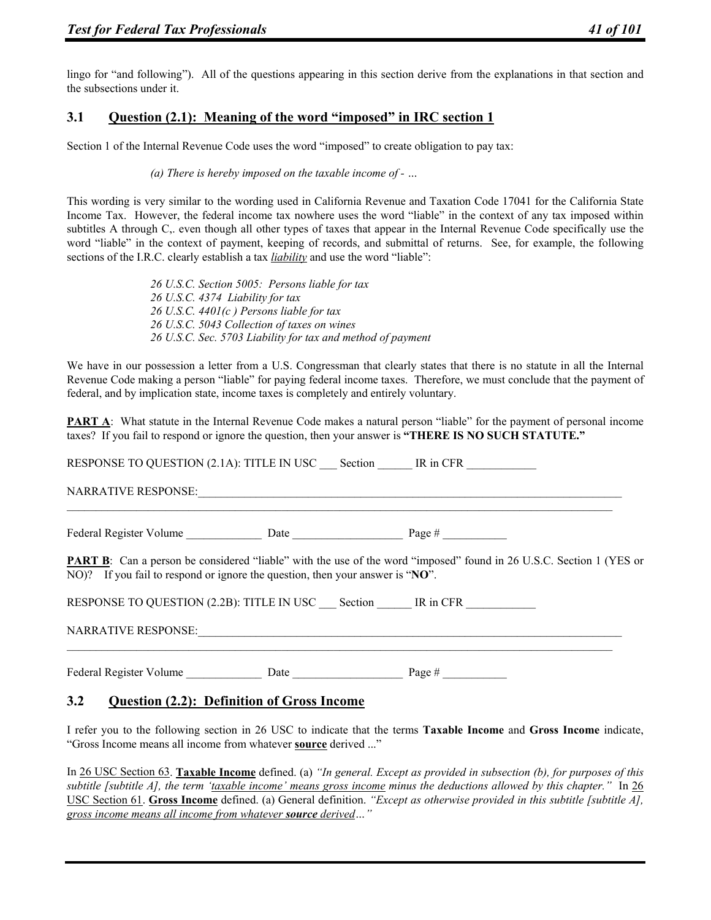lingo for "and following"). All of the questions appearing in this section derive from the explanations in that section and the subsections under it.

## 3.1 Question (2.1): Meaning of the word "imposed" in IRC section 1

Section 1 of the Internal Revenue Code uses the word "imposed" to create obligation to pay tax:

> *(a) There is hereby imposed on the taxable income of - …*

This wording is very similar to the wording used in California Revenue and Taxation Code 17041 for the California State Income Tax. However, the federal income tax nowhere uses the word "liable" in the context of any tax imposed within subtitles A through C,. even though all other types of taxes that appear in the Internal Revenue Code specifically use the word "liable" in the context of payment, keeping of records, and submittal of returns. See, for example, the following sections of the I.R.C. clearly establish a tax ***liability*** and use the word "liable":

> *26 U.S.C. Section 5005: Persons liable for tax*
> *26 U.S.C. 4374 Liability for tax*
> *26 U.S.C. 4401(c ) Persons liable for tax*
> *26 U.S.C. 5043 Collection of taxes on wines*
> *26 U.S.C. Sec. 5703 Liability for tax and method of payment*

We have in our possession a letter from a U.S. Congressman that clearly states that there is no statute in all the Internal Revenue Code making a person "liable" for paying federal income taxes. Therefore, we must conclude that the payment of federal, and by implication state, income taxes is completely and entirely voluntary.

**PART A**: What statute in the Internal Revenue Code makes a natural person "liable" for the payment of personal income taxes? If you fail to respond or ignore the question, then your answer is **"THERE IS NO SUCH STATUTE."**

RESPONSE TO QUESTION (2.1A): TITLE IN USC ___ Section ______ IR in CFR ____________

NARRATIVE RESPONSE:_______________________________________________________________________________
_______________________________________________________________________________________________

Federal Register Volume _____________ Date ___________________ Page # ___________

**PART B**: Can a person be considered "liable" with the use of the word "imposed" found in 26 U.S.C. Section 1 (YES or NO)? If you fail to respond or ignore the question, then your answer is "**NO**".

RESPONSE TO QUESTION (2.2B): TITLE IN USC ___ Section ______ IR in CFR ____________

NARRATIVE RESPONSE:_______________________________________________________________________________
_______________________________________________________________________________________________

Federal Register Volume _____________ Date ___________________ Page # ___________

## 3.2 Question (2.2): Definition of Gross Income

I refer you to the following section in 26 USC to indicate that the terms **Taxable Income** and **Gross Income** indicate, "Gross Income means all income from whatever **source** derived ..."

In 26 USC Section 63. **Taxable Income** defined. (a) *"In general. Except as provided in subsection (b), for purposes of this subtitle [subtitle A], the term 'taxable income' means gross income minus the deductions allowed by this chapter."* In 26 USC Section 61. **Gross Income** defined. (a) General definition. *"Except as otherwise provided in this subtitle [subtitle A], gross income means all income from whatever **source** derived…"*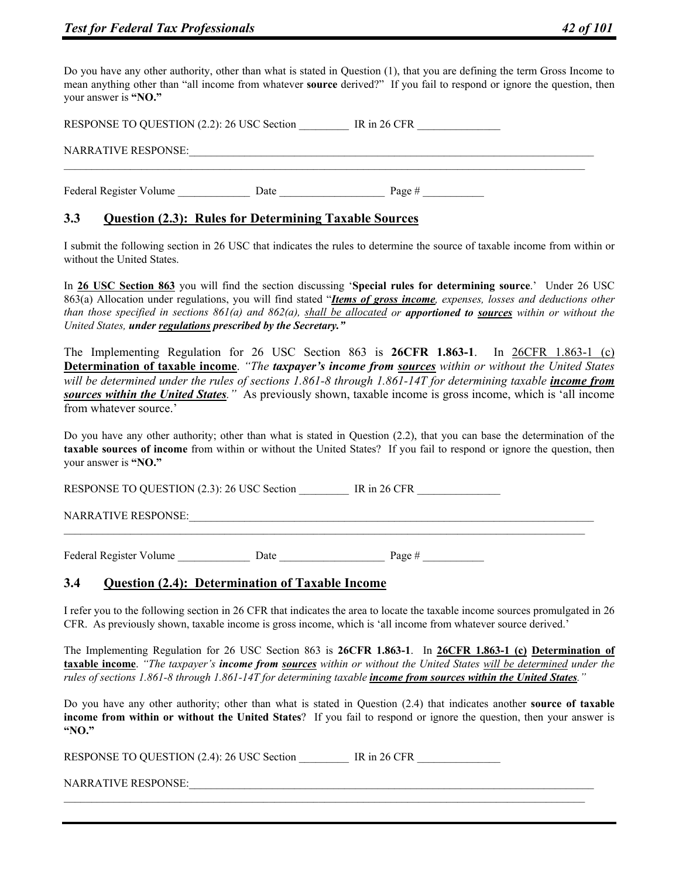Do you have any other authority, other than what is stated in Question (1), that you are defining the term Gross Income to mean anything other than "all income from whatever **source** derived?" If you fail to respond or ignore the question, then your answer is **"NO."**

RESPONSE TO QUESTION (2.2): 26 USC Section _________ IR in 26 CFR _______________

NARRATIVE RESPONSE:_______________________________________________________________________________
_____________________________________________________________________________________________

Federal Register Volume _____________ Date ___________________ Page # ___________

## 3.3 Question (2.3): Rules for Determining Taxable Sources

I submit the following section in 26 USC that indicates the rules to determine the source of taxable income from within or without the United States.

In **26 USC Section 863** you will find the section discussing '**Special rules for determining source**.' Under 26 USC 863(a) Allocation under regulations, you will find stated "***Items of gross income****, expenses, losses and deductions other than those specified in sections 861(a) and 862(a), shall be allocated or* ***apportioned to sources*** *within or without the United States,* ***under regulations prescribed by the Secretary."***

The Implementing Regulation for 26 USC Section 863 is **26CFR 1.863-1**. In 26CFR 1.863-1 (c) **Determination of taxable income**. *"The* ***taxpayer's income from sources*** *within or without the United States will be determined under the rules of sections 1.861-8 through 1.861-14T for determining taxable* ***income from sources within the United States****."* As previously shown, taxable income is gross income, which is 'all income from whatever source.'

Do you have any other authority; other than what is stated in Question (2.2), that you can base the determination of the **taxable sources of income** from within or without the United States? If you fail to respond or ignore the question, then your answer is **"NO."**

RESPONSE TO QUESTION (2.3): 26 USC Section _________ IR in 26 CFR _______________

NARRATIVE RESPONSE:_______________________________________________________________________________
_____________________________________________________________________________________________

Federal Register Volume _____________ Date ___________________ Page # ___________

## 3.4 Question (2.4): Determination of Taxable Income

I refer you to the following section in 26 CFR that indicates the area to locate the taxable income sources promulgated in 26 CFR. As previously shown, taxable income is gross income, which is 'all income from whatever source derived.'

The Implementing Regulation for 26 USC Section 863 is **26CFR 1.863-1**. In **26CFR 1.863-1 (c) Determination of taxable income**. *"The taxpayer's* ***income from sources*** *within or without the United States will be determined under the rules of sections 1.861-8 through 1.861-14T for determining taxable* ***income from sources within the United States****."*

Do you have any other authority; other than what is stated in Question (2.4) that indicates another **source of taxable income from within or without the United States**? If you fail to respond or ignore the question, then your answer is **"NO."**

RESPONSE TO QUESTION (2.4): 26 USC Section _________ IR in 26 CFR _______________

NARRATIVE RESPONSE:_______________________________________________________________________________
_____________________________________________________________________________________________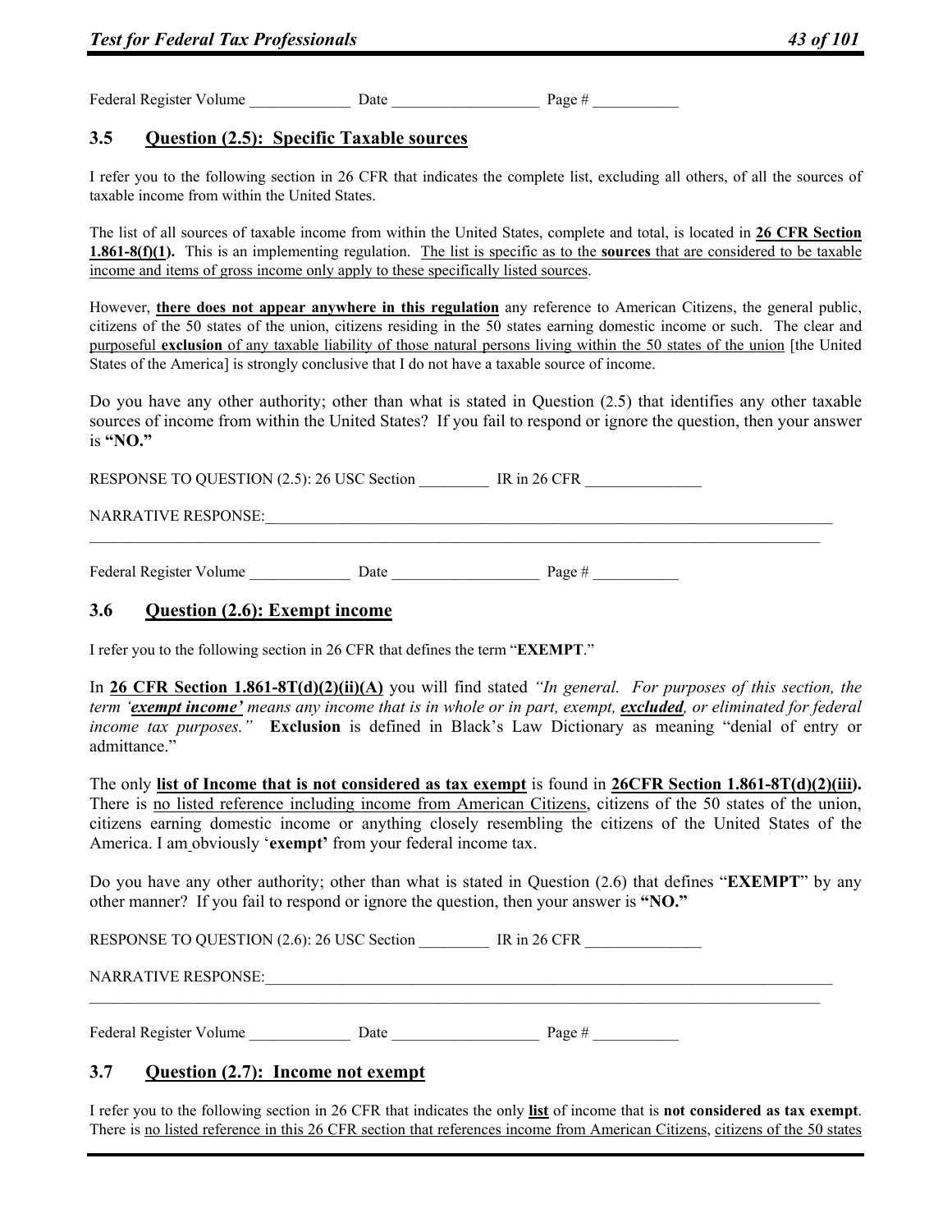Federal Register Volume _____________ Date ___________________ Page # ___________

### 3.5 Question (2.5): Specific Taxable sources

I refer you to the following section in 26 CFR that indicates the complete list, excluding all others, of all the sources of taxable income from within the United States.

The list of all sources of taxable income from within the United States, complete and total, is located in **26 CFR Section 1.861-8(f)(1).** This is an implementing regulation. The list is specific as to the **sources** that are considered to be taxable income and items of gross income only apply to these specifically listed sources.

However, **there does not appear anywhere in this regulation** any reference to American Citizens, the general public, citizens of the 50 states of the union, citizens residing in the 50 states earning domestic income or such. The clear and purposeful **exclusion** of any taxable liability of those natural persons living within the 50 states of the union [the United States of the America] is strongly conclusive that I do not have a taxable source of income.

Do you have any other authority; other than what is stated in Question (2.5) that identifies any other taxable sources of income from within the United States? If you fail to respond or ignore the question, then your answer is **"NO."**

RESPONSE TO QUESTION (2.5): 26 USC Section _________ IR in 26 CFR _______________

NARRATIVE RESPONSE:_____________________________________________________________________________
_____________________________________________________________________________________________

Federal Register Volume _____________ Date ___________________ Page # ___________

### 3.6 Question (2.6): Exempt income

I refer you to the following section in 26 CFR that defines the term "**EXEMPT**."

In **26 CFR Section 1.861-8T(d)(2)(ii)(A)** you will find stated *"In general. For purposes of this section, the term '**exempt income'** means any income that is in whole or in part, exempt, **excluded**, or eliminated for federal income tax purposes."* **Exclusion** is defined in Black's Law Dictionary as meaning "denial of entry or admittance."

The only **list of Income that is not considered as tax exempt** is found in **26CFR Section 1.861-8T(d)(2)(iii).** There is no listed reference including income from American Citizens, citizens of the 50 states of the union, citizens earning domestic income or anything closely resembling the citizens of the United States of the America. I am obviously '**exempt'** from your federal income tax.

Do you have any other authority; other than what is stated in Question (2.6) that defines "**EXEMPT**" by any other manner? If you fail to respond or ignore the question, then your answer is **"NO."**

RESPONSE TO QUESTION (2.6): 26 USC Section _________ IR in 26 CFR _______________

NARRATIVE RESPONSE:_____________________________________________________________________________
_____________________________________________________________________________________________

Federal Register Volume _____________ Date ___________________ Page # ___________

### 3.7 Question (2.7): Income not exempt

I refer you to the following section in 26 CFR that indicates the only **list** of income that is **not considered as tax exempt**. There is no listed reference in this 26 CFR section that references income from American Citizens, citizens of the 50 states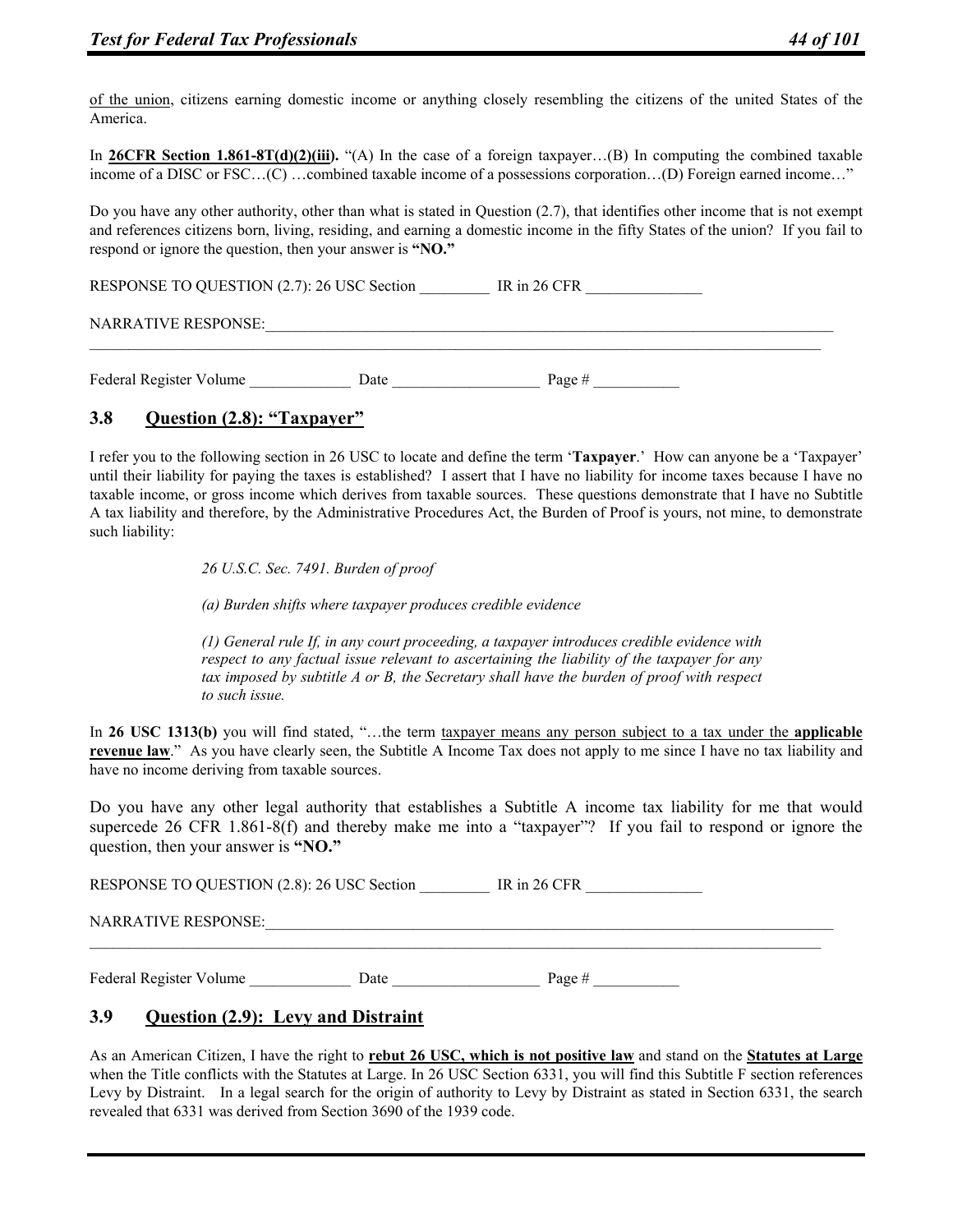<u>of the union</u>, citizens earning domestic income or anything closely resembling the citizens of the united States of the America.

In **<u>26CFR Section 1.861-8T(d)(2)(iii)</u>.** "(A) In the case of a foreign taxpayer…(B) In computing the combined taxable income of a DISC or FSC…(C) …combined taxable income of a possessions corporation…(D) Foreign earned income…"

Do you have any other authority, other than what is stated in Question (2.7), that identifies other income that is not exempt and references citizens born, living, residing, and earning a domestic income in the fifty States of the union? If you fail to respond or ignore the question, then your answer is **"NO."**

RESPONSE TO QUESTION (2.7): 26 USC Section _________ IR in 26 CFR _______________

NARRATIVE RESPONSE:_______________________________________________________________________________
_____________________________________________________________________________________________________

Federal Register Volume _____________ Date ___________________ Page # ___________

## 3.8 <u>Question (2.8): "Taxpayer"</u>

I refer you to the following section in 26 USC to locate and define the term '**Taxpayer**.' How can anyone be a 'Taxpayer' until their liability for paying the taxes is established? I assert that I have no liability for income taxes because I have no taxable income, or gross income which derives from taxable sources. These questions demonstrate that I have no Subtitle A tax liability and therefore, by the Administrative Procedures Act, the Burden of Proof is yours, not mine, to demonstrate such liability:

> *26 U.S.C. Sec. 7491. Burden of proof*
>
> *(a) Burden shifts where taxpayer produces credible evidence*
>
> *(1) General rule If, in any court proceeding, a taxpayer introduces credible evidence with respect to any factual issue relevant to ascertaining the liability of the taxpayer for any tax imposed by subtitle A or B, the Secretary shall have the burden of proof with respect to such issue.*

In **26 USC 1313(b)** you will find stated, "…the term <u>taxpayer means any person subject to a tax under the **applicable revenue law**</u>." As you have clearly seen, the Subtitle A Income Tax does not apply to me since I have no tax liability and have no income deriving from taxable sources.

Do you have any other legal authority that establishes a Subtitle A income tax liability for me that would supercede 26 CFR 1.861-8(f) and thereby make me into a "taxpayer"? If you fail to respond or ignore the question, then your answer is **"NO."**

RESPONSE TO QUESTION (2.8): 26 USC Section _________ IR in 26 CFR _______________

NARRATIVE RESPONSE:_______________________________________________________________________________
_____________________________________________________________________________________________________

Federal Register Volume _____________ Date ___________________ Page # ___________

## 3.9 <u>Question (2.9): Levy and Distraint</u>

As an American Citizen, I have the right to **<u>rebut 26 USC, which is not positive law</u>** and stand on the **<u>Statutes at Large</u>** when the Title conflicts with the Statutes at Large. In 26 USC Section 6331, you will find this Subtitle F section references Levy by Distraint. In a legal search for the origin of authority to Levy by Distraint as stated in Section 6331, the search revealed that 6331 was derived from Section 3690 of the 1939 code.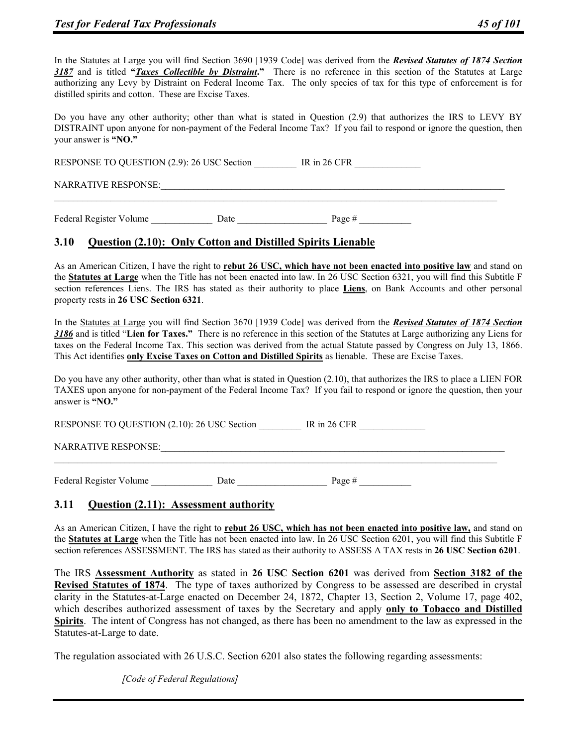In the Statutes at Large you will find Section 3690 [1939 Code] was derived from the ***Revised Statutes of 1874 Section 3187*** and is titled **"*Taxes Collectible by Distraint*."** There is no reference in this section of the Statutes at Large authorizing any Levy by Distraint on Federal Income Tax. The only species of tax for this type of enforcement is for distilled spirits and cotton. These are Excise Taxes.

Do you have any other authority; other than what is stated in Question (2.9) that authorizes the IRS to LEVY BY DISTRAINT upon anyone for non-payment of the Federal Income Tax? If you fail to respond or ignore the question, then your answer is **"NO."**

RESPONSE TO QUESTION (2.9): 26 USC Section _________ IR in 26 CFR ______________

NARRATIVE RESPONSE:_______________________________________________________________________________
_____________________________________________________________________________________________________

Federal Register Volume _____________ Date ___________________ Page # ___________

## 3.10 Question (2.10): Only Cotton and Distilled Spirits Lienable

As an American Citizen, I have the right to **rebut 26 USC, which have not been enacted into positive law** and stand on the **Statutes at Large** when the Title has not been enacted into law. In 26 USC Section 6321, you will find this Subtitle F section references Liens. The IRS has stated as their authority to place **Liens**, on Bank Accounts and other personal property rests in **26 USC Section 6321**.

In the Statutes at Large you will find Section 3670 [1939 Code] was derived from the ***Revised Statutes of 1874 Section 3186*** and is titled "**Lien for Taxes.**" There is no reference in this section of the Statutes at Large authorizing any Liens for taxes on the Federal Income Tax. This section was derived from the actual Statute passed by Congress on July 13, 1866. This Act identifies **only Excise Taxes on Cotton and Distilled Spirits** as lienable. These are Excise Taxes.

Do you have any other authority, other than what is stated in Question (2.10), that authorizes the IRS to place a LIEN FOR TAXES upon anyone for non-payment of the Federal Income Tax? If you fail to respond or ignore the question, then your answer is **"NO."**

RESPONSE TO QUESTION (2.10): 26 USC Section _________ IR in 26 CFR ______________

NARRATIVE RESPONSE:_______________________________________________________________________________
_____________________________________________________________________________________________________

Federal Register Volume _____________ Date ___________________ Page # ___________

## 3.11 Question (2.11): Assessment authority

As an American Citizen, I have the right to **rebut 26 USC, which has not been enacted into positive law,** and stand on the **Statutes at Large** when the Title has not been enacted into law. In 26 USC Section 6201, you will find this Subtitle F section references ASSESSMENT. The IRS has stated as their authority to ASSESS A TAX rests in **26 USC Section 6201**.

The IRS **Assessment Authority** as stated in **26 USC Section 6201** was derived from **Section 3182 of the Revised Statutes of 1874**. The type of taxes authorized by Congress to be assessed are described in crystal clarity in the Statutes-at-Large enacted on December 24, 1872, Chapter 13, Section 2, Volume 17, page 402, which describes authorized assessment of taxes by the Secretary and apply **only to Tobacco and Distilled Spirits**. The intent of Congress has not changed, as there has been no amendment to the law as expressed in the Statutes-at-Large to date.

The regulation associated with 26 U.S.C. Section 6201 also states the following regarding assessments:

*[Code of Federal Regulations]*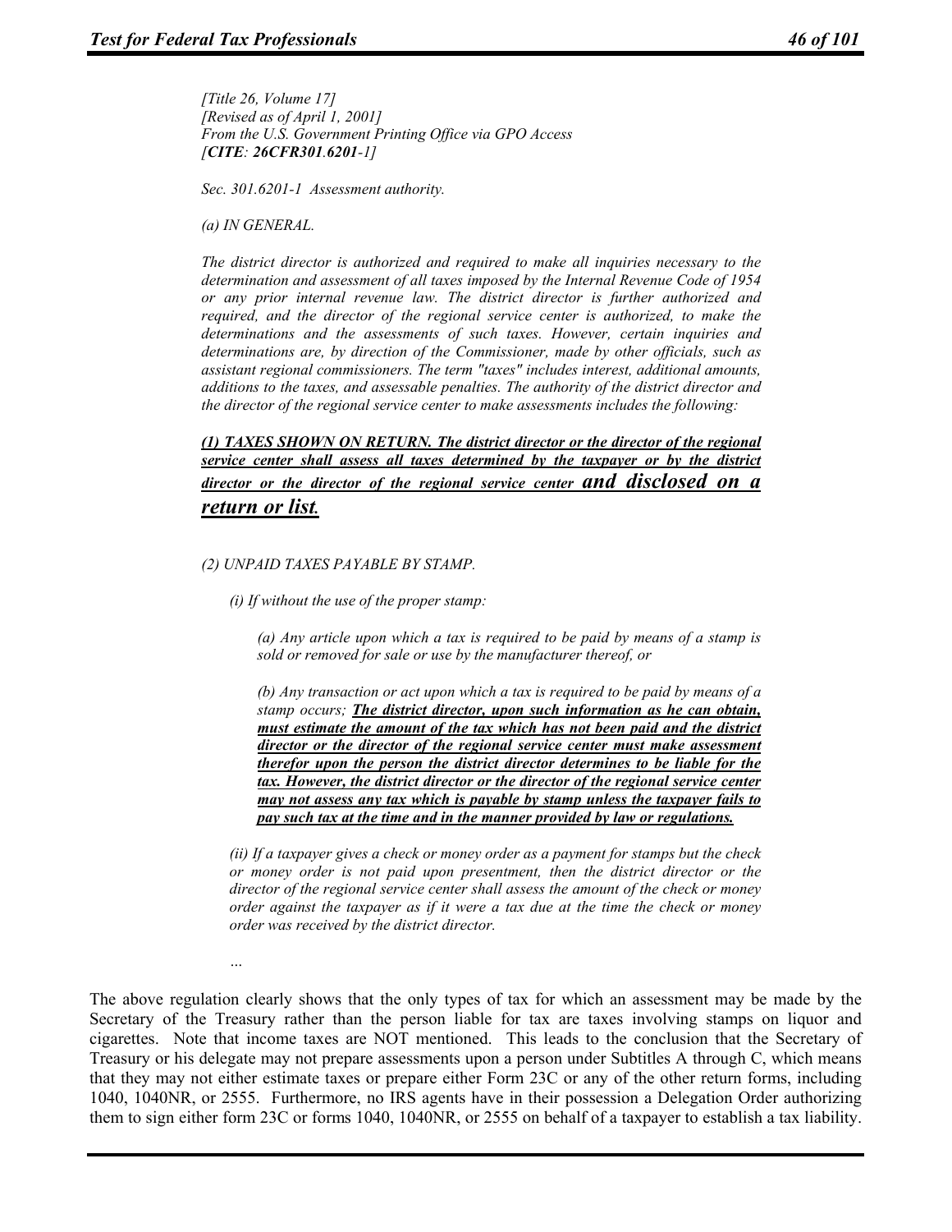*[Title 26, Volume 17]*
*[Revised as of April 1, 2001]*
*From the U.S. Government Printing Office via GPO Access*
*[**CITE**: **26CFR301**.**6201**-1]*

*Sec. 301.6201-1 Assessment authority.*

*(a) IN GENERAL.*

*The district director is authorized and required to make all inquiries necessary to the determination and assessment of all taxes imposed by the Internal Revenue Code of 1954 or any prior internal revenue law. The district director is further authorized and required, and the director of the regional service center is authorized, to make the determinations and the assessments of such taxes. However, certain inquiries and determinations are, by direction of the Commissioner, made by other officials, such as assistant regional commissioners. The term "taxes" includes interest, additional amounts, additions to the taxes, and assessable penalties. The authority of the district director and the director of the regional service center to make assessments includes the following:*

***<u>(1) TAXES SHOWN ON RETURN. The district director or the director of the regional service center shall assess all taxes determined by the taxpayer or by the district director or the director of the regional service center and disclosed on a return or list.</u>***

*(2) UNPAID TAXES PAYABLE BY STAMP.*

*(i) If without the use of the proper stamp:*

*(a) Any article upon which a tax is required to be paid by means of a stamp is sold or removed for sale or use by the manufacturer thereof, or*

*(b) Any transaction or act upon which a tax is required to be paid by means of a stamp occurs;* ***<u>The district director, upon such information as he can obtain, must estimate the amount of the tax which has not been paid and the district director or the director of the regional service center must make assessment therefor upon the person the district director determines to be liable for the tax. However, the district director or the director of the regional service center may not assess any tax which is payable by stamp unless the taxpayer fails to pay such tax at the time and in the manner provided by law or regulations.</u>***

*(ii) If a taxpayer gives a check or money order as a payment for stamps but the check or money order is not paid upon presentment, then the district director or the director of the regional service center shall assess the amount of the check or money order against the taxpayer as if it were a tax due at the time the check or money order was received by the district director.*

*…*

The above regulation clearly shows that the only types of tax for which an assessment may be made by the Secretary of the Treasury rather than the person liable for tax are taxes involving stamps on liquor and cigarettes. Note that income taxes are NOT mentioned. This leads to the conclusion that the Secretary of Treasury or his delegate may not prepare assessments upon a person under Subtitles A through C, which means that they may not either estimate taxes or prepare either Form 23C or any of the other return forms, including 1040, 1040NR, or 2555. Furthermore, no IRS agents have in their possession a Delegation Order authorizing them to sign either form 23C or forms 1040, 1040NR, or 2555 on behalf of a taxpayer to establish a tax liability.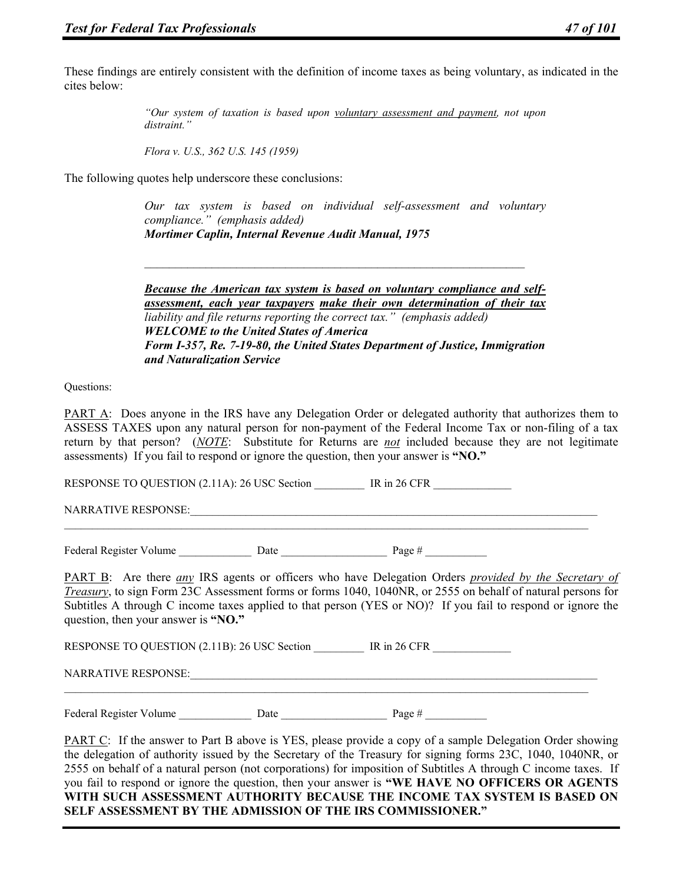These findings are entirely consistent with the definition of income taxes as being voluntary, as indicated in the cites below:

> *"Our system of taxation is based upon voluntary assessment and payment, not upon distraint."*
>
> *Flora v. U.S., 362 U.S. 145 (1959)*

The following quotes help underscore these conclusions:

> *Our tax system is based on individual self-assessment and voluntary compliance." (emphasis added)*
> ***Mortimer Caplin, Internal Revenue Audit Manual, 1975***
>
> ---
>
> ***Because the American tax system is based on voluntary compliance and self-assessment, each year taxpayers make their own determination of their tax*** *liability and file returns reporting the correct tax." (emphasis added)*
> ***WELCOME to the United States of America***
> ***Form I-357, Re. 7-19-80, the United States Department of Justice, Immigration and Naturalization Service***

Questions:

PART A: Does anyone in the IRS have any Delegation Order or delegated authority that authorizes them to ASSESS TAXES upon any natural person for non-payment of the Federal Income Tax or non-filing of a tax return by that person? (*NOTE*: Substitute for Returns are *not* included because they are not legitimate assessments) If you fail to respond or ignore the question, then your answer is **"NO."**

RESPONSE TO QUESTION (2.11A): 26 USC Section _________ IR in 26 CFR ______________

NARRATIVE RESPONSE:_______________________________________________________________________________
_______________________________________________________________________________

Federal Register Volume _____________ Date ___________________ Page # ___________

PART B: Are there *any* IRS agents or officers who have Delegation Orders *provided by the Secretary of Treasury*, to sign Form 23C Assessment forms or forms 1040, 1040NR, or 2555 on behalf of natural persons for Subtitles A through C income taxes applied to that person (YES or NO)? If you fail to respond or ignore the question, then your answer is **"NO."**

RESPONSE TO QUESTION (2.11B): 26 USC Section _________ IR in 26 CFR ______________

NARRATIVE RESPONSE:_______________________________________________________________________________
_______________________________________________________________________________

Federal Register Volume _____________ Date ___________________ Page # ___________

PART C: If the answer to Part B above is YES, please provide a copy of a sample Delegation Order showing the delegation of authority issued by the Secretary of the Treasury for signing forms 23C, 1040, 1040NR, or 2555 on behalf of a natural person (not corporations) for imposition of Subtitles A through C income taxes. If you fail to respond or ignore the question, then your answer is **"WE HAVE NO OFFICERS OR AGENTS WITH SUCH ASSESSMENT AUTHORITY BECAUSE THE INCOME TAX SYSTEM IS BASED ON SELF ASSESSMENT BY THE ADMISSION OF THE IRS COMMISSIONER."**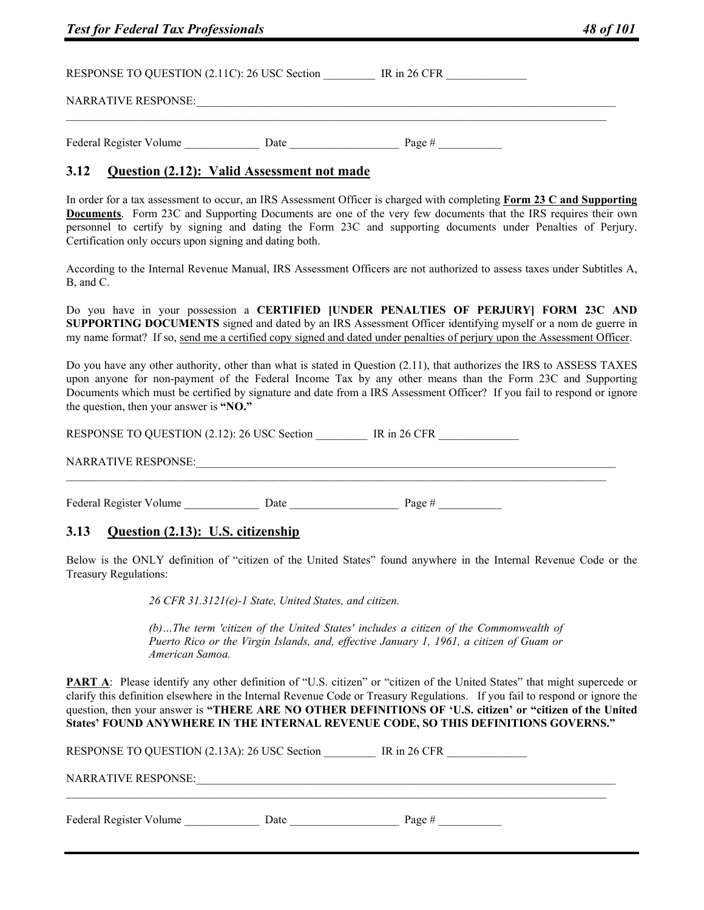RESPONSE TO QUESTION (2.11C): 26 USC Section _________ IR in 26 CFR ______________

NARRATIVE RESPONSE:_______________________________________________________________________________
_____________________________________________________________________________________________

Federal Register Volume _____________ Date ___________________ Page # ___________

## 3.12 Question (2.12): Valid Assessment not made

In order for a tax assessment to occur, an IRS Assessment Officer is charged with completing **Form 23 C and Supporting Documents**. Form 23C and Supporting Documents are one of the very few documents that the IRS requires their own personnel to certify by signing and dating the Form 23C and supporting documents under Penalties of Perjury. Certification only occurs upon signing and dating both.

According to the Internal Revenue Manual, IRS Assessment Officers are not authorized to assess taxes under Subtitles A, B, and C.

Do you have in your possession a **CERTIFIED [UNDER PENALTIES OF PERJURY] FORM 23C AND SUPPORTING DOCUMENTS** signed and dated by an IRS Assessment Officer identifying myself or a nom de guerre in my name format? If so, send me a certified copy signed and dated under penalties of perjury upon the Assessment Officer.

Do you have any other authority, other than what is stated in Question (2.11), that authorizes the IRS to ASSESS TAXES upon anyone for non-payment of the Federal Income Tax by any other means than the Form 23C and Supporting Documents which must be certified by signature and date from a IRS Assessment Officer? If you fail to respond or ignore the question, then your answer is **"NO."**

RESPONSE TO QUESTION (2.12): 26 USC Section _________ IR in 26 CFR ______________

NARRATIVE RESPONSE:_______________________________________________________________________________
_____________________________________________________________________________________________

Federal Register Volume _____________ Date ___________________ Page # ___________

## 3.13 Question (2.13): U.S. citizenship

Below is the ONLY definition of "citizen of the United States" found anywhere in the Internal Revenue Code or the Treasury Regulations:

> *26 CFR 31.3121(e)-1 State, United States, and citizen.*
>
> *(b)…The term 'citizen of the United States' includes a citizen of the Commonwealth of Puerto Rico or the Virgin Islands, and, effective January 1, 1961, a citizen of Guam or American Samoa.*

**PART A**: Please identify any other definition of "U.S. citizen" or "citizen of the United States" that might supercede or clarify this definition elsewhere in the Internal Revenue Code or Treasury Regulations. If you fail to respond or ignore the question, then your answer is **"THERE ARE NO OTHER DEFINITIONS OF 'U.S. citizen' or "citizen of the United States' FOUND ANYWHERE IN THE INTERNAL REVENUE CODE, SO THIS DEFINITIONS GOVERNS."**

RESPONSE TO QUESTION (2.13A): 26 USC Section _________ IR in 26 CFR ______________

NARRATIVE RESPONSE:_______________________________________________________________________________
_____________________________________________________________________________________________

Federal Register Volume _____________ Date ___________________ Page # ___________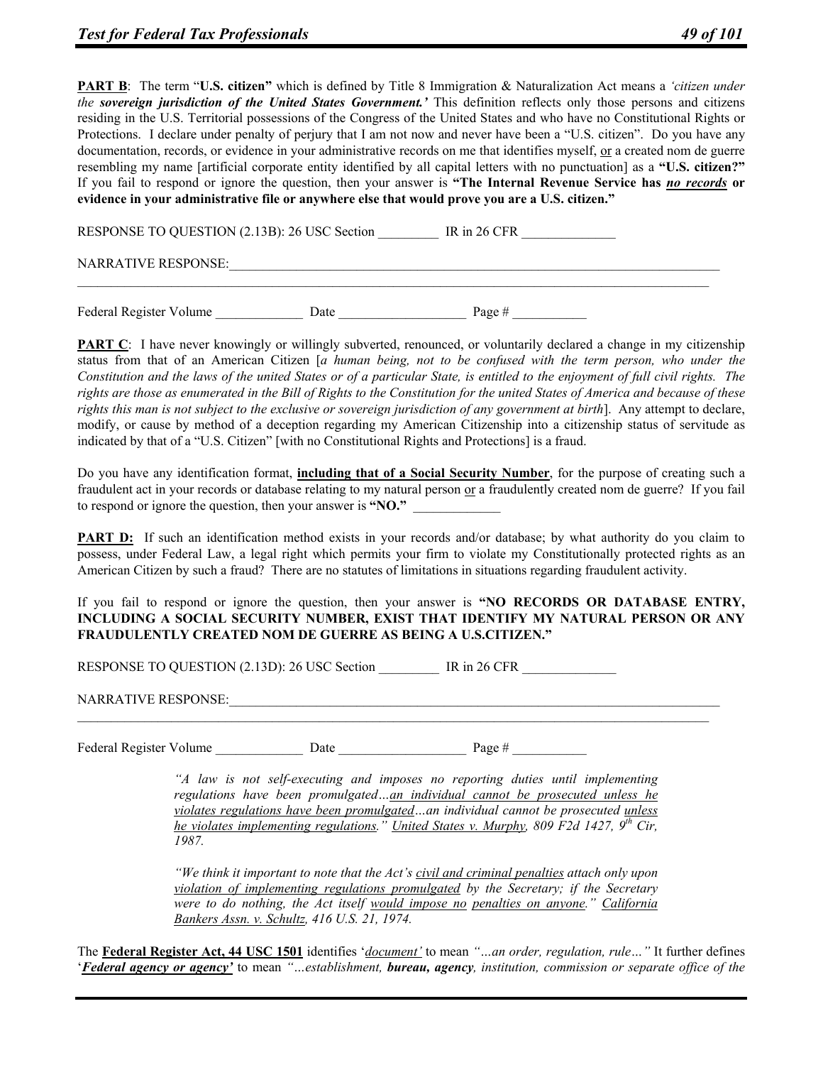**PART B**: The term "**U.S. citizen"** which is defined by Title 8 Immigration & Naturalization Act means a *'citizen under the **sovereign jurisdiction of the United States Government.'*** This definition reflects only those persons and citizens residing in the U.S. Territorial possessions of the Congress of the United States and who have no Constitutional Rights or Protections. I declare under penalty of perjury that I am not now and never have been a "U.S. citizen". Do you have any documentation, records, or evidence in your administrative records on me that identifies myself, or a created nom de guerre resembling my name [artificial corporate entity identified by all capital letters with no punctuation] as a **"U.S. citizen?"** If you fail to respond or ignore the question, then your answer is **"The Internal Revenue Service has *no records* or evidence in your administrative file or anywhere else that would prove you are a U.S. citizen."**

RESPONSE TO QUESTION (2.13B): 26 USC Section _________ IR in 26 CFR ______________

NARRATIVE RESPONSE:______________________________________________________________________________
________________________________________________________________________________________________

Federal Register Volume _____________ Date ___________________ Page # ___________

**PART C**: I have never knowingly or willingly subverted, renounced, or voluntarily declared a change in my citizenship status from that of an American Citizen [*a human being, not to be confused with the term person, who under the Constitution and the laws of the united States or of a particular State, is entitled to the enjoyment of full civil rights. The rights are those as enumerated in the Bill of Rights to the Constitution for the united States of America and because of these rights this man is not subject to the exclusive or sovereign jurisdiction of any government at birth*]. Any attempt to declare, modify, or cause by method of a deception regarding my American Citizenship into a citizenship status of servitude as indicated by that of a "U.S. Citizen" [with no Constitutional Rights and Protections] is a fraud.

Do you have any identification format, **including that of a Social Security Number**, for the purpose of creating such a fraudulent act in your records or database relating to my natural person or a fraudulently created nom de guerre? If you fail to respond or ignore the question, then your answer is **"NO."** _____________

**PART D:** If such an identification method exists in your records and/or database; by what authority do you claim to possess, under Federal Law, a legal right which permits your firm to violate my Constitutionally protected rights as an American Citizen by such a fraud? There are no statutes of limitations in situations regarding fraudulent activity.

If you fail to respond or ignore the question, then your answer is **"NO RECORDS OR DATABASE ENTRY, INCLUDING A SOCIAL SECURITY NUMBER, EXIST THAT IDENTIFY MY NATURAL PERSON OR ANY FRAUDULENTLY CREATED NOM DE GUERRE AS BEING A U.S.CITIZEN."**

RESPONSE TO QUESTION (2.13D): 26 USC Section _________ IR in 26 CFR ______________

NARRATIVE RESPONSE:______________________________________________________________________________
________________________________________________________________________________________________

Federal Register Volume _____________ Date ___________________ Page # ___________

> *"A law is not self-executing and imposes no reporting duties until implementing regulations have been promulgated…an individual cannot be prosecuted unless he violates regulations have been promulgated…an individual cannot be prosecuted unless he violates implementing regulations." United States v. Murphy, 809 F2d 1427, 9th Cir, 1987.*

> *"We think it important to note that the Act's civil and criminal penalties attach only upon violation of implementing regulations promulgated by the Secretary; if the Secretary were to do nothing, the Act itself would impose no penalties on anyone." California Bankers Assn. v. Schultz, 416 U.S. 21, 1974.*

The **Federal Register Act, 44 USC 1501** identifies '*document'* to mean *"…an order, regulation, rule…"* It further defines '***Federal agency or agency'*** to mean *"…establishment, **bureau, agency**, institution, commission or separate office of the*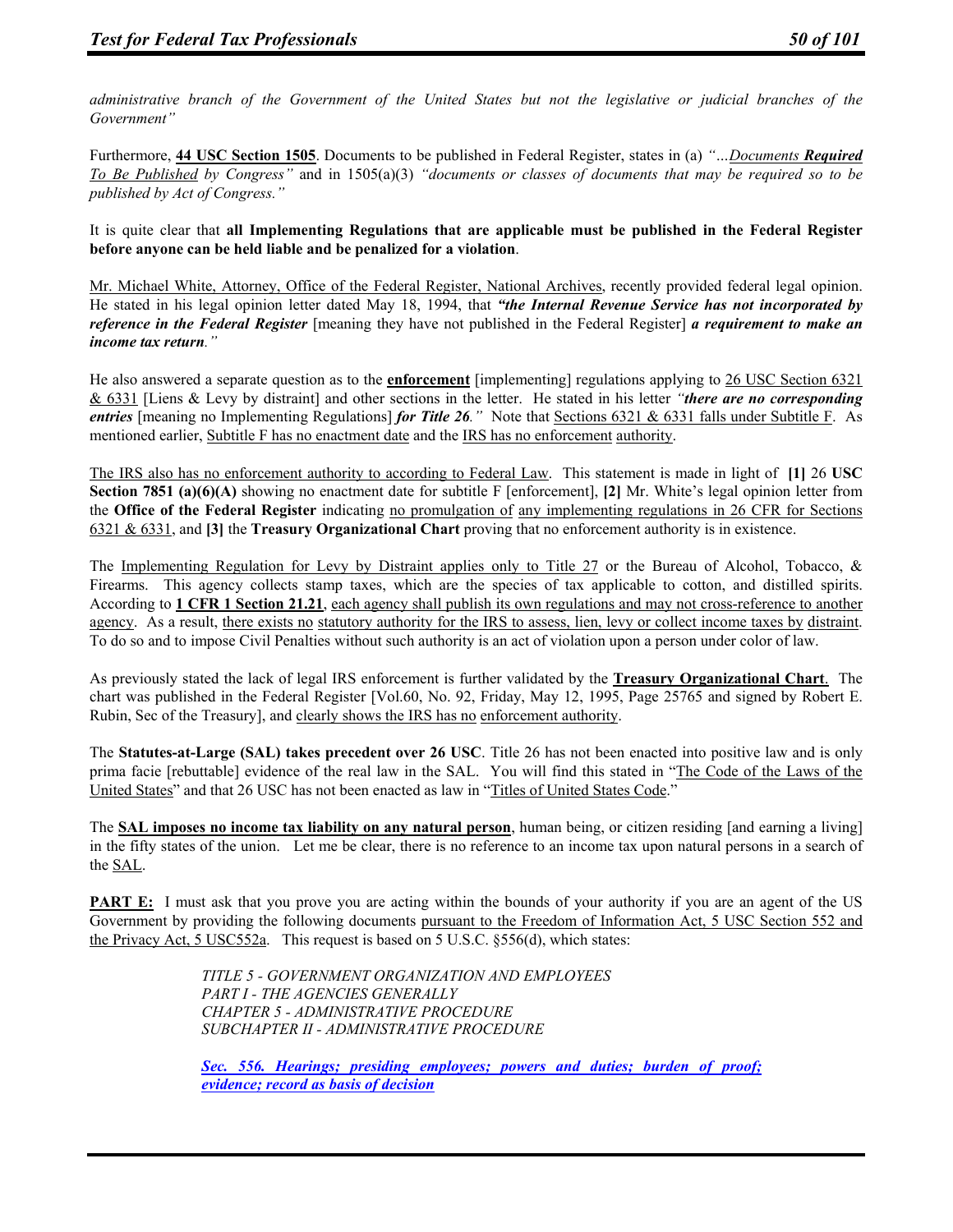*administrative branch of the Government of the United States but not the legislative or judicial branches of the Government"*

Furthermore, **<u>44 USC Section 1505</u>**. Documents to be published in Federal Register, states in (a) *"...<u>Documents</u> **<u>Required</u>** <u>To Be Published</u> by Congress"* and in 1505(a)(3) *"documents or classes of documents that may be required so to be published by Act of Congress."*

It is quite clear that **all Implementing Regulations that are applicable must be published in the Federal Register before anyone can be held liable and be penalized for a violation**.

<u>Mr. Michael White, Attorney, Office of the Federal Register, National Archives</u>, recently provided federal legal opinion. He stated in his legal opinion letter dated May 18, 1994, that ***"the Internal Revenue Service has not incorporated by reference in the Federal Register*** [meaning they have not published in the Federal Register] ***a requirement to make an income tax return."***

He also answered a separate question as to the **<u>enforcement</u>** [implementing] regulations applying to <u>26 USC Section 6321 & 6331</u> [Liens & Levy by distraint] and other sections in the letter. He stated in his letter *"**there are no corresponding entries*** [meaning no Implementing Regulations] ***for Title 26.**"* Note that <u>Sections 6321 & 6331 falls under Subtitle F</u>. As mentioned earlier, <u>Subtitle F has no enactment date</u> and the <u>IRS has no enforcement</u> <u>authority</u>.

<u>The IRS also has no enforcement authority to according to Federal Law</u>. This statement is made in light of **[1]** 26 **USC Section 7851 (a)(6)(A)** showing no enactment date for subtitle F [enforcement], **[2]** Mr. White's legal opinion letter from the **Office of the Federal Register** indicating <u>no promulgation of</u> <u>any implementing regulations in 26 CFR for Sections 6321 & 6331</u>, and **[3]** the **Treasury Organizational Chart** proving that no enforcement authority is in existence.

The <u>Implementing Regulation for Levy by Distraint applies only to Title 27</u> or the Bureau of Alcohol, Tobacco, & Firearms. This agency collects stamp taxes, which are the species of tax applicable to cotton, and distilled spirits. According to **<u>1 CFR 1 Section 21.21</u>**, <u>each agency shall publish its own regulations and may not cross-reference to another agency</u>. As a result, <u>there exists no</u> <u>statutory authority for the IRS to assess, lien, levy or collect income taxes by</u> <u>distraint</u>. To do so and to impose Civil Penalties without such authority is an act of violation upon a person under color of law.

As previously stated the lack of legal IRS enforcement is further validated by the **<u>Treasury Organizational Chart</u>**. The chart was published in the Federal Register [Vol.60, No. 92, Friday, May 12, 1995, Page 25765 and signed by Robert E. Rubin, Sec of the Treasury], and <u>clearly shows the IRS has no</u> <u>enforcement authority</u>.

The **Statutes-at-Large (SAL) takes precedent over 26 USC**. Title 26 has not been enacted into positive law and is only prima facie [rebuttable] evidence of the real law in the SAL. You will find this stated in "<u>The Code of the Laws of the United States</u>" and that 26 USC has not been enacted as law in "<u>Titles of United States Code</u>."

The **<u>SAL imposes no income tax liability on any natural person</u>**, human being, or citizen residing [and earning a living] in the fifty states of the union. Let me be clear, there is no reference to an income tax upon natural persons in a search of the <u>SAL</u>.

**<u>PART E:</u>** I must ask that you prove you are acting within the bounds of your authority if you are an agent of the US Government by providing the following documents <u>pursuant to the Freedom of Information Act, 5 USC Section 552 and the Privacy Act, 5 USC552a</u>. This request is based on 5 U.S.C. §556(d), which states:

> *TITLE 5 - GOVERNMENT ORGANIZATION AND EMPLOYEES*
> *PART I - THE AGENCIES GENERALLY*
> *CHAPTER 5 - ADMINISTRATIVE PROCEDURE*
> *SUBCHAPTER II - ADMINISTRATIVE PROCEDURE*
>
> ***<u>Sec. 556. Hearings; presiding employees; powers and duties; burden of proof; evidence; record as basis of decision</u>***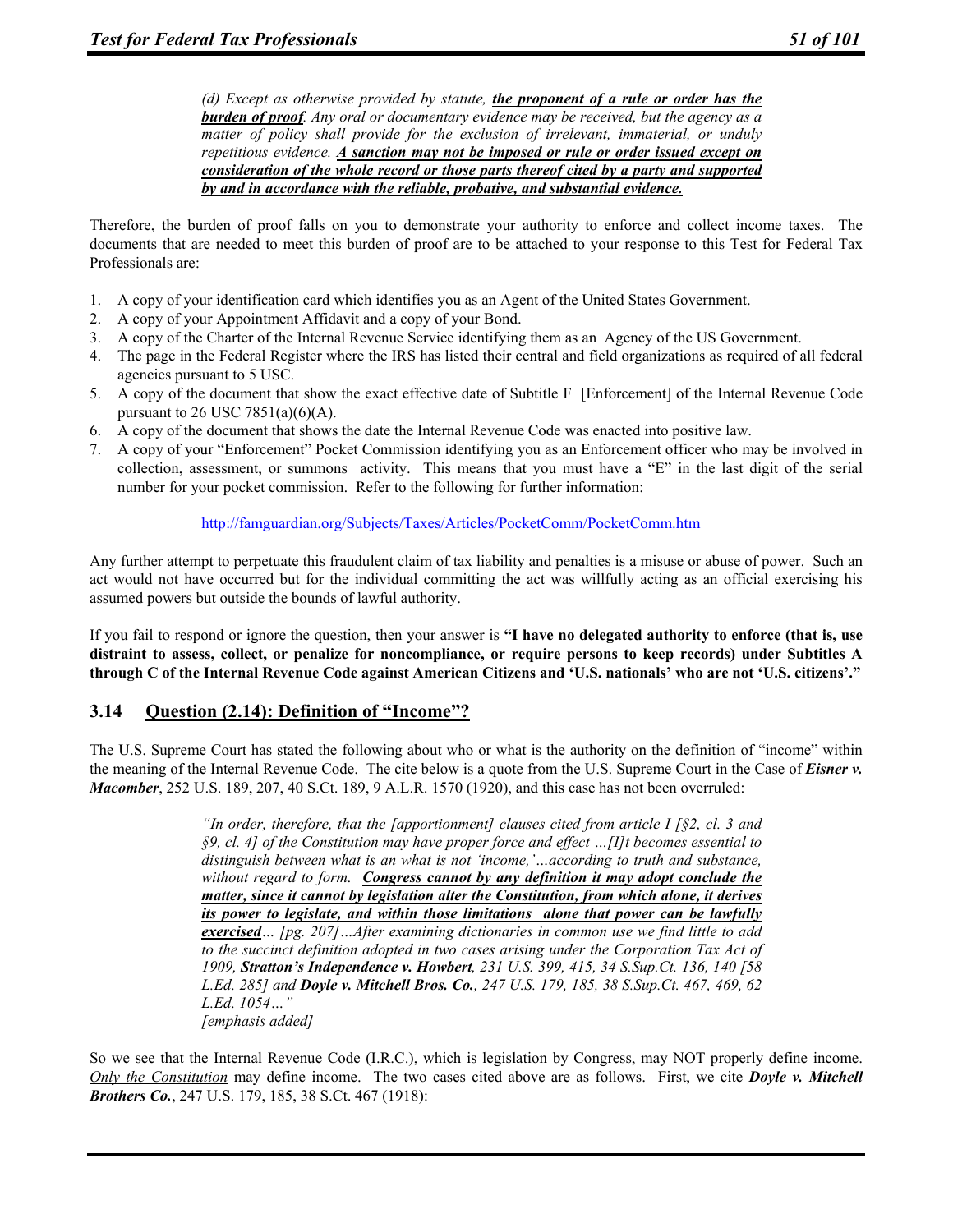> *(d) Except as otherwise provided by statute,* ***the proponent of a rule or order has the burden of proof****. Any oral or documentary evidence may be received, but the agency as a matter of policy shall provide for the exclusion of irrelevant, immaterial, or unduly repetitious evidence.* ***A sanction may not be imposed or rule or order issued except on consideration of the whole record or those parts thereof cited by a party and supported by and in accordance with the reliable, probative, and substantial evidence.***

Therefore, the burden of proof falls on you to demonstrate your authority to enforce and collect income taxes. The documents that are needed to meet this burden of proof are to be attached to your response to this Test for Federal Tax Professionals are:

1. A copy of your identification card which identifies you as an Agent of the United States Government.
2. A copy of your Appointment Affidavit and a copy of your Bond.
3. A copy of the Charter of the Internal Revenue Service identifying them as an Agency of the US Government.
4. The page in the Federal Register where the IRS has listed their central and field organizations as required of all federal agencies pursuant to 5 USC.
5. A copy of the document that show the exact effective date of Subtitle F [Enforcement] of the Internal Revenue Code pursuant to 26 USC 7851(a)(6)(A).
6. A copy of the document that shows the date the Internal Revenue Code was enacted into positive law.
7. A copy of your "Enforcement" Pocket Commission identifying you as an Enforcement officer who may be involved in collection, assessment, or summons activity. This means that you must have a "E" in the last digit of the serial number for your pocket commission. Refer to the following for further information:

   http://famguardian.org/Subjects/Taxes/Articles/PocketComm/PocketComm.htm

Any further attempt to perpetuate this fraudulent claim of tax liability and penalties is a misuse or abuse of power. Such an act would not have occurred but for the individual committing the act was willfully acting as an official exercising his assumed powers but outside the bounds of lawful authority.

If you fail to respond or ignore the question, then your answer is **"I have no delegated authority to enforce (that is, use distraint to assess, collect, or penalize for noncompliance, or require persons to keep records) under Subtitles A through C of the Internal Revenue Code against American Citizens and 'U.S. nationals' who are not 'U.S. citizens'."**

## 3.14 Question (2.14): Definition of "Income"?

The U.S. Supreme Court has stated the following about who or what is the authority on the definition of "income" within the meaning of the Internal Revenue Code. The cite below is a quote from the U.S. Supreme Court in the Case of ***Eisner v. Macomber***, 252 U.S. 189, 207, 40 S.Ct. 189, 9 A.L.R. 1570 (1920), and this case has not been overruled:

> *"In order, therefore, that the [apportionment] clauses cited from article I [§2, cl. 3 and §9, cl. 4] of the Constitution may have proper force and effect …[I]t becomes essential to distinguish between what is an what is not 'income,'…according to truth and substance, without regard to form.* ***Congress cannot by any definition it may adopt conclude the matter, since it cannot by legislation alter the Constitution, from which alone, it derives its power to legislate, and within those limitations alone that power can be lawfully exercised****… [pg. 207]…After examining dictionaries in common use we find little to add to the succinct definition adopted in two cases arising under the Corporation Tax Act of 1909,* ***Stratton's Independence v. Howbert****, 231 U.S. 399, 415, 34 S.Sup.Ct. 136, 140 [58 L.Ed. 285] and* ***Doyle v. Mitchell Bros. Co.****, 247 U.S. 179, 185, 38 S.Sup.Ct. 467, 469, 62 L.Ed. 1054…"*
> *[emphasis added]*

So we see that the Internal Revenue Code (I.R.C.), which is legislation by Congress, may NOT properly define income. *Only the Constitution* may define income. The two cases cited above are as follows. First, we cite ***Doyle v. Mitchell Brothers Co.***, 247 U.S. 179, 185, 38 S.Ct. 467 (1918):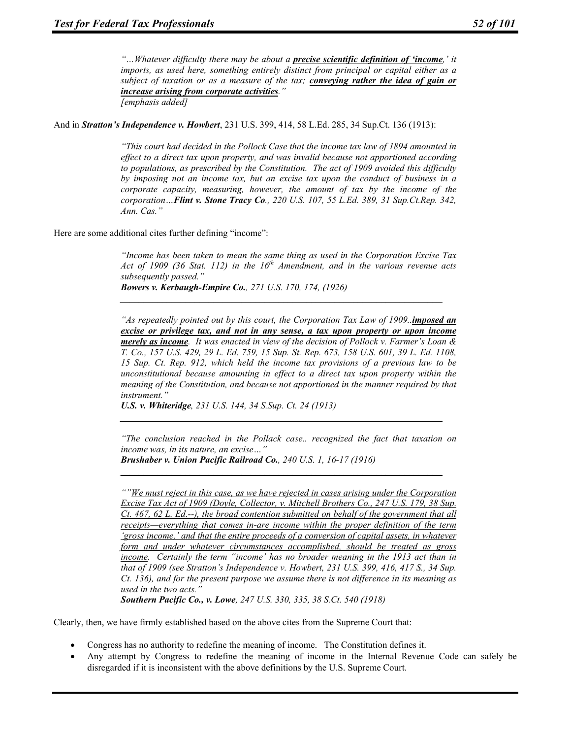*"…Whatever difficulty there may be about a **precise scientific definition of 'income**,' it imports, as used here, something entirely distinct from principal or capital either as a subject of taxation or as a measure of the tax; **conveying rather the idea of gain or increase arising from corporate activities**."*
*[emphasis added]*

And in ***Stratton's Independence v. Howbert***, 231 U.S. 399, 414, 58 L.Ed. 285, 34 Sup.Ct. 136 (1913):

> *"This court had decided in the Pollock Case that the income tax law of 1894 amounted in effect to a direct tax upon property, and was invalid because not apportioned according to populations, as prescribed by the Constitution. The act of 1909 avoided this difficulty by imposing not an income tax, but an excise tax upon the conduct of business in a corporate capacity, measuring, however, the amount of tax by the income of the corporation…**Flint v. Stone Tracy Co**., 220 U.S. 107, 55 L.Ed. 389, 31 Sup.Ct.Rep. 342, Ann. Cas."*

Here are some additional cites further defining "income":

> *"Income has been taken to mean the same thing as used in the Corporation Excise Tax Act of 1909 (36 Stat. 112) in the 16th Amendment, and in the various revenue acts subsequently passed."*
> ***Bowers v. Kerbaugh-Empire Co.**, 271 U.S. 170, 174, (1926)*

---

> *"As repeatedly pointed out by this court, the Corporation Tax Law of 1909..**imposed an excise or privilege tax, and not in any sense, a tax upon property or upon income merely as income**. It was enacted in view of the decision of Pollock v. Farmer's Loan & T. Co., 157 U.S. 429, 29 L. Ed. 759, 15 Sup. St. Rep. 673, 158 U.S. 601, 39 L. Ed. 1108, 15 Sup. Ct. Rep. 912, which held the income tax provisions of a previous law to be unconstitutional because amounting in effect to a direct tax upon property within the meaning of the Constitution, and because not apportioned in the manner required by that instrument."*
> ***U.S. v. Whiteridge**, 231 U.S. 144, 34 S.Sup. Ct. 24 (1913)*

---

> *"The conclusion reached in the Pollack case.. recognized the fact that taxation on income was, in its nature, an excise…"*
> ***Brushaber v. Union Pacific Railroad Co.**, 240 U.S. 1, 16-17 (1916)*

---

> *""We must reject in this case, as we have rejected in cases arising under the Corporation Excise Tax Act of 1909 (Doyle, Collector, v. Mitchell Brothers Co., 247 U.S. 179, 38 Sup. Ct. 467, 62 L. Ed.--), the broad contention submitted on behalf of the government that all receipts—everything that comes in-are income within the proper definition of the term 'gross income,' and that the entire proceeds of a conversion of capital assets, in whatever form and under whatever circumstances accomplished, should be treated as gross income. Certainly the term "income' has no broader meaning in the 1913 act than in that of 1909 (see Stratton's Independence v. Howbert, 231 U.S. 399, 416, 417 S., 34 Sup. Ct. 136), and for the present purpose we assume there is not difference in its meaning as used in the two acts."*
> ***Southern Pacific Co., v. Lowe**, 247 U.S. 330, 335, 38 S.Ct. 540 (1918)*

Clearly, then, we have firmly established based on the above cites from the Supreme Court that:

- Congress has no authority to redefine the meaning of income. The Constitution defines it.
- Any attempt by Congress to redefine the meaning of income in the Internal Revenue Code can safely be disregarded if it is inconsistent with the above definitions by the U.S. Supreme Court.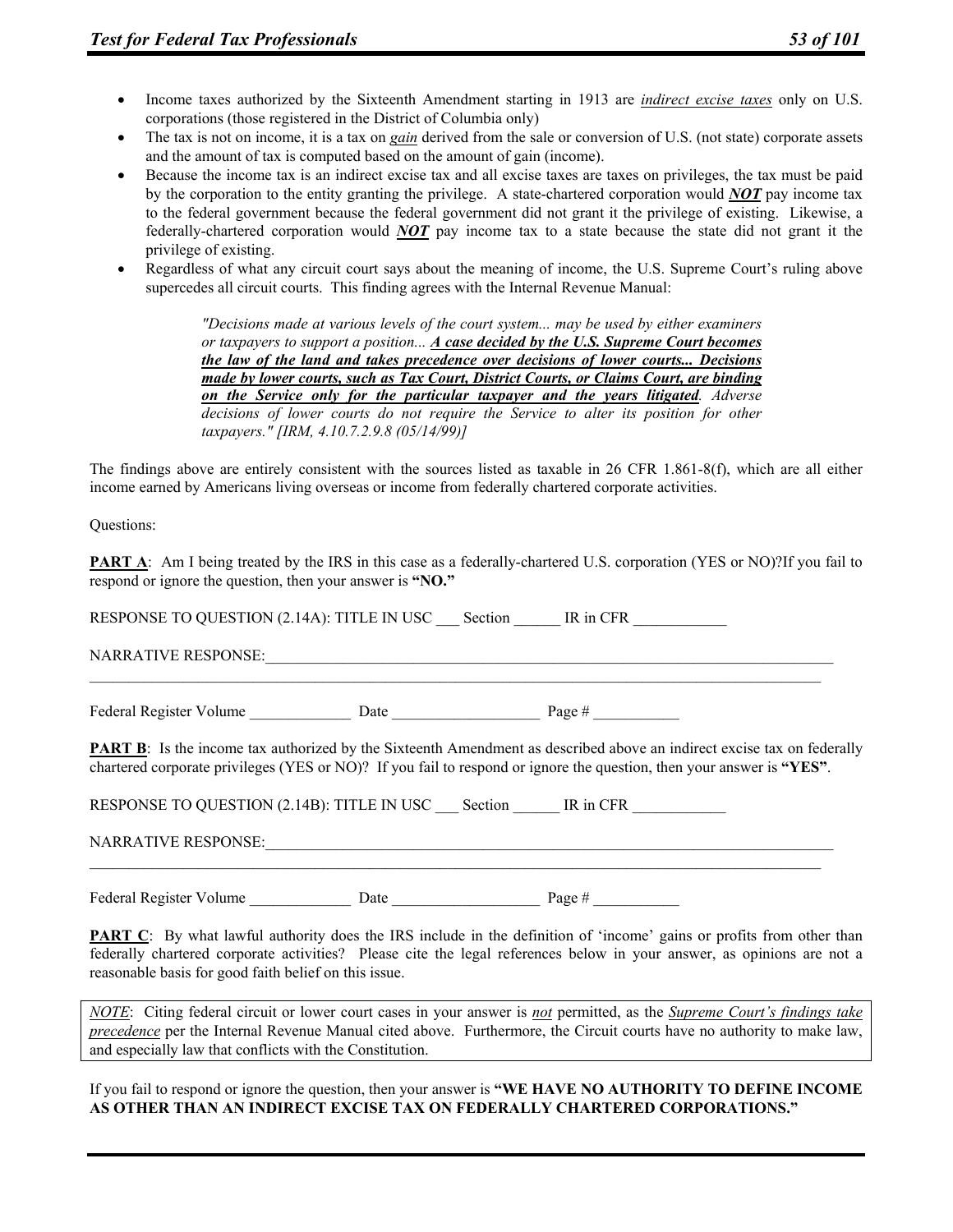- Income taxes authorized by the Sixteenth Amendment starting in 1913 are ***indirect excise taxes*** only on U.S. corporations (those registered in the District of Columbia only)
- The tax is not on income, it is a tax on ***gain*** derived from the sale or conversion of U.S. (not state) corporate assets and the amount of tax is computed based on the amount of gain (income).
- Because the income tax is an indirect excise tax and all excise taxes are taxes on privileges, the tax must be paid by the corporation to the entity granting the privilege. A state-chartered corporation would ***NOT*** pay income tax to the federal government because the federal government did not grant it the privilege of existing. Likewise, a federally-chartered corporation would ***NOT*** pay income tax to a state because the state did not grant it the privilege of existing.
- Regardless of what any circuit court says about the meaning of income, the U.S. Supreme Court's ruling above supercedes all circuit courts. This finding agrees with the Internal Revenue Manual:

> *"Decisions made at various levels of the court system... may be used by either examiners or taxpayers to support a position...* ***A case decided by the U.S. Supreme Court becomes the law of the land and takes precedence over decisions of lower courts... Decisions made by lower courts, such as Tax Court, District Courts, or Claims Court, are binding on the Service only for the particular taxpayer and the years litigated****. Adverse decisions of lower courts do not require the Service to alter its position for other taxpayers." [IRM, 4.10.7.2.9.8 (05/14/99)]*

The findings above are entirely consistent with the sources listed as taxable in 26 CFR 1.861-8(f), which are all either income earned by Americans living overseas or income from federally chartered corporate activities.

Questions:

**PART A**: Am I being treated by the IRS in this case as a federally-chartered U.S. corporation (YES or NO)?If you fail to respond or ignore the question, then your answer is **"NO."**

RESPONSE TO QUESTION (2.14A): TITLE IN USC ___ Section ______ IR in CFR ____________

NARRATIVE RESPONSE:______________________________________________________________________________
_____________________________________________________________________________________________

Federal Register Volume _____________ Date ___________________ Page # ___________

**PART B**: Is the income tax authorized by the Sixteenth Amendment as described above an indirect excise tax on federally chartered corporate privileges (YES or NO)? If you fail to respond or ignore the question, then your answer is **"YES"**.

RESPONSE TO QUESTION (2.14B): TITLE IN USC ___ Section ______ IR in CFR ____________

NARRATIVE RESPONSE:______________________________________________________________________________
_____________________________________________________________________________________________

Federal Register Volume _____________ Date ___________________ Page # ___________

**PART C**: By what lawful authority does the IRS include in the definition of 'income' gains or profits from other than federally chartered corporate activities? Please cite the legal references below in your answer, as opinions are not a reasonable basis for good faith belief on this issue.

> *NOTE*: Citing federal circuit or lower court cases in your answer is *not* permitted, as the *Supreme Court's findings take precedence* per the Internal Revenue Manual cited above. Furthermore, the Circuit courts have no authority to make law, and especially law that conflicts with the Constitution.

If you fail to respond or ignore the question, then your answer is **"WE HAVE NO AUTHORITY TO DEFINE INCOME AS OTHER THAN AN INDIRECT EXCISE TAX ON FEDERALLY CHARTERED CORPORATIONS."**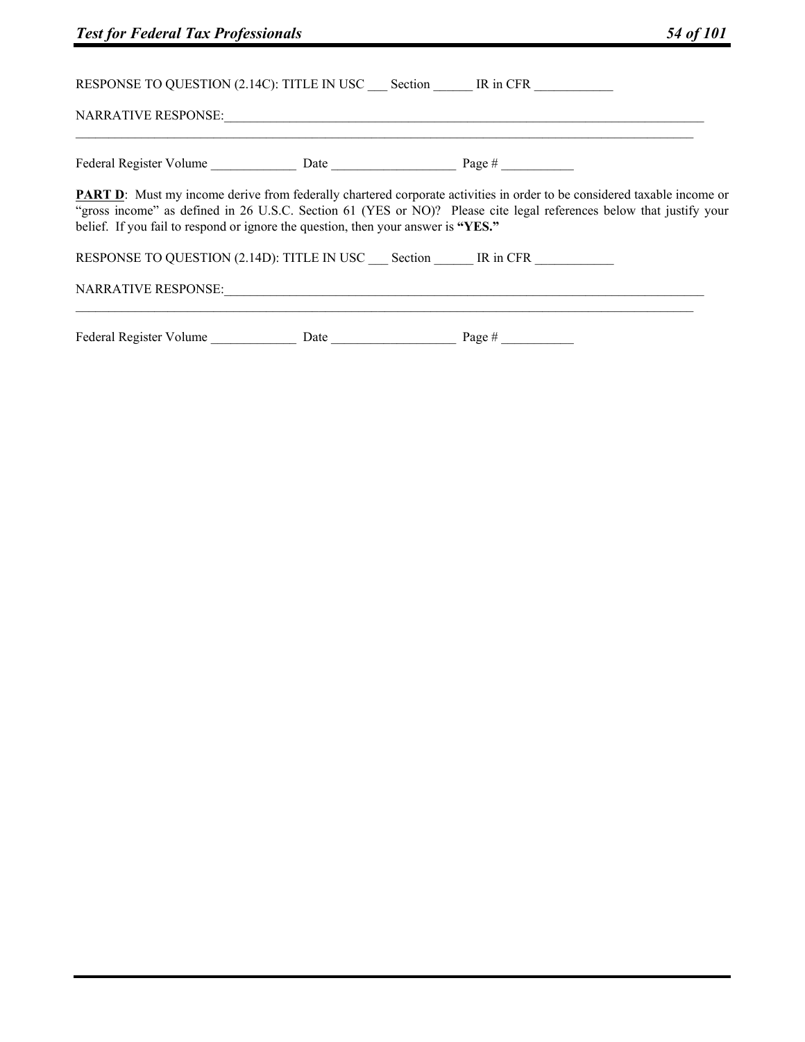RESPONSE TO QUESTION (2.14C): TITLE IN USC ___ Section ______ IR in CFR ____________

NARRATIVE RESPONSE:_______________________________________________________________________________
_____________________________________________________________________________________________

Federal Register Volume _____________ Date ___________________ Page # ___________

**PART D**: Must my income derive from federally chartered corporate activities in order to be considered taxable income or "gross income" as defined in 26 U.S.C. Section 61 (YES or NO)? Please cite legal references below that justify your belief. If you fail to respond or ignore the question, then your answer is **"YES."**

RESPONSE TO QUESTION (2.14D): TITLE IN USC ___ Section ______ IR in CFR ____________

NARRATIVE RESPONSE:_______________________________________________________________________________
_____________________________________________________________________________________________

Federal Register Volume _____________ Date ___________________ Page # ___________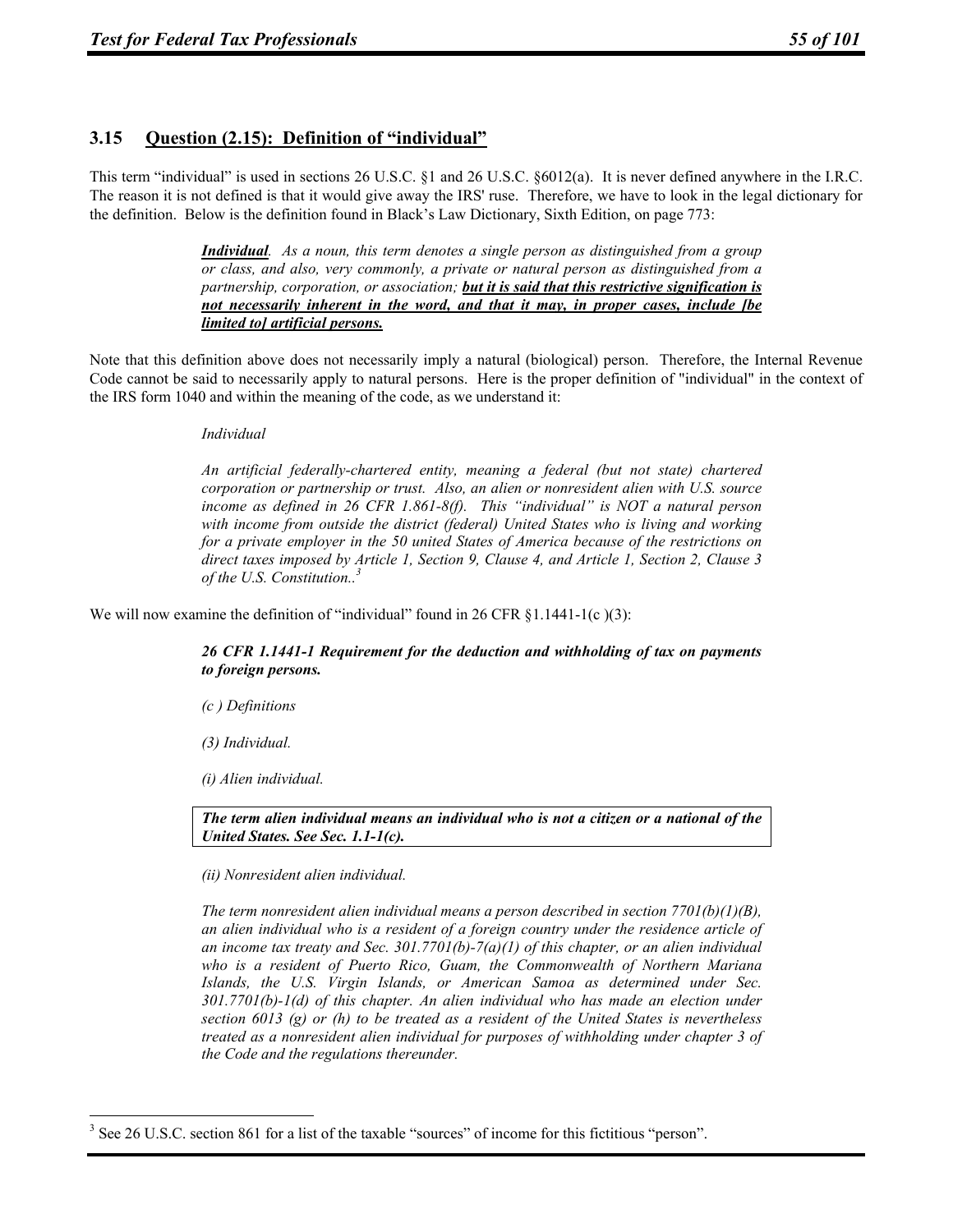## 3.15 Question (2.15): Definition of "individual"

This term "individual" is used in sections 26 U.S.C. §1 and 26 U.S.C. §6012(a). It is never defined anywhere in the I.R.C. The reason it is not defined is that it would give away the IRS' ruse. Therefore, we have to look in the legal dictionary for the definition. Below is the definition found in Black's Law Dictionary, Sixth Edition, on page 773:

> ***Individual***. *As a noun, this term denotes a single person as distinguished from a group or class, and also, very commonly, a private or natural person as distinguished from a partnership, corporation, or association;* ***but it is said that this restrictive signification is not necessarily inherent in the word, and that it may, in proper cases, include [be limited to] artificial persons.***

Note that this definition above does not necessarily imply a natural (biological) person. Therefore, the Internal Revenue Code cannot be said to necessarily apply to natural persons. Here is the proper definition of "individual" in the context of the IRS form 1040 and within the meaning of the code, as we understand it:

> *Individual*
>
> *An artificial federally-chartered entity, meaning a federal (but not state) chartered corporation or partnership or trust. Also, an alien or nonresident alien with U.S. source income as defined in 26 CFR 1.861-8(f). This "individual" is NOT a natural person with income from outside the district (federal) United States who is living and working for a private employer in the 50 united States of America because of the restrictions on direct taxes imposed by Article 1, Section 9, Clause 4, and Article 1, Section 2, Clause 3 of the U.S. Constitution..*[3]

We will now examine the definition of "individual" found in 26 CFR §1.1441-1(c )(3):

> ***26 CFR 1.1441-1 Requirement for the deduction and withholding of tax on payments to foreign persons.***
>
> *(c ) Definitions*
>
> *(3) Individual.*
>
> *(i) Alien individual.*
>
> ***The term alien individual means an individual who is not a citizen or a national of the United States. See Sec. 1.1-1(c).***
>
> *(ii) Nonresident alien individual.*
>
> *The term nonresident alien individual means a person described in section 7701(b)(1)(B), an alien individual who is a resident of a foreign country under the residence article of an income tax treaty and Sec. 301.7701(b)-7(a)(1) of this chapter, or an alien individual who is a resident of Puerto Rico, Guam, the Commonwealth of Northern Mariana Islands, the U.S. Virgin Islands, or American Samoa as determined under Sec. 301.7701(b)-1(d) of this chapter. An alien individual who has made an election under section 6013 (g) or (h) to be treated as a resident of the United States is nevertheless treated as a nonresident alien individual for purposes of withholding under chapter 3 of the Code and the regulations thereunder.*

---

[3] See 26 U.S.C. section 861 for a list of the taxable "sources" of income for this fictitious "person".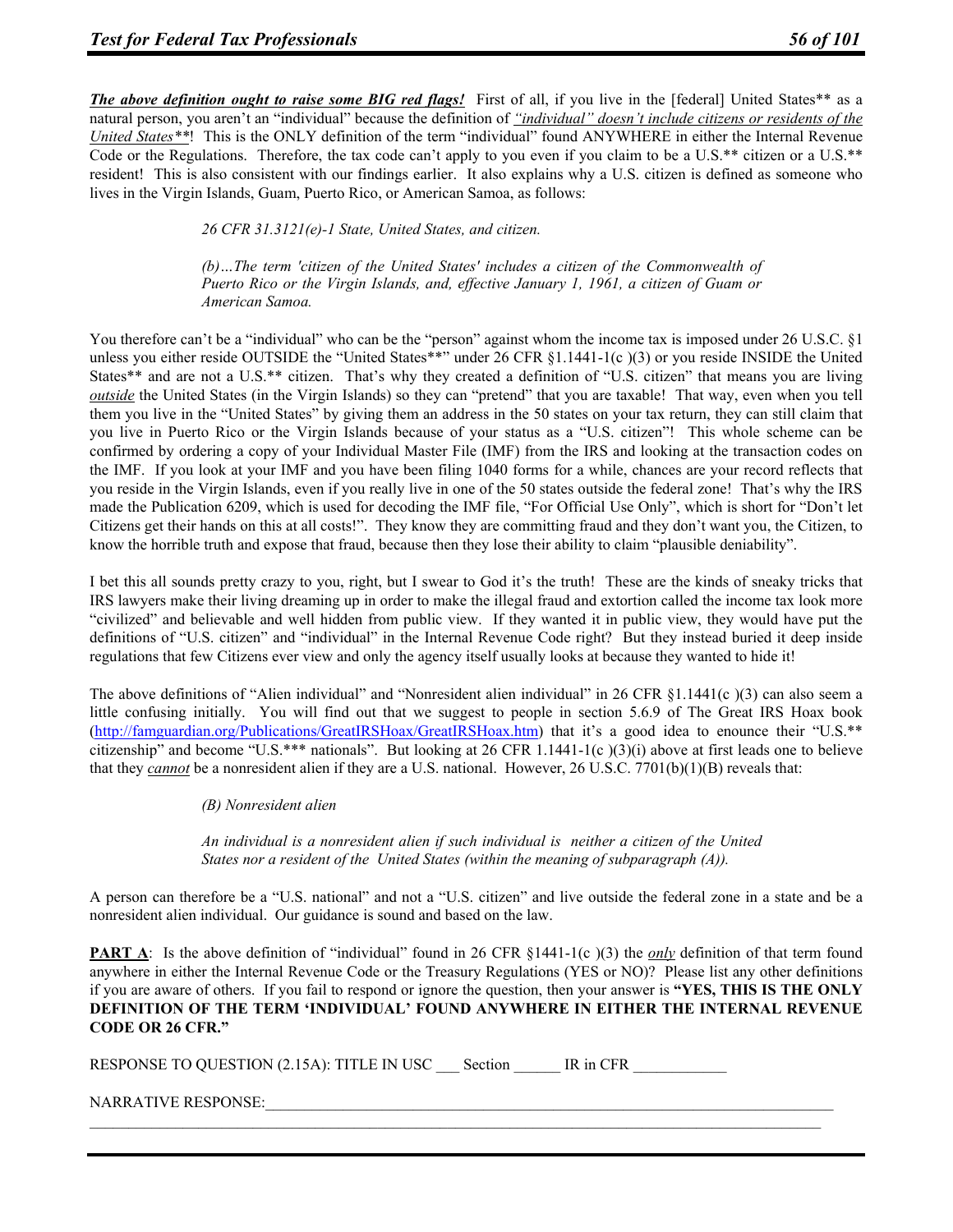***The above definition ought to raise some BIG red flags!*** First of all, if you live in the [federal] United States** as a natural person, you aren't an "individual" because the definition of *"individual" doesn't include citizens or residents of the United States***! This is the ONLY definition of the term "individual" found ANYWHERE in either the Internal Revenue Code or the Regulations. Therefore, the tax code can't apply to you even if you claim to be a U.S.** citizen or a U.S.** resident! This is also consistent with our findings earlier. It also explains why a U.S. citizen is defined as someone who lives in the Virgin Islands, Guam, Puerto Rico, or American Samoa, as follows:

> *26 CFR 31.3121(e)-1 State, United States, and citizen.*
>
> *(b)…The term 'citizen of the United States' includes a citizen of the Commonwealth of Puerto Rico or the Virgin Islands, and, effective January 1, 1961, a citizen of Guam or American Samoa.*

You therefore can't be a "individual" who can be the "person" against whom the income tax is imposed under 26 U.S.C. §1 unless you either reside OUTSIDE the "United States**" under 26 CFR §1.1441-1(c )(3) or you reside INSIDE the United States** and are not a U.S.** citizen. That's why they created a definition of "U.S. citizen" that means you are living *outside* the United States (in the Virgin Islands) so they can "pretend" that you are taxable! That way, even when you tell them you live in the "United States" by giving them an address in the 50 states on your tax return, they can still claim that you live in Puerto Rico or the Virgin Islands because of your status as a "U.S. citizen"! This whole scheme can be confirmed by ordering a copy of your Individual Master File (IMF) from the IRS and looking at the transaction codes on the IMF. If you look at your IMF and you have been filing 1040 forms for a while, chances are your record reflects that you reside in the Virgin Islands, even if you really live in one of the 50 states outside the federal zone! That's why the IRS made the Publication 6209, which is used for decoding the IMF file, "For Official Use Only", which is short for "Don't let Citizens get their hands on this at all costs!". They know they are committing fraud and they don't want you, the Citizen, to know the horrible truth and expose that fraud, because then they lose their ability to claim "plausible deniability".

I bet this all sounds pretty crazy to you, right, but I swear to God it's the truth! These are the kinds of sneaky tricks that IRS lawyers make their living dreaming up in order to make the illegal fraud and extortion called the income tax look more "civilized" and believable and well hidden from public view. If they wanted it in public view, they would have put the definitions of "U.S. citizen" and "individual" in the Internal Revenue Code right? But they instead buried it deep inside regulations that few Citizens ever view and only the agency itself usually looks at because they wanted to hide it!

The above definitions of "Alien individual" and "Nonresident alien individual" in 26 CFR §1.1441(c )(3) can also seem a little confusing initially. You will find out that we suggest to people in section 5.6.9 of The Great IRS Hoax book (http://famguardian.org/Publications/GreatIRSHoax/GreatIRSHoax.htm) that it's a good idea to enounce their "U.S.** citizenship" and become "U.S.*** nationals". But looking at 26 CFR 1.1441-1(c )(3)(i) above at first leads one to believe that they *cannot* be a nonresident alien if they are a U.S. national. However, 26 U.S.C. 7701(b)(1)(B) reveals that:

> *(B) Nonresident alien*
>
> *An individual is a nonresident alien if such individual is neither a citizen of the United States nor a resident of the United States (within the meaning of subparagraph (A)).*

A person can therefore be a "U.S. national" and not a "U.S. citizen" and live outside the federal zone in a state and be a nonresident alien individual. Our guidance is sound and based on the law.

**PART A**: Is the above definition of "individual" found in 26 CFR §1441-1(c )(3) the *only* definition of that term found anywhere in either the Internal Revenue Code or the Treasury Regulations (YES or NO)? Please list any other definitions if you are aware of others. If you fail to respond or ignore the question, then your answer is **"YES, THIS IS THE ONLY DEFINITION OF THE TERM 'INDIVIDUAL' FOUND ANYWHERE IN EITHER THE INTERNAL REVENUE CODE OR 26 CFR."**

RESPONSE TO QUESTION (2.15A): TITLE IN USC ___ Section ______ IR in CFR ____________

NARRATIVE RESPONSE:______________________________________________________________________________
_____________________________________________________________________________________________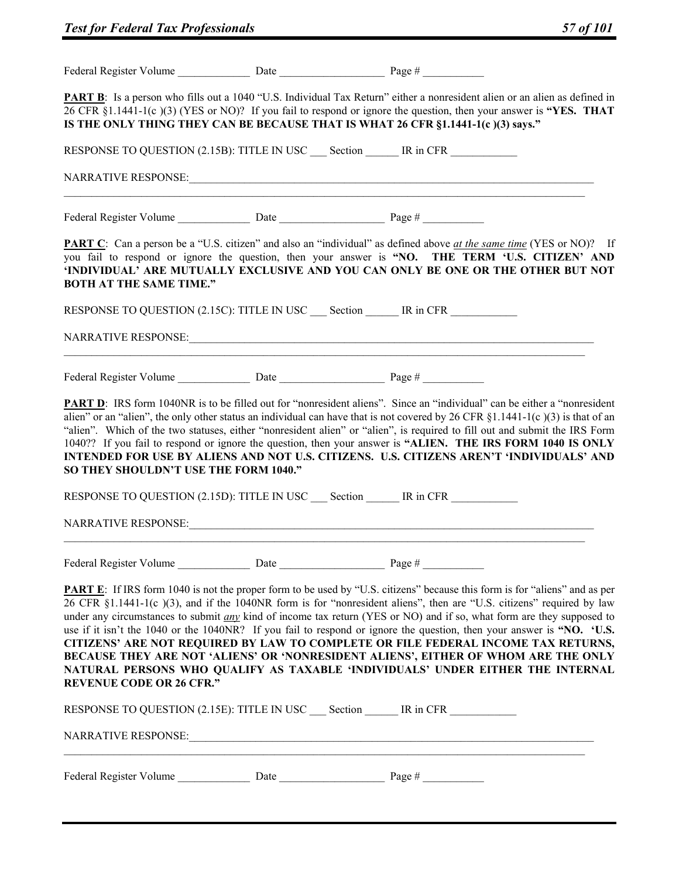Federal Register Volume _____________ Date ___________________ Page # ___________

**PART B**: Is a person who fills out a 1040 "U.S. Individual Tax Return" either a nonresident alien or an alien as defined in 26 CFR §1.1441-1(c )(3) (YES or NO)? If you fail to respond or ignore the question, then your answer is **"YES. THAT IS THE ONLY THING THEY CAN BE BECAUSE THAT IS WHAT 26 CFR §1.1441-1(c )(3) says."**

RESPONSE TO QUESTION (2.15B): TITLE IN USC ___ Section ______ IR in CFR ____________

NARRATIVE RESPONSE:_______________________________________________________________________________

_____________________________________________________________________________________________

Federal Register Volume _____________ Date ___________________ Page # ___________

**PART C**: Can a person be a "U.S. citizen" and also an "individual" as defined above *at the same time* (YES or NO)? If you fail to respond or ignore the question, then your answer is **"NO. THE TERM 'U.S. CITIZEN' AND 'INDIVIDUAL' ARE MUTUALLY EXCLUSIVE AND YOU CAN ONLY BE ONE OR THE OTHER BUT NOT BOTH AT THE SAME TIME."**

RESPONSE TO QUESTION (2.15C): TITLE IN USC ___ Section ______ IR in CFR ____________

NARRATIVE RESPONSE:_______________________________________________________________________________

_____________________________________________________________________________________________

Federal Register Volume _____________ Date ___________________ Page # ___________

**PART D**: IRS form 1040NR is to be filled out for "nonresident aliens". Since an "individual" can be either a "nonresident alien" or an "alien", the only other status an individual can have that is not covered by 26 CFR §1.1441-1(c )(3) is that of an "alien". Which of the two statuses, either "nonresident alien" or "alien", is required to fill out and submit the IRS Form 1040?? If you fail to respond or ignore the question, then your answer is **"ALIEN. THE IRS FORM 1040 IS ONLY INTENDED FOR USE BY ALIENS AND NOT U.S. CITIZENS. U.S. CITIZENS AREN'T 'INDIVIDUALS' AND SO THEY SHOULDN'T USE THE FORM 1040."**

RESPONSE TO QUESTION (2.15D): TITLE IN USC ___ Section ______ IR in CFR ____________

NARRATIVE RESPONSE:_______________________________________________________________________________

_____________________________________________________________________________________________

Federal Register Volume _____________ Date ___________________ Page # ___________

**PART E**: If IRS form 1040 is not the proper form to be used by "U.S. citizens" because this form is for "aliens" and as per 26 CFR §1.1441-1(c )(3), and if the 1040NR form is for "nonresident aliens", then are "U.S. citizens" required by law under any circumstances to submit *any* kind of income tax return (YES or NO) and if so, what form are they supposed to use if it isn't the 1040 or the 1040NR? If you fail to respond or ignore the question, then your answer is **"NO. 'U.S. CITIZENS' ARE NOT REQUIRED BY LAW TO COMPLETE OR FILE FEDERAL INCOME TAX RETURNS, BECAUSE THEY ARE NOT 'ALIENS' OR 'NONRESIDENT ALIENS', EITHER OF WHOM ARE THE ONLY NATURAL PERSONS WHO QUALIFY AS TAXABLE 'INDIVIDUALS' UNDER EITHER THE INTERNAL REVENUE CODE OR 26 CFR."**

RESPONSE TO QUESTION (2.15E): TITLE IN USC ___ Section ______ IR in CFR ____________

NARRATIVE RESPONSE:_______________________________________________________________________________

_____________________________________________________________________________________________

Federal Register Volume _____________ Date ___________________ Page # ___________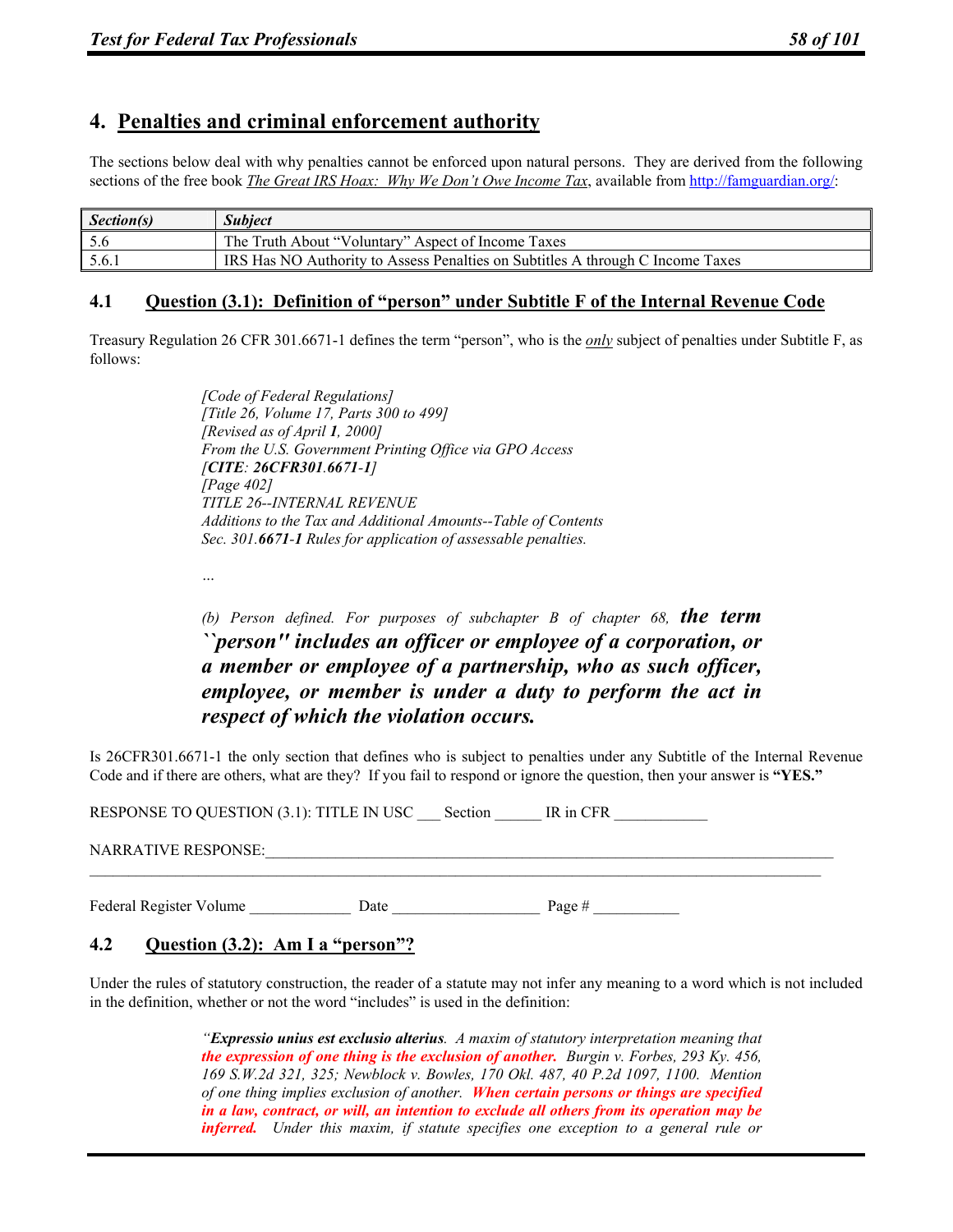## 4. Penalties and criminal enforcement authority

The sections below deal with why penalties cannot be enforced upon natural persons. They are derived from the following sections of the free book *The Great IRS Hoax: Why We Don't Owe Income Tax*, available from http://famguardian.org/:

| *Section(s)* | *Subject* |
|---|---|
| 5.6 | The Truth About "Voluntary" Aspect of Income Taxes |
| 5.6.1 | IRS Has NO Authority to Assess Penalties on Subtitles A through C Income Taxes |

### 4.1 Question (3.1): Definition of "person" under Subtitle F of the Internal Revenue Code

Treasury Regulation 26 CFR 301.6671-1 defines the term "person", who is the *only* subject of penalties under Subtitle F, as follows:

> *[Code of Federal Regulations]*
> *[Title 26, Volume 17, Parts 300 to 499]*
> *[Revised as of April **1**, 2000]*
> *From the U.S. Government Printing Office via GPO Access*
> *[**CITE**: **26CFR301**.**6671-1**]*
> *[Page 402]*
> *TITLE 26--INTERNAL REVENUE*
> *Additions to the Tax and Additional Amounts--Table of Contents*
> *Sec. 301.**6671-1** Rules for application of assessable penalties.*
>
> *...*
>
> *(b) Person defined. For purposes of subchapter B of chapter 68, **the term ``person'' includes an officer or employee of a corporation, or a member or employee of a partnership, who as such officer, employee, or member is under a duty to perform the act in respect of which the violation occurs.***

Is 26CFR301.6671-1 the only section that defines who is subject to penalties under any Subtitle of the Internal Revenue Code and if there are others, what are they? If you fail to respond or ignore the question, then your answer is **"YES."**

RESPONSE TO QUESTION (3.1): TITLE IN USC ___ Section ______ IR in CFR ____________

NARRATIVE RESPONSE:_____________________________________________________________________________
______________________________________________________________________________________________

Federal Register Volume _____________ Date ___________________ Page # ___________

### 4.2 Question (3.2): Am I a "person"?

Under the rules of statutory construction, the reader of a statute may not infer any meaning to a word which is not included in the definition, whether or not the word "includes" is used in the definition:

> *"**Expressio unius est exclusio alterius**. A maxim of statutory interpretation meaning that **the expression of one thing is the exclusion of another.** Burgin v. Forbes, 293 Ky. 456, 169 S.W.2d 321, 325; Newblock v. Bowles, 170 Okl. 487, 40 P.2d 1097, 1100. Mention of one thing implies exclusion of another. **When certain persons or things are specified in a law, contract, or will, an intention to exclude all others from its operation may be inferred.** Under this maxim, if statute specifies one exception to a general rule or*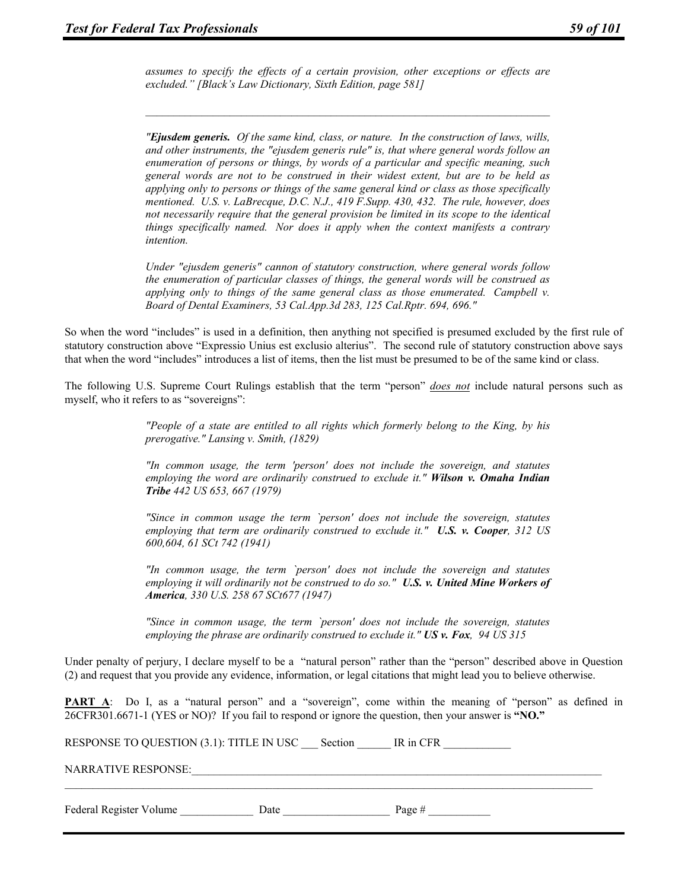> *assumes to specify the effects of a certain provision, other exceptions or effects are excluded." [Black's Law Dictionary, Sixth Edition, page 581]*

---

> *"**Ejusdem generis.** Of the same kind, class, or nature. In the construction of laws, wills, and other instruments, the "ejusdem generis rule" is, that where general words follow an enumeration of persons or things, by words of a particular and specific meaning, such general words are not to be construed in their widest extent, but are to be held as applying only to persons or things of the same general kind or class as those specifically mentioned. U.S. v. LaBrecque, D.C. N.J., 419 F.Supp. 430, 432. The rule, however, does not necessarily require that the general provision be limited in its scope to the identical things specifically named. Nor does it apply when the context manifests a contrary intention.*
>
> *Under "ejusdem generis" cannon of statutory construction, where general words follow the enumeration of particular classes of things, the general words will be construed as applying only to things of the same general class as those enumerated. Campbell v. Board of Dental Examiners, 53 Cal.App.3d 283, 125 Cal.Rptr. 694, 696."*

So when the word "includes" is used in a definition, then anything not specified is presumed excluded by the first rule of statutory construction above "Expressio Unius est exclusio alterius". The second rule of statutory construction above says that when the word "includes" introduces a list of items, then the list must be presumed to be of the same kind or class.

The following U.S. Supreme Court Rulings establish that the term "person" ***does not*** include natural persons such as myself, who it refers to as "sovereigns":

> *"People of a state are entitled to all rights which formerly belong to the King, by his prerogative." Lansing v. Smith, (1829)*
>
> *"In common usage, the term 'person' does not include the sovereign, and statutes employing the word are ordinarily construed to exclude it." **Wilson v. Omaha Indian Tribe** 442 US 653, 667 (1979)*
>
> *"Since in common usage the term `person' does not include the sovereign, statutes employing that term are ordinarily construed to exclude it." **U.S. v. Cooper**, 312 US 600,604, 61 SCt 742 (1941)*
>
> *"In common usage, the term `person' does not include the sovereign and statutes employing it will ordinarily not be construed to do so." **U.S. v. United Mine Workers of America**, 330 U.S. 258 67 SCt677 (1947)*
>
> *"Since in common usage, the term `person' does not include the sovereign, statutes employing the phrase are ordinarily construed to exclude it." **US v. Fox**, 94 US 315*

Under penalty of perjury, I declare myself to be a "natural person" rather than the "person" described above in Question (2) and request that you provide any evidence, information, or legal citations that might lead you to believe otherwise.

**PART A**: Do I, as a "natural person" and a "sovereign", come within the meaning of "person" as defined in 26CFR301.6671-1 (YES or NO)? If you fail to respond or ignore the question, then your answer is **"NO."**

RESPONSE TO QUESTION (3.1): TITLE IN USC ___ Section ______ IR in CFR ____________

NARRATIVE RESPONSE:_______________________________________________________________________________

_____________________________________________________________________________________________

Federal Register Volume _____________ Date ___________________ Page # ___________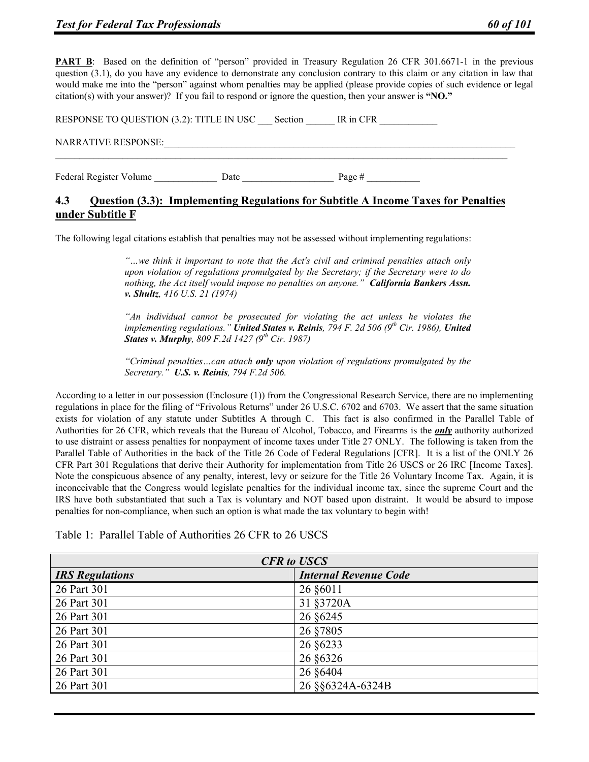**PART B**: Based on the definition of "person" provided in Treasury Regulation 26 CFR 301.6671-1 in the previous question (3.1), do you have any evidence to demonstrate any conclusion contrary to this claim or any citation in law that would make me into the "person" against whom penalties may be applied (please provide copies of such evidence or legal citation(s) with your answer)? If you fail to respond or ignore the question, then your answer is **"NO."**

RESPONSE TO QUESTION (3.2): TITLE IN USC ___ Section ______ IR in CFR ____________

NARRATIVE RESPONSE:_______________________________________________________________________________
____________________________________________________________________________________________________

Federal Register Volume _____________ Date ___________________ Page # ___________

## 4.3 Question (3.3): Implementing Regulations for Subtitle A Income Taxes for Penalties under Subtitle F

The following legal citations establish that penalties may not be assessed without implementing regulations:

> *"…we think it important to note that the Act's civil and criminal penalties attach only upon violation of regulations promulgated by the Secretary; if the Secretary were to do nothing, the Act itself would impose no penalties on anyone."* ***California Bankers Assn. v. Shultz**, 416 U.S. 21 (1974)*
>
> *"An individual cannot be prosecuted for violating the act unless he violates the implementing regulations."* ***United States v. Reinis**, 794 F. 2d 506 (9th Cir. 1986), **United States v. Murphy**, 809 F.2d 1427 (9th Cir. 1987)*
>
> *"Criminal penalties…can attach **only** upon violation of regulations promulgated by the Secretary."* ***U.S. v. Reinis**, 794 F.2d 506.*

According to a letter in our possession (Enclosure (1)) from the Congressional Research Service, there are no implementing regulations in place for the filing of "Frivolous Returns" under 26 U.S.C. 6702 and 6703. We assert that the same situation exists for violation of any statute under Subtitles A through C. This fact is also confirmed in the Parallel Table of Authorities for 26 CFR, which reveals that the Bureau of Alcohol, Tobacco, and Firearms is the ***only*** authority authorized to use distraint or assess penalties for nonpayment of income taxes under Title 27 ONLY. The following is taken from the Parallel Table of Authorities in the back of the Title 26 Code of Federal Regulations [CFR]. It is a list of the ONLY 26 CFR Part 301 Regulations that derive their Authority for implementation from Title 26 USCS or 26 IRC [Income Taxes]. Note the conspicuous absence of any penalty, interest, levy or seizure for the Title 26 Voluntary Income Tax. Again, it is inconceivable that the Congress would legislate penalties for the individual income tax, since the supreme Court and the IRS have both substantiated that such a Tax is voluntary and NOT based upon distraint. It would be absurd to impose penalties for non-compliance, when such an option is what made the tax voluntary to begin with!

Table 1: Parallel Table of Authorities 26 CFR to 26 USCS

| ***CFR to USCS*** | |
|---|---|
| ***IRS Regulations*** | ***Internal Revenue Code*** |
| 26 Part 301 | 26 §6011 |
| 26 Part 301 | 31 §3720A |
| 26 Part 301 | 26 §6245 |
| 26 Part 301 | 26 §7805 |
| 26 Part 301 | 26 §6233 |
| 26 Part 301 | 26 §6326 |
| 26 Part 301 | 26 §6404 |
| 26 Part 301 | 26 §§6324A-6324B |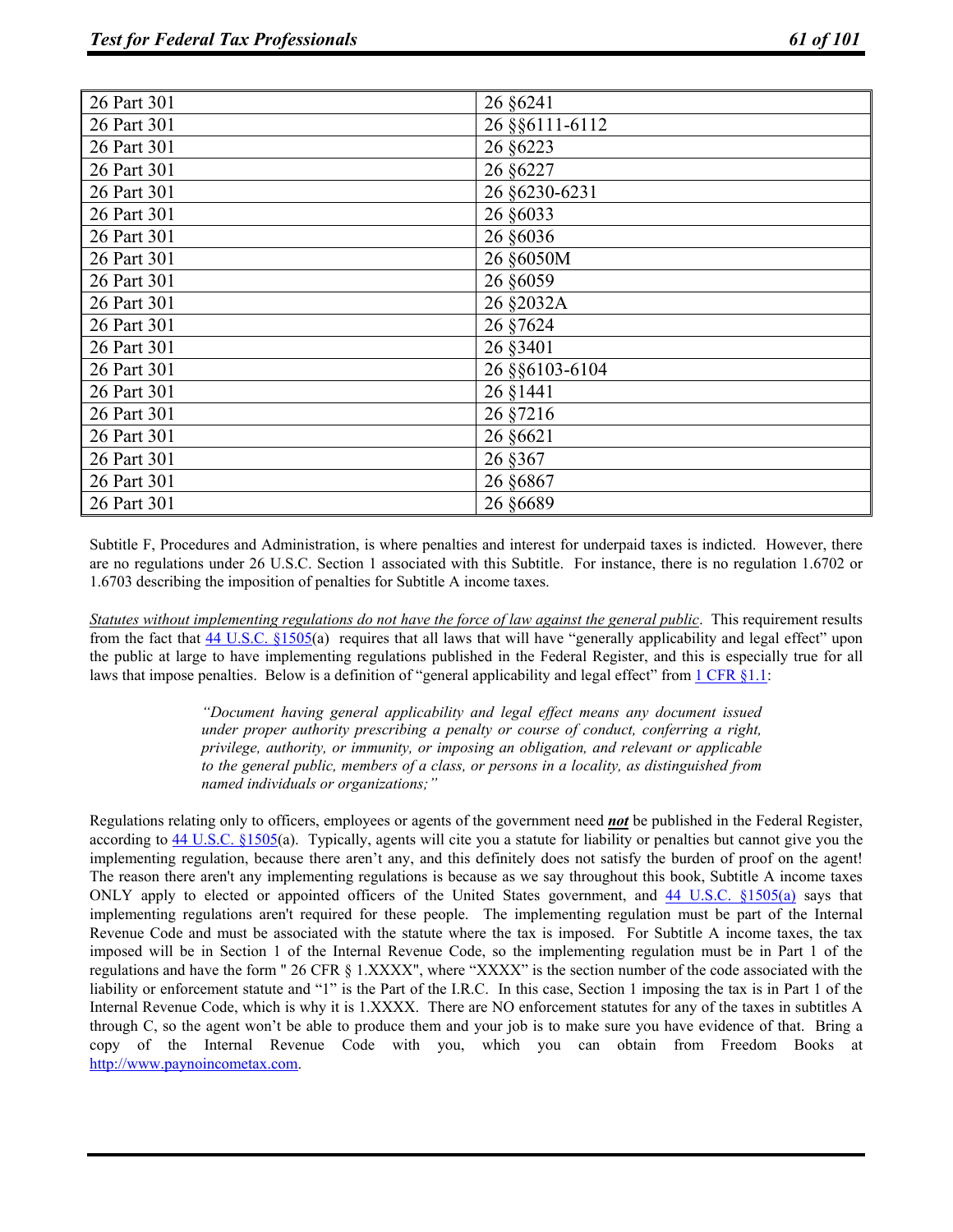| 26 Part 301 | 26 §6241 |
|---|---|
| 26 Part 301 | 26 §§6111-6112 |
| 26 Part 301 | 26 §6223 |
| 26 Part 301 | 26 §6227 |
| 26 Part 301 | 26 §6230-6231 |
| 26 Part 301 | 26 §6033 |
| 26 Part 301 | 26 §6036 |
| 26 Part 301 | 26 §6050M |
| 26 Part 301 | 26 §6059 |
| 26 Part 301 | 26 §2032A |
| 26 Part 301 | 26 §7624 |
| 26 Part 301 | 26 §3401 |
| 26 Part 301 | 26 §§6103-6104 |
| 26 Part 301 | 26 §1441 |
| 26 Part 301 | 26 §7216 |
| 26 Part 301 | 26 §6621 |
| 26 Part 301 | 26 §367 |
| 26 Part 301 | 26 §6867 |
| 26 Part 301 | 26 §6689 |

Subtitle F, Procedures and Administration, is where penalties and interest for underpaid taxes is indicted. However, there are no regulations under 26 U.S.C. Section 1 associated with this Subtitle. For instance, there is no regulation 1.6702 or 1.6703 describing the imposition of penalties for Subtitle A income taxes.

*Statutes without implementing regulations do not have the force of law against the general public*. This requirement results from the fact that 44 U.S.C. §1505(a) requires that all laws that will have "generally applicability and legal effect" upon the public at large to have implementing regulations published in the Federal Register, and this is especially true for all laws that impose penalties. Below is a definition of "general applicability and legal effect" from 1 CFR §1.1:

> *"Document having general applicability and legal effect means any document issued under proper authority prescribing a penalty or course of conduct, conferring a right, privilege, authority, or immunity, or imposing an obligation, and relevant or applicable to the general public, members of a class, or persons in a locality, as distinguished from named individuals or organizations;"*

Regulations relating only to officers, employees or agents of the government need ***not*** be published in the Federal Register, according to 44 U.S.C. §1505(a). Typically, agents will cite you a statute for liability or penalties but cannot give you the implementing regulation, because there aren't any, and this definitely does not satisfy the burden of proof on the agent! The reason there aren't any implementing regulations is because as we say throughout this book, Subtitle A income taxes ONLY apply to elected or appointed officers of the United States government, and 44 U.S.C. §1505(a) says that implementing regulations aren't required for these people. The implementing regulation must be part of the Internal Revenue Code and must be associated with the statute where the tax is imposed. For Subtitle A income taxes, the tax imposed will be in Section 1 of the Internal Revenue Code, so the implementing regulation must be in Part 1 of the regulations and have the form " 26 CFR § 1.XXXX", where "XXXX" is the section number of the code associated with the liability or enforcement statute and "1" is the Part of the I.R.C. In this case, Section 1 imposing the tax is in Part 1 of the Internal Revenue Code, which is why it is 1.XXXX. There are NO enforcement statutes for any of the taxes in subtitles A through C, so the agent won't be able to produce them and your job is to make sure you have evidence of that. Bring a copy of the Internal Revenue Code with you, which you can obtain from Freedom Books at http://www.paynoincometax.com.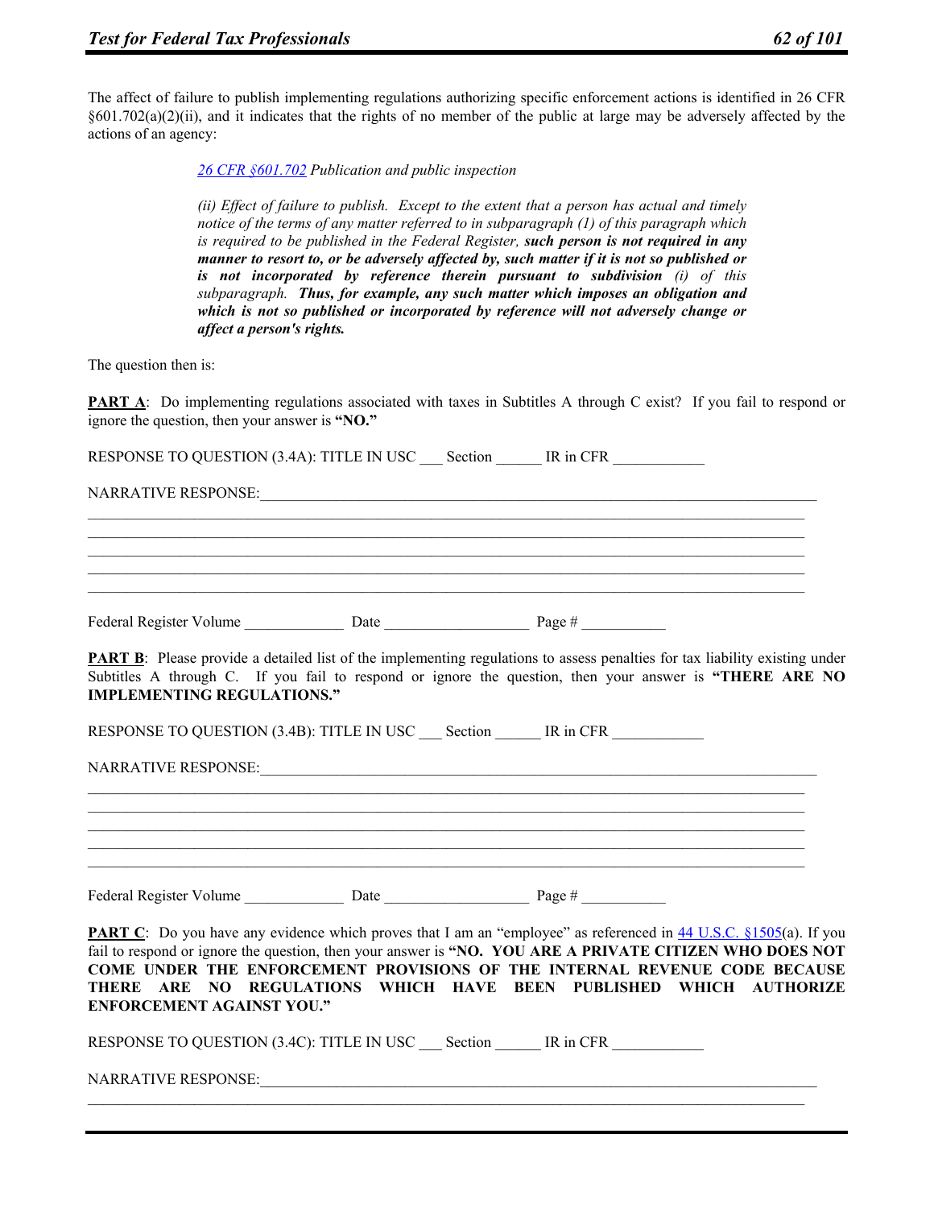The affect of failure to publish implementing regulations authorizing specific enforcement actions is identified in 26 CFR §601.702(a)(2)(ii), and it indicates that the rights of no member of the public at large may be adversely affected by the actions of an agency:

> *26 CFR §601.702 Publication and public inspection*
>
> *(ii) Effect of failure to publish. Except to the extent that a person has actual and timely notice of the terms of any matter referred to in subparagraph (1) of this paragraph which is required to be published in the Federal Register,* ***such person is not required in any manner to resort to, or be adversely affected by, such matter if it is not so published or is not incorporated by reference therein pursuant to subdivision*** *(i) of this subparagraph.* ***Thus, for example, any such matter which imposes an obligation and which is not so published or incorporated by reference will not adversely change or affect a person's rights.***

The question then is:

**PART A**: Do implementing regulations associated with taxes in Subtitles A through C exist? If you fail to respond or ignore the question, then your answer is **"NO."**

RESPONSE TO QUESTION (3.4A): TITLE IN USC ___ Section ______ IR in CFR ____________

NARRATIVE RESPONSE:_______________________________________________________________________________

_______________________________________________________________________________

_______________________________________________________________________________

_______________________________________________________________________________

_______________________________________________________________________________

_______________________________________________________________________________

Federal Register Volume _____________ Date ___________________ Page # ___________

**PART B**: Please provide a detailed list of the implementing regulations to assess penalties for tax liability existing under Subtitles A through C. If you fail to respond or ignore the question, then your answer is **"THERE ARE NO IMPLEMENTING REGULATIONS."**

RESPONSE TO QUESTION (3.4B): TITLE IN USC ___ Section ______ IR in CFR ____________

NARRATIVE RESPONSE:_______________________________________________________________________________

_______________________________________________________________________________

_______________________________________________________________________________

_______________________________________________________________________________

_______________________________________________________________________________

_______________________________________________________________________________

Federal Register Volume _____________ Date ___________________ Page # ___________

**PART C**: Do you have any evidence which proves that I am an "employee" as referenced in 44 U.S.C. §1505(a). If you fail to respond or ignore the question, then your answer is **"NO. YOU ARE A PRIVATE CITIZEN WHO DOES NOT COME UNDER THE ENFORCEMENT PROVISIONS OF THE INTERNAL REVENUE CODE BECAUSE THERE ARE NO REGULATIONS WHICH HAVE BEEN PUBLISHED WHICH AUTHORIZE ENFORCEMENT AGAINST YOU."**

RESPONSE TO QUESTION (3.4C): TITLE IN USC ___ Section ______ IR in CFR ____________

NARRATIVE RESPONSE:_______________________________________________________________________________

_______________________________________________________________________________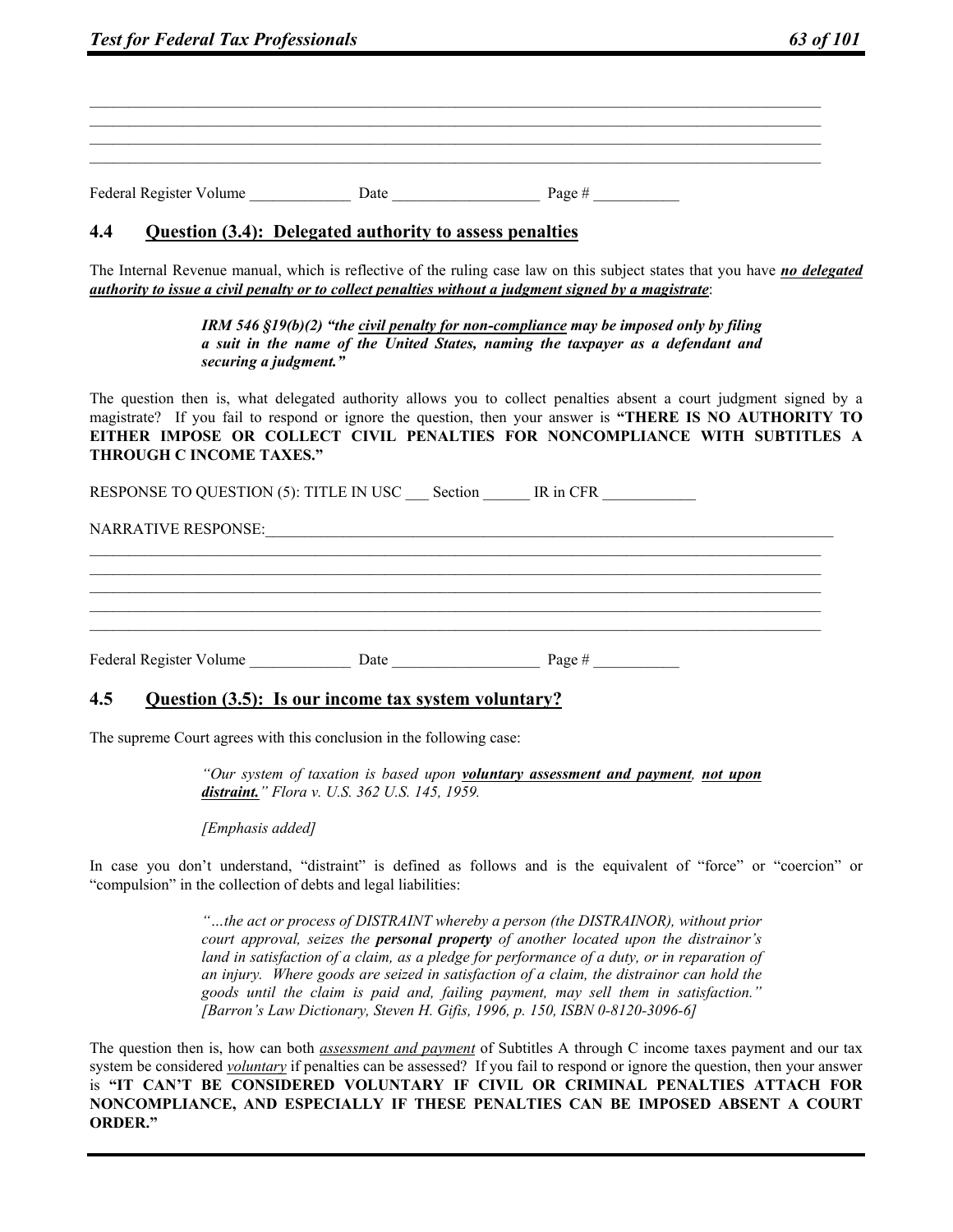\_\_\_\_\_\_\_\_\_\_\_\_\_\_\_\_\_\_\_\_\_\_\_\_\_\_\_\_\_\_\_\_\_\_\_\_\_\_\_\_\_\_\_\_\_\_\_\_\_\_\_\_\_\_\_\_\_\_\_\_\_\_\_\_\_\_\_\_\_\_\_\_\_\_\_\_\_\_
\_\_\_\_\_\_\_\_\_\_\_\_\_\_\_\_\_\_\_\_\_\_\_\_\_\_\_\_\_\_\_\_\_\_\_\_\_\_\_\_\_\_\_\_\_\_\_\_\_\_\_\_\_\_\_\_\_\_\_\_\_\_\_\_\_\_\_\_\_\_\_\_\_\_\_\_\_\_
\_\_\_\_\_\_\_\_\_\_\_\_\_\_\_\_\_\_\_\_\_\_\_\_\_\_\_\_\_\_\_\_\_\_\_\_\_\_\_\_\_\_\_\_\_\_\_\_\_\_\_\_\_\_\_\_\_\_\_\_\_\_\_\_\_\_\_\_\_\_\_\_\_\_\_\_\_\_
\_\_\_\_\_\_\_\_\_\_\_\_\_\_\_\_\_\_\_\_\_\_\_\_\_\_\_\_\_\_\_\_\_\_\_\_\_\_\_\_\_\_\_\_\_\_\_\_\_\_\_\_\_\_\_\_\_\_\_\_\_\_\_\_\_\_\_\_\_\_\_\_\_\_\_\_\_\_

Federal Register Volume \_\_\_\_\_\_\_\_\_\_\_\_\_ Date \_\_\_\_\_\_\_\_\_\_\_\_\_\_\_\_\_\_\_ Page # \_\_\_\_\_\_\_\_\_\_\_

## 4.4 Question (3.4): Delegated authority to assess penalties

The Internal Revenue manual, which is reflective of the ruling case law on this subject states that you have ***no delegated authority to issue a civil penalty or to collect penalties without a judgment signed by a magistrate***:

> ***IRM 546 §19(b)(2) "the civil penalty for non-compliance may be imposed only by filing a suit in the name of the United States, naming the taxpayer as a defendant and securing a judgment."***

The question then is, what delegated authority allows you to collect penalties absent a court judgment signed by a magistrate? If you fail to respond or ignore the question, then your answer is **"THERE IS NO AUTHORITY TO EITHER IMPOSE OR COLLECT CIVIL PENALTIES FOR NONCOMPLIANCE WITH SUBTITLES A THROUGH C INCOME TAXES."**

RESPONSE TO QUESTION (5): TITLE IN USC \_\_\_ Section \_\_\_\_\_\_ IR in CFR \_\_\_\_\_\_\_\_\_\_\_\_

NARRATIVE RESPONSE:\_\_\_\_\_\_\_\_\_\_\_\_\_\_\_\_\_\_\_\_\_\_\_\_\_\_\_\_\_\_\_\_\_\_\_\_\_\_\_\_\_\_\_\_\_\_\_\_\_\_\_\_\_\_\_\_\_\_
\_\_\_\_\_\_\_\_\_\_\_\_\_\_\_\_\_\_\_\_\_\_\_\_\_\_\_\_\_\_\_\_\_\_\_\_\_\_\_\_\_\_\_\_\_\_\_\_\_\_\_\_\_\_\_\_\_\_\_\_\_\_\_\_\_\_\_\_\_\_\_\_\_\_\_\_\_\_
\_\_\_\_\_\_\_\_\_\_\_\_\_\_\_\_\_\_\_\_\_\_\_\_\_\_\_\_\_\_\_\_\_\_\_\_\_\_\_\_\_\_\_\_\_\_\_\_\_\_\_\_\_\_\_\_\_\_\_\_\_\_\_\_\_\_\_\_\_\_\_\_\_\_\_\_\_\_
\_\_\_\_\_\_\_\_\_\_\_\_\_\_\_\_\_\_\_\_\_\_\_\_\_\_\_\_\_\_\_\_\_\_\_\_\_\_\_\_\_\_\_\_\_\_\_\_\_\_\_\_\_\_\_\_\_\_\_\_\_\_\_\_\_\_\_\_\_\_\_\_\_\_\_\_\_\_
\_\_\_\_\_\_\_\_\_\_\_\_\_\_\_\_\_\_\_\_\_\_\_\_\_\_\_\_\_\_\_\_\_\_\_\_\_\_\_\_\_\_\_\_\_\_\_\_\_\_\_\_\_\_\_\_\_\_\_\_\_\_\_\_\_\_\_\_\_\_\_\_\_\_\_\_\_\_
\_\_\_\_\_\_\_\_\_\_\_\_\_\_\_\_\_\_\_\_\_\_\_\_\_\_\_\_\_\_\_\_\_\_\_\_\_\_\_\_\_\_\_\_\_\_\_\_\_\_\_\_\_\_\_\_\_\_\_\_\_\_\_\_\_\_\_\_\_\_\_\_\_\_\_\_\_\_

Federal Register Volume \_\_\_\_\_\_\_\_\_\_\_\_\_ Date \_\_\_\_\_\_\_\_\_\_\_\_\_\_\_\_\_\_\_ Page # \_\_\_\_\_\_\_\_\_\_\_

## 4.5 Question (3.5): Is our income tax system voluntary?

The supreme Court agrees with this conclusion in the following case:

> *"Our system of taxation is based upon **voluntary assessment and payment**, **not upon distraint.**" Flora v. U.S. 362 U.S. 145, 1959.*
>
> *[Emphasis added]*

In case you don't understand, "distraint" is defined as follows and is the equivalent of "force" or "coercion" or "compulsion" in the collection of debts and legal liabilities:

> *"…the act or process of DISTRAINT whereby a person (the DISTRAINOR), without prior court approval, seizes the **personal property** of another located upon the distrainor's land in satisfaction of a claim, as a pledge for performance of a duty, or in reparation of an injury. Where goods are seized in satisfaction of a claim, the distrainor can hold the goods until the claim is paid and, failing payment, may sell them in satisfaction." [Barron's Law Dictionary, Steven H. Gifis, 1996, p. 150, ISBN 0-8120-3096-6]*

The question then is, how can both *assessment and payment* of Subtitles A through C income taxes payment and our tax system be considered *voluntary* if penalties can be assessed? If you fail to respond or ignore the question, then your answer is **"IT CAN'T BE CONSIDERED VOLUNTARY IF CIVIL OR CRIMINAL PENALTIES ATTACH FOR NONCOMPLIANCE, AND ESPECIALLY IF THESE PENALTIES CAN BE IMPOSED ABSENT A COURT ORDER."**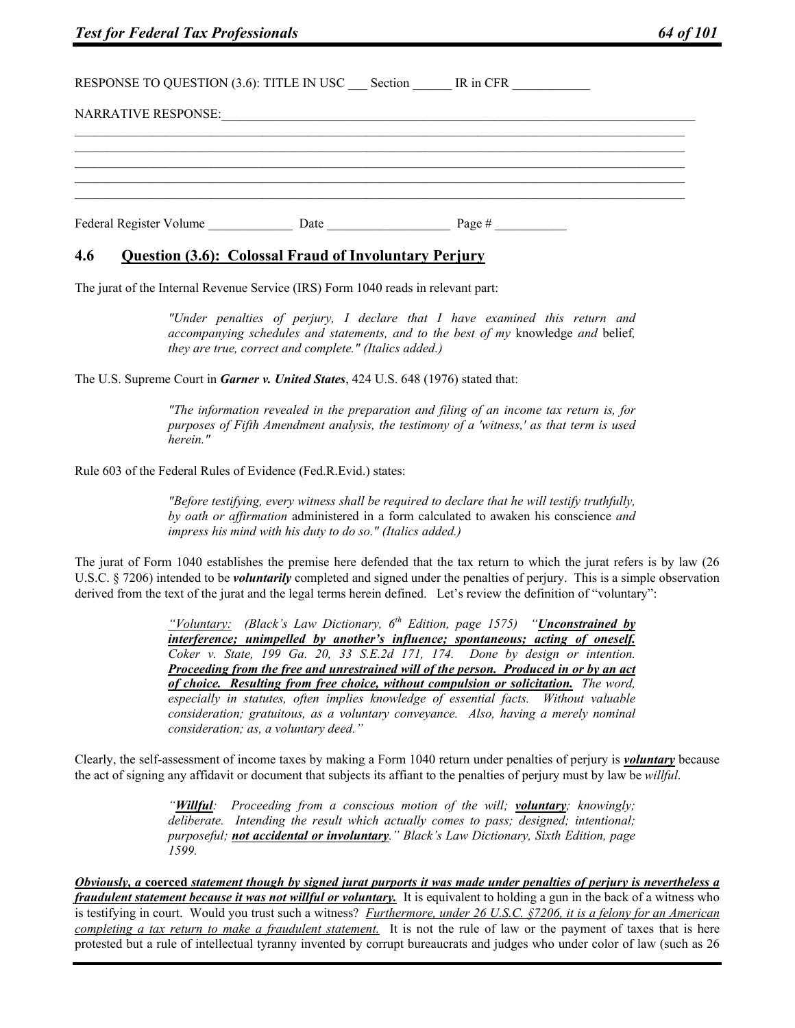RESPONSE TO QUESTION (3.6): TITLE IN USC ___ Section ______ IR in CFR ____________

NARRATIVE RESPONSE:____________________________________________________________________________
_____________________________________________________________________________________________
_____________________________________________________________________________________________
_____________________________________________________________________________________________
_____________________________________________________________________________________________
_____________________________________________________________________________________________

Federal Register Volume _____________ Date ___________________ Page # ___________

## 4.6 Question (3.6): Colossal Fraud of Involuntary Perjury

The jurat of the Internal Revenue Service (IRS) Form 1040 reads in relevant part:

> *"Under penalties of perjury, I declare that I have examined this return and accompanying schedules and statements, and to the best of my* knowledge *and* belief*, they are true, correct and complete." (Italics added.)*

The U.S. Supreme Court in ***Garner v. United States***, 424 U.S. 648 (1976) stated that:

> *"The information revealed in the preparation and filing of an income tax return is, for purposes of Fifth Amendment analysis, the testimony of a 'witness,' as that term is used herein."*

Rule 603 of the Federal Rules of Evidence (Fed.R.Evid.) states:

> *"Before testifying, every witness shall be required to declare that he will testify truthfully, by oath or affirmation* administered in a form calculated to awaken his conscience *and impress his mind with his duty to do so." (Italics added.)*

The jurat of Form 1040 establishes the premise here defended that the tax return to which the jurat refers is by law (26 U.S.C. § 7206) intended to be ***voluntarily*** completed and signed under the penalties of perjury. This is a simple observation derived from the text of the jurat and the legal terms herein defined. Let's review the definition of "voluntary":

> *"Voluntary: (Black's Law Dictionary, 6th Edition, page 1575) "**Unconstrained by interference; unimpelled by another's influence; spontaneous; acting of oneself.** Coker v. State, 199 Ga. 20, 33 S.E.2d 171, 174. Done by design or intention. **Proceeding from the free and unrestrained will of the person. Produced in or by an act of choice. Resulting from free choice, without compulsion or solicitation.** The word, especially in statutes, often implies knowledge of essential facts. Without valuable consideration; gratuitous, as a voluntary conveyance. Also, having a merely nominal consideration; as, a voluntary deed."*

Clearly, the self-assessment of income taxes by making a Form 1040 return under penalties of perjury is ***voluntary*** because the act of signing any affidavit or document that subjects its affiant to the penalties of perjury must by law be *willful*.

> *"**Willful**: Proceeding from a conscious motion of the will; **voluntary**; knowingly; deliberate. Intending the result which actually comes to pass; designed; intentional; purposeful; **not accidental or involuntary**." Black's Law Dictionary, Sixth Edition, page 1599.*

***Obviously, a* coerced *statement though by signed jurat purports it was made under penalties of perjury is nevertheless a fraudulent statement because it was not willful or voluntary.*** It is equivalent to holding a gun in the back of a witness who is testifying in court. Would you trust such a witness? *Furthermore, under 26 U.S.C. §7206, it is a felony for an American completing a tax return to make a fraudulent statement.* It is not the rule of law or the payment of taxes that is here protested but a rule of intellectual tyranny invented by corrupt bureaucrats and judges who under color of law (such as 26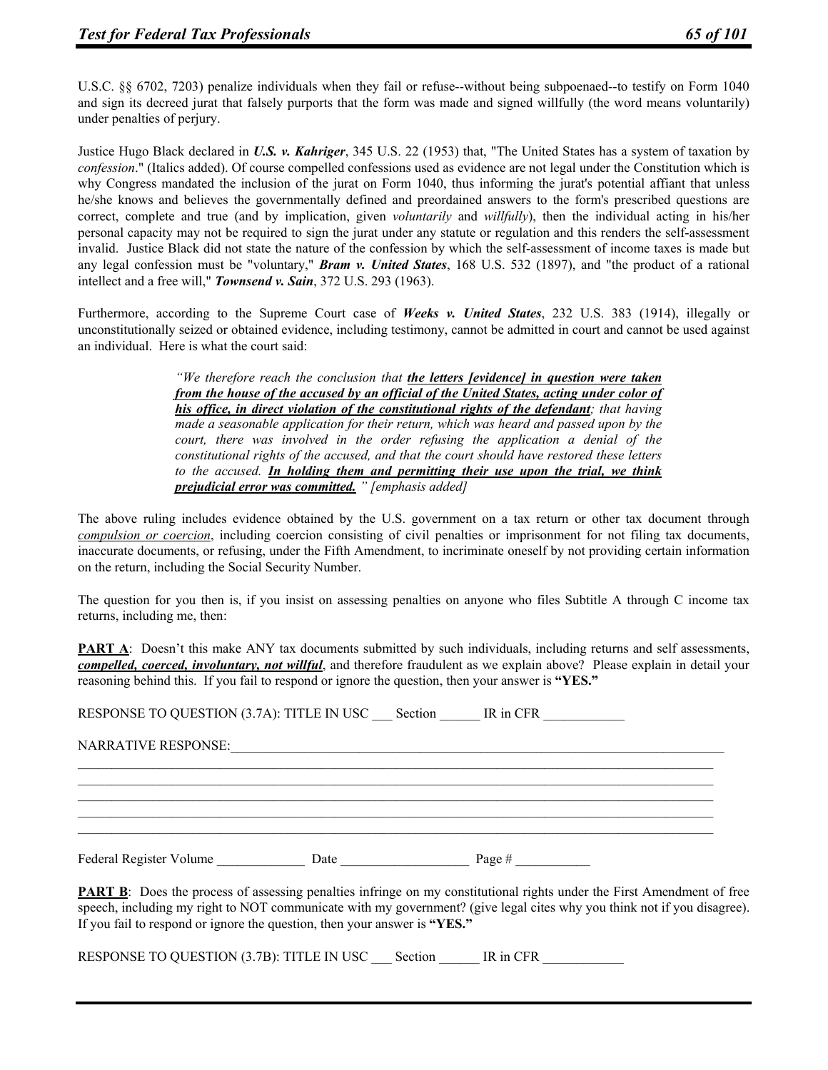U.S.C. §§ 6702, 7203) penalize individuals when they fail or refuse--without being subpoenaed--to testify on Form 1040 and sign its decreed jurat that falsely purports that the form was made and signed willfully (the word means voluntarily) under penalties of perjury.

Justice Hugo Black declared in ***U.S. v. Kahriger***, 345 U.S. 22 (1953) that, "The United States has a system of taxation by *confession*." (Italics added). Of course compelled confessions used as evidence are not legal under the Constitution which is why Congress mandated the inclusion of the jurat on Form 1040, thus informing the jurat's potential affiant that unless he/she knows and believes the governmentally defined and preordained answers to the form's prescribed questions are correct, complete and true (and by implication, given *voluntarily* and *willfully*), then the individual acting in his/her personal capacity may not be required to sign the jurat under any statute or regulation and this renders the self-assessment invalid. Justice Black did not state the nature of the confession by which the self-assessment of income taxes is made but any legal confession must be "voluntary," ***Bram v. United States***, 168 U.S. 532 (1897), and "the product of a rational intellect and a free will," ***Townsend v. Sain***, 372 U.S. 293 (1963).

Furthermore, according to the Supreme Court case of ***Weeks v. United States***, 232 U.S. 383 (1914), illegally or unconstitutionally seized or obtained evidence, including testimony, cannot be admitted in court and cannot be used against an individual. Here is what the court said:

> *"We therefore reach the conclusion that **<u>the letters [evidence] in question were taken from the house of the accused by an official of the United States, acting under color of his office, in direct violation of the constitutional rights of the defendant</u>**; that having made a seasonable application for their return, which was heard and passed upon by the court, there was involved in the order refusing the application a denial of the constitutional rights of the accused, and that the court should have restored these letters to the accused. **<u>In holding them and permitting their use upon the trial, we think prejudicial error was committed.</u>** " [emphasis added]*

The above ruling includes evidence obtained by the U.S. government on a tax return or other tax document through *<u>compulsion or coercion</u>*, including coercion consisting of civil penalties or imprisonment for not filing tax documents, inaccurate documents, or refusing, under the Fifth Amendment, to incriminate oneself by not providing certain information on the return, including the Social Security Number.

The question for you then is, if you insist on assessing penalties on anyone who files Subtitle A through C income tax returns, including me, then:

**<u>PART A</u>**: Doesn't this make ANY tax documents submitted by such individuals, including returns and self assessments, ***<u>compelled, coerced, involuntary, not willful</u>***, and therefore fraudulent as we explain above? Please explain in detail your reasoning behind this. If you fail to respond or ignore the question, then your answer is **"YES."**

RESPONSE TO QUESTION (3.7A): TITLE IN USC ___ Section ______ IR in CFR ____________

NARRATIVE RESPONSE:______________________________________________________________________________

_____________________________________________________________________________________________

_____________________________________________________________________________________________

_____________________________________________________________________________________________

_____________________________________________________________________________________________

_____________________________________________________________________________________________

Federal Register Volume _____________ Date ___________________ Page # ___________

**<u>PART B</u>**: Does the process of assessing penalties infringe on my constitutional rights under the First Amendment of free speech, including my right to NOT communicate with my government? (give legal cites why you think not if you disagree). If you fail to respond or ignore the question, then your answer is **"YES."**

RESPONSE TO QUESTION (3.7B): TITLE IN USC ___ Section ______ IR in CFR ____________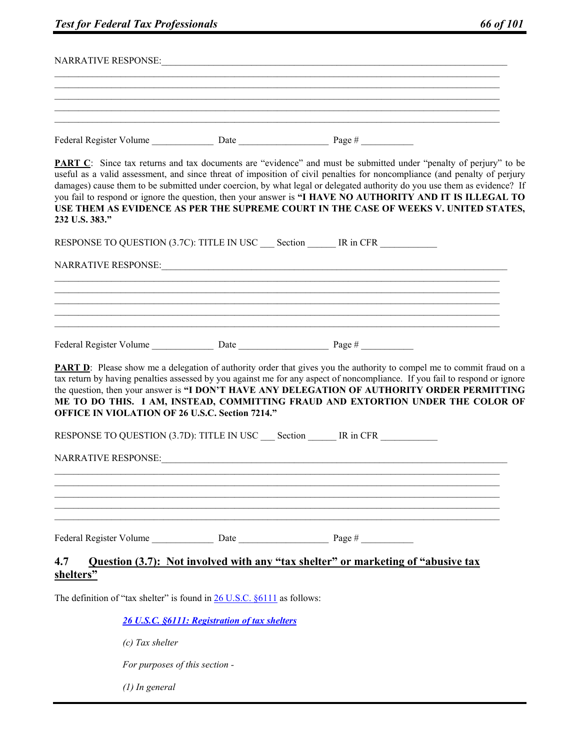NARRATIVE RESPONSE:_______________________________________________________________________________
_______________________________________________________________________________________________
_______________________________________________________________________________________________
_______________________________________________________________________________________________
_______________________________________________________________________________________________
_______________________________________________________________________________________________

Federal Register Volume _____________ Date ___________________ Page # ___________

**PART C**: Since tax returns and tax documents are "evidence" and must be submitted under "penalty of perjury" to be useful as a valid assessment, and since threat of imposition of civil penalties for noncompliance (and penalty of perjury damages) cause them to be submitted under coercion, by what legal or delegated authority do you use them as evidence? If you fail to respond or ignore the question, then your answer is **"I HAVE NO AUTHORITY AND IT IS ILLEGAL TO USE THEM AS EVIDENCE AS PER THE SUPREME COURT IN THE CASE OF WEEKS V. UNITED STATES, 232 U.S. 383."**

RESPONSE TO QUESTION (3.7C): TITLE IN USC ___ Section ______ IR in CFR ____________

NARRATIVE RESPONSE:_______________________________________________________________________________
_______________________________________________________________________________________________
_______________________________________________________________________________________________
_______________________________________________________________________________________________
_______________________________________________________________________________________________
_______________________________________________________________________________________________

Federal Register Volume _____________ Date ___________________ Page # ___________

**PART D**: Please show me a delegation of authority order that gives you the authority to compel me to commit fraud on a tax return by having penalties assessed by you against me for any aspect of noncompliance. If you fail to respond or ignore the question, then your answer is **"I DON'T HAVE ANY DELEGATION OF AUTHORITY ORDER PERMITTING ME TO DO THIS. I AM, INSTEAD, COMMITTING FRAUD AND EXTORTION UNDER THE COLOR OF OFFICE IN VIOLATION OF 26 U.S.C. Section 7214."**

RESPONSE TO QUESTION (3.7D): TITLE IN USC ___ Section ______ IR in CFR ____________

NARRATIVE RESPONSE:_______________________________________________________________________________
_______________________________________________________________________________________________
_______________________________________________________________________________________________
_______________________________________________________________________________________________
_______________________________________________________________________________________________
_______________________________________________________________________________________________

Federal Register Volume _____________ Date ___________________ Page # ___________

## 4.7 Question (3.7): Not involved with any "tax shelter" or marketing of "abusive tax shelters"

The definition of "tax shelter" is found in 26 U.S.C. §6111 as follows:

> ***26 U.S.C. §6111: Registration of tax shelters***
>
> *(c) Tax shelter*
>
> *For purposes of this section -*
>
> *(1) In general*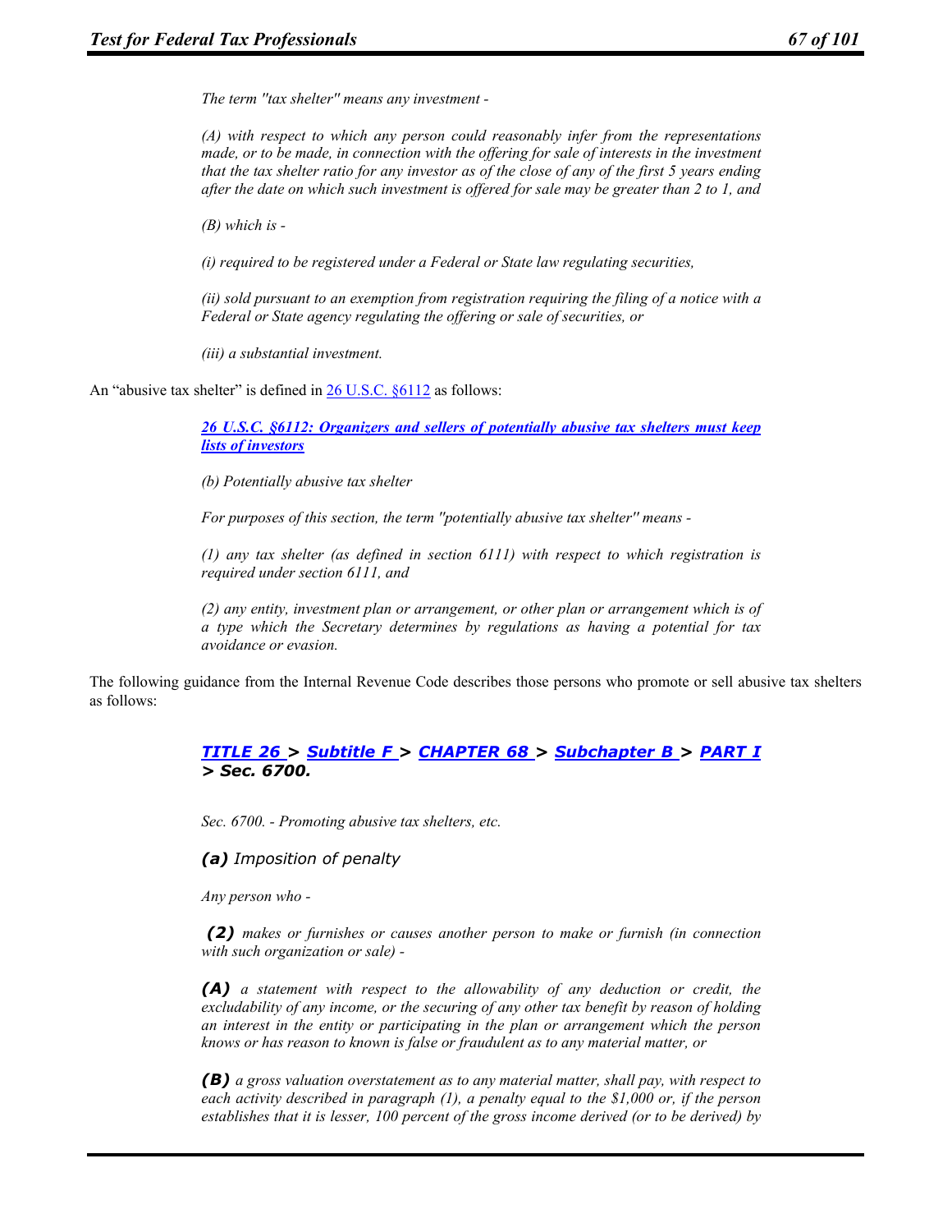*The term "tax shelter" means any investment -*

*(A) with respect to which any person could reasonably infer from the representations made, or to be made, in connection with the offering for sale of interests in the investment that the tax shelter ratio for any investor as of the close of any of the first 5 years ending after the date on which such investment is offered for sale may be greater than 2 to 1, and*

*(B) which is -*

*(i) required to be registered under a Federal or State law regulating securities,*

*(ii) sold pursuant to an exemption from registration requiring the filing of a notice with a Federal or State agency regulating the offering or sale of securities, or*

*(iii) a substantial investment.*

An "abusive tax shelter" is defined in 26 U.S.C. §6112 as follows:

> ***26 U.S.C. §6112: Organizers and sellers of potentially abusive tax shelters must keep lists of investors***
>
> *(b) Potentially abusive tax shelter*
>
> *For purposes of this section, the term "potentially abusive tax shelter" means -*
>
> *(1) any tax shelter (as defined in section 6111) with respect to which registration is required under section 6111, and*
>
> *(2) any entity, investment plan or arrangement, or other plan or arrangement which is of a type which the Secretary determines by regulations as having a potential for tax avoidance or evasion.*

The following guidance from the Internal Revenue Code describes those persons who promote or sell abusive tax shelters as follows:

> ***TITLE 26 > Subtitle F > CHAPTER 68 > Subchapter B > PART I > Sec. 6700.***
>
> *Sec. 6700. - Promoting abusive tax shelters, etc.*
>
> ***(a)*** *Imposition of penalty*
>
> *Any person who -*
>
> ***(2)*** *makes or furnishes or causes another person to make or furnish (in connection with such organization or sale) -*
>
> ***(A)*** *a statement with respect to the allowability of any deduction or credit, the excludability of any income, or the securing of any other tax benefit by reason of holding an interest in the entity or participating in the plan or arrangement which the person knows or has reason to known is false or fraudulent as to any material matter, or*
>
> ***(B)*** *a gross valuation overstatement as to any material matter, shall pay, with respect to each activity described in paragraph (1), a penalty equal to the $1,000 or, if the person establishes that it is lesser, 100 percent of the gross income derived (or to be derived) by*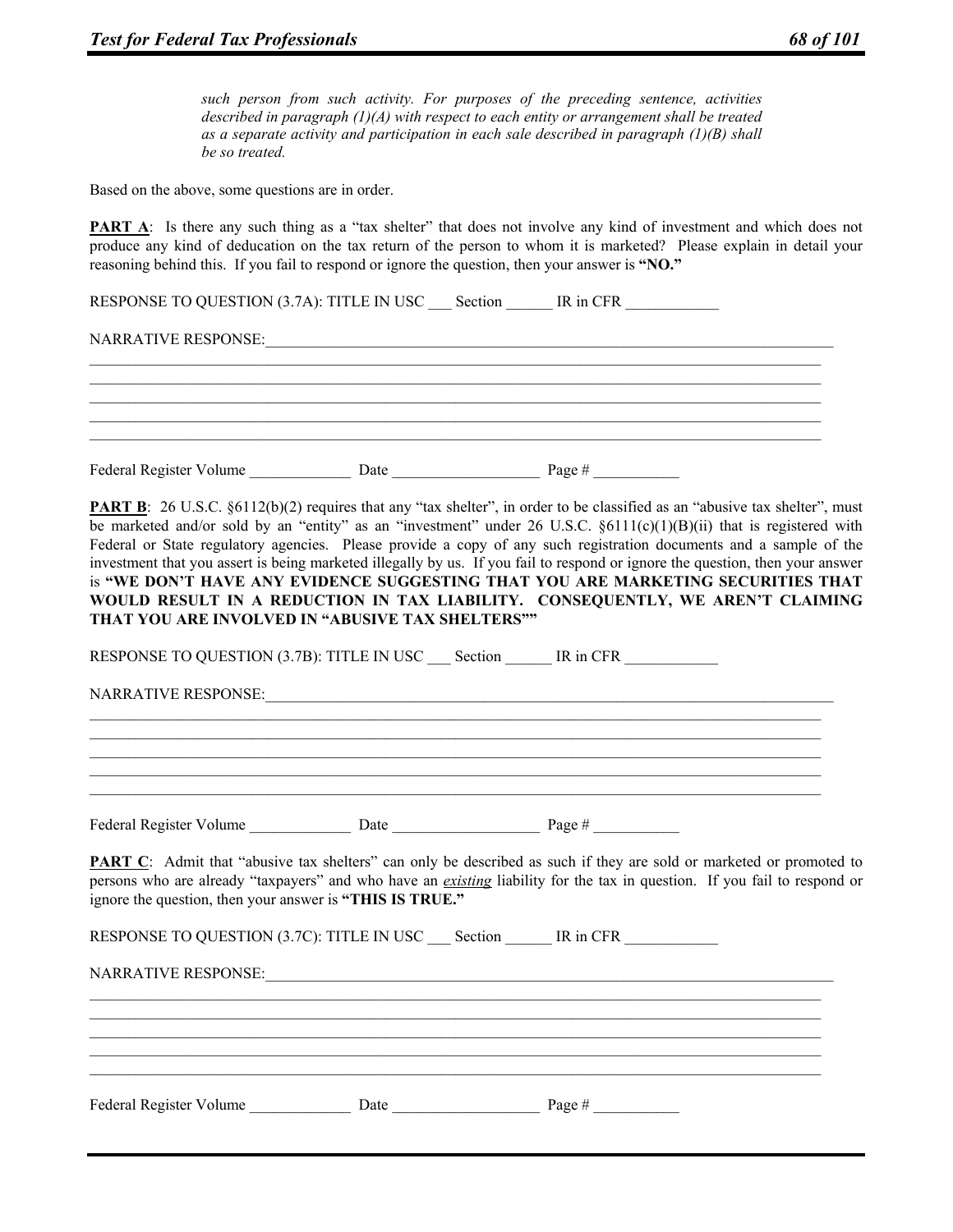*such person from such activity. For purposes of the preceding sentence, activities described in paragraph (1)(A) with respect to each entity or arrangement shall be treated as a separate activity and participation in each sale described in paragraph (1)(B) shall be so treated.*

Based on the above, some questions are in order.

**PART A**: Is there any such thing as a "tax shelter" that does not involve any kind of investment and which does not produce any kind of deducation on the tax return of the person to whom it is marketed? Please explain in detail your reasoning behind this. If you fail to respond or ignore the question, then your answer is **"NO."**

RESPONSE TO QUESTION (3.7A): TITLE IN USC ___ Section ______ IR in CFR ____________

NARRATIVE RESPONSE:_______________________________________________________________________________

_____________________________________________________________________________________________
_____________________________________________________________________________________________
_____________________________________________________________________________________________
_____________________________________________________________________________________________
_____________________________________________________________________________________________

Federal Register Volume _____________ Date ___________________ Page # ___________

**PART B**: 26 U.S.C. §6112(b)(2) requires that any "tax shelter", in order to be classified as an "abusive tax shelter", must be marketed and/or sold by an "entity" as an "investment" under 26 U.S.C. §6111(c)(1)(B)(ii) that is registered with Federal or State regulatory agencies. Please provide a copy of any such registration documents and a sample of the investment that you assert is being marketed illegally by us. If you fail to respond or ignore the question, then your answer is **"WE DON'T HAVE ANY EVIDENCE SUGGESTING THAT YOU ARE MARKETING SECURITIES THAT WOULD RESULT IN A REDUCTION IN TAX LIABILITY. CONSEQUENTLY, WE AREN'T CLAIMING THAT YOU ARE INVOLVED IN "ABUSIVE TAX SHELTERS""**

RESPONSE TO QUESTION (3.7B): TITLE IN USC ___ Section ______ IR in CFR ____________

NARRATIVE RESPONSE:_______________________________________________________________________________

_____________________________________________________________________________________________
_____________________________________________________________________________________________
_____________________________________________________________________________________________
_____________________________________________________________________________________________
_____________________________________________________________________________________________

Federal Register Volume _____________ Date ___________________ Page # ___________

**PART C**: Admit that "abusive tax shelters" can only be described as such if they are sold or marketed or promoted to persons who are already "taxpayers" and who have an ***existing*** liability for the tax in question. If you fail to respond or ignore the question, then your answer is **"THIS IS TRUE."**

RESPONSE TO QUESTION (3.7C): TITLE IN USC ___ Section ______ IR in CFR ____________

NARRATIVE RESPONSE:_______________________________________________________________________________

_____________________________________________________________________________________________
_____________________________________________________________________________________________
_____________________________________________________________________________________________
_____________________________________________________________________________________________
_____________________________________________________________________________________________

Federal Register Volume _____________ Date ___________________ Page # ___________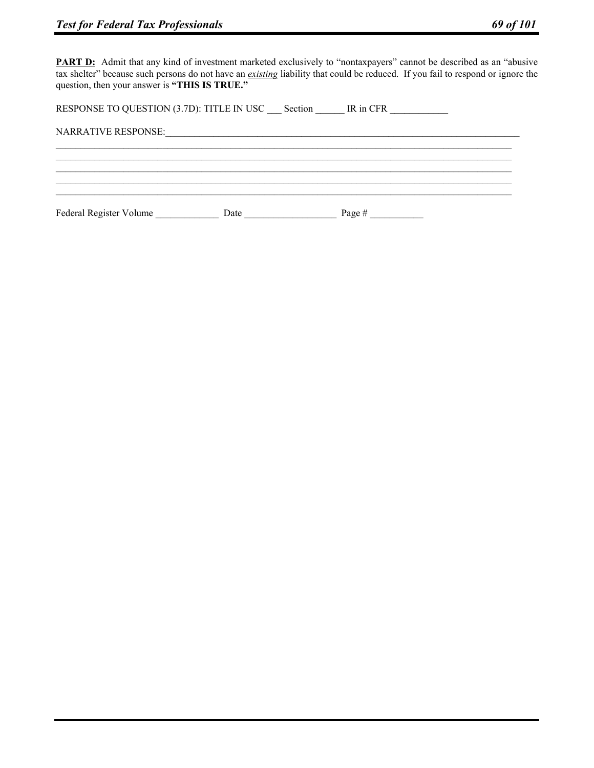**PART D:** Admit that any kind of investment marketed exclusively to "nontaxpayers" cannot be described as an "abusive tax shelter" because such persons do not have an ***existing*** liability that could be reduced. If you fail to respond or ignore the question, then your answer is **"THIS IS TRUE."**

RESPONSE TO QUESTION (3.7D): TITLE IN USC ___ Section ______ IR in CFR ____________

NARRATIVE RESPONSE:_______________________________________________________________________________
_____________________________________________________________________________________________
_____________________________________________________________________________________________
_____________________________________________________________________________________________
_____________________________________________________________________________________________
_____________________________________________________________________________________________

Federal Register Volume _____________ Date ___________________ Page # ___________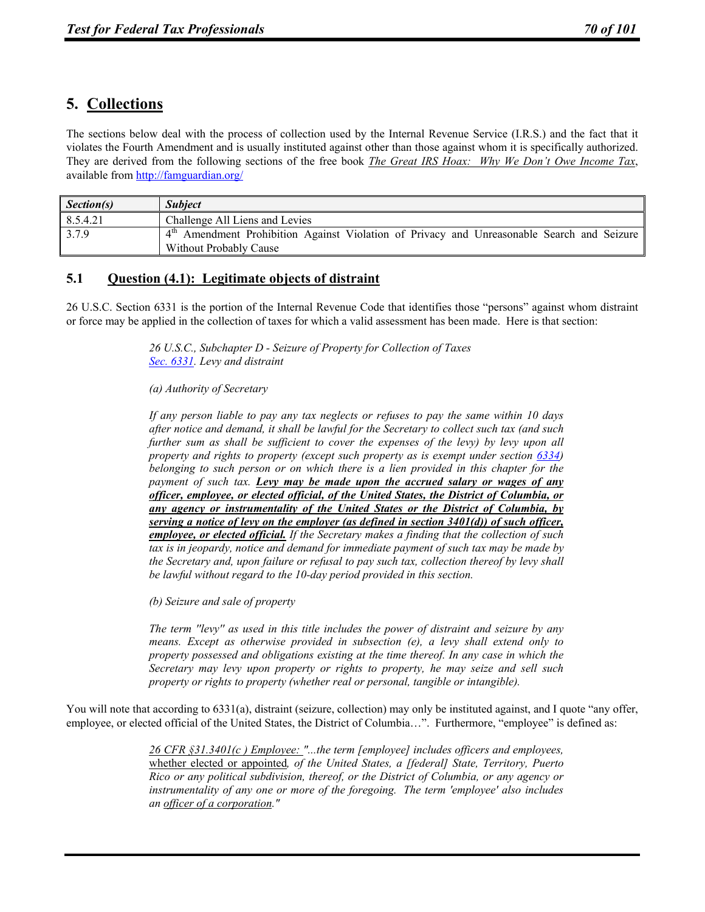# 5. Collections

The sections below deal with the process of collection used by the Internal Revenue Service (I.R.S.) and the fact that it violates the Fourth Amendment and is usually instituted against other than those against whom it is specifically authorized. They are derived from the following sections of the free book *The Great IRS Hoax: Why We Don't Owe Income Tax*, available from http://famguardian.org/

| *Section(s)* | *Subject* |
|---|---|
| 8.5.4.21 | Challenge All Liens and Levies |
| 3.7.9 | 4th Amendment Prohibition Against Violation of Privacy and Unreasonable Search and Seizure Without Probably Cause |

## 5.1 Question (4.1): Legitimate objects of distraint

26 U.S.C. Section 6331 is the portion of the Internal Revenue Code that identifies those "persons" against whom distraint or force may be applied in the collection of taxes for which a valid assessment has been made. Here is that section:

> *26 U.S.C., Subchapter D - Seizure of Property for Collection of Taxes*
> *Sec. 6331. Levy and distraint*
>
> *(a) Authority of Secretary*
>
> *If any person liable to pay any tax neglects or refuses to pay the same within 10 days after notice and demand, it shall be lawful for the Secretary to collect such tax (and such further sum as shall be sufficient to cover the expenses of the levy) by levy upon all property and rights to property (except such property as is exempt under section 6334) belonging to such person or on which there is a lien provided in this chapter for the payment of such tax.* ***Levy may be made upon the accrued salary or wages of any officer, employee, or elected official, of the United States, the District of Columbia, or any agency or instrumentality of the United States or the District of Columbia, by serving a notice of levy on the employer (as defined in section 3401(d)) of such officer, employee, or elected official.*** *If the Secretary makes a finding that the collection of such tax is in jeopardy, notice and demand for immediate payment of such tax may be made by the Secretary and, upon failure or refusal to pay such tax, collection thereof by levy shall be lawful without regard to the 10-day period provided in this section.*
>
> *(b) Seizure and sale of property*
>
> *The term "levy" as used in this title includes the power of distraint and seizure by any means. Except as otherwise provided in subsection (e), a levy shall extend only to property possessed and obligations existing at the time thereof. In any case in which the Secretary may levy upon property or rights to property, he may seize and sell such property or rights to property (whether real or personal, tangible or intangible).*

You will note that according to 6331(a), distraint (seizure, collection) may only be instituted against, and I quote "any offer, employee, or elected official of the United States, the District of Columbia…". Furthermore, "employee" is defined as:

> *26 CFR §31.3401(c ) Employee: "...the term [employee] includes officers and employees, whether elected or appointed, of the United States, a [federal] State, Territory, Puerto Rico or any political subdivision, thereof, or the District of Columbia, or any agency or instrumentality of any one or more of the foregoing. The term 'employee' also includes an officer of a corporation."*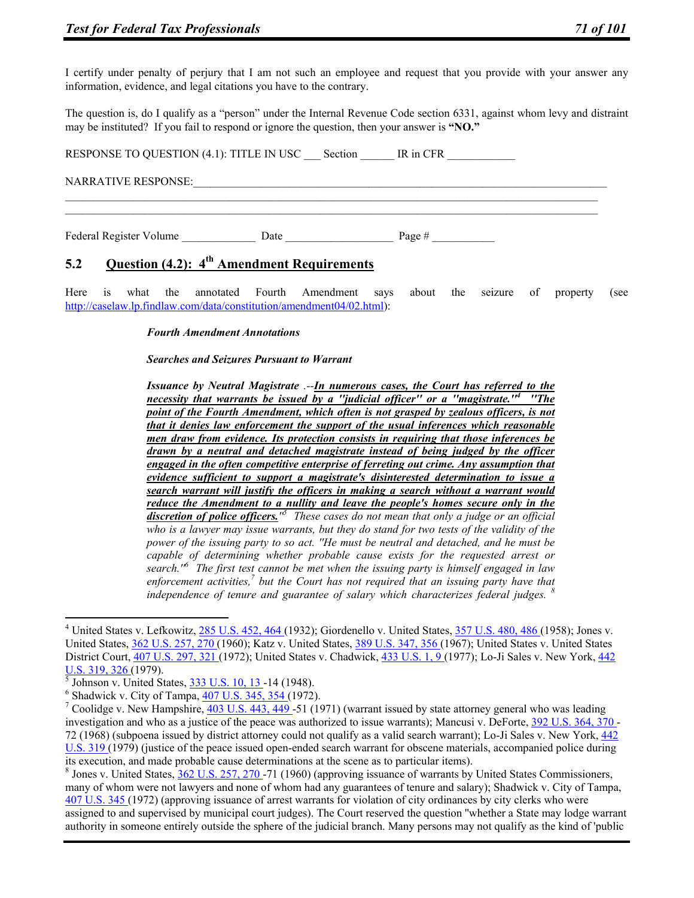I certify under penalty of perjury that I am not such an employee and request that you provide with your answer any information, evidence, and legal citations you have to the contrary.

The question is, do I qualify as a "person" under the Internal Revenue Code section 6331, against whom levy and distraint may be instituted? If you fail to respond or ignore the question, then your answer is **"NO."**

RESPONSE TO QUESTION (4.1): TITLE IN USC ___ Section ______ IR in CFR ____________

NARRATIVE RESPONSE:_______________________________________________________________________________
_______________________________________________________________________________
_______________________________________________________________________________

Federal Register Volume _____________ Date __________________ Page # ___________

## 5.2 Question (4.2): 4th Amendment Requirements

Here is what the annotated Fourth Amendment says about the seizure of property (see http://caselaw.lp.findlaw.com/data/constitution/amendment04/02.html):

> ***Fourth Amendment Annotations***
>
> ***Searches and Seizures Pursuant to Warrant***
>
> ***Issuance by Neutral Magistrate*** *.--**In numerous cases, the Court has referred to the necessity that warrants be issued by a "judicial officer" or a "magistrate."[4] "The point of the Fourth Amendment, which often is not grasped by zealous officers, is not that it denies law enforcement the support of the usual inferences which reasonable men draw from evidence. Its protection consists in requiring that those inferences be drawn by a neutral and detached magistrate instead of being judged by the officer engaged in the often competitive enterprise of ferreting out crime. Any assumption that evidence sufficient to support a magistrate's disinterested determination to issue a search warrant will justify the officers in making a search without a warrant would reduce the Amendment to a nullity and leave the people's homes secure only in the discretion of police officers."**[5] These cases do not mean that only a judge or an official who is a lawyer may issue warrants, but they do stand for two tests of the validity of the power of the issuing party to so act. "He must be neutral and detached, and he must be capable of determining whether probable cause exists for the requested arrest or search."[6] The first test cannot be met when the issuing party is himself engaged in law enforcement activities,[7] but the Court has not required that an issuing party have that independence of tenure and guarantee of salary which characterizes federal judges.[8]*

---

[4] United States v. Lefkowitz, 285 U.S. 452, 464 (1932); Giordenello v. United States, 357 U.S. 480, 486 (1958); Jones v. United States, 362 U.S. 257, 270 (1960); Katz v. United States, 389 U.S. 347, 356 (1967); United States v. United States District Court, 407 U.S. 297, 321 (1972); United States v. Chadwick, 433 U.S. 1, 9 (1977); Lo-Ji Sales v. New York, 442 U.S. 319, 326 (1979).

[5] Johnson v. United States, 333 U.S. 10, 13 -14 (1948).

[6] Shadwick v. City of Tampa, 407 U.S. 345, 354 (1972).

[7] Coolidge v. New Hampshire, 403 U.S. 443, 449 -51 (1971) (warrant issued by state attorney general who was leading investigation and who as a justice of the peace was authorized to issue warrants); Mancusi v. DeForte, 392 U.S. 364, 370 -72 (1968) (subpoena issued by district attorney could not qualify as a valid search warrant); Lo-Ji Sales v. New York, 442 U.S. 319 (1979) (justice of the peace issued open-ended search warrant for obscene materials, accompanied police during its execution, and made probable cause determinations at the scene as to particular items).

[8] Jones v. United States, 362 U.S. 257, 270 -71 (1960) (approving issuance of warrants by United States Commissioners, many of whom were not lawyers and none of whom had any guarantees of tenure and salary); Shadwick v. City of Tampa, 407 U.S. 345 (1972) (approving issuance of arrest warrants for violation of city ordinances by city clerks who were assigned to and supervised by municipal court judges). The Court reserved the question "whether a State may lodge warrant authority in someone entirely outside the sphere of the judicial branch. Many persons may not qualify as the kind of 'public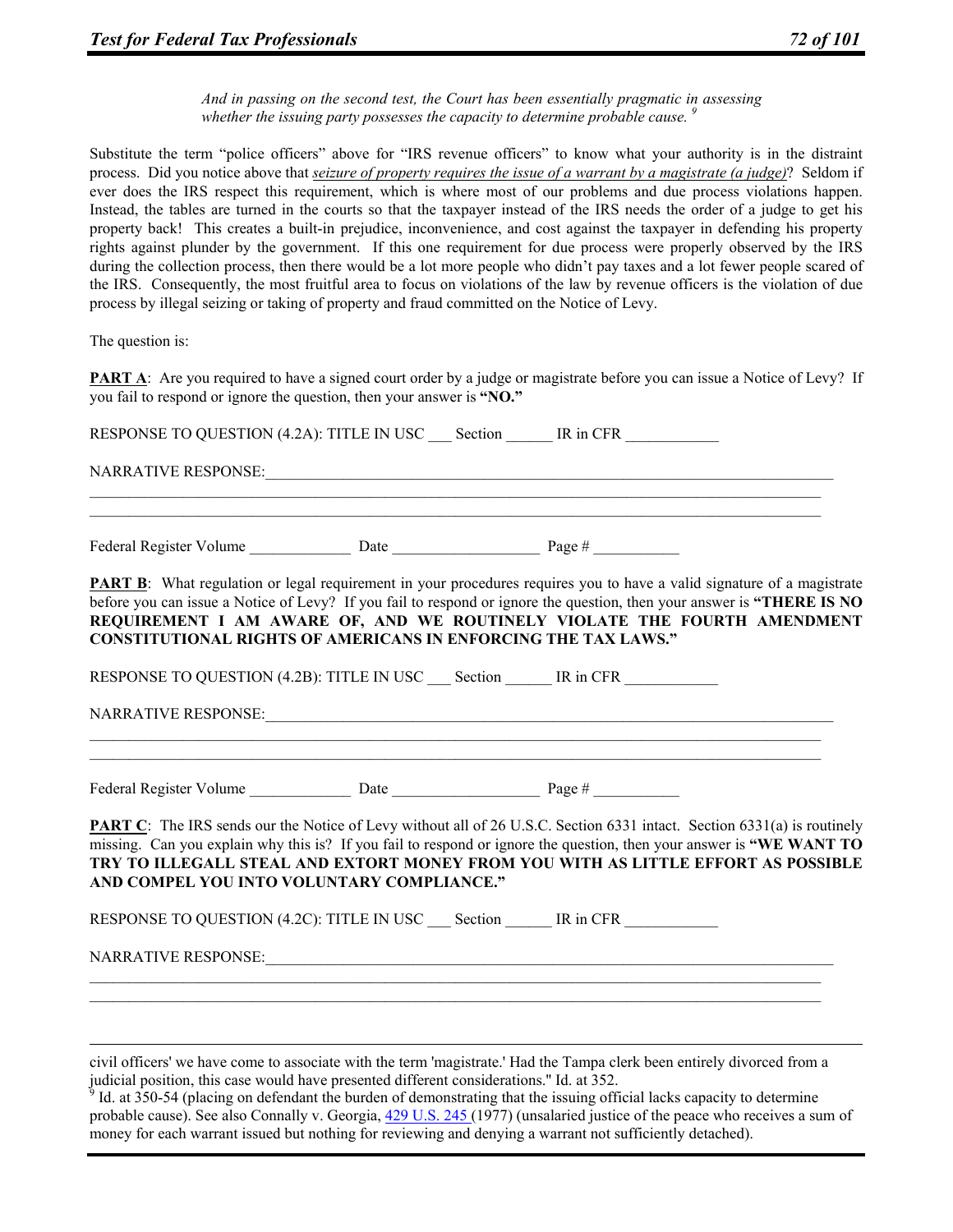> *And in passing on the second test, the Court has been essentially pragmatic in assessing whether the issuing party possesses the capacity to determine probable cause.* [9]

Substitute the term "police officers" above for "IRS revenue officers" to know what your authority is in the distraint process. Did you notice above that ***seizure of property requires the issue of a warrant by a magistrate (a judge)***? Seldom if ever does the IRS respect this requirement, which is where most of our problems and due process violations happen. Instead, the tables are turned in the courts so that the taxpayer instead of the IRS needs the order of a judge to get his property back! This creates a built-in prejudice, inconvenience, and cost against the taxpayer in defending his property rights against plunder by the government. If this one requirement for due process were properly observed by the IRS during the collection process, then there would be a lot more people who didn't pay taxes and a lot fewer people scared of the IRS. Consequently, the most fruitful area to focus on violations of the law by revenue officers is the violation of due process by illegal seizing or taking of property and fraud committed on the Notice of Levy.

The question is:

**PART A**: Are you required to have a signed court order by a judge or magistrate before you can issue a Notice of Levy? If you fail to respond or ignore the question, then your answer is **"NO."**

RESPONSE TO QUESTION (4.2A): TITLE IN USC ___ Section ______ IR in CFR ____________

NARRATIVE RESPONSE:______________________________________________________________________________

______________________________________________________________________________________________

______________________________________________________________________________________________

Federal Register Volume _____________ Date ___________________ Page # ___________

**PART B**: What regulation or legal requirement in your procedures requires you to have a valid signature of a magistrate before you can issue a Notice of Levy? If you fail to respond or ignore the question, then your answer is **"THERE IS NO REQUIREMENT I AM AWARE OF, AND WE ROUTINELY VIOLATE THE FOURTH AMENDMENT CONSTITUTIONAL RIGHTS OF AMERICANS IN ENFORCING THE TAX LAWS."**

RESPONSE TO QUESTION (4.2B): TITLE IN USC ___ Section ______ IR in CFR ____________

NARRATIVE RESPONSE:______________________________________________________________________________

______________________________________________________________________________________________

______________________________________________________________________________________________

Federal Register Volume _____________ Date ___________________ Page # ___________

**PART C**: The IRS sends our the Notice of Levy without all of 26 U.S.C. Section 6331 intact. Section 6331(a) is routinely missing. Can you explain why this is? If you fail to respond or ignore the question, then your answer is **"WE WANT TO TRY TO ILLEGALL STEAL AND EXTORT MONEY FROM YOU WITH AS LITTLE EFFORT AS POSSIBLE AND COMPEL YOU INTO VOLUNTARY COMPLIANCE."**

RESPONSE TO QUESTION (4.2C): TITLE IN USC ___ Section ______ IR in CFR ____________

NARRATIVE RESPONSE:______________________________________________________________________________

______________________________________________________________________________________________

______________________________________________________________________________________________

---

civil officers' we have come to associate with the term 'magistrate.' Had the Tampa clerk been entirely divorced from a judicial position, this case would have presented different considerations." Id. at 352.

[9] Id. at 350-54 (placing on defendant the burden of demonstrating that the issuing official lacks capacity to determine probable cause). See also Connally v. Georgia, 429 U.S. 245 (1977) (unsalaried justice of the peace who receives a sum of money for each warrant issued but nothing for reviewing and denying a warrant not sufficiently detached).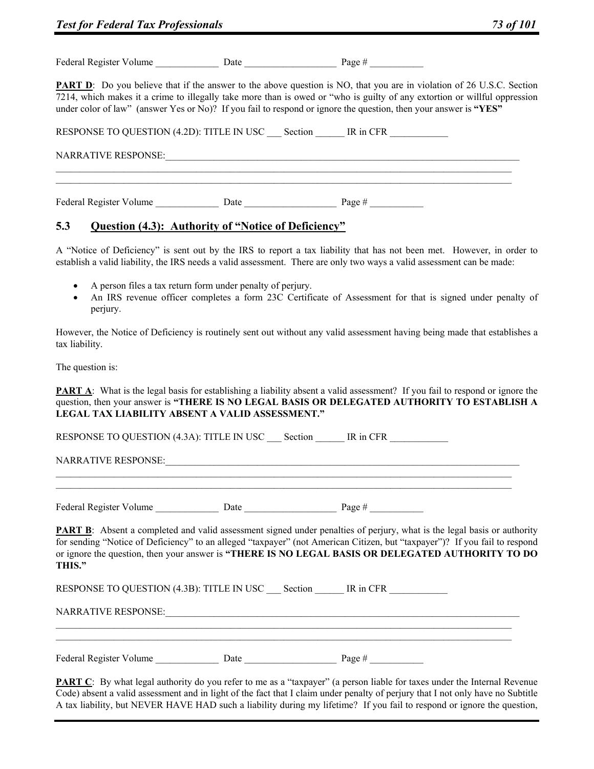Federal Register Volume _____________ Date ___________________ Page # ___________

**PART D**: Do you believe that if the answer to the above question is NO, that you are in violation of 26 U.S.C. Section 7214, which makes it a crime to illegally take more than is owed or "who is guilty of any extortion or willful oppression under color of law" (answer Yes or No)? If you fail to respond or ignore the question, then your answer is **"YES"**

RESPONSE TO QUESTION (4.2D): TITLE IN USC ___ Section ______ IR in CFR ____________

NARRATIVE RESPONSE:_______________________________________________________________________________

___________________________________________________________________________________________________

___________________________________________________________________________________________________

Federal Register Volume _____________ Date ___________________ Page # ___________

## 5.3 Question (4.3): Authority of "Notice of Deficiency"

A "Notice of Deficiency" is sent out by the IRS to report a tax liability that has not been met. However, in order to establish a valid liability, the IRS needs a valid assessment. There are only two ways a valid assessment can be made:

- A person files a tax return form under penalty of perjury.
- An IRS revenue officer completes a form 23C Certificate of Assessment for that is signed under penalty of perjury.

However, the Notice of Deficiency is routinely sent out without any valid assessment having being made that establishes a tax liability.

The question is:

**PART A**: What is the legal basis for establishing a liability absent a valid assessment? If you fail to respond or ignore the question, then your answer is **"THERE IS NO LEGAL BASIS OR DELEGATED AUTHORITY TO ESTABLISH A LEGAL TAX LIABILITY ABSENT A VALID ASSESSMENT."**

RESPONSE TO QUESTION (4.3A): TITLE IN USC ___ Section ______ IR in CFR ____________

NARRATIVE RESPONSE:_______________________________________________________________________________

___________________________________________________________________________________________________

___________________________________________________________________________________________________

Federal Register Volume _____________ Date ___________________ Page # ___________

**PART B**: Absent a completed and valid assessment signed under penalties of perjury, what is the legal basis or authority for sending "Notice of Deficiency" to an alleged "taxpayer" (not American Citizen, but "taxpayer")? If you fail to respond or ignore the question, then your answer is **"THERE IS NO LEGAL BASIS OR DELEGATED AUTHORITY TO DO THIS."**

RESPONSE TO QUESTION (4.3B): TITLE IN USC ___ Section ______ IR in CFR ____________

NARRATIVE RESPONSE:_______________________________________________________________________________

___________________________________________________________________________________________________

___________________________________________________________________________________________________

Federal Register Volume _____________ Date ___________________ Page # ___________

**PART C**: By what legal authority do you refer to me as a "taxpayer" (a person liable for taxes under the Internal Revenue Code) absent a valid assessment and in light of the fact that I claim under penalty of perjury that I not only have no Subtitle A tax liability, but NEVER HAVE HAD such a liability during my lifetime? If you fail to respond or ignore the question,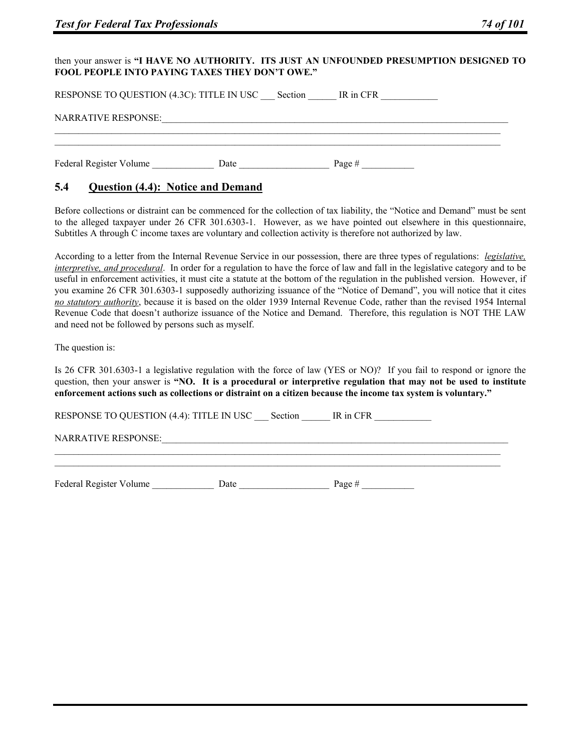then your answer is **"I HAVE NO AUTHORITY. ITS JUST AN UNFOUNDED PRESUMPTION DESIGNED TO FOOL PEOPLE INTO PAYING TAXES THEY DON'T OWE."**

RESPONSE TO QUESTION (4.3C): TITLE IN USC ___ Section ______ IR in CFR ____________

NARRATIVE RESPONSE:_______________________________________________________________________________
_____________________________________________________________________________________________________
_____________________________________________________________________________________________________

Federal Register Volume _____________ Date ___________________ Page # ___________

## 5.4 Question (4.4): Notice and Demand

Before collections or distraint can be commenced for the collection of tax liability, the "Notice and Demand" must be sent to the alleged taxpayer under 26 CFR 301.6303-1. However, as we have pointed out elsewhere in this questionnaire, Subtitles A through C income taxes are voluntary and collection activity is therefore not authorized by law.

According to a letter from the Internal Revenue Service in our possession, there are three types of regulations: *legislative, interpretive, and procedural*. In order for a regulation to have the force of law and fall in the legislative category and to be useful in enforcement activities, it must cite a statute at the bottom of the regulation in the published version. However, if you examine 26 CFR 301.6303-1 supposedly authorizing issuance of the "Notice of Demand", you will notice that it cites *no statutory authority*, because it is based on the older 1939 Internal Revenue Code, rather than the revised 1954 Internal Revenue Code that doesn't authorize issuance of the Notice and Demand. Therefore, this regulation is NOT THE LAW and need not be followed by persons such as myself.

The question is:

Is 26 CFR 301.6303-1 a legislative regulation with the force of law (YES or NO)? If you fail to respond or ignore the question, then your answer is **"NO. It is a procedural or interpretive regulation that may not be used to institute enforcement actions such as collections or distraint on a citizen because the income tax system is voluntary."**

RESPONSE TO QUESTION (4.4): TITLE IN USC ___ Section ______ IR in CFR ____________

NARRATIVE RESPONSE:_______________________________________________________________________________
_____________________________________________________________________________________________________
_____________________________________________________________________________________________________

Federal Register Volume _____________ Date ___________________ Page # ___________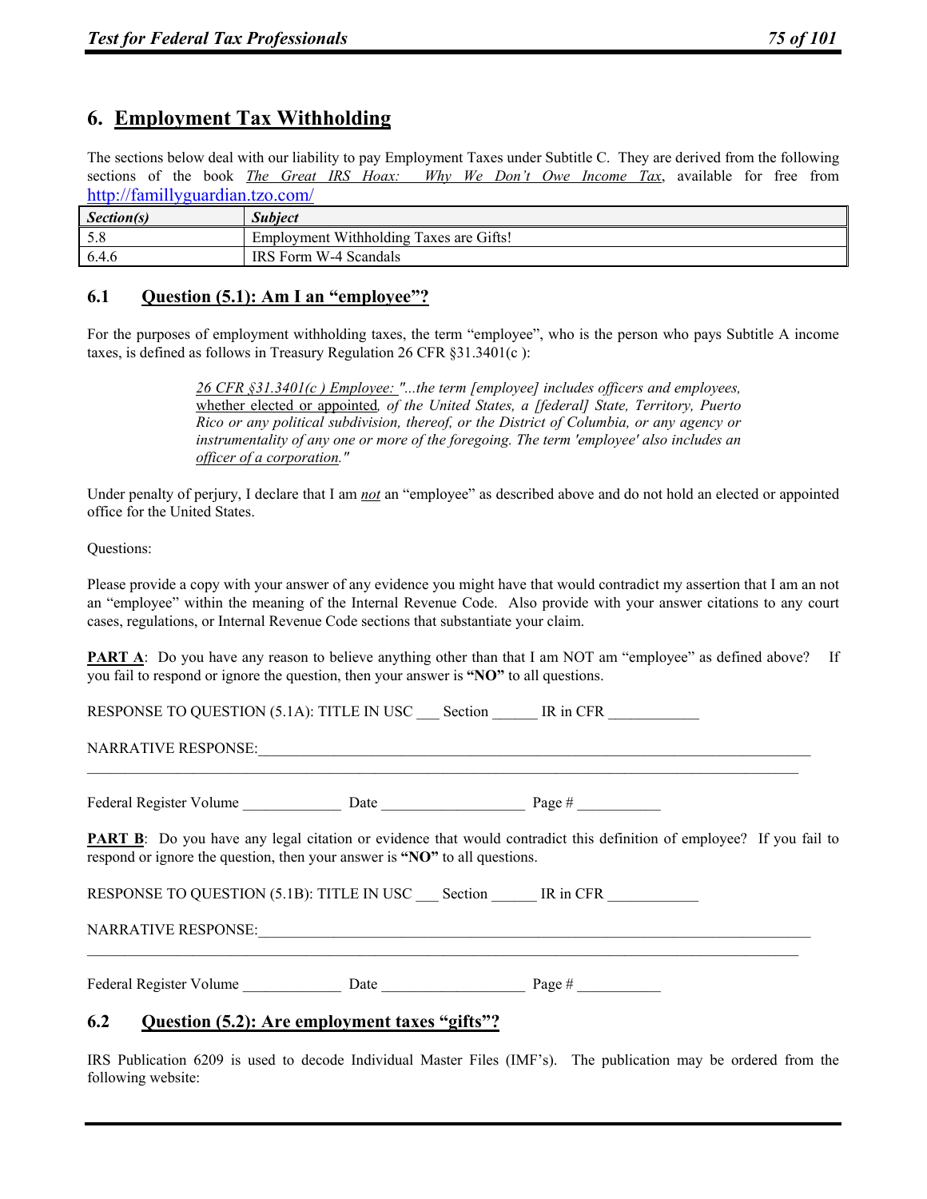## 6. Employment Tax Withholding

The sections below deal with our liability to pay Employment Taxes under Subtitle C. They are derived from the following sections of the book *The Great IRS Hoax: Why We Don't Owe Income Tax*, available for free from http://famillyguardian.tzo.com/

| Section(s) | Subject |
|---|---|
| 5.8 | Employment Withholding Taxes are Gifts! |
| 6.4.6 | IRS Form W-4 Scandals |

### 6.1 Question (5.1): Am I an "employee"?

For the purposes of employment withholding taxes, the term "employee", who is the person who pays Subtitle A income taxes, is defined as follows in Treasury Regulation 26 CFR §31.3401(c ):

> *26 CFR §31.3401(c ) Employee: "...the term [employee] includes officers and employees, whether elected or appointed, of the United States, a [federal] State, Territory, Puerto Rico or any political subdivision, thereof, or the District of Columbia, or any agency or instrumentality of any one or more of the foregoing. The term 'employee' also includes an officer of a corporation."*

Under penalty of perjury, I declare that I am ***not*** an "employee" as described above and do not hold an elected or appointed office for the United States.

Questions:

Please provide a copy with your answer of any evidence you might have that would contradict my assertion that I am an not an "employee" within the meaning of the Internal Revenue Code. Also provide with your answer citations to any court cases, regulations, or Internal Revenue Code sections that substantiate your claim.

**PART A**: Do you have any reason to believe anything other than that I am NOT am "employee" as defined above? If you fail to respond or ignore the question, then your answer is **"NO"** to all questions.

RESPONSE TO QUESTION (5.1A): TITLE IN USC ___ Section ______ IR in CFR ____________

NARRATIVE RESPONSE:_______________________________________________________________________________
_____________________________________________________________________________________________

Federal Register Volume _____________ Date ___________________ Page # ___________

**PART B**: Do you have any legal citation or evidence that would contradict this definition of employee? If you fail to respond or ignore the question, then your answer is **"NO"** to all questions.

RESPONSE TO QUESTION (5.1B): TITLE IN USC ___ Section ______ IR in CFR ____________

NARRATIVE RESPONSE:_______________________________________________________________________________
_____________________________________________________________________________________________

Federal Register Volume _____________ Date ___________________ Page # ___________

### 6.2 Question (5.2): Are employment taxes "gifts"?

IRS Publication 6209 is used to decode Individual Master Files (IMF's). The publication may be ordered from the following website: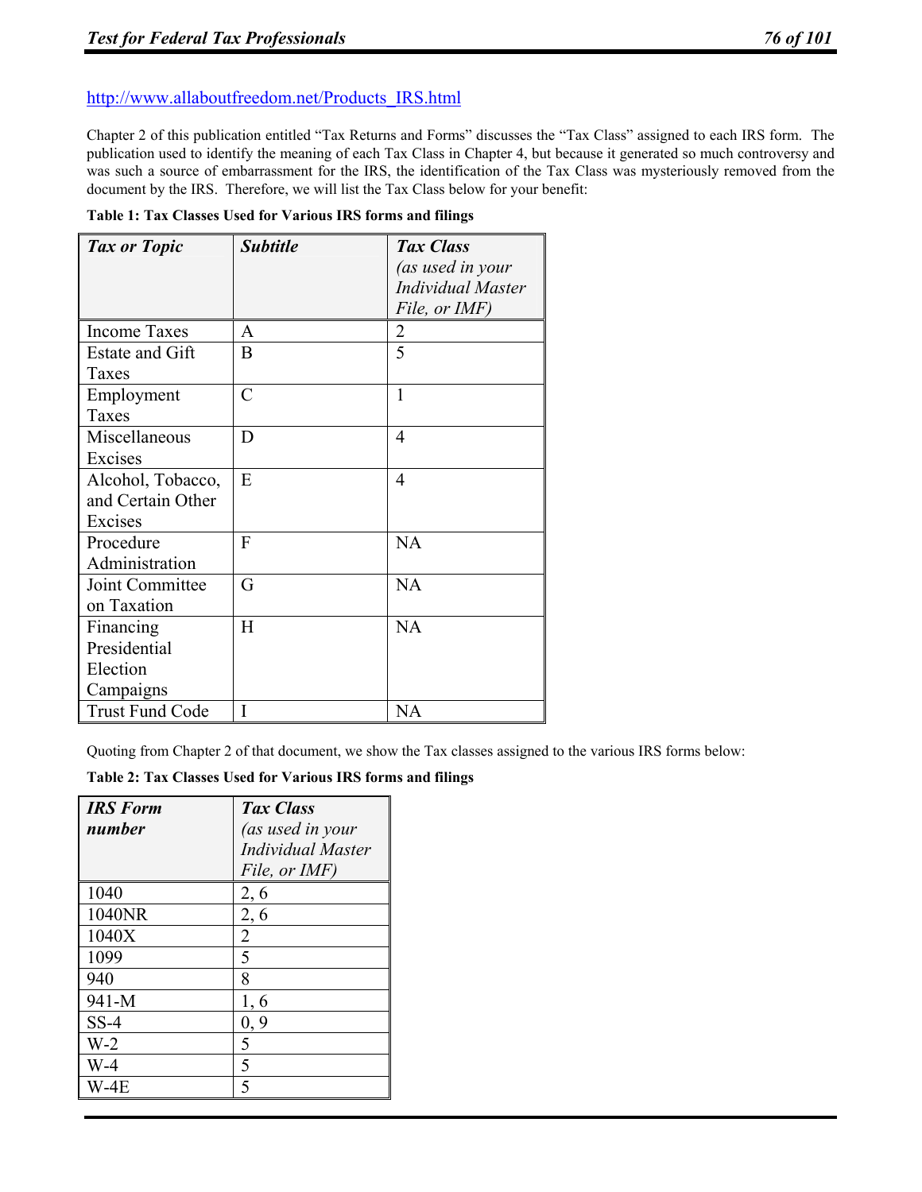http://www.allaboutfreedom.net/Products_IRS.html

Chapter 2 of this publication entitled "Tax Returns and Forms" discusses the "Tax Class" assigned to each IRS form. The publication used to identify the meaning of each Tax Class in Chapter 4, but because it generated so much controversy and was such a source of embarrassment for the IRS, the identification of the Tax Class was mysteriously removed from the document by the IRS. Therefore, we will list the Tax Class below for your benefit:

**Table 1: Tax Classes Used for Various IRS forms and filings**

| ***Tax or Topic*** | ***Subtitle*** | ***Tax Class*** *(as used in your Individual Master File, or IMF)* |
|---|---|---|
| Income Taxes | A | 2 |
| Estate and Gift Taxes | B | 5 |
| Employment Taxes | C | 1 |
| Miscellaneous Excises | D | 4 |
| Alcohol, Tobacco, and Certain Other Excises | E | 4 |
| Procedure Administration | F | NA |
| Joint Committee on Taxation | G | NA |
| Financing Presidential Election Campaigns | H | NA |
| Trust Fund Code | I | NA |

Quoting from Chapter 2 of that document, we show the Tax classes assigned to the various IRS forms below:

**Table 2: Tax Classes Used for Various IRS forms and filings**

| ***IRS Form number*** | ***Tax Class*** *(as used in your Individual Master File, or IMF)* |
|---|---|
| 1040 | 2, 6 |
| 1040NR | 2, 6 |
| 1040X | 2 |
| 1099 | 5 |
| 940 | 8 |
| 941-M | 1, 6 |
| SS-4 | 0, 9 |
| W-2 | 5 |
| W-4 | 5 |
| W-4E | 5 |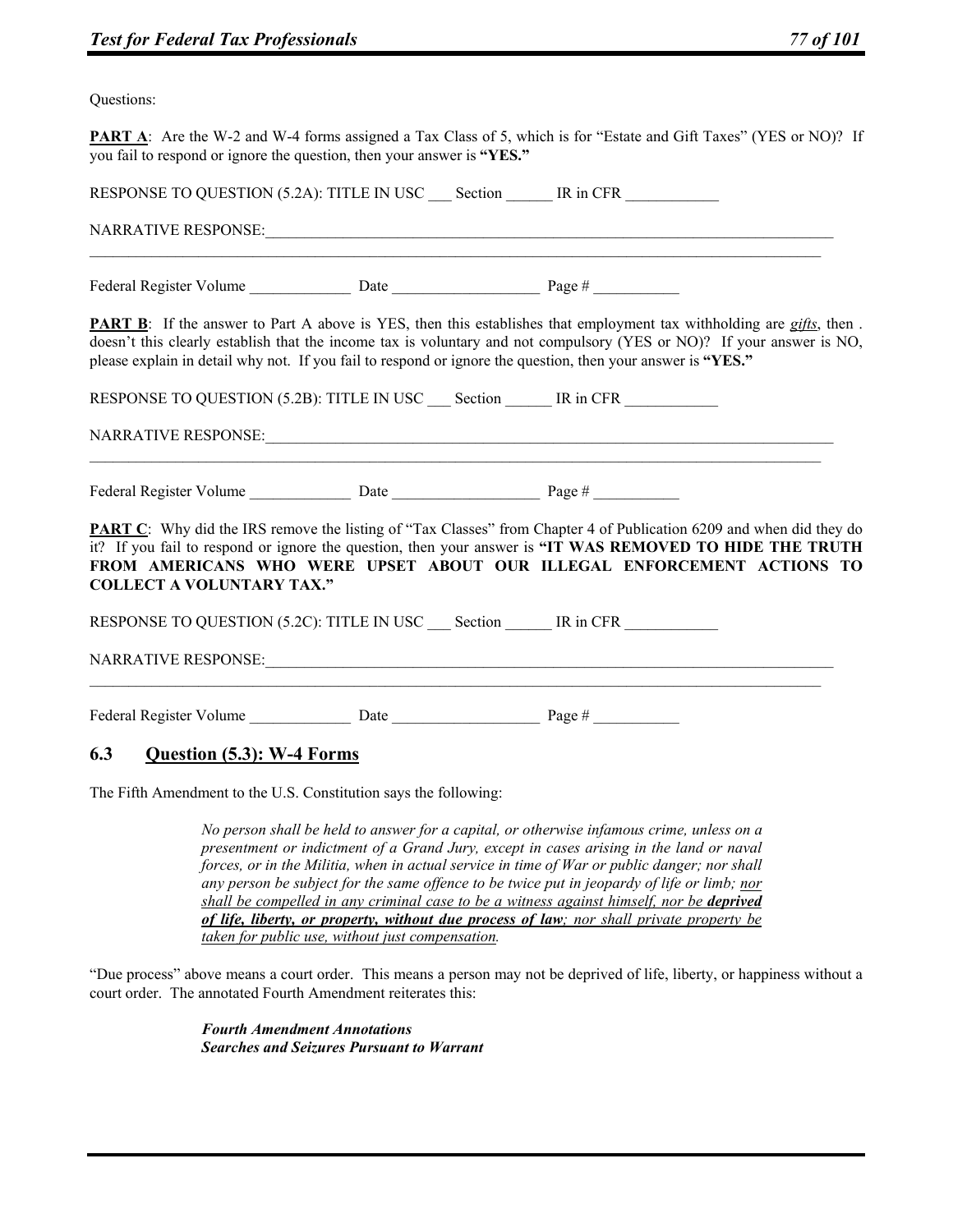Questions:

**PART A**: Are the W-2 and W-4 forms assigned a Tax Class of 5, which is for "Estate and Gift Taxes" (YES or NO)? If you fail to respond or ignore the question, then your answer is **"YES."**

RESPONSE TO QUESTION (5.2A): TITLE IN USC ___ Section ______ IR in CFR ____________

NARRATIVE RESPONSE:_______________________________________________________________________________
_____________________________________________________________________________________________________

Federal Register Volume _____________ Date ___________________ Page # ___________

**PART B**: If the answer to Part A above is YES, then this establishes that employment tax withholding are ***gifts***, then . doesn't this clearly establish that the income tax is voluntary and not compulsory (YES or NO)? If your answer is NO, please explain in detail why not. If you fail to respond or ignore the question, then your answer is **"YES."**

RESPONSE TO QUESTION (5.2B): TITLE IN USC ___ Section ______ IR in CFR ____________

NARRATIVE RESPONSE:_______________________________________________________________________________
_____________________________________________________________________________________________________

Federal Register Volume _____________ Date ___________________ Page # ___________

**PART C**: Why did the IRS remove the listing of "Tax Classes" from Chapter 4 of Publication 6209 and when did they do it? If you fail to respond or ignore the question, then your answer is **"IT WAS REMOVED TO HIDE THE TRUTH FROM AMERICANS WHO WERE UPSET ABOUT OUR ILLEGAL ENFORCEMENT ACTIONS TO COLLECT A VOLUNTARY TAX."**

RESPONSE TO QUESTION (5.2C): TITLE IN USC ___ Section ______ IR in CFR ____________

NARRATIVE RESPONSE:_______________________________________________________________________________
_____________________________________________________________________________________________________

Federal Register Volume _____________ Date ___________________ Page # ___________

## 6.3 Question (5.3): W-4 Forms

The Fifth Amendment to the U.S. Constitution says the following:

> *No person shall be held to answer for a capital, or otherwise infamous crime, unless on a presentment or indictment of a Grand Jury, except in cases arising in the land or naval forces, or in the Militia, when in actual service in time of War or public danger; nor shall any person be subject for the same offence to be twice put in jeopardy of life or limb; <u>nor shall be compelled in any criminal case to be a witness against himself, nor be **deprived of life, liberty, or property, without due process of law**; nor shall private property be taken for public use, without just compensation</u>.*

"Due process" above means a court order. This means a person may not be deprived of life, liberty, or happiness without a court order. The annotated Fourth Amendment reiterates this:

> ***Fourth Amendment Annotations***
> ***Searches and Seizures Pursuant to Warrant***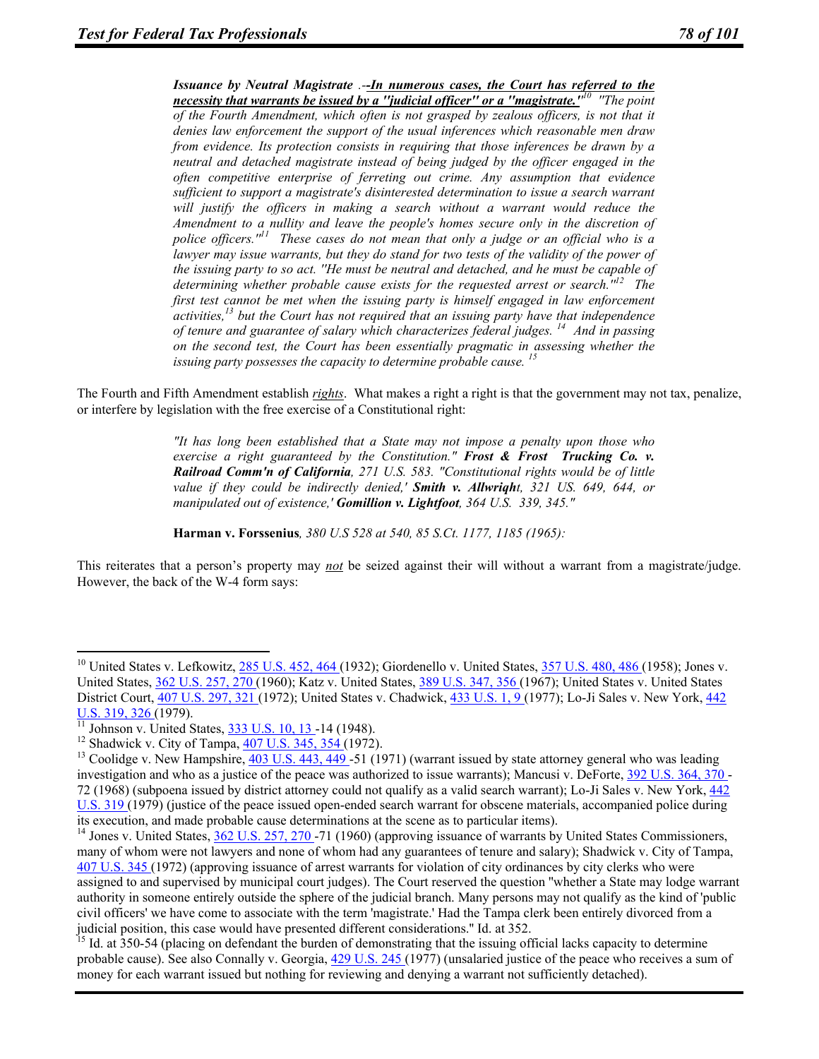> ***Issuance by Neutral Magistrate*** *.--**In numerous cases, the Court has referred to the necessity that warrants be issued by a ''judicial officer'' or a ''magistrate.''**[10] ''The point of the Fourth Amendment, which often is not grasped by zealous officers, is not that it denies law enforcement the support of the usual inferences which reasonable men draw from evidence. Its protection consists in requiring that those inferences be drawn by a neutral and detached magistrate instead of being judged by the officer engaged in the often competitive enterprise of ferreting out crime. Any assumption that evidence sufficient to support a magistrate's disinterested determination to issue a search warrant will justify the officers in making a search without a warrant would reduce the Amendment to a nullity and leave the people's homes secure only in the discretion of police officers.''[11] These cases do not mean that only a judge or an official who is a lawyer may issue warrants, but they do stand for two tests of the validity of the power of the issuing party to so act. ''He must be neutral and detached, and he must be capable of determining whether probable cause exists for the requested arrest or search.''[12] The first test cannot be met when the issuing party is himself engaged in law enforcement activities,[13] but the Court has not required that an issuing party have that independence of tenure and guarantee of salary which characterizes federal judges.[14] And in passing on the second test, the Court has been essentially pragmatic in assessing whether the issuing party possesses the capacity to determine probable cause.[15]*

The Fourth and Fifth Amendment establish ***rights***. What makes a right a right is that the government may not tax, penalize, or interfere by legislation with the free exercise of a Constitutional right:

> *"It has long been established that a State may not impose a penalty upon those who exercise a right guaranteed by the Constitution."* ***Frost & Frost Trucking Co. v. Railroad Comm'n of California****, 271 U.S. 583. "Constitutional rights would be of little value if they could be indirectly denied,'* ***Smith v. Allwright****, 321 US. 649, 644, or manipulated out of existence,'* ***Gomillion v. Lightfoot****, 364 U.S. 339, 345."*
>
> **Harman v. Forssenius***, 380 U.S 528 at 540, 85 S.Ct. 1177, 1185 (1965):*

This reiterates that a person's property may ***not*** be seized against their will without a warrant from a magistrate/judge. However, the back of the W-4 form says:

---

[10] United States v. Lefkowitz, 285 U.S. 452, 464 (1932); Giordenello v. United States, 357 U.S. 480, 486 (1958); Jones v. United States, 362 U.S. 257, 270 (1960); Katz v. United States, 389 U.S. 347, 356 (1967); United States v. United States District Court, 407 U.S. 297, 321 (1972); United States v. Chadwick, 433 U.S. 1, 9 (1977); Lo-Ji Sales v. New York, 442 U.S. 319, 326 (1979).

[11] Johnson v. United States, 333 U.S. 10, 13 -14 (1948).

[12] Shadwick v. City of Tampa, 407 U.S. 345, 354 (1972).

[13] Coolidge v. New Hampshire, 403 U.S. 443, 449 -51 (1971) (warrant issued by state attorney general who was leading investigation and who as a justice of the peace was authorized to issue warrants); Mancusi v. DeForte, 392 U.S. 364, 370 - 72 (1968) (subpoena issued by district attorney could not qualify as a valid search warrant); Lo-Ji Sales v. New York, 442 U.S. 319 (1979) (justice of the peace issued open-ended search warrant for obscene materials, accompanied police during its execution, and made probable cause determinations at the scene as to particular items).

[14] Jones v. United States, 362 U.S. 257, 270 -71 (1960) (approving issuance of warrants by United States Commissioners, many of whom were not lawyers and none of whom had any guarantees of tenure and salary); Shadwick v. City of Tampa, 407 U.S. 345 (1972) (approving issuance of arrest warrants for violation of city ordinances by city clerks who were assigned to and supervised by municipal court judges). The Court reserved the question "whether a State may lodge warrant authority in someone entirely outside the sphere of the judicial branch. Many persons may not qualify as the kind of 'public civil officers' we have come to associate with the term 'magistrate.' Had the Tampa clerk been entirely divorced from a judicial position, this case would have presented different considerations." Id. at 352.

[15] Id. at 350-54 (placing on defendant the burden of demonstrating that the issuing official lacks capacity to determine probable cause). See also Connally v. Georgia, 429 U.S. 245 (1977) (unsalaried justice of the peace who receives a sum of money for each warrant issued but nothing for reviewing and denying a warrant not sufficiently detached).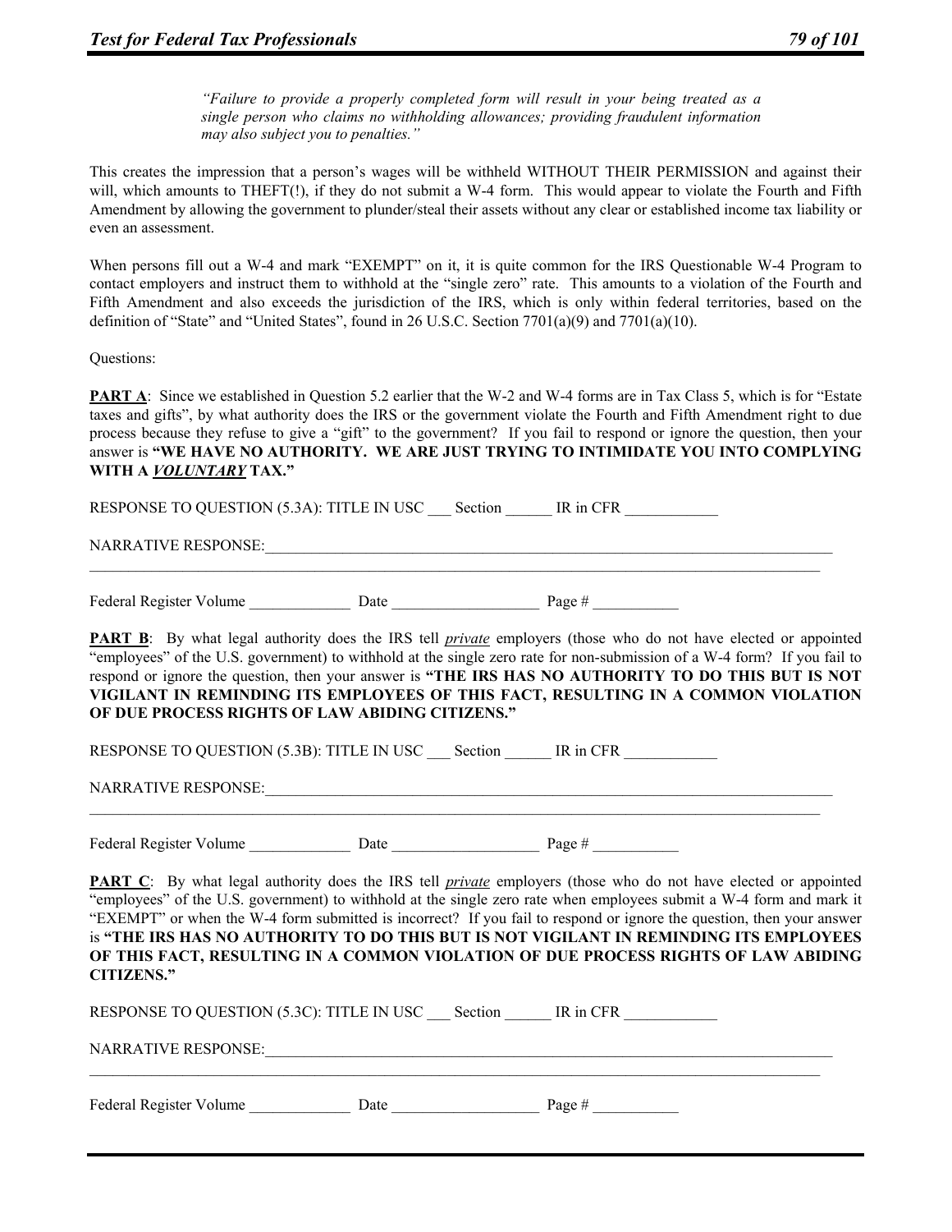> *"Failure to provide a properly completed form will result in your being treated as a single person who claims no withholding allowances; providing fraudulent information may also subject you to penalties."*

This creates the impression that a person's wages will be withheld WITHOUT THEIR PERMISSION and against their will, which amounts to THEFT(!), if they do not submit a W-4 form. This would appear to violate the Fourth and Fifth Amendment by allowing the government to plunder/steal their assets without any clear or established income tax liability or even an assessment.

When persons fill out a W-4 and mark "EXEMPT" on it, it is quite common for the IRS Questionable W-4 Program to contact employers and instruct them to withhold at the "single zero" rate. This amounts to a violation of the Fourth and Fifth Amendment and also exceeds the jurisdiction of the IRS, which is only within federal territories, based on the definition of "State" and "United States", found in 26 U.S.C. Section 7701(a)(9) and 7701(a)(10).

Questions:

**PART A**: Since we established in Question 5.2 earlier that the W-2 and W-4 forms are in Tax Class 5, which is for "Estate taxes and gifts", by what authority does the IRS or the government violate the Fourth and Fifth Amendment right to due process because they refuse to give a "gift" to the government? If you fail to respond or ignore the question, then your answer is **"WE HAVE NO AUTHORITY. WE ARE JUST TRYING TO INTIMIDATE YOU INTO COMPLYING WITH A *VOLUNTARY* TAX."**

RESPONSE TO QUESTION (5.3A): TITLE IN USC ___ Section ______ IR in CFR ____________

NARRATIVE RESPONSE:______________________________________________________________________________

_____________________________________________________________________________________________

Federal Register Volume _____________ Date ___________________ Page # ___________

**PART B**: By what legal authority does the IRS tell *private* employers (those who do not have elected or appointed "employees" of the U.S. government) to withhold at the single zero rate for non-submission of a W-4 form? If you fail to respond or ignore the question, then your answer is **"THE IRS HAS NO AUTHORITY TO DO THIS BUT IS NOT VIGILANT IN REMINDING ITS EMPLOYEES OF THIS FACT, RESULTING IN A COMMON VIOLATION OF DUE PROCESS RIGHTS OF LAW ABIDING CITIZENS."**

RESPONSE TO QUESTION (5.3B): TITLE IN USC ___ Section ______ IR in CFR ____________

NARRATIVE RESPONSE:______________________________________________________________________________

_____________________________________________________________________________________________

Federal Register Volume _____________ Date ___________________ Page # ___________

**PART C**: By what legal authority does the IRS tell *private* employers (those who do not have elected or appointed "employees" of the U.S. government) to withhold at the single zero rate when employees submit a W-4 form and mark it "EXEMPT" or when the W-4 form submitted is incorrect? If you fail to respond or ignore the question, then your answer is **"THE IRS HAS NO AUTHORITY TO DO THIS BUT IS NOT VIGILANT IN REMINDING ITS EMPLOYEES OF THIS FACT, RESULTING IN A COMMON VIOLATION OF DUE PROCESS RIGHTS OF LAW ABIDING CITIZENS."**

RESPONSE TO QUESTION (5.3C): TITLE IN USC ___ Section ______ IR in CFR ____________

NARRATIVE RESPONSE:______________________________________________________________________________

_____________________________________________________________________________________________

Federal Register Volume _____________ Date ___________________ Page # ___________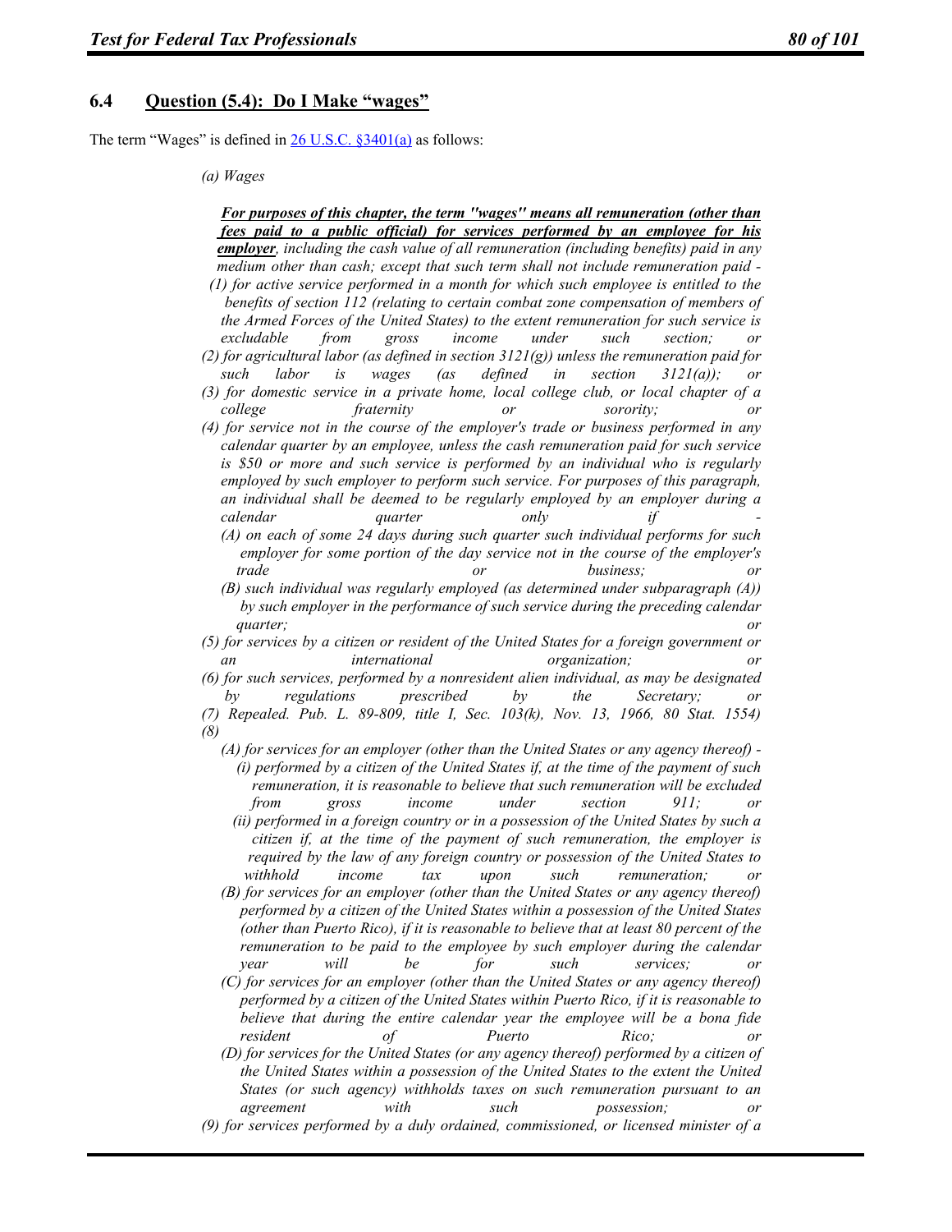## 6.4 Question (5.4): Do I Make "wages"

The term "Wages" is defined in 26 U.S.C. §3401(a) as follows:

> *(a) Wages*
>
> ***For purposes of this chapter, the term ''wages'' means all remuneration (other than fees paid to a public official) for services performed by an employee for his employer**, including the cash value of all remuneration (including benefits) paid in any medium other than cash; except that such term shall not include remuneration paid -*
>
> *(1) for active service performed in a month for which such employee is entitled to the benefits of section 112 (relating to certain combat zone compensation of members of the Armed Forces of the United States) to the extent remuneration for such service is excludable from gross income under such section; or*
>
> *(2) for agricultural labor (as defined in section 3121(g)) unless the remuneration paid for such labor is wages (as defined in section 3121(a)); or*
>
> *(3) for domestic service in a private home, local college club, or local chapter of a college fraternity or sorority; or*
>
> *(4) for service not in the course of the employer's trade or business performed in any calendar quarter by an employee, unless the cash remuneration paid for such service is $50 or more and such service is performed by an individual who is regularly employed by such employer to perform such service. For purposes of this paragraph, an individual shall be deemed to be regularly employed by an employer during a calendar quarter only if -*
>
> *(A) on each of some 24 days during such quarter such individual performs for such employer for some portion of the day service not in the course of the employer's trade or business; or*
>
> *(B) such individual was regularly employed (as determined under subparagraph (A)) by such employer in the performance of such service during the preceding calendar quarter; or*
>
> *(5) for services by a citizen or resident of the United States for a foreign government or an international organization; or*
>
> *(6) for such services, performed by a nonresident alien individual, as may be designated by regulations prescribed by the Secretary; or*
>
> *(7) Repealed. Pub. L. 89-809, title I, Sec. 103(k), Nov. 13, 1966, 80 Stat. 1554)*
>
> *(8)*
>
> *(A) for services for an employer (other than the United States or any agency thereof) -*
>
> *(i) performed by a citizen of the United States if, at the time of the payment of such remuneration, it is reasonable to believe that such remuneration will be excluded from gross income under section 911; or*
>
> *(ii) performed in a foreign country or in a possession of the United States by such a citizen if, at the time of the payment of such remuneration, the employer is required by the law of any foreign country or possession of the United States to withhold income tax upon such remuneration; or*
>
> *(B) for services for an employer (other than the United States or any agency thereof) performed by a citizen of the United States within a possession of the United States (other than Puerto Rico), if it is reasonable to believe that at least 80 percent of the remuneration to be paid to the employee by such employer during the calendar year will be for such services; or*
>
> *(C) for services for an employer (other than the United States or any agency thereof) performed by a citizen of the United States within Puerto Rico, if it is reasonable to believe that during the entire calendar year the employee will be a bona fide resident of Puerto Rico; or*
>
> *(D) for services for the United States (or any agency thereof) performed by a citizen of the United States within a possession of the United States to the extent the United States (or such agency) withholds taxes on such remuneration pursuant to an agreement with such possession; or*
>
> *(9) for services performed by a duly ordained, commissioned, or licensed minister of a*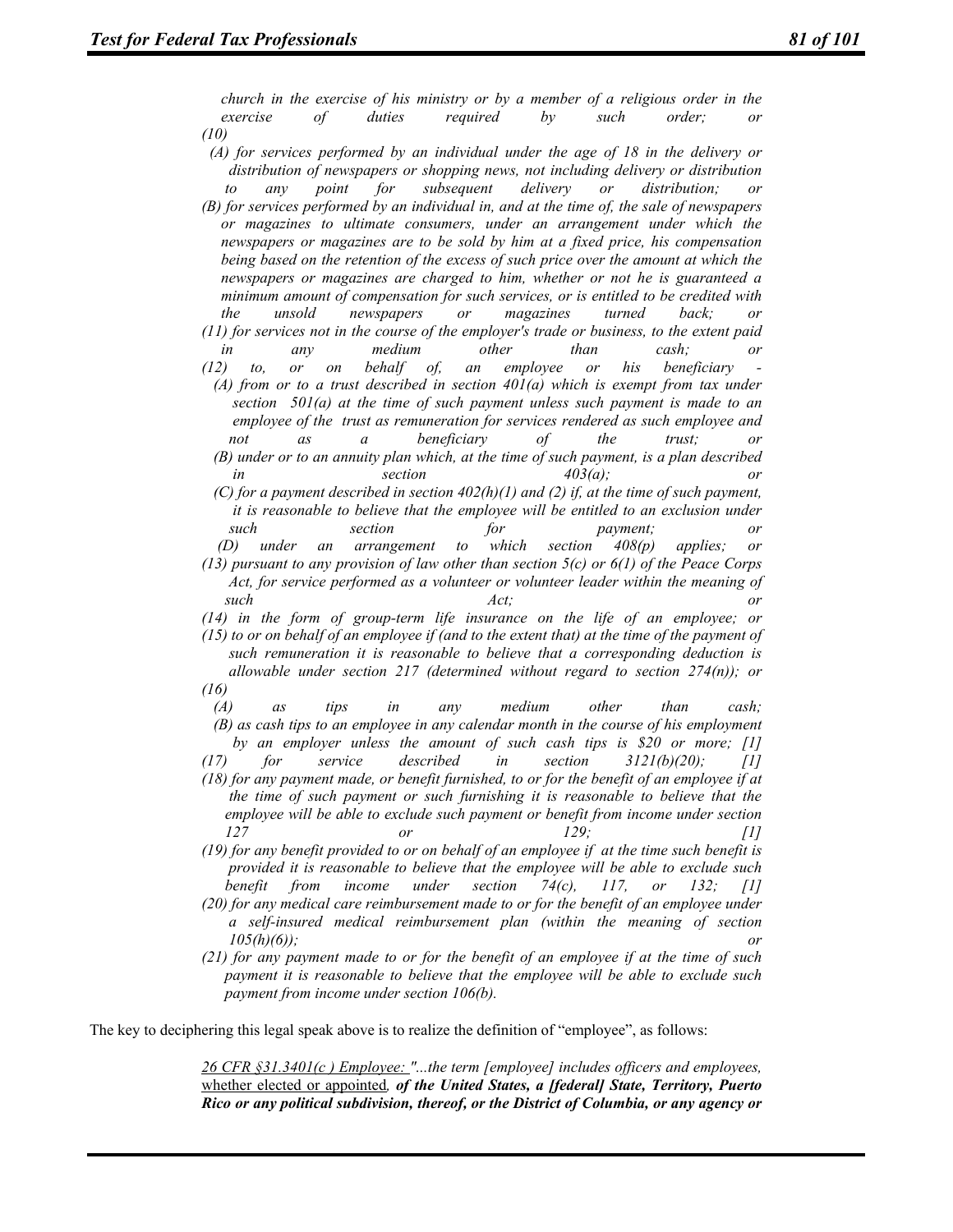*church in the exercise of his ministry or by a member of a religious order in the exercise of duties required by such order; or*

*(10)*

*(A) for services performed by an individual under the age of 18 in the delivery or distribution of newspapers or shopping news, not including delivery or distribution to any point for subsequent delivery or distribution; or*

*(B) for services performed by an individual in, and at the time of, the sale of newspapers or magazines to ultimate consumers, under an arrangement under which the newspapers or magazines are to be sold by him at a fixed price, his compensation being based on the retention of the excess of such price over the amount at which the newspapers or magazines are charged to him, whether or not he is guaranteed a minimum amount of compensation for such services, or is entitled to be credited with the unsold newspapers or magazines turned back; or*

*(11) for services not in the course of the employer's trade or business, to the extent paid in any medium other than cash; or*

*(12) to, or on behalf of, an employee or his beneficiary -*

*(A) from or to a trust described in section 401(a) which is exempt from tax under section 501(a) at the time of such payment unless such payment is made to an employee of the trust as remuneration for services rendered as such employee and not as a beneficiary of the trust; or*

*(B) under or to an annuity plan which, at the time of such payment, is a plan described in section 403(a); or*

*(C) for a payment described in section 402(h)(1) and (2) if, at the time of such payment, it is reasonable to believe that the employee will be entitled to an exclusion under such section for payment; or*

*(D) under an arrangement to which section 408(p) applies; or*

*(13) pursuant to any provision of law other than section 5(c) or 6(1) of the Peace Corps Act, for service performed as a volunteer or volunteer leader within the meaning of such Act; or*

*(14) in the form of group-term life insurance on the life of an employee; or*

*(15) to or on behalf of an employee if (and to the extent that) at the time of the payment of such remuneration it is reasonable to believe that a corresponding deduction is allowable under section 217 (determined without regard to section 274(n)); or*

*(16)*

*(A) as tips in any medium other than cash;*

*(B) as cash tips to an employee in any calendar month in the course of his employment by an employer unless the amount of such cash tips is $20 or more; [1]*

*(17) for service described in section 3121(b)(20); [1]*

*(18) for any payment made, or benefit furnished, to or for the benefit of an employee if at the time of such payment or such furnishing it is reasonable to believe that the employee will be able to exclude such payment or benefit from income under section 127 or 129; [1]*

*(19) for any benefit provided to or on behalf of an employee if at the time such benefit is provided it is reasonable to believe that the employee will be able to exclude such benefit from income under section 74(c), 117, or 132; [1]*

*(20) for any medical care reimbursement made to or for the benefit of an employee under a self-insured medical reimbursement plan (within the meaning of section 105(h)(6)); or*

*(21) for any payment made to or for the benefit of an employee if at the time of such payment it is reasonable to believe that the employee will be able to exclude such payment from income under section 106(b).*

The key to deciphering this legal speak above is to realize the definition of "employee", as follows:

> *<u>26 CFR §31.3401(c ) Employee:</u> "...the term [employee] includes officers and employees,* <u>whether elected or appointed</u>*, **of the United States, a [federal] State, Territory, Puerto Rico or any political subdivision, thereof, or the District of Columbia, or any agency or***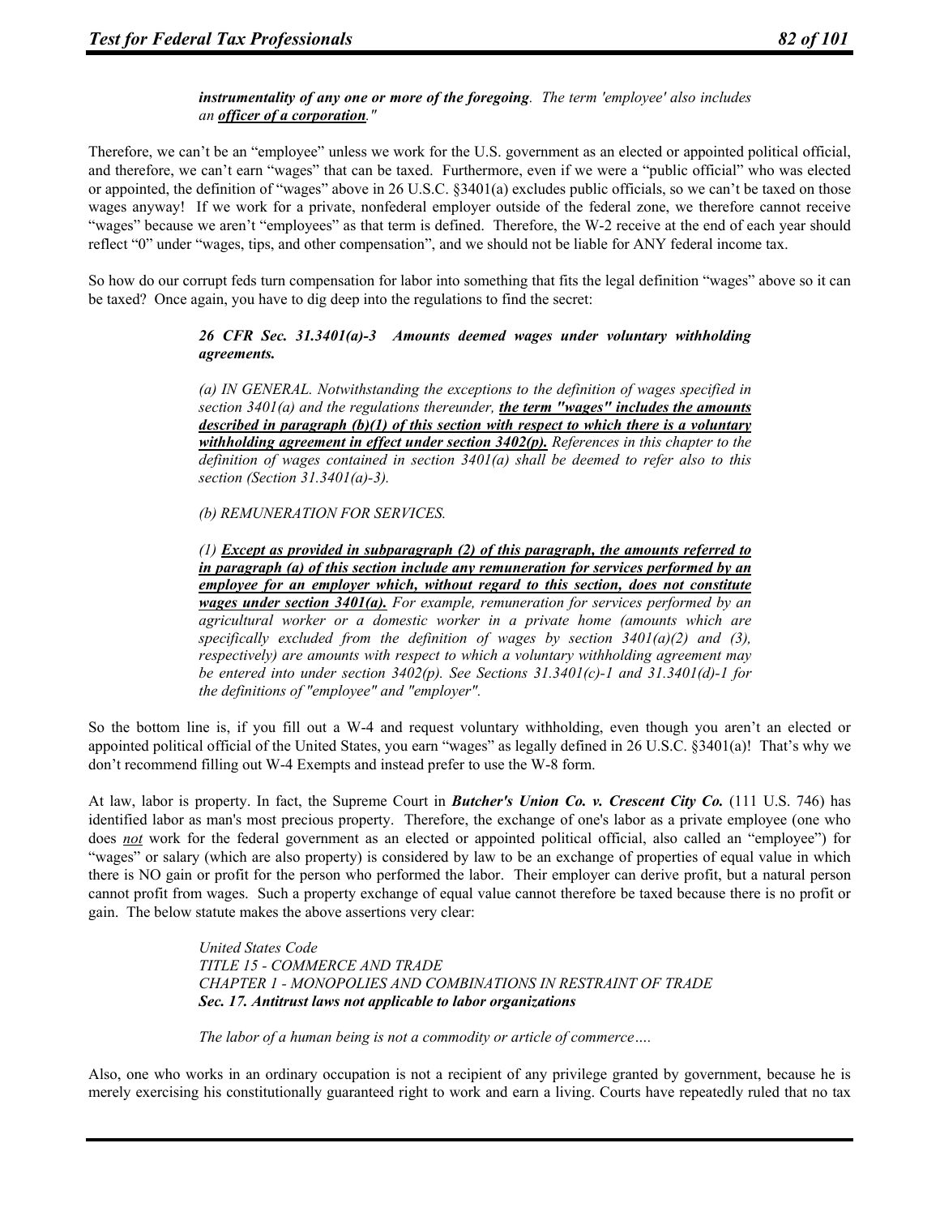> ***instrumentality of any one or more of the foregoing**. The term 'employee' also includes an **__officer of a corporation__**."*

Therefore, we can't be an "employee" unless we work for the U.S. government as an elected or appointed political official, and therefore, we can't earn "wages" that can be taxed. Furthermore, even if we were a "public official" who was elected or appointed, the definition of "wages" above in 26 U.S.C. §3401(a) excludes public officials, so we can't be taxed on those wages anyway! If we work for a private, nonfederal employer outside of the federal zone, we therefore cannot receive "wages" because we aren't "employees" as that term is defined. Therefore, the W-2 receive at the end of each year should reflect "0" under "wages, tips, and other compensation", and we should not be liable for ANY federal income tax.

So how do our corrupt feds turn compensation for labor into something that fits the legal definition "wages" above so it can be taxed? Once again, you have to dig deep into the regulations to find the secret:

> ***26 CFR Sec. 31.3401(a)-3 Amounts deemed wages under voluntary withholding agreements.***
>
> *(a) IN GENERAL. Notwithstanding the exceptions to the definition of wages specified in section 3401(a) and the regulations thereunder, **__the term "wages" includes the amounts described in paragraph (b)(1) of this section with respect to which there is a voluntary withholding agreement in effect under section 3402(p).__** References in this chapter to the definition of wages contained in section 3401(a) shall be deemed to refer also to this section (Section 31.3401(a)-3).*
>
> *(b) REMUNERATION FOR SERVICES.*
>
> *(1) **__Except as provided in subparagraph (2) of this paragraph, the amounts referred to in paragraph (a) of this section include any remuneration for services performed by an employee for an employer which, without regard to this section, does not constitute wages under section 3401(a).__** For example, remuneration for services performed by an agricultural worker or a domestic worker in a private home (amounts which are specifically excluded from the definition of wages by section 3401(a)(2) and (3), respectively) are amounts with respect to which a voluntary withholding agreement may be entered into under section 3402(p). See Sections 31.3401(c)-1 and 31.3401(d)-1 for the definitions of "employee" and "employer".*

So the bottom line is, if you fill out a W-4 and request voluntary withholding, even though you aren't an elected or appointed political official of the United States, you earn "wages" as legally defined in 26 U.S.C. §3401(a)! That's why we don't recommend filling out W-4 Exempts and instead prefer to use the W-8 form.

At law, labor is property. In fact, the Supreme Court in ***Butcher's Union Co. v. Crescent City Co.*** (111 U.S. 746) has identified labor as man's most precious property. Therefore, the exchange of one's labor as a private employee (one who does ***__not__*** work for the federal government as an elected or appointed political official, also called an "employee") for "wages" or salary (which are also property) is considered by law to be an exchange of properties of equal value in which there is NO gain or profit for the person who performed the labor. Their employer can derive profit, but a natural person cannot profit from wages. Such a property exchange of equal value cannot therefore be taxed because there is no profit or gain. The below statute makes the above assertions very clear:

> *United States Code*
> *TITLE 15 - COMMERCE AND TRADE*
> *CHAPTER 1 - MONOPOLIES AND COMBINATIONS IN RESTRAINT OF TRADE*
> ***Sec. 17. Antitrust laws not applicable to labor organizations***
>
> *The labor of a human being is not a commodity or article of commerce….*

Also, one who works in an ordinary occupation is not a recipient of any privilege granted by government, because he is merely exercising his constitutionally guaranteed right to work and earn a living. Courts have repeatedly ruled that no tax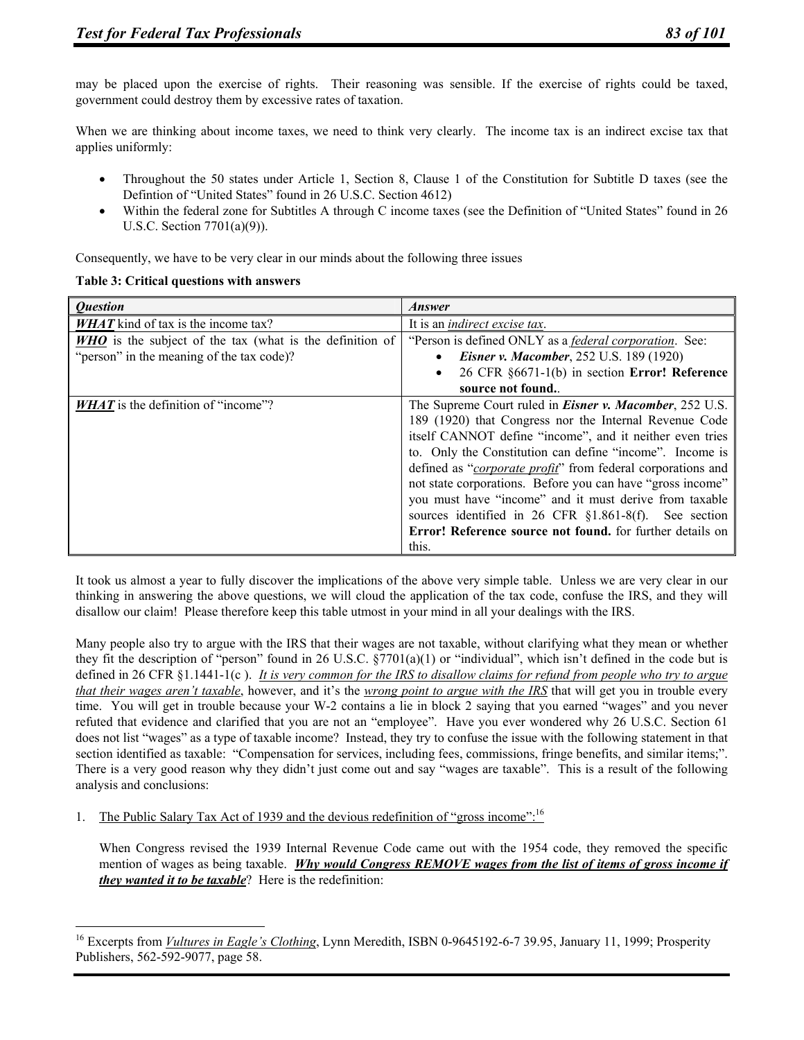may be placed upon the exercise of rights. Their reasoning was sensible. If the exercise of rights could be taxed, government could destroy them by excessive rates of taxation.

When we are thinking about income taxes, we need to think very clearly. The income tax is an indirect excise tax that applies uniformly:

- Throughout the 50 states under Article 1, Section 8, Clause 1 of the Constitution for Subtitle D taxes (see the Defintion of "United States" found in 26 U.S.C. Section 4612)
- Within the federal zone for Subtitles A through C income taxes (see the Definition of "United States" found in 26 U.S.C. Section 7701(a)(9)).

Consequently, we have to be very clear in our minds about the following three issues

**Table 3: Critical questions with answers**

| ***Question*** | ***Answer*** |
|---|---|
| ***WHAT*** kind of tax is the income tax? | It is an *indirect excise tax*. |
| ***WHO*** is the subject of the tax (what is the definition of "person" in the meaning of the tax code)? | "Person is defined ONLY as a *federal corporation*. See: • ***Eisner v. Macomber***, 252 U.S. 189 (1920) • 26 CFR §6671-1(b) in section **Error! Reference source not found.**. |
| ***WHAT*** is the definition of "income"? | The Supreme Court ruled in ***Eisner v. Macomber***, 252 U.S. 189 (1920) that Congress nor the Internal Revenue Code itself CANNOT define "income", and it neither even tries to. Only the Constitution can define "income". Income is defined as "*corporate profit*" from federal corporations and not state corporations. Before you can have "gross income" you must have "income" and it must derive from taxable sources identified in 26 CFR §1.861-8(f). See section **Error! Reference source not found.** for further details on this. |

It took us almost a year to fully discover the implications of the above very simple table. Unless we are very clear in our thinking in answering the above questions, we will cloud the application of the tax code, confuse the IRS, and they will disallow our claim! Please therefore keep this table utmost in your mind in all your dealings with the IRS.

Many people also try to argue with the IRS that their wages are not taxable, without clarifying what they mean or whether they fit the description of "person" found in 26 U.S.C. §7701(a)(1) or "individual", which isn't defined in the code but is defined in 26 CFR §1.1441-1(c ). *It is very common for the IRS to disallow claims for refund from people who try to argue that their wages aren't taxable*, however, and it's the *wrong point to argue with the IRS* that will get you in trouble every time. You will get in trouble because your W-2 contains a lie in block 2 saying that you earned "wages" and you never refuted that evidence and clarified that you are not an "employee". Have you ever wondered why 26 U.S.C. Section 61 does not list "wages" as a type of taxable income? Instead, they try to confuse the issue with the following statement in that section identified as taxable: "Compensation for services, including fees, commissions, fringe benefits, and similar items;". There is a very good reason why they didn't just come out and say "wages are taxable". This is a result of the following analysis and conclusions:

1. The Public Salary Tax Act of 1939 and the devious redefinition of "gross income":[16]

   When Congress revised the 1939 Internal Revenue Code came out with the 1954 code, they removed the specific mention of wages as being taxable. ***Why would Congress REMOVE wages from the list of items of gross income if they wanted it to be taxable***? Here is the redefinition:

[16] Excerpts from *Vultures in Eagle's Clothing*, Lynn Meredith, ISBN 0-9645192-6-7 39.95, January 11, 1999; Prosperity Publishers, 562-592-9077, page 58.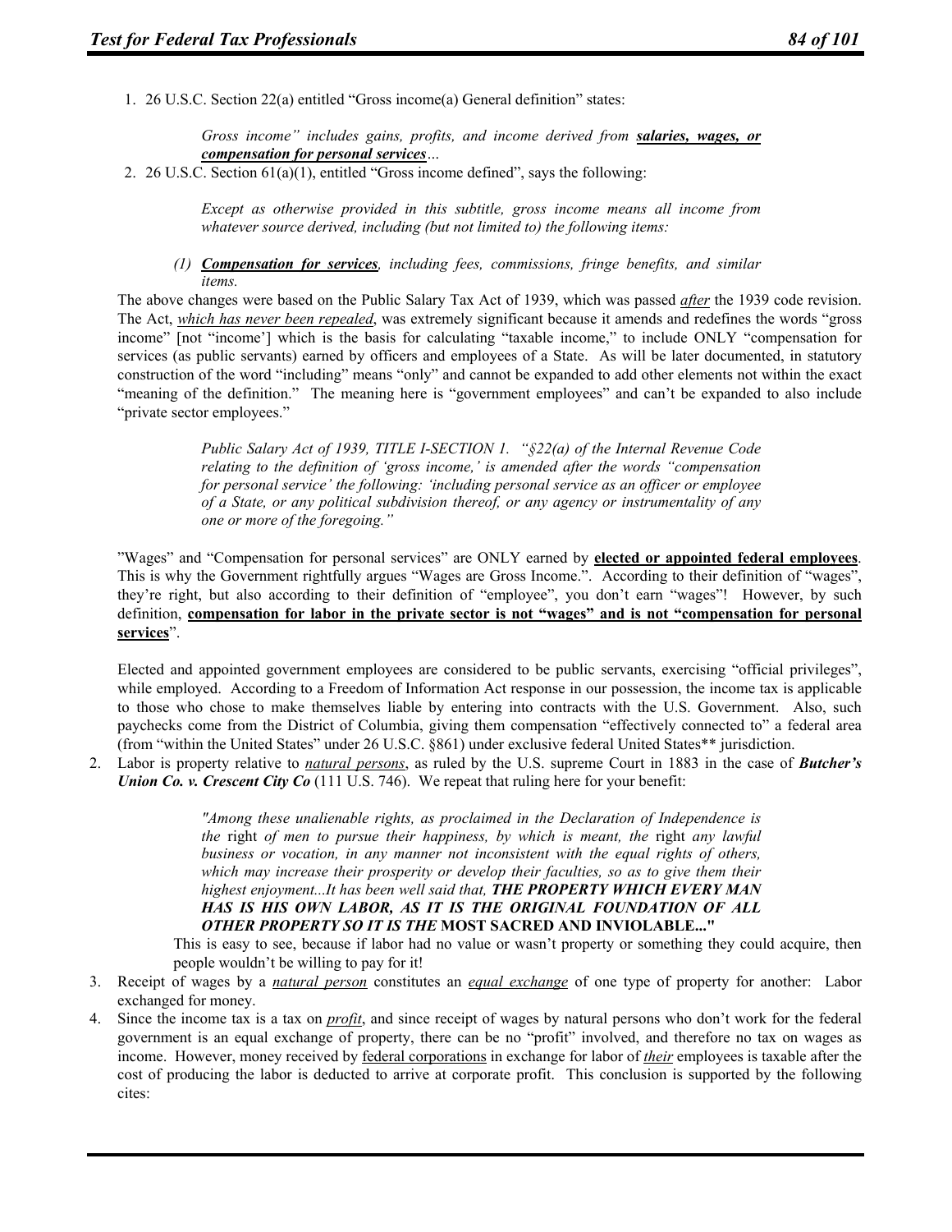1. 26 U.S.C. Section 22(a) entitled "Gross income(a) General definition" states:

   > *Gross income" includes gains, profits, and income derived from **salaries, wages, or compensation for personal services**…*

2. 26 U.S.C. Section 61(a)(1), entitled "Gross income defined", says the following:

   > *Except as otherwise provided in this subtitle, gross income means all income from whatever source derived, including (but not limited to) the following items:*
   >
   > *(1) **Compensation for services**, including fees, commissions, fringe benefits, and similar items.*

   The above changes were based on the Public Salary Tax Act of 1939, which was passed *after* the 1939 code revision. The Act, *which has never been repealed*, was extremely significant because it amends and redefines the words "gross income" [not "income'] which is the basis for calculating "taxable income," to include ONLY "compensation for services (as public servants) earned by officers and employees of a State. As will be later documented, in statutory construction of the word "including" means "only" and cannot be expanded to add other elements not within the exact "meaning of the definition." The meaning here is "government employees" and can't be expanded to also include "private sector employees."

   > *Public Salary Act of 1939, TITLE I-SECTION 1. "§22(a) of the Internal Revenue Code relating to the definition of 'gross income,' is amended after the words "compensation for personal service' the following: 'including personal service as an officer or employee of a State, or any political subdivision thereof, or any agency or instrumentality of any one or more of the foregoing."*

   "Wages" and "Compensation for personal services" are ONLY earned by **elected or appointed federal employees**. This is why the Government rightfully argues "Wages are Gross Income.". According to their definition of "wages", they're right, but also according to their definition of "employee", you don't earn "wages"! However, by such definition, **compensation for labor in the private sector is not "wages" and is not "compensation for personal services**".

   Elected and appointed government employees are considered to be public servants, exercising "official privileges", while employed. According to a Freedom of Information Act response in our possession, the income tax is applicable to those who chose to make themselves liable by entering into contracts with the U.S. Government. Also, such paychecks come from the District of Columbia, giving them compensation "effectively connected to" a federal area (from "within the United States" under 26 U.S.C. §861) under exclusive federal United States** jurisdiction.

2. Labor is property relative to *natural persons*, as ruled by the U.S. supreme Court in 1883 in the case of ***Butcher's Union Co. v. Crescent City Co*** (111 U.S. 746). We repeat that ruling here for your benefit:

   > *"Among these unalienable rights, as proclaimed in the Declaration of Independence is the* right *of men to pursue their happiness, by which is meant, the* right *any lawful business or vocation, in any manner not inconsistent with the equal rights of others, which may increase their prosperity or develop their faculties, so as to give them their highest enjoyment...It has been well said that,* ***THE PROPERTY WHICH EVERY MAN HAS IS HIS OWN LABOR, AS IT IS THE ORIGINAL FOUNDATION OF ALL OTHER PROPERTY SO IT IS THE*** **MOST SACRED AND INVIOLABLE..."**

   This is easy to see, because if labor had no value or wasn't property or something they could acquire, then people wouldn't be willing to pay for it!

3. Receipt of wages by a *natural person* constitutes an *equal exchange* of one type of property for another: Labor exchanged for money.
4. Since the income tax is a tax on *profit*, and since receipt of wages by natural persons who don't work for the federal government is an equal exchange of property, there can be no "profit" involved, and therefore no tax on wages as income. However, money received by federal corporations in exchange for labor of *their* employees is taxable after the cost of producing the labor is deducted to arrive at corporate profit. This conclusion is supported by the following cites: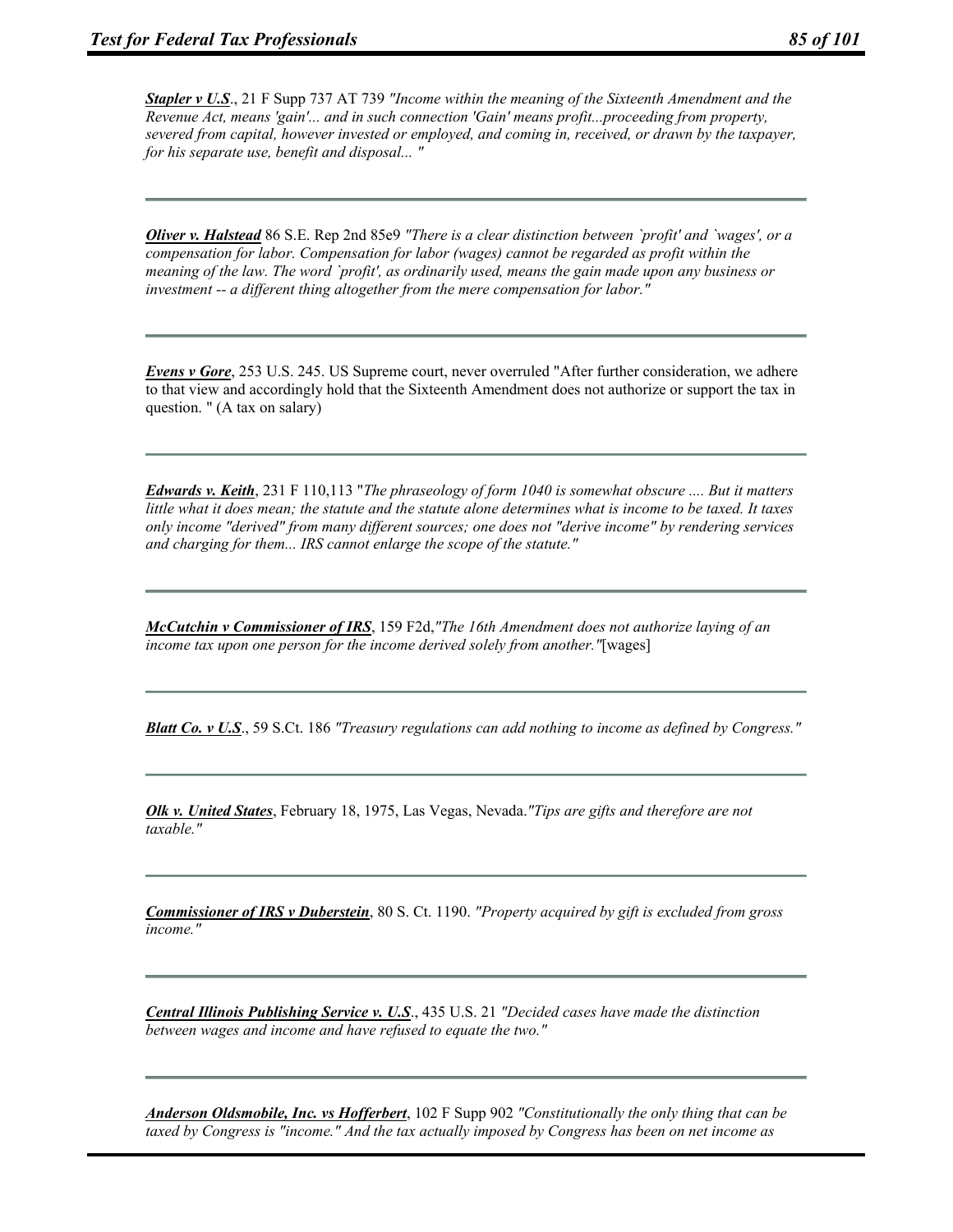***Stapler v U.S***., 21 F Supp 737 AT 739 *"Income within the meaning of the Sixteenth Amendment and the Revenue Act, means 'gain'... and in such connection 'Gain' means profit...proceeding from property, severed from capital, however invested or employed, and coming in, received, or drawn by the taxpayer, for his separate use, benefit and disposal... "*

---

***Oliver v. Halstead*** 86 S.E. Rep 2nd 85e9 *"There is a clear distinction between `profit' and `wages', or a compensation for labor. Compensation for labor (wages) cannot be regarded as profit within the meaning of the law. The word `profit', as ordinarily used, means the gain made upon any business or investment -- a different thing altogether from the mere compensation for labor."*

---

***Evens v Gore***, 253 U.S. 245. US Supreme court, never overruled "After further consideration, we adhere to that view and accordingly hold that the Sixteenth Amendment does not authorize or support the tax in question. " (A tax on salary)

---

***Edwards v. Keith***, 231 F 110,113 "*The phraseology of form 1040 is somewhat obscure .... But it matters little what it does mean; the statute and the statute alone determines what is income to be taxed. It taxes only income "derived" from many different sources; one does not "derive income" by rendering services and charging for them... IRS cannot enlarge the scope of the statute."*

---

***McCutchin v Commissioner of IRS***, 159 F2d,*"The 16th Amendment does not authorize laying of an income tax upon one person for the income derived solely from another."*[wages]

---

***Blatt Co. v U.S***., 59 S.Ct. 186 *"Treasury regulations can add nothing to income as defined by Congress."*

---

***Olk v. United States***, February 18, 1975, Las Vegas, Nevada.*"Tips are gifts and therefore are not taxable."*

---

***Commissioner of IRS v Duberstein***, 80 S. Ct. 1190. *"Property acquired by gift is excluded from gross income."*

---

***Central Illinois Publishing Service v. U.S***., 435 U.S. 21 *"Decided cases have made the distinction between wages and income and have refused to equate the two."*

---

***Anderson Oldsmobile, Inc. vs Hofferbert***, 102 F Supp 902 *"Constitutionally the only thing that can be taxed by Congress is "income." And the tax actually imposed by Congress has been on net income as*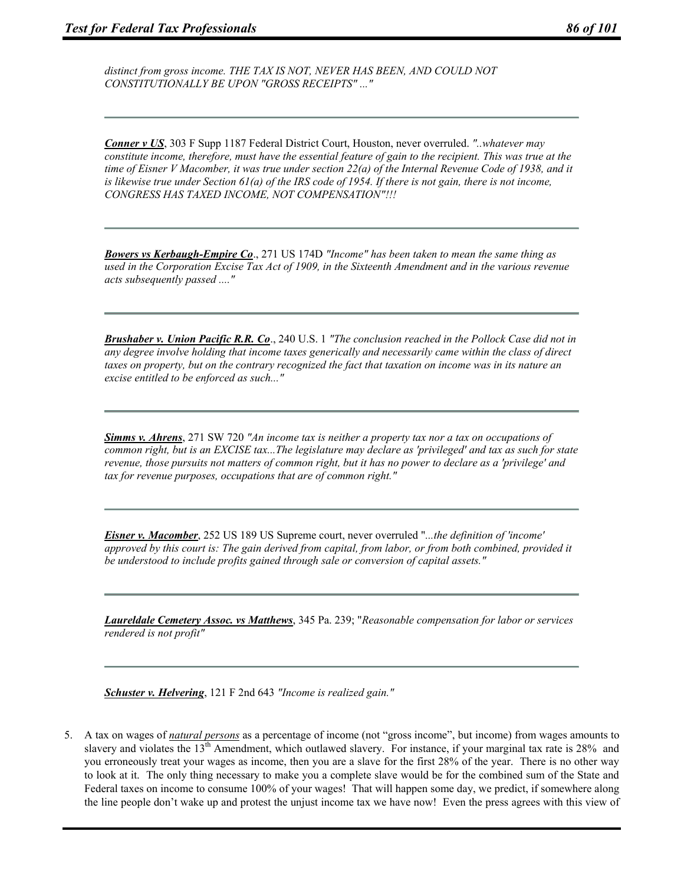*distinct from gross income. THE TAX IS NOT, NEVER HAS BEEN, AND COULD NOT CONSTITUTIONALLY BE UPON "GROSS RECEIPTS" ..."*

---

***Conner v US***, 303 F Supp 1187 Federal District Court, Houston, never overruled. *"..whatever may constitute income, therefore, must have the essential feature of gain to the recipient. This was true at the time of Eisner V Macomber, it was true under section 22(a) of the Internal Revenue Code of 1938, and it is likewise true under Section 61(a) of the IRS code of 1954. If there is not gain, there is not income, CONGRESS HAS TAXED INCOME, NOT COMPENSATION"!!!*

---

***Bowers vs Kerbaugh-Empire Co***., 271 US 174D *"Income" has been taken to mean the same thing as used in the Corporation Excise Tax Act of 1909, in the Sixteenth Amendment and in the various revenue acts subsequently passed ...."*

---

***Brushaber v. Union Pacific R.R. Co***., 240 U.S. 1 *"The conclusion reached in the Pollock Case did not in any degree involve holding that income taxes generically and necessarily came within the class of direct taxes on property, but on the contrary recognized the fact that taxation on income was in its nature an excise entitled to be enforced as such..."*

---

***Simms v. Ahrens***, 271 SW 720 *"An income tax is neither a property tax nor a tax on occupations of common right, but is an EXCISE tax...The legislature may declare as 'privileged' and tax as such for state revenue, those pursuits not matters of common right, but it has no power to declare as a 'privilege' and tax for revenue purposes, occupations that are of common right."*

---

***Eisner v. Macomber***, 252 US 189 US Supreme court, never overruled "*...the definition of 'income' approved by this court is: The gain derived from capital, from labor, or from both combined, provided it be understood to include profits gained through sale or conversion of capital assets."*

---

***Laureldale Cemetery Assoc. vs Matthews***, 345 Pa. 239; "*Reasonable compensation for labor or services rendered is not profit"*

---

***Schuster v. Helvering***, 121 F 2nd 643 *"Income is realized gain."*

5. A tax on wages of *natural persons* as a percentage of income (not "gross income", but income) from wages amounts to slavery and violates the 13th Amendment, which outlawed slavery. For instance, if your marginal tax rate is 28% and you erroneously treat your wages as income, then you are a slave for the first 28% of the year. There is no other way to look at it. The only thing necessary to make you a complete slave would be for the combined sum of the State and Federal taxes on income to consume 100% of your wages! That will happen some day, we predict, if somewhere along the line people don't wake up and protest the unjust income tax we have now! Even the press agrees with this view of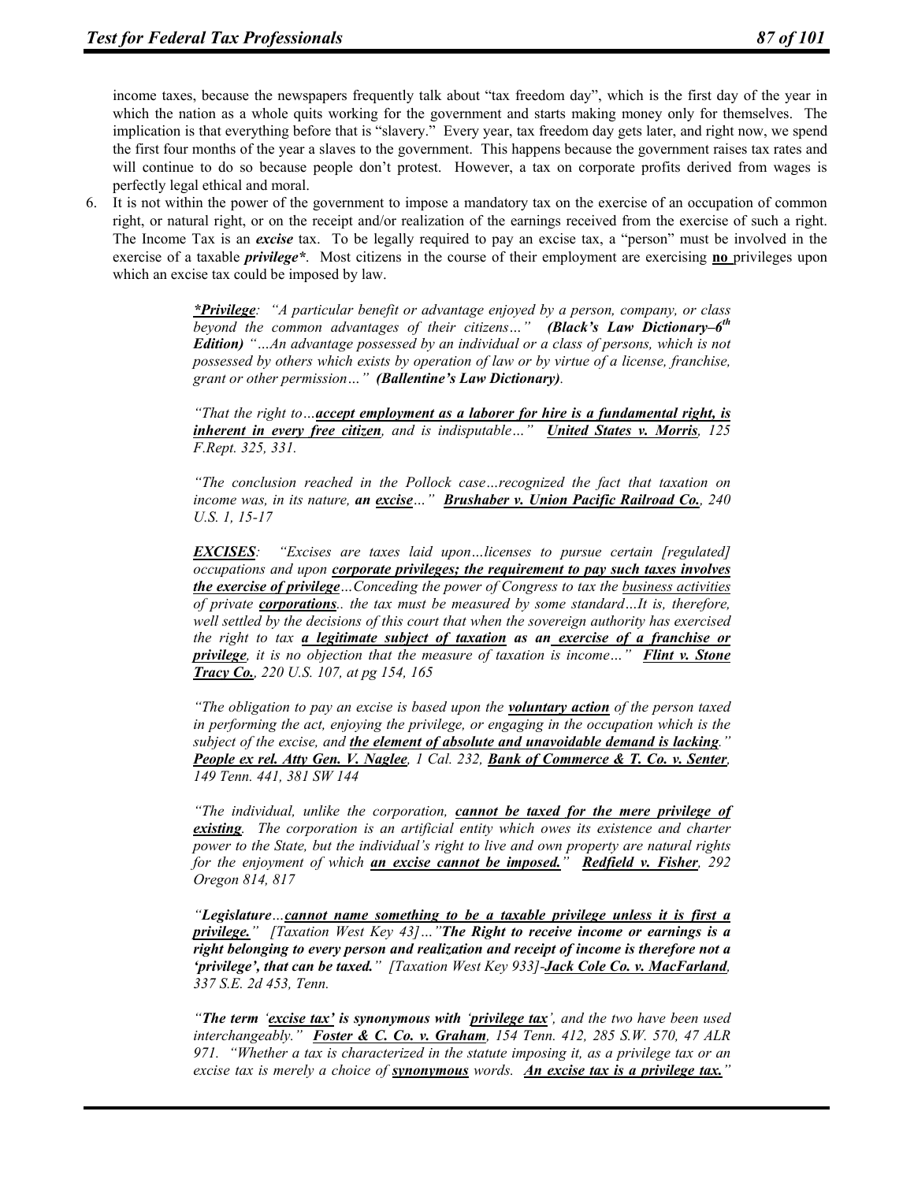income taxes, because the newspapers frequently talk about "tax freedom day", which is the first day of the year in which the nation as a whole quits working for the government and starts making money only for themselves. The implication is that everything before that is "slavery." Every year, tax freedom day gets later, and right now, we spend the first four months of the year a slaves to the government. This happens because the government raises tax rates and will continue to do so because people don't protest. However, a tax on corporate profits derived from wages is perfectly legal ethical and moral.

6. It is not within the power of the government to impose a mandatory tax on the exercise of an occupation of common right, or natural right, or on the receipt and/or realization of the earnings received from the exercise of such a right. The Income Tax is an ***excise*** tax. To be legally required to pay an excise tax, a "person" must be involved in the exercise of a taxable ***privilege****. Most citizens in the course of their employment are exercising **no** privileges upon which an excise tax could be imposed by law.

> ***\*Privilege***: *"A particular benefit or advantage enjoyed by a person, company, or class beyond the common advantages of their citizens…"* ***(Black's Law Dictionary–6th Edition)*** *"…An advantage possessed by an individual or a class of persons, which is not possessed by others which exists by operation of law or by virtue of a license, franchise, grant or other permission…"* ***(Ballentine's Law Dictionary)***.
>
> *"That the right to…**accept employment as a laborer for hire is a fundamental right, is inherent in every free citizen**, and is indisputable…"* ***United States v. Morris***, *125 F.Rept. 325, 331.*
>
> *"The conclusion reached in the Pollock case…recognized the fact that taxation on income was, in its nature, **an excise**…"* ***Brushaber v. Union Pacific Railroad Co.***, *240 U.S. 1, 15-17*
>
> ***EXCISES***: *"Excises are taxes laid upon…licenses to pursue certain [regulated] occupations and upon **corporate privileges; the requirement to pay such taxes involves the exercise of privilege**…Conceding the power of Congress to tax the business activities of private **corporations**.. the tax must be measured by some standard…It is, therefore, well settled by the decisions of this court that when the sovereign authority has exercised the right to tax **a legitimate subject of taxation** as an **exercise of a franchise or privilege**, it is no objection that the measure of taxation is income…"* ***Flint v. Stone Tracy Co.***, *220 U.S. 107, at pg 154, 165*
>
> *"The obligation to pay an excise is based upon the **voluntary action** of the person taxed in performing the act, enjoying the privilege, or engaging in the occupation which is the subject of the excise, and **the element of absolute and unavoidable demand is lacking**."* ***People ex rel. Atty Gen. V. Naglee***, *1 Cal. 232,* ***Bank of Commerce & T. Co. v. Senter***, *149 Tenn. 441, 381 SW 144*
>
> *"The individual, unlike the corporation, **cannot be taxed for the mere privilege of existing**. The corporation is an artificial entity which owes its existence and charter power to the State, but the individual's right to live and own property are natural rights for the enjoyment of which **an excise cannot be imposed.**"* ***Redfield v. Fisher***, *292 Oregon 814, 817*
>
> *"**Legislature**…**cannot name something to be a taxable privilege unless it is first a privilege.**" [Taxation West Key 43]…"**The Right to receive income or earnings is a right belonging to every person and realization and receipt of income is therefore not a 'privilege', that can be taxed.**" [Taxation West Key 933]-**Jack Cole Co. v. MacFarland**, 337 S.E. 2d 453, Tenn.*
>
> *"**The term 'excise tax' is synonymous with 'privilege tax'**, and the two have been used interchangeably."* ***Foster & C. Co. v. Graham***, *154 Tenn. 412, 285 S.W. 570, 47 ALR 971. "Whether a tax is characterized in the statute imposing it, as a privilege tax or an excise tax is merely a choice of **synonymous** words. **An excise tax is a privilege tax.**"*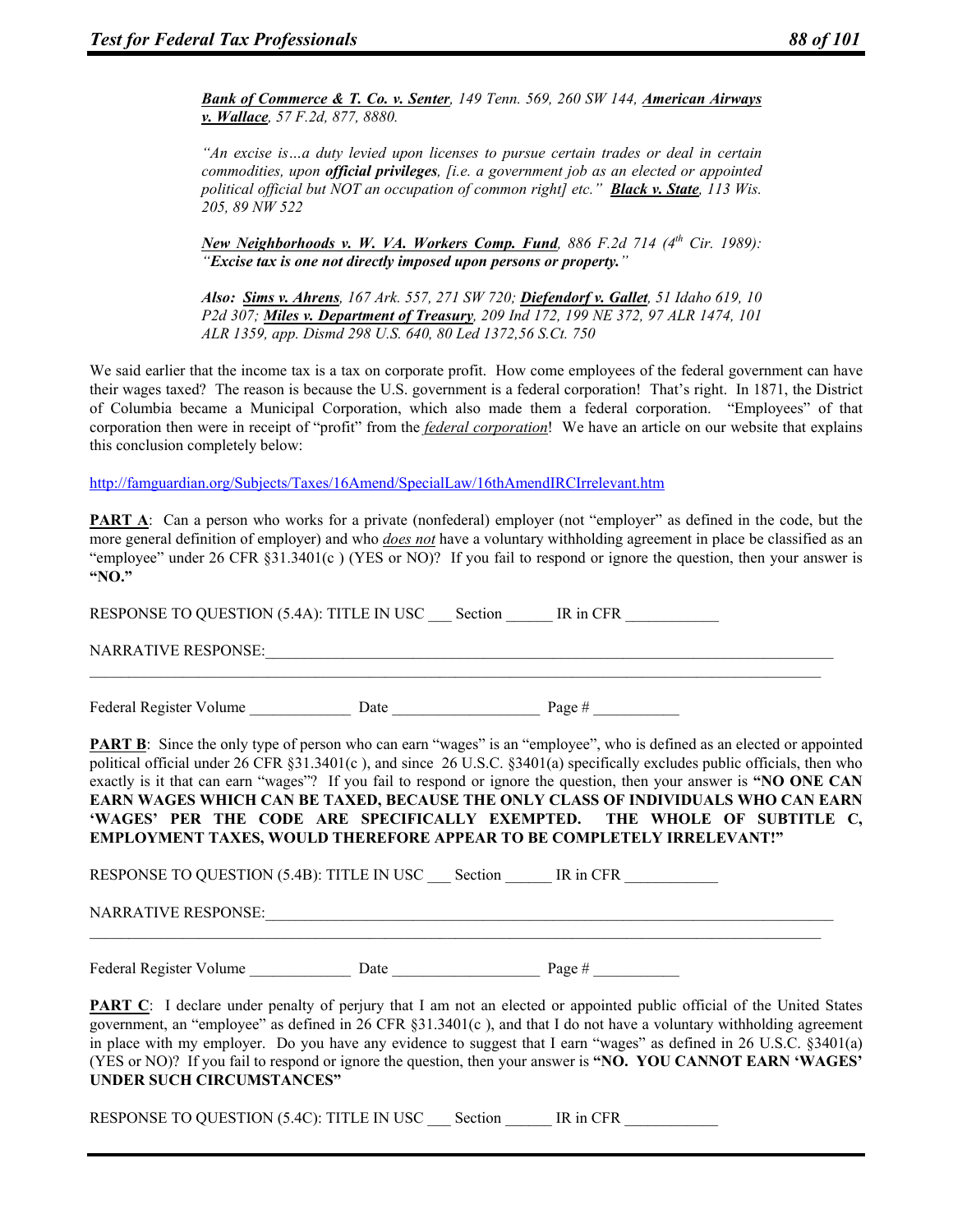***Bank of Commerce & T. Co. v. Senter***, *149 Tenn. 569, 260 SW 144,* ***American Airways v. Wallace***, *57 F.2d, 877, 8880.*

*"An excise is…a duty levied upon licenses to pursue certain trades or deal in certain commodities, upon* ***official privileges****, [i.e. a government job as an elected or appointed political official but NOT an occupation of common right] etc."* ***Black v. State***, *113 Wis. 205, 89 NW 522*

***New Neighborhoods v. W. VA. Workers Comp. Fund***, *886 F.2d 714 (4th Cir. 1989):* ***"Excise tax is one not directly imposed upon persons or property."***

***Also: Sims v. Ahrens***, *167 Ark. 557, 271 SW 720;* ***Diefendorf v. Gallet***, *51 Idaho 619, 10 P2d 307;* ***Miles v. Department of Treasury***, *209 Ind 172, 199 NE 372, 97 ALR 1474, 101 ALR 1359, app. Dismd 298 U.S. 640, 80 Led 1372,56 S.Ct. 750*

We said earlier that the income tax is a tax on corporate profit. How come employees of the federal government can have their wages taxed? The reason is because the U.S. government is a federal corporation! That's right. In 1871, the District of Columbia became a Municipal Corporation, which also made them a federal corporation. "Employees" of that corporation then were in receipt of "profit" from the *federal corporation*! We have an article on our website that explains this conclusion completely below:

http://famguardian.org/Subjects/Taxes/16Amend/SpecialLaw/16thAmendIRCIrrelevant.htm

**PART A**: Can a person who works for a private (nonfederal) employer (not "employer" as defined in the code, but the more general definition of employer) and who *does not* have a voluntary withholding agreement in place be classified as an "employee" under 26 CFR §31.3401(c ) (YES or NO)? If you fail to respond or ignore the question, then your answer is **"NO."**

RESPONSE TO QUESTION (5.4A): TITLE IN USC ___ Section ______ IR in CFR ____________

NARRATIVE RESPONSE:________________________________________________________________________________
______________________________________________________________________________________________

Federal Register Volume _____________ Date ___________________ Page # ___________

**PART B**: Since the only type of person who can earn "wages" is an "employee", who is defined as an elected or appointed political official under 26 CFR §31.3401(c ), and since 26 U.S.C. §3401(a) specifically excludes public officials, then who exactly is it that can earn "wages"? If you fail to respond or ignore the question, then your answer is **"NO ONE CAN EARN WAGES WHICH CAN BE TAXED, BECAUSE THE ONLY CLASS OF INDIVIDUALS WHO CAN EARN 'WAGES' PER THE CODE ARE SPECIFICALLY EXEMPTED. THE WHOLE OF SUBTITLE C, EMPLOYMENT TAXES, WOULD THEREFORE APPEAR TO BE COMPLETELY IRRELEVANT!"**

RESPONSE TO QUESTION (5.4B): TITLE IN USC ___ Section ______ IR in CFR ____________

NARRATIVE RESPONSE:________________________________________________________________________________
______________________________________________________________________________________________

Federal Register Volume _____________ Date ___________________ Page # ___________

**PART C**: I declare under penalty of perjury that I am not an elected or appointed public official of the United States government, an "employee" as defined in 26 CFR §31.3401(c ), and that I do not have a voluntary withholding agreement in place with my employer. Do you have any evidence to suggest that I earn "wages" as defined in 26 U.S.C. §3401(a) (YES or NO)? If you fail to respond or ignore the question, then your answer is **"NO. YOU CANNOT EARN 'WAGES' UNDER SUCH CIRCUMSTANCES"**

RESPONSE TO QUESTION (5.4C): TITLE IN USC ___ Section ______ IR in CFR ____________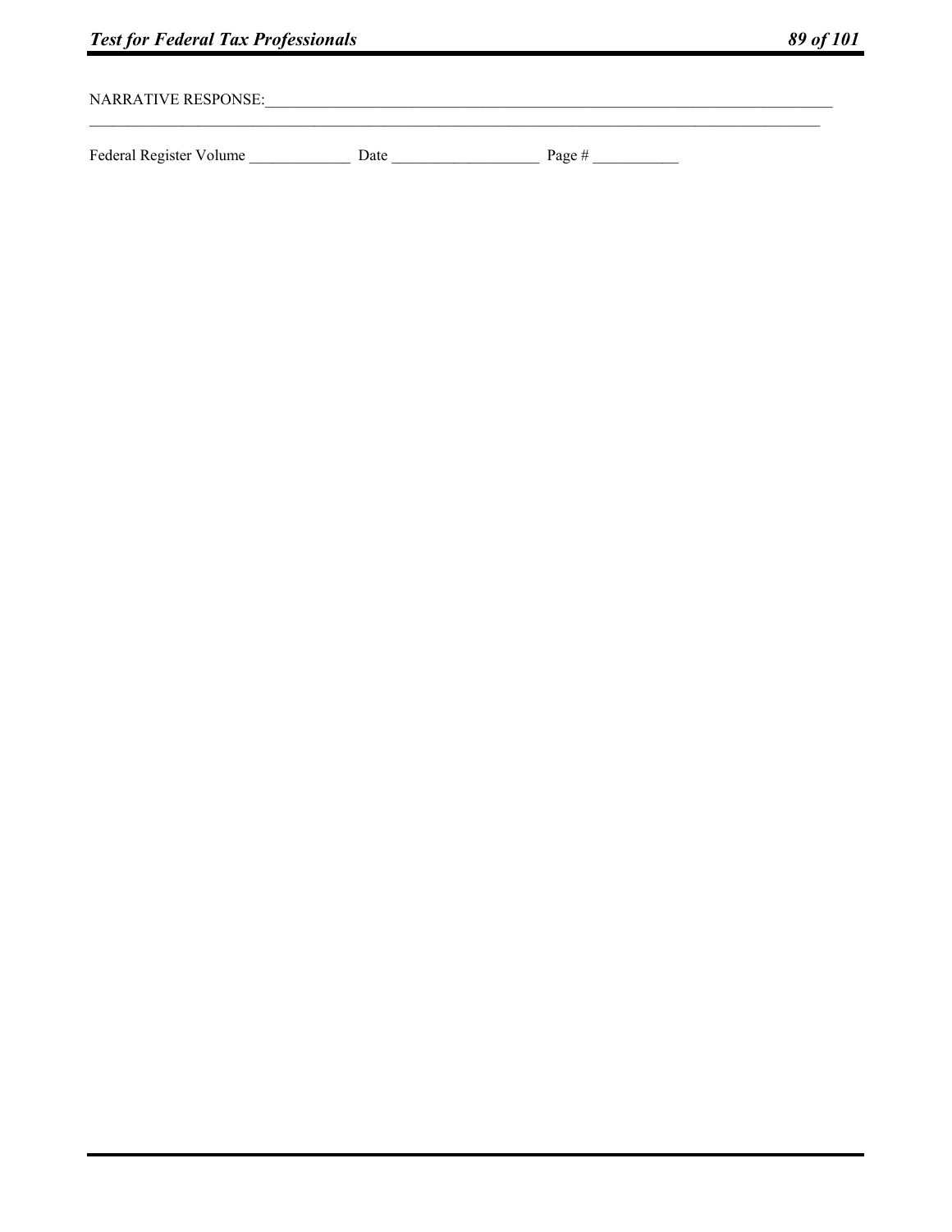NARRATIVE RESPONSE:_______________________________________________________________________________
_______________________________________________________________________________________________

Federal Register Volume _____________ Date ___________________ Page # ___________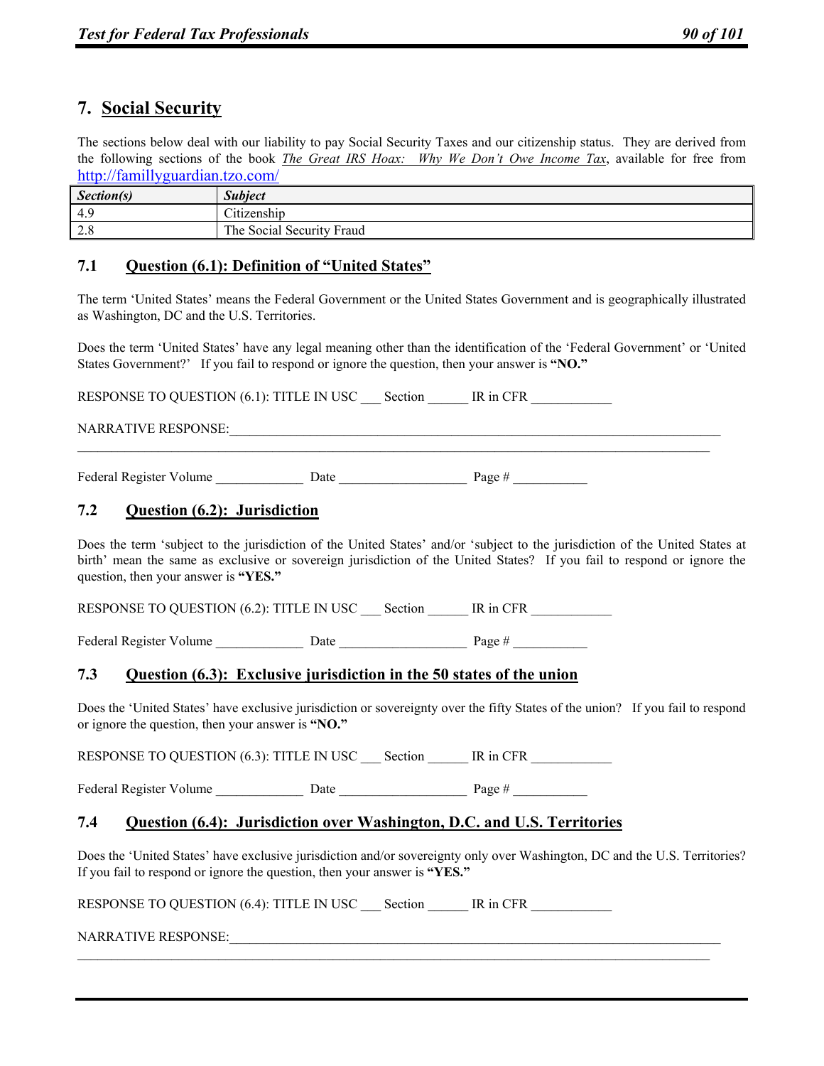## 7. Social Security

The sections below deal with our liability to pay Social Security Taxes and our citizenship status. They are derived from the following sections of the book *The Great IRS Hoax: Why We Don't Owe Income Tax*, available for free from http://famillyguardian.tzo.com/

| *Section(s)* | *Subject* |
|---|---|
| 4.9 | Citizenship |
| 2.8 | The Social Security Fraud |

### 7.1 Question (6.1): Definition of "United States"

The term 'United States' means the Federal Government or the United States Government and is geographically illustrated as Washington, DC and the U.S. Territories.

Does the term 'United States' have any legal meaning other than the identification of the 'Federal Government' or 'United States Government?' If you fail to respond or ignore the question, then your answer is **"NO."**

RESPONSE TO QUESTION (6.1): TITLE IN USC ___ Section ______ IR in CFR ____________

NARRATIVE RESPONSE:______________________________________________________________________________
______________________________________________________________________________________________

Federal Register Volume _____________ Date ___________________ Page # ___________

### 7.2 Question (6.2): Jurisdiction

Does the term 'subject to the jurisdiction of the United States' and/or 'subject to the jurisdiction of the United States at birth' mean the same as exclusive or sovereign jurisdiction of the United States? If you fail to respond or ignore the question, then your answer is **"YES."**

RESPONSE TO QUESTION (6.2): TITLE IN USC ___ Section ______ IR in CFR ____________

Federal Register Volume _____________ Date ___________________ Page # ___________

### 7.3 Question (6.3): Exclusive jurisdiction in the 50 states of the union

Does the 'United States' have exclusive jurisdiction or sovereignty over the fifty States of the union? If you fail to respond or ignore the question, then your answer is **"NO."**

RESPONSE TO QUESTION (6.3): TITLE IN USC ___ Section ______ IR in CFR ____________

Federal Register Volume _____________ Date ___________________ Page # ___________

### 7.4 Question (6.4): Jurisdiction over Washington, D.C. and U.S. Territories

Does the 'United States' have exclusive jurisdiction and/or sovereignty only over Washington, DC and the U.S. Territories? If you fail to respond or ignore the question, then your answer is **"YES."**

RESPONSE TO QUESTION (6.4): TITLE IN USC ___ Section ______ IR in CFR ____________

NARRATIVE RESPONSE:______________________________________________________________________________
______________________________________________________________________________________________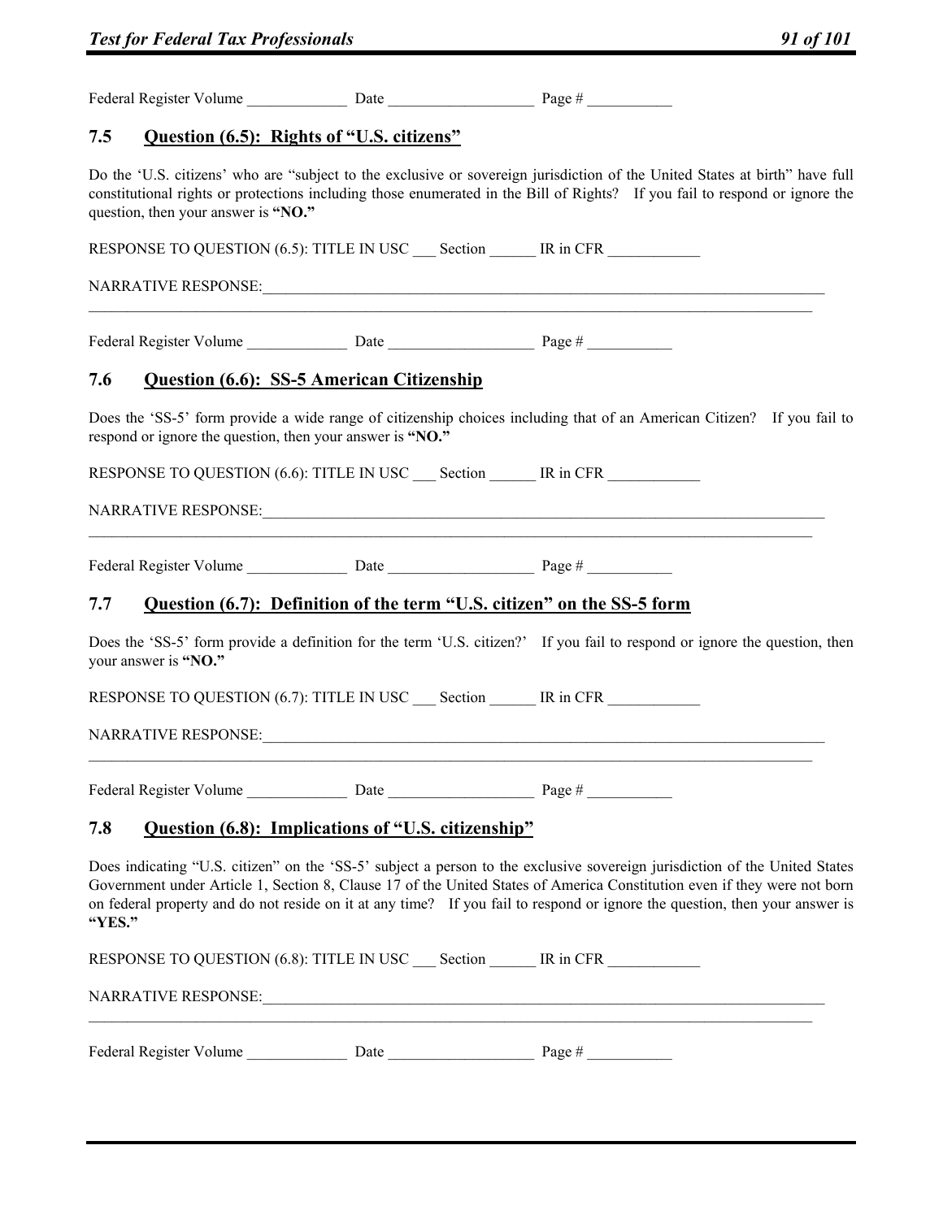Federal Register Volume _____________ Date ___________________ Page # ___________

## 7.5 Question (6.5): Rights of "U.S. citizens"

Do the 'U.S. citizens' who are "subject to the exclusive or sovereign jurisdiction of the United States at birth" have full constitutional rights or protections including those enumerated in the Bill of Rights? If you fail to respond or ignore the question, then your answer is **"NO."**

RESPONSE TO QUESTION (6.5): TITLE IN USC ___ Section ______ IR in CFR ____________

NARRATIVE RESPONSE:_______________________________________________________________________________
_____________________________________________________________________________________________________

Federal Register Volume _____________ Date ___________________ Page # ___________

## 7.6 Question (6.6): SS-5 American Citizenship

Does the 'SS-5' form provide a wide range of citizenship choices including that of an American Citizen? If you fail to respond or ignore the question, then your answer is **"NO."**

RESPONSE TO QUESTION (6.6): TITLE IN USC ___ Section ______ IR in CFR ____________

NARRATIVE RESPONSE:_______________________________________________________________________________
_____________________________________________________________________________________________________

Federal Register Volume _____________ Date ___________________ Page # ___________

## 7.7 Question (6.7): Definition of the term "U.S. citizen" on the SS-5 form

Does the 'SS-5' form provide a definition for the term 'U.S. citizen?' If you fail to respond or ignore the question, then your answer is **"NO."**

RESPONSE TO QUESTION (6.7): TITLE IN USC ___ Section ______ IR in CFR ____________

NARRATIVE RESPONSE:_______________________________________________________________________________
_____________________________________________________________________________________________________

Federal Register Volume _____________ Date ___________________ Page # ___________

## 7.8 Question (6.8): Implications of "U.S. citizenship"

Does indicating "U.S. citizen" on the 'SS-5' subject a person to the exclusive sovereign jurisdiction of the United States Government under Article 1, Section 8, Clause 17 of the United States of America Constitution even if they were not born on federal property and do not reside on it at any time? If you fail to respond or ignore the question, then your answer is **"YES."**

RESPONSE TO QUESTION (6.8): TITLE IN USC ___ Section ______ IR in CFR ____________

NARRATIVE RESPONSE:_______________________________________________________________________________
_____________________________________________________________________________________________________

Federal Register Volume _____________ Date ___________________ Page # ___________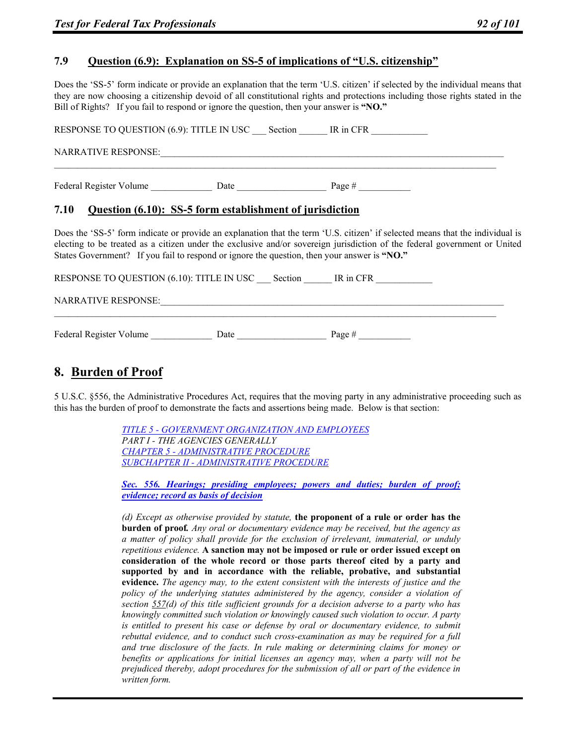### 7.9 Question (6.9): Explanation on SS-5 of implications of "U.S. citizenship"

Does the 'SS-5' form indicate or provide an explanation that the term 'U.S. citizen' if selected by the individual means that they are now choosing a citizenship devoid of all constitutional rights and protections including those rights stated in the Bill of Rights? If you fail to respond or ignore the question, then your answer is **"NO."**

RESPONSE TO QUESTION (6.9): TITLE IN USC ___ Section ______ IR in CFR ____________

NARRATIVE RESPONSE:_____________________________________________________________________________
_____________________________________________________________________________________________

Federal Register Volume _____________ Date ___________________ Page # ___________

### 7.10 Question (6.10): SS-5 form establishment of jurisdiction

Does the 'SS-5' form indicate or provide an explanation that the term 'U.S. citizen' if selected means that the individual is electing to be treated as a citizen under the exclusive and/or sovereign jurisdiction of the federal government or United States Government? If you fail to respond or ignore the question, then your answer is **"NO."**

RESPONSE TO QUESTION (6.10): TITLE IN USC ___ Section ______ IR in CFR ____________

NARRATIVE RESPONSE:_____________________________________________________________________________
_____________________________________________________________________________________________

Federal Register Volume _____________ Date ___________________ Page # ___________

## 8. Burden of Proof

5 U.S.C. §556, the Administrative Procedures Act, requires that the moving party in any administrative proceeding such as this has the burden of proof to demonstrate the facts and assertions being made. Below is that section:

> *TITLE 5 - GOVERNMENT ORGANIZATION AND EMPLOYEES*
> *PART I - THE AGENCIES GENERALLY*
> *CHAPTER 5 - ADMINISTRATIVE PROCEDURE*
> *SUBCHAPTER II - ADMINISTRATIVE PROCEDURE*
>
> ***Sec. 556. Hearings; presiding employees; powers and duties; burden of proof; evidence; record as basis of decision***
>
> *(d) Except as otherwise provided by statute,* **the proponent of a rule or order has the burden of proof.** *Any oral or documentary evidence may be received, but the agency as a matter of policy shall provide for the exclusion of irrelevant, immaterial, or unduly repetitious evidence.* **A sanction may not be imposed or rule or order issued except on consideration of the whole record or those parts thereof cited by a party and supported by and in accordance with the reliable, probative, and substantial evidence.** *The agency may, to the extent consistent with the interests of justice and the policy of the underlying statutes administered by the agency, consider a violation of section 557(d) of this title sufficient grounds for a decision adverse to a party who has knowingly committed such violation or knowingly caused such violation to occur. A party is entitled to present his case or defense by oral or documentary evidence, to submit rebuttal evidence, and to conduct such cross-examination as may be required for a full and true disclosure of the facts. In rule making or determining claims for money or benefits or applications for initial licenses an agency may, when a party will not be prejudiced thereby, adopt procedures for the submission of all or part of the evidence in written form.*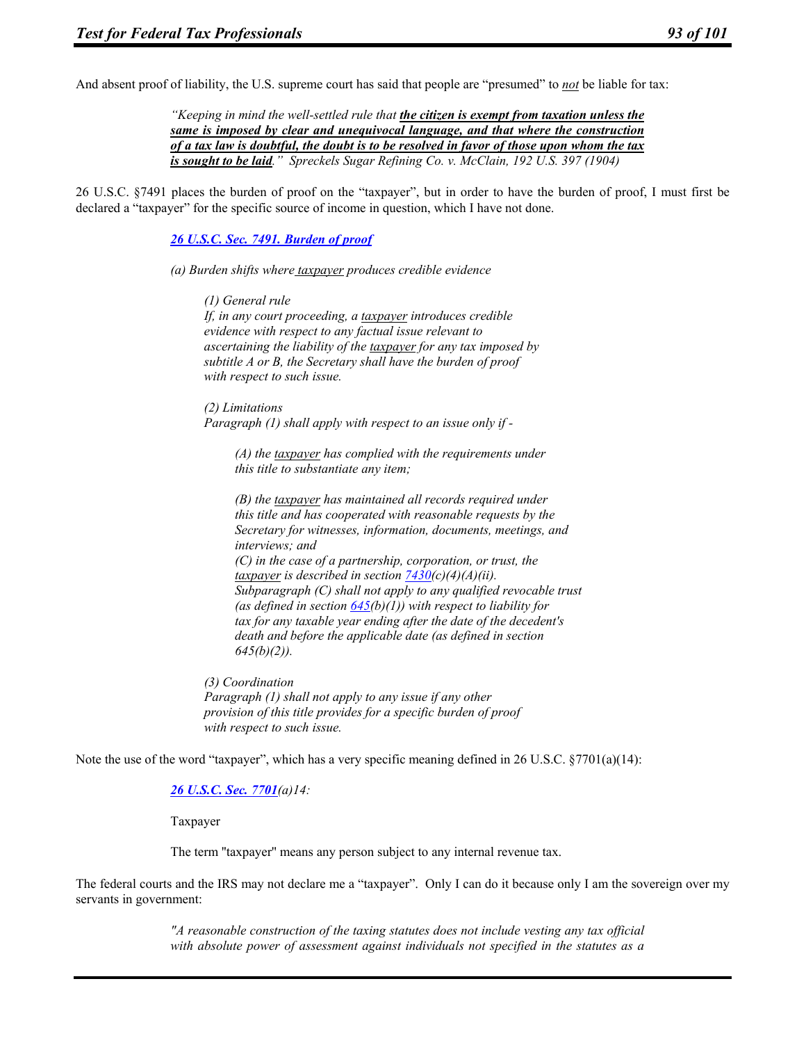And absent proof of liability, the U.S. supreme court has said that people are "presumed" to ***not*** be liable for tax:

> *"Keeping in mind the well-settled rule that **the citizen is exempt from taxation unless the same is imposed by clear and unequivocal language, and that where the construction of a tax law is doubtful, the doubt is to be resolved in favor of those upon whom the tax is sought to be laid**." Spreckels Sugar Refining Co. v. McClain, 192 U.S. 397 (1904)*

26 U.S.C. §7491 places the burden of proof on the "taxpayer", but in order to have the burden of proof, I must first be declared a "taxpayer" for the specific source of income in question, which I have not done.

> ***26 U.S.C. Sec. 7491. Burden of proof***
>
> *(a) Burden shifts where taxpayer produces credible evidence*
>
> > *(1) General rule*
> > *If, in any court proceeding, a taxpayer introduces credible evidence with respect to any factual issue relevant to ascertaining the liability of the taxpayer for any tax imposed by subtitle A or B, the Secretary shall have the burden of proof with respect to such issue.*
> >
> > *(2) Limitations*
> > *Paragraph (1) shall apply with respect to an issue only if -*
> >
> > > *(A) the taxpayer has complied with the requirements under this title to substantiate any item;*
> > >
> > > *(B) the taxpayer has maintained all records required under this title and has cooperated with reasonable requests by the Secretary for witnesses, information, documents, meetings, and interviews; and*
> > > *(C) in the case of a partnership, corporation, or trust, the taxpayer is described in section 7430(c)(4)(A)(ii). Subparagraph (C) shall not apply to any qualified revocable trust (as defined in section 645(b)(1)) with respect to liability for tax for any taxable year ending after the date of the decedent's death and before the applicable date (as defined in section 645(b)(2)).*
> >
> > *(3) Coordination*
> > *Paragraph (1) shall not apply to any issue if any other provision of this title provides for a specific burden of proof with respect to such issue.*

Note the use of the word "taxpayer", which has a very specific meaning defined in 26 U.S.C. §7701(a)(14):

> ***26 U.S.C. Sec. 7701****(a)14:*
>
> Taxpayer
>
> The term "taxpayer" means any person subject to any internal revenue tax.

The federal courts and the IRS may not declare me a "taxpayer". Only I can do it because only I am the sovereign over my servants in government:

> *"A reasonable construction of the taxing statutes does not include vesting any tax official with absolute power of assessment against individuals not specified in the statutes as a*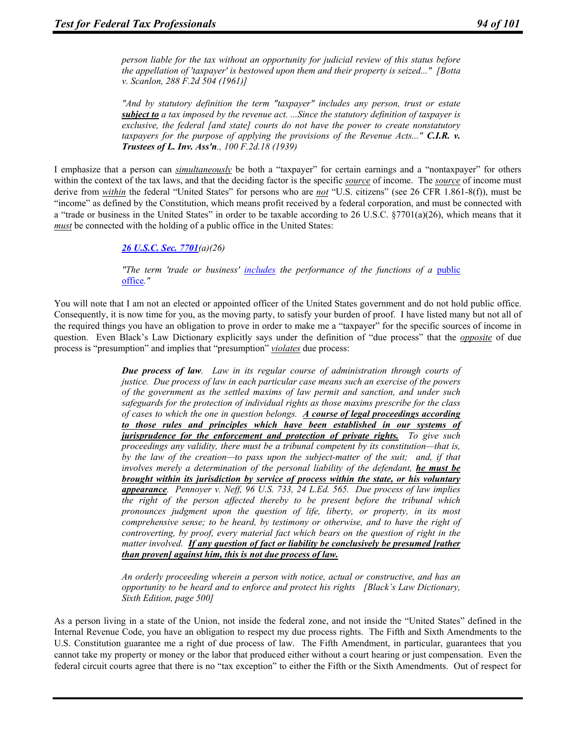> *person liable for the tax without an opportunity for judicial review of this status before the appellation of 'taxpayer' is bestowed upon them and their property is seized..." [Botta v. Scanlon, 288 F.2d 504 (1961)]*

> *"And by statutory definition the term "taxpayer" includes any person, trust or estate **subject to** a tax imposed by the revenue act. ...Since the statutory definition of taxpayer is exclusive, the federal [and state] courts do not have the power to create nonstatutory taxpayers for the purpose of applying the provisions of the Revenue Acts..." **C.I.R. v. Trustees of L. Inv. Ass'n**., 100 F.2d.18 (1939)*

I emphasize that a person can ***simultaneously*** be both a "taxpayer" for certain earnings and a "nontaxpayer" for others within the context of the tax laws, and that the deciding factor is the specific ***source*** of income. The ***source*** of income must derive from ***within*** the federal "United States" for persons who are ***not*** "U.S. citizens" (see 26 CFR 1.861-8(f)), must be "income" as defined by the Constitution, which means profit received by a federal corporation, and must be connected with a "trade or business in the United States" in order to be taxable according to 26 U.S.C. §7701(a)(26), which means that it ***must*** be connected with the holding of a public office in the United States:

> ***26 U.S.C. Sec. 7701****(a)(26)*
>
> *"The term 'trade or business' includes the performance of the functions of a* public office*."*

You will note that I am not an elected or appointed officer of the United States government and do not hold public office. Consequently, it is now time for you, as the moving party, to satisfy your burden of proof. I have listed many but not all of the required things you have an obligation to prove in order to make me a "taxpayer" for the specific sources of income in question. Even Black's Law Dictionary explicitly says under the definition of "due process" that the ***opposite*** of due process is "presumption" and implies that "presumption" ***violates*** due process:

> ***Due process of law****. Law in its regular course of administration through courts of justice. Due process of law in each particular case means such an exercise of the powers of the government as the settled maxims of law permit and sanction, and under such safeguards for the protection of individual rights as those maxims prescribe for the class of cases to which the one in question belongs.* ***A course of legal proceedings according to those rules and principles which have been established in our systems of jurisprudence for the enforcement and protection of private rights.*** *To give such proceedings any validity, there must be a tribunal competent by its constitution—that is, by the law of the creation—to pass upon the subject-matter of the suit; and, if that involves merely a determination of the personal liability of the defendant,* ***he must be brought within its jurisdiction by service of process within the state, or his voluntary appearance****. Pennoyer v. Neff, 96 U.S. 733, 24 L.Ed. 565. Due process of law implies the right of the person affected thereby to be present before the tribunal which pronounces judgment upon the question of life, liberty, or property, in its most comprehensive sense; to be heard, by testimony or otherwise, and to have the right of controverting, by proof, every material fact which bears on the question of right in the matter involved.* ***If any question of fact or liability be conclusively be presumed [rather than proven] against him, this is not due process of law.***
>
> *An orderly proceeding wherein a person with notice, actual or constructive, and has an opportunity to be heard and to enforce and protect his rights [Black's Law Dictionary, Sixth Edition, page 500]*

As a person living in a state of the Union, not inside the federal zone, and not inside the "United States" defined in the Internal Revenue Code, you have an obligation to respect my due process rights. The Fifth and Sixth Amendments to the U.S. Constitution guarantee me a right of due process of law. The Fifth Amendment, in particular, guarantees that you cannot take my property or money or the labor that produced either without a court hearing or just compensation. Even the federal circuit courts agree that there is no "tax exception" to either the Fifth or the Sixth Amendments. Out of respect for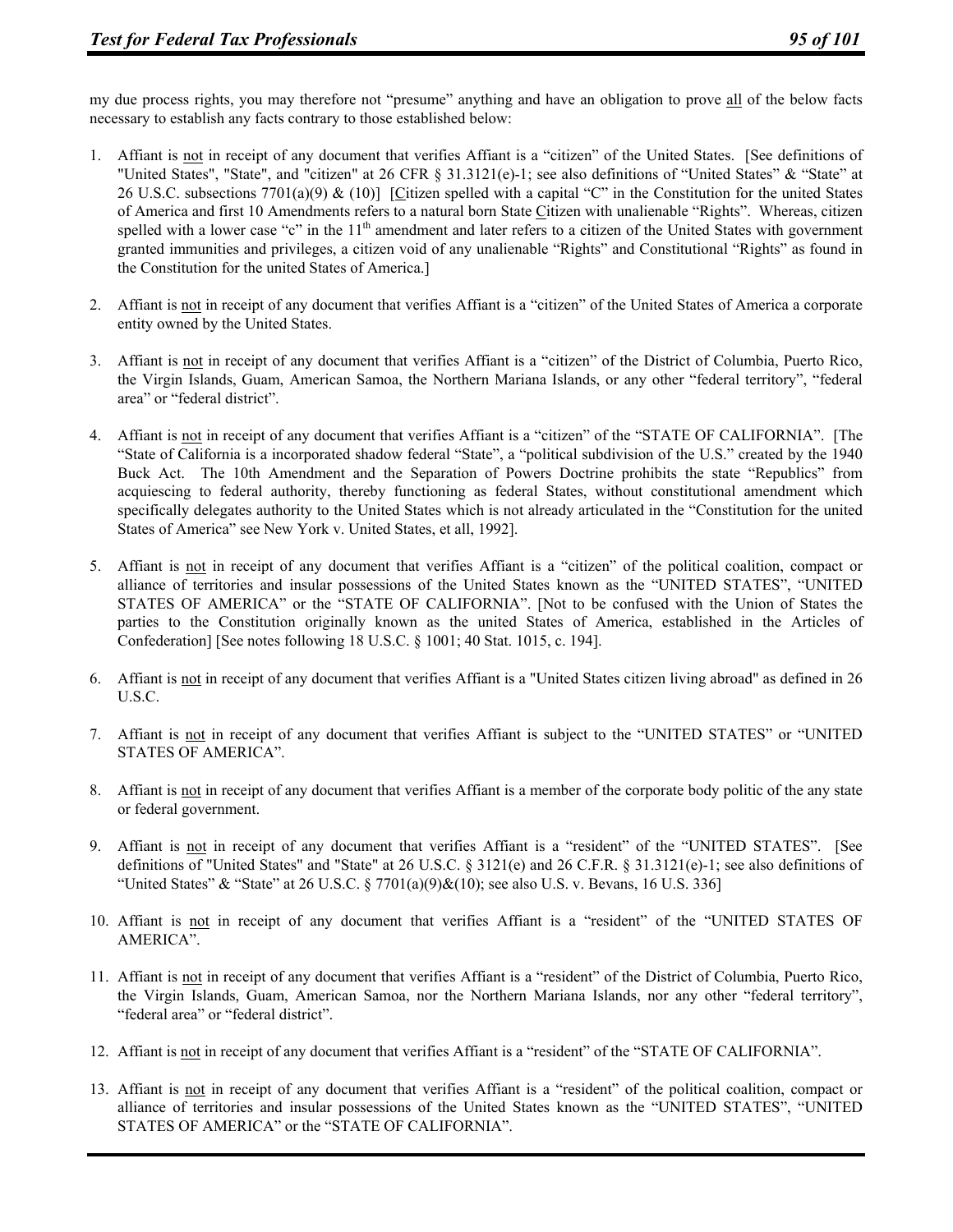my due process rights, you may therefore not "presume" anything and have an obligation to prove all of the below facts necessary to establish any facts contrary to those established below:

1. Affiant is not in receipt of any document that verifies Affiant is a "citizen" of the United States. [See definitions of "United States", "State", and "citizen" at 26 CFR § 31.3121(e)-1; see also definitions of "United States" & "State" at 26 U.S.C. subsections 7701(a)(9) & (10)] [Citizen spelled with a capital "C" in the Constitution for the united States of America and first 10 Amendments refers to a natural born State Citizen with unalienable "Rights". Whereas, citizen spelled with a lower case "c" in the 11th amendment and later refers to a citizen of the United States with government granted immunities and privileges, a citizen void of any unalienable "Rights" and Constitutional "Rights" as found in the Constitution for the united States of America.]

2. Affiant is not in receipt of any document that verifies Affiant is a "citizen" of the United States of America a corporate entity owned by the United States.

3. Affiant is not in receipt of any document that verifies Affiant is a "citizen" of the District of Columbia, Puerto Rico, the Virgin Islands, Guam, American Samoa, the Northern Mariana Islands, or any other "federal territory", "federal area" or "federal district".

4. Affiant is not in receipt of any document that verifies Affiant is a "citizen" of the "STATE OF CALIFORNIA". [The "State of California is a incorporated shadow federal "State", a "political subdivision of the U.S." created by the 1940 Buck Act. The 10th Amendment and the Separation of Powers Doctrine prohibits the state "Republics" from acquiescing to federal authority, thereby functioning as federal States, without constitutional amendment which specifically delegates authority to the United States which is not already articulated in the "Constitution for the united States of America" see New York v. United States, et all, 1992].

5. Affiant is not in receipt of any document that verifies Affiant is a "citizen" of the political coalition, compact or alliance of territories and insular possessions of the United States known as the "UNITED STATES", "UNITED STATES OF AMERICA" or the "STATE OF CALIFORNIA". [Not to be confused with the Union of States the parties to the Constitution originally known as the united States of America, established in the Articles of Confederation] [See notes following 18 U.S.C. § 1001; 40 Stat. 1015, c. 194].

6. Affiant is not in receipt of any document that verifies Affiant is a "United States citizen living abroad" as defined in 26 U.S.C.

7. Affiant is not in receipt of any document that verifies Affiant is subject to the "UNITED STATES" or "UNITED STATES OF AMERICA".

8. Affiant is not in receipt of any document that verifies Affiant is a member of the corporate body politic of the any state or federal government.

9. Affiant is not in receipt of any document that verifies Affiant is a "resident" of the "UNITED STATES". [See definitions of "United States" and "State" at 26 U.S.C. § 3121(e) and 26 C.F.R. § 31.3121(e)-1; see also definitions of "United States" & "State" at 26 U.S.C. § 7701(a)(9)&(10); see also U.S. v. Bevans, 16 U.S. 336]

10. Affiant is not in receipt of any document that verifies Affiant is a "resident" of the "UNITED STATES OF AMERICA".

11. Affiant is not in receipt of any document that verifies Affiant is a "resident" of the District of Columbia, Puerto Rico, the Virgin Islands, Guam, American Samoa, nor the Northern Mariana Islands, nor any other "federal territory", "federal area" or "federal district".

12. Affiant is not in receipt of any document that verifies Affiant is a "resident" of the "STATE OF CALIFORNIA".

13. Affiant is not in receipt of any document that verifies Affiant is a "resident" of the political coalition, compact or alliance of territories and insular possessions of the United States known as the "UNITED STATES", "UNITED STATES OF AMERICA" or the "STATE OF CALIFORNIA".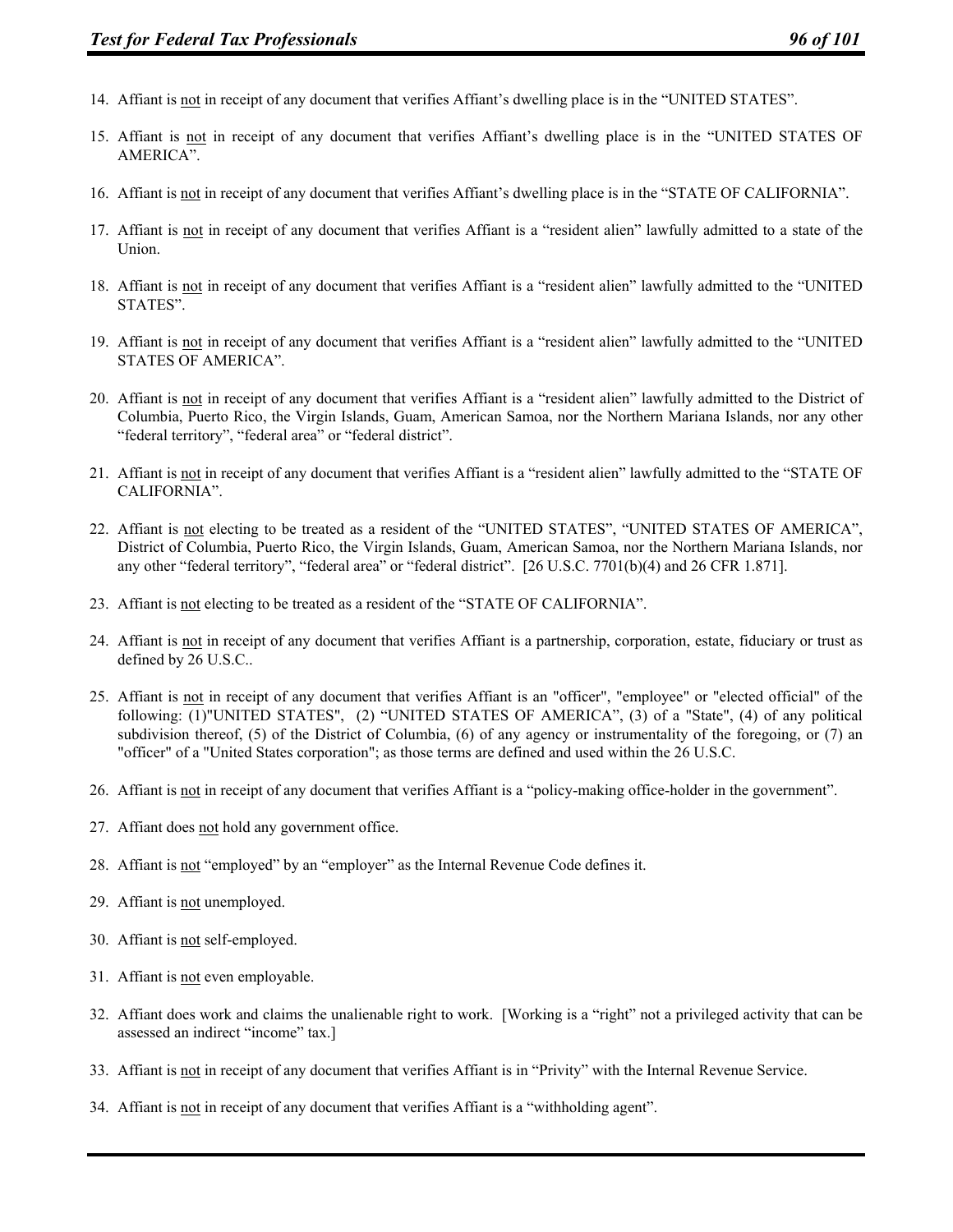14. Affiant is not in receipt of any document that verifies Affiant's dwelling place is in the "UNITED STATES".

15. Affiant is not in receipt of any document that verifies Affiant's dwelling place is in the "UNITED STATES OF AMERICA".

16. Affiant is not in receipt of any document that verifies Affiant's dwelling place is in the "STATE OF CALIFORNIA".

17. Affiant is not in receipt of any document that verifies Affiant is a "resident alien" lawfully admitted to a state of the Union.

18. Affiant is not in receipt of any document that verifies Affiant is a "resident alien" lawfully admitted to the "UNITED STATES".

19. Affiant is not in receipt of any document that verifies Affiant is a "resident alien" lawfully admitted to the "UNITED STATES OF AMERICA".

20. Affiant is not in receipt of any document that verifies Affiant is a "resident alien" lawfully admitted to the District of Columbia, Puerto Rico, the Virgin Islands, Guam, American Samoa, nor the Northern Mariana Islands, nor any other "federal territory", "federal area" or "federal district".

21. Affiant is not in receipt of any document that verifies Affiant is a "resident alien" lawfully admitted to the "STATE OF CALIFORNIA".

22. Affiant is not electing to be treated as a resident of the "UNITED STATES", "UNITED STATES OF AMERICA", District of Columbia, Puerto Rico, the Virgin Islands, Guam, American Samoa, nor the Northern Mariana Islands, nor any other "federal territory", "federal area" or "federal district". [26 U.S.C. 7701(b)(4) and 26 CFR 1.871].

23. Affiant is not electing to be treated as a resident of the "STATE OF CALIFORNIA".

24. Affiant is not in receipt of any document that verifies Affiant is a partnership, corporation, estate, fiduciary or trust as defined by 26 U.S.C..

25. Affiant is not in receipt of any document that verifies Affiant is an "officer", "employee" or "elected official" of the following: (1)"UNITED STATES", (2) "UNITED STATES OF AMERICA", (3) of a "State", (4) of any political subdivision thereof, (5) of the District of Columbia, (6) of any agency or instrumentality of the foregoing, or (7) an "officer" of a "United States corporation"; as those terms are defined and used within the 26 U.S.C.

26. Affiant is not in receipt of any document that verifies Affiant is a "policy-making office-holder in the government".

27. Affiant does not hold any government office.

28. Affiant is not "employed" by an "employer" as the Internal Revenue Code defines it.

29. Affiant is not unemployed.

30. Affiant is not self-employed.

31. Affiant is not even employable.

32. Affiant does work and claims the unalienable right to work. [Working is a "right" not a privileged activity that can be assessed an indirect "income" tax.]

33. Affiant is not in receipt of any document that verifies Affiant is in "Privity" with the Internal Revenue Service.

34. Affiant is not in receipt of any document that verifies Affiant is a "withholding agent".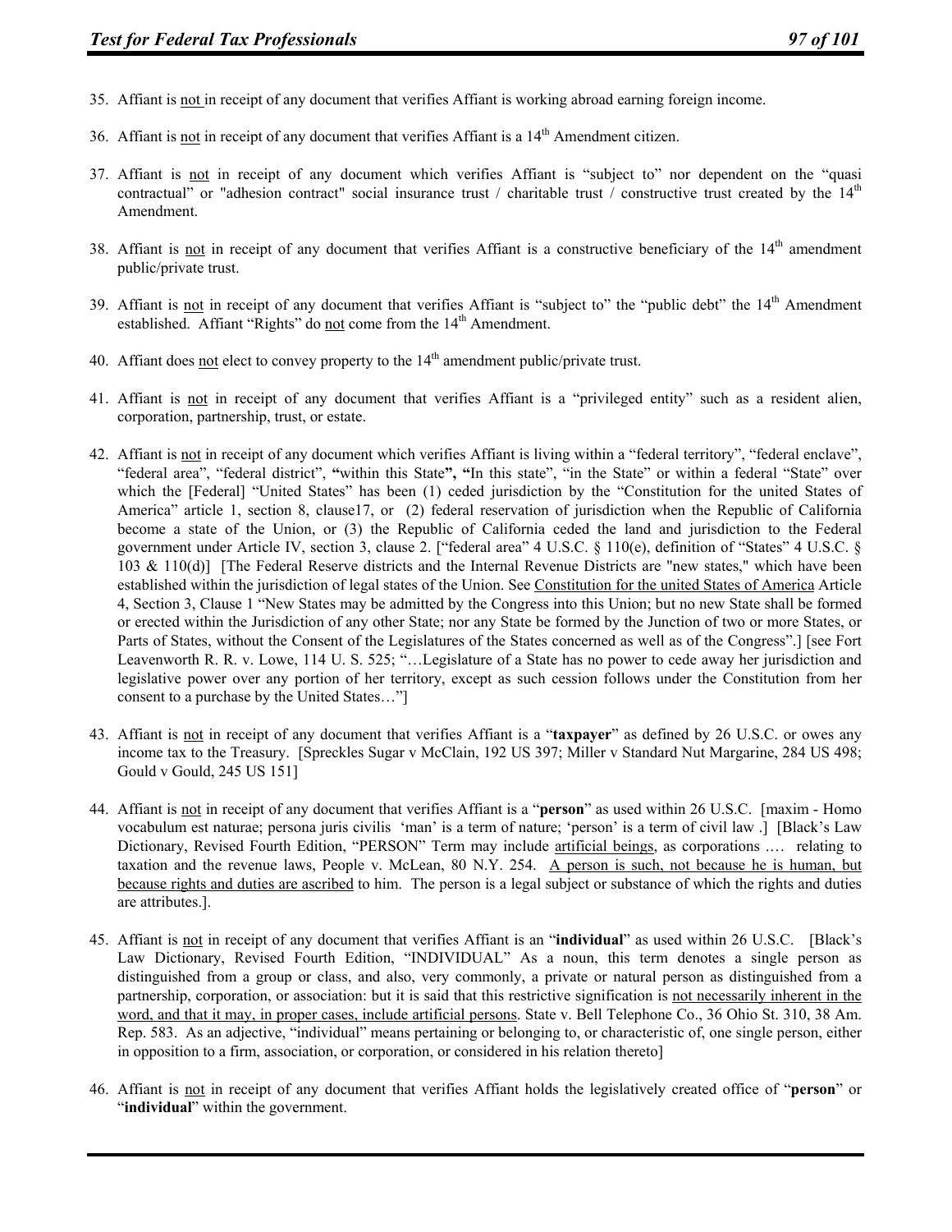35. Affiant is not in receipt of any document that verifies Affiant is working abroad earning foreign income.

36. Affiant is not in receipt of any document that verifies Affiant is a 14th Amendment citizen.

37. Affiant is not in receipt of any document which verifies Affiant is "subject to" nor dependent on the "quasi contractual" or "adhesion contract" social insurance trust / charitable trust / constructive trust created by the 14th Amendment.

38. Affiant is not in receipt of any document that verifies Affiant is a constructive beneficiary of the 14th amendment public/private trust.

39. Affiant is not in receipt of any document that verifies Affiant is "subject to" the "public debt" the 14th Amendment established. Affiant "Rights" do not come from the 14th Amendment.

40. Affiant does not elect to convey property to the 14th amendment public/private trust.

41. Affiant is not in receipt of any document that verifies Affiant is a "privileged entity" such as a resident alien, corporation, partnership, trust, or estate.

42. Affiant is not in receipt of any document which verifies Affiant is living within a "federal territory", "federal enclave", "federal area", "federal district", **"**within this State**", "**In this state", "in the State" or within a federal "State" over which the [Federal] "United States" has been (1) ceded jurisdiction by the "Constitution for the united States of America" article 1, section 8, clause17, or (2) federal reservation of jurisdiction when the Republic of California become a state of the Union, or (3) the Republic of California ceded the land and jurisdiction to the Federal government under Article IV, section 3, clause 2. ["federal area" 4 U.S.C. § 110(e), definition of "States" 4 U.S.C. § 103 & 110(d)] [The Federal Reserve districts and the Internal Revenue Districts are "new states," which have been established within the jurisdiction of legal states of the Union. See Constitution for the united States of America Article 4, Section 3, Clause 1 "New States may be admitted by the Congress into this Union; but no new State shall be formed or erected within the Jurisdiction of any other State; nor any State be formed by the Junction of two or more States, or Parts of States, without the Consent of the Legislatures of the States concerned as well as of the Congress".] [see Fort Leavenworth R. R. v. Lowe, 114 U. S. 525; "…Legislature of a State has no power to cede away her jurisdiction and legislative power over any portion of her territory, except as such cession follows under the Constitution from her consent to a purchase by the United States…"]

43. Affiant is not in receipt of any document that verifies Affiant is a "**taxpayer**" as defined by 26 U.S.C. or owes any income tax to the Treasury. [Spreckles Sugar v McClain, 192 US 397; Miller v Standard Nut Margarine, 284 US 498; Gould v Gould, 245 US 151]

44. Affiant is not in receipt of any document that verifies Affiant is a "**person**" as used within 26 U.S.C. [maxim - Homo vocabulum est naturae; persona juris civilis 'man' is a term of nature; 'person' is a term of civil law .] [Black's Law Dictionary, Revised Fourth Edition, "PERSON" Term may include artificial beings, as corporations …. relating to taxation and the revenue laws, People v. McLean, 80 N.Y. 254. A person is such, not because he is human, but because rights and duties are ascribed to him. The person is a legal subject or substance of which the rights and duties are attributes.].

45. Affiant is not in receipt of any document that verifies Affiant is an "**individual**" as used within 26 U.S.C. [Black's Law Dictionary, Revised Fourth Edition, "INDIVIDUAL" As a noun, this term denotes a single person as distinguished from a group or class, and also, very commonly, a private or natural person as distinguished from a partnership, corporation, or association: but it is said that this restrictive signification is not necessarily inherent in the word, and that it may, in proper cases, include artificial persons. State v. Bell Telephone Co., 36 Ohio St. 310, 38 Am. Rep. 583. As an adjective, "individual" means pertaining or belonging to, or characteristic of, one single person, either in opposition to a firm, association, or corporation, or considered in his relation thereto]

46. Affiant is not in receipt of any document that verifies Affiant holds the legislatively created office of "**person**" or "**individual**" within the government.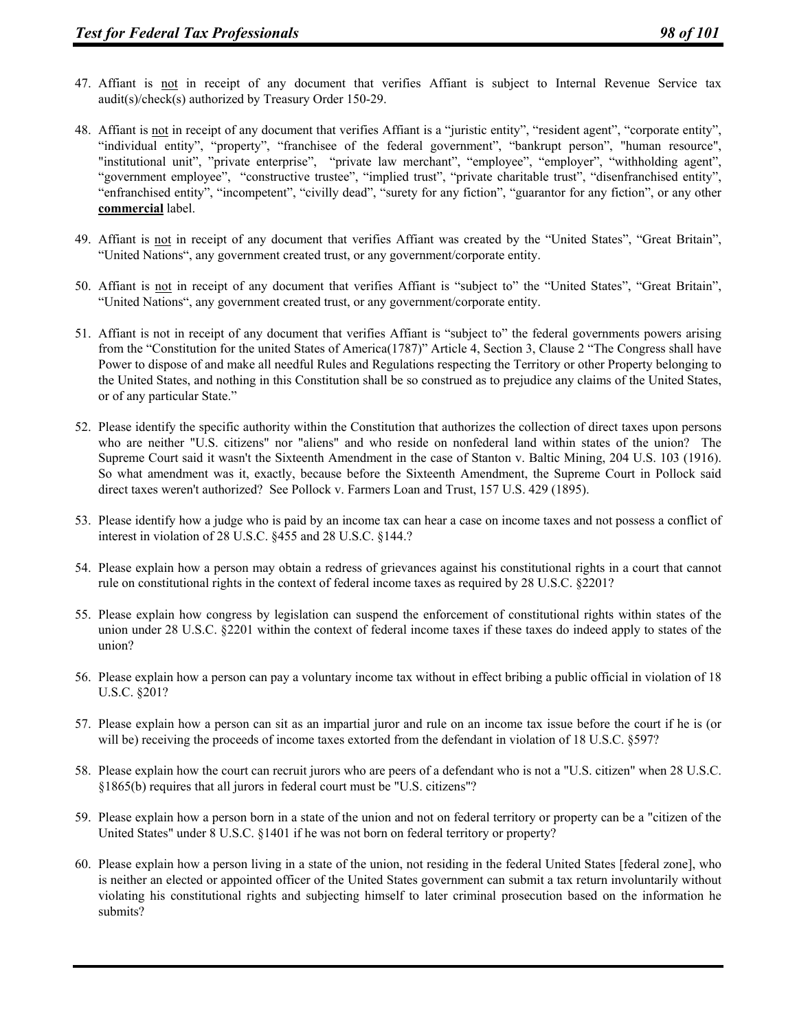47. Affiant is <u>not</u> in receipt of any document that verifies Affiant is subject to Internal Revenue Service tax audit(s)/check(s) authorized by Treasury Order 150-29.

48. Affiant is <u>not</u> in receipt of any document that verifies Affiant is a "juristic entity", "resident agent", "corporate entity", "individual entity", "property", "franchisee of the federal government", "bankrupt person", "human resource", "institutional unit", "private enterprise", "private law merchant", "employee", "employer", "withholding agent", "government employee", "constructive trustee", "implied trust", "private charitable trust", "disenfranchised entity", "enfranchised entity", "incompetent", "civilly dead", "surety for any fiction", "guarantor for any fiction", or any other **<u>commercial</u>** label.

49. Affiant is <u>not</u> in receipt of any document that verifies Affiant was created by the "United States", "Great Britain", "United Nations", any government created trust, or any government/corporate entity.

50. Affiant is <u>not</u> in receipt of any document that verifies Affiant is "subject to" the "United States", "Great Britain", "United Nations", any government created trust, or any government/corporate entity.

51. Affiant is not in receipt of any document that verifies Affiant is "subject to" the federal governments powers arising from the "Constitution for the united States of America(1787)" Article 4, Section 3, Clause 2 "The Congress shall have Power to dispose of and make all needful Rules and Regulations respecting the Territory or other Property belonging to the United States, and nothing in this Constitution shall be so construed as to prejudice any claims of the United States, or of any particular State."

52. Please identify the specific authority within the Constitution that authorizes the collection of direct taxes upon persons who are neither "U.S. citizens" nor "aliens" and who reside on nonfederal land within states of the union? The Supreme Court said it wasn't the Sixteenth Amendment in the case of Stanton v. Baltic Mining, 204 U.S. 103 (1916). So what amendment was it, exactly, because before the Sixteenth Amendment, the Supreme Court in Pollock said direct taxes weren't authorized? See Pollock v. Farmers Loan and Trust, 157 U.S. 429 (1895).

53. Please identify how a judge who is paid by an income tax can hear a case on income taxes and not possess a conflict of interest in violation of 28 U.S.C. §455 and 28 U.S.C. §144.?

54. Please explain how a person may obtain a redress of grievances against his constitutional rights in a court that cannot rule on constitutional rights in the context of federal income taxes as required by 28 U.S.C. §2201?

55. Please explain how congress by legislation can suspend the enforcement of constitutional rights within states of the union under 28 U.S.C. §2201 within the context of federal income taxes if these taxes do indeed apply to states of the union?

56. Please explain how a person can pay a voluntary income tax without in effect bribing a public official in violation of 18 U.S.C. §201?

57. Please explain how a person can sit as an impartial juror and rule on an income tax issue before the court if he is (or will be) receiving the proceeds of income taxes extorted from the defendant in violation of 18 U.S.C. §597?

58. Please explain how the court can recruit jurors who are peers of a defendant who is not a "U.S. citizen" when 28 U.S.C. §1865(b) requires that all jurors in federal court must be "U.S. citizens"?

59. Please explain how a person born in a state of the union and not on federal territory or property can be a "citizen of the United States" under 8 U.S.C. §1401 if he was not born on federal territory or property?

60. Please explain how a person living in a state of the union, not residing in the federal United States [federal zone], who is neither an elected or appointed officer of the United States government can submit a tax return involuntarily without violating his constitutional rights and subjecting himself to later criminal prosecution based on the information he submits?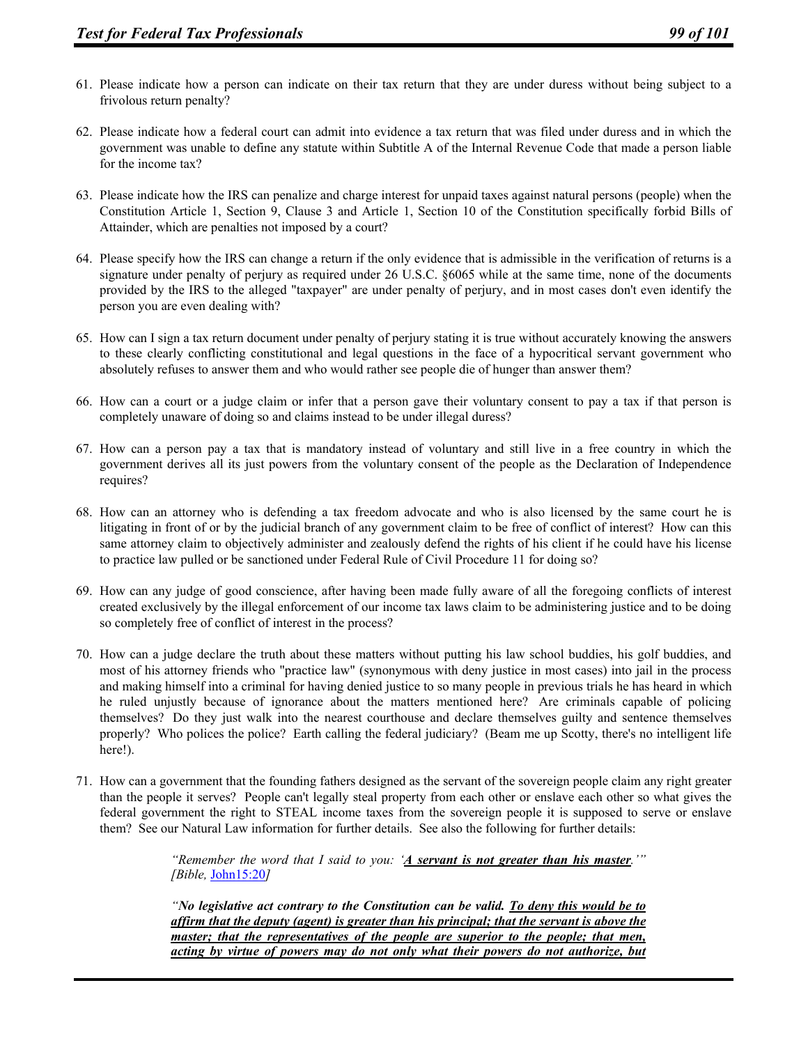61. Please indicate how a person can indicate on their tax return that they are under duress without being subject to a frivolous return penalty?

62. Please indicate how a federal court can admit into evidence a tax return that was filed under duress and in which the government was unable to define any statute within Subtitle A of the Internal Revenue Code that made a person liable for the income tax?

63. Please indicate how the IRS can penalize and charge interest for unpaid taxes against natural persons (people) when the Constitution Article 1, Section 9, Clause 3 and Article 1, Section 10 of the Constitution specifically forbid Bills of Attainder, which are penalties not imposed by a court?

64. Please specify how the IRS can change a return if the only evidence that is admissible in the verification of returns is a signature under penalty of perjury as required under 26 U.S.C. §6065 while at the same time, none of the documents provided by the IRS to the alleged "taxpayer" are under penalty of perjury, and in most cases don't even identify the person you are even dealing with?

65. How can I sign a tax return document under penalty of perjury stating it is true without accurately knowing the answers to these clearly conflicting constitutional and legal questions in the face of a hypocritical servant government who absolutely refuses to answer them and who would rather see people die of hunger than answer them?

66. How can a court or a judge claim or infer that a person gave their voluntary consent to pay a tax if that person is completely unaware of doing so and claims instead to be under illegal duress?

67. How can a person pay a tax that is mandatory instead of voluntary and still live in a free country in which the government derives all its just powers from the voluntary consent of the people as the Declaration of Independence requires?

68. How can an attorney who is defending a tax freedom advocate and who is also licensed by the same court he is litigating in front of or by the judicial branch of any government claim to be free of conflict of interest? How can this same attorney claim to objectively administer and zealously defend the rights of his client if he could have his license to practice law pulled or be sanctioned under Federal Rule of Civil Procedure 11 for doing so?

69. How can any judge of good conscience, after having been made fully aware of all the foregoing conflicts of interest created exclusively by the illegal enforcement of our income tax laws claim to be administering justice and to be doing so completely free of conflict of interest in the process?

70. How can a judge declare the truth about these matters without putting his law school buddies, his golf buddies, and most of his attorney friends who "practice law" (synonymous with deny justice in most cases) into jail in the process and making himself into a criminal for having denied justice to so many people in previous trials he has heard in which he ruled unjustly because of ignorance about the matters mentioned here? Are criminals capable of policing themselves? Do they just walk into the nearest courthouse and declare themselves guilty and sentence themselves properly? Who polices the police? Earth calling the federal judiciary? (Beam me up Scotty, there's no intelligent life here!).

71. How can a government that the founding fathers designed as the servant of the sovereign people claim any right greater than the people it serves? People can't legally steal property from each other or enslave each other so what gives the federal government the right to STEAL income taxes from the sovereign people it is supposed to serve or enslave them? See our Natural Law information for further details. See also the following for further details:

> *"Remember the word that I said to you: '**A servant is not greater than his master**.'" [Bible, John15:20]*
>
> *"**No legislative act contrary to the Constitution can be valid. To deny this would be to affirm that the deputy (agent) is greater than his principal; that the servant is above the master; that the representatives of the people are superior to the people; that men, acting by virtue of powers may do not only what their powers do not authorize, but***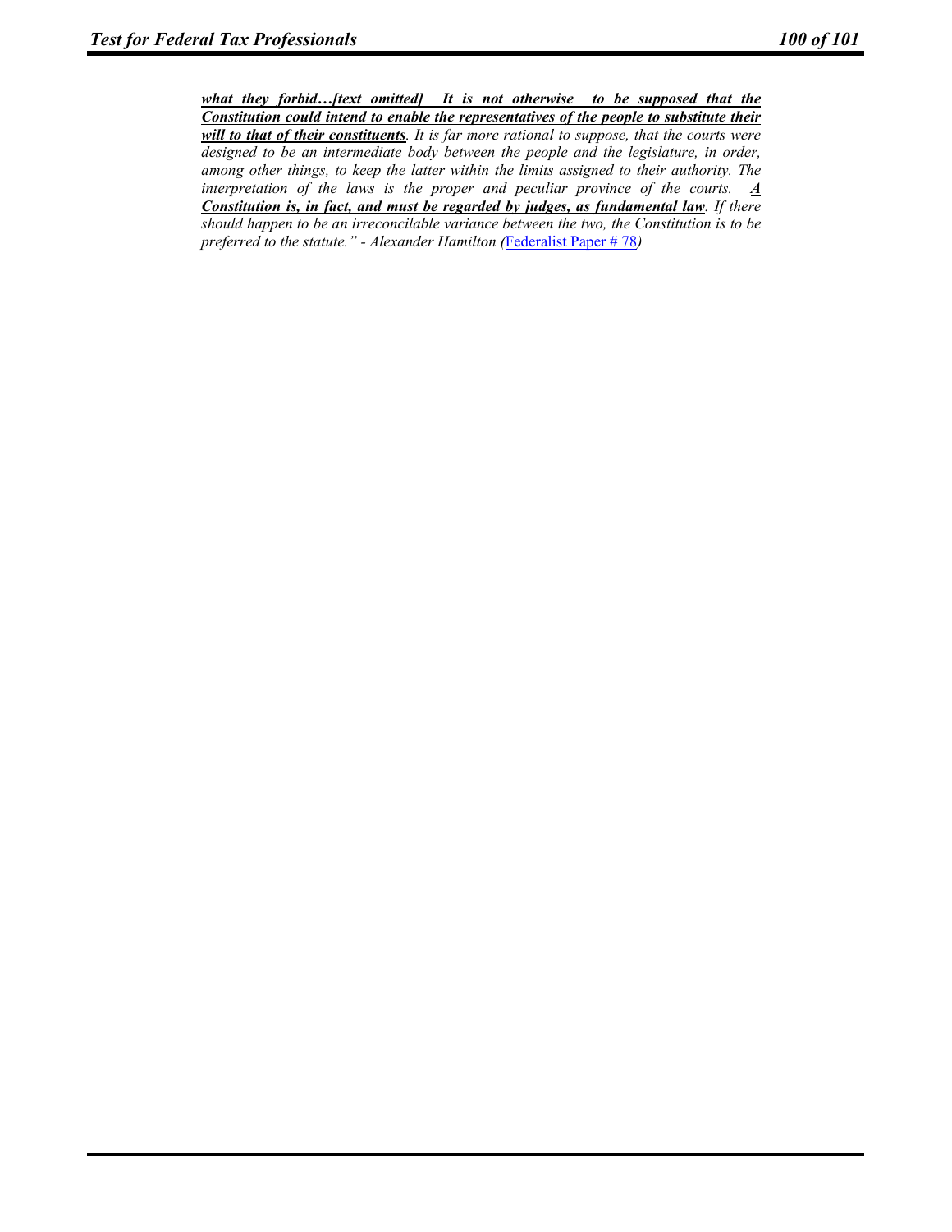***what they forbid…[text omitted] It is not otherwise to be supposed that the Constitution could intend to enable the representatives of the people to substitute their will to that of their constituents****. It is far more rational to suppose, that the courts were designed to be an intermediate body between the people and the legislature, in order, among other things, to keep the latter within the limits assigned to their authority. The interpretation of the laws is the proper and peculiar province of the courts.* ***A Constitution is, in fact, and must be regarded by judges, as fundamental law****. If there should happen to be an irreconcilable variance between the two, the Constitution is to be preferred to the statute." - Alexander Hamilton (*Federalist Paper # 78*)*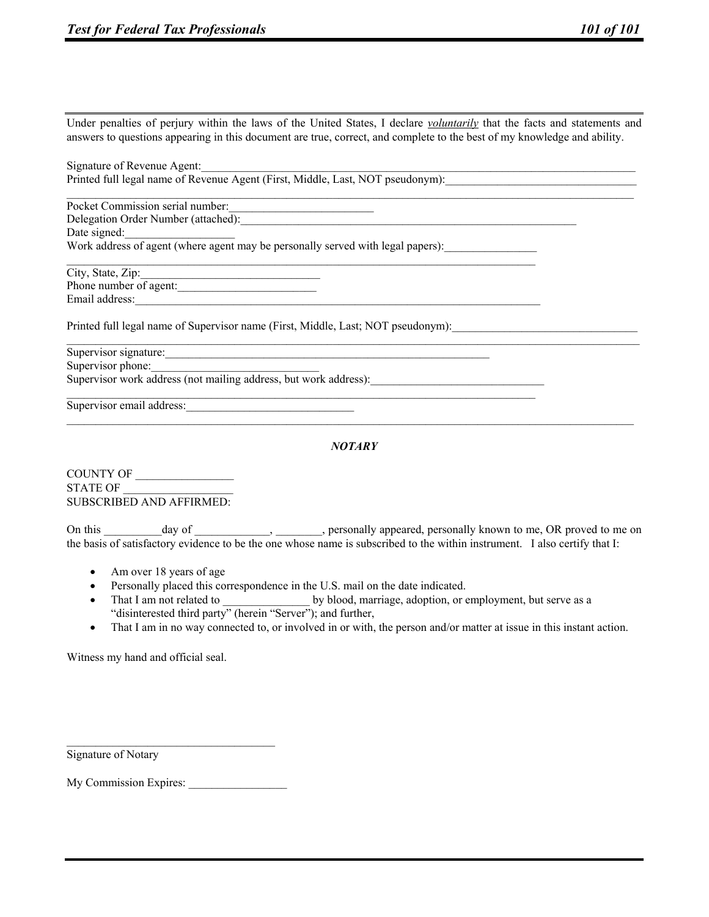---

Under penalties of perjury within the laws of the United States, I declare *voluntarily* that the facts and statements and answers to questions appearing in this document are true, correct, and complete to the best of my knowledge and ability.

Signature of Revenue Agent:_______________________________________________________________________________
Printed full legal name of Revenue Agent (First, Middle, Last, NOT pseudonym):_________________________________
_________________________________________________________________________________________________________
Pocket Commission serial number:_________________________
Delegation Order Number (attached):_____________________________________________________________
Date signed:__________________
Work address of agent (where agent may be personally served with legal papers):________________
_______________________________________________________________________________________
City, State, Zip:_____________________________
Phone number of agent:_________________________
Email address:_______________________________________________________________________

Printed full legal name of Supervisor name (First, Middle, Last; NOT pseudonym):________________________________
_________________________________________________________________________________________________________
Supervisor signature:____________________________________________________________
Supervisor phone:_____________________________
Supervisor work address (not mailing address, but work address):______________________________
_______________________________________________________________________________________
Supervisor email address:_____________________________
_________________________________________________________________________________________________________

***NOTARY***

COUNTY OF _________________
STATE OF __________________
SUBSCRIBED AND AFFIRMED:

On this __________day of _____________, ________, personally appeared, personally known to me, OR proved to me on the basis of satisfactory evidence to be the one whose name is subscribed to the within instrument. I also certify that I:

- Am over 18 years of age
- Personally placed this correspondence in the U.S. mail on the date indicated.
- That I am not related to _______________ by blood, marriage, adoption, or employment, but serve as a "disinterested third party" (herein "Server"); and further,
- That I am in no way connected to, or involved in or with, the person and/or matter at issue in this instant action.

Witness my hand and official seal.

____________________________________
Signature of Notary

My Commission Expires: _________________